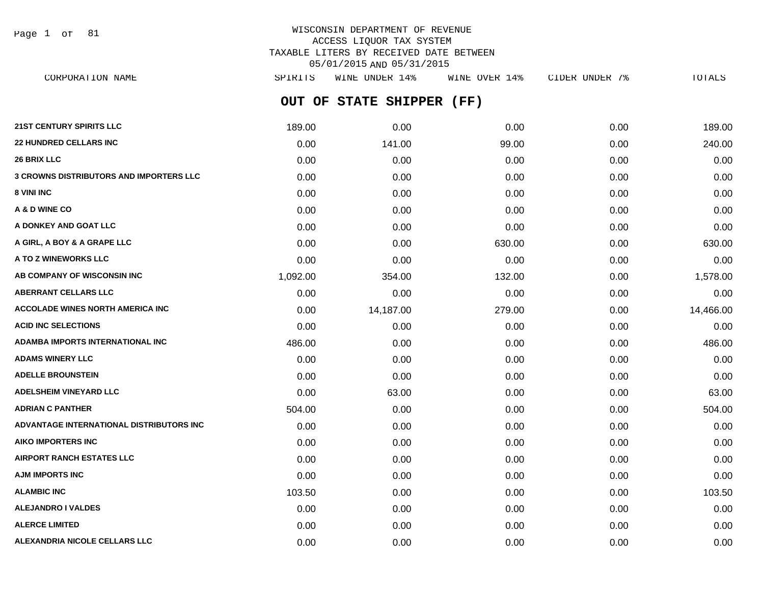WISCONSIN DEPARTMENT OF REVENUE
ACCESS LIQUOR TAX SYSTEM
TAXABLE LITERS BY RECEIVED DATE BETWEEN
05/01/2015 AND 05/31/2015

## OUT OF STATE SHIPPER (FF)

| CORPORATION NAME | SPIRITS | WINE UNDER 14% | WINE OVER 14% | CIDER UNDER 7% | TOTALS |
|---|---|---|---|---|---|
| 21ST CENTURY SPIRITS LLC | 189.00 | 0.00 | 0.00 | 0.00 | 189.00 |
| 22 HUNDRED CELLARS INC | 0.00 | 141.00 | 99.00 | 0.00 | 240.00 |
| 26 BRIX LLC | 0.00 | 0.00 | 0.00 | 0.00 | 0.00 |
| 3 CROWNS DISTRIBUTORS AND IMPORTERS LLC | 0.00 | 0.00 | 0.00 | 0.00 | 0.00 |
| 8 VINI INC | 0.00 | 0.00 | 0.00 | 0.00 | 0.00 |
| A & D WINE CO | 0.00 | 0.00 | 0.00 | 0.00 | 0.00 |
| A DONKEY AND GOAT LLC | 0.00 | 0.00 | 0.00 | 0.00 | 0.00 |
| A GIRL, A BOY & A GRAPE LLC | 0.00 | 0.00 | 630.00 | 0.00 | 630.00 |
| A TO Z WINEWORKS LLC | 0.00 | 0.00 | 0.00 | 0.00 | 0.00 |
| AB COMPANY OF WISCONSIN INC | 1,092.00 | 354.00 | 132.00 | 0.00 | 1,578.00 |
| ABERRANT CELLARS LLC | 0.00 | 0.00 | 0.00 | 0.00 | 0.00 |
| ACCOLADE WINES NORTH AMERICA INC | 0.00 | 14,187.00 | 279.00 | 0.00 | 14,466.00 |
| ACID INC SELECTIONS | 0.00 | 0.00 | 0.00 | 0.00 | 0.00 |
| ADAMBA IMPORTS INTERNATIONAL INC | 486.00 | 0.00 | 0.00 | 0.00 | 486.00 |
| ADAMS WINERY LLC | 0.00 | 0.00 | 0.00 | 0.00 | 0.00 |
| ADELLE BROUNSTEIN | 0.00 | 0.00 | 0.00 | 0.00 | 0.00 |
| ADELSHEIM VINEYARD LLC | 0.00 | 63.00 | 0.00 | 0.00 | 63.00 |
| ADRIAN C PANTHER | 504.00 | 0.00 | 0.00 | 0.00 | 504.00 |
| ADVANTAGE INTERNATIONAL DISTRIBUTORS INC | 0.00 | 0.00 | 0.00 | 0.00 | 0.00 |
| AIKO IMPORTERS INC | 0.00 | 0.00 | 0.00 | 0.00 | 0.00 |
| AIRPORT RANCH ESTATES LLC | 0.00 | 0.00 | 0.00 | 0.00 | 0.00 |
| AJM IMPORTS INC | 0.00 | 0.00 | 0.00 | 0.00 | 0.00 |
| ALAMBIC INC | 103.50 | 0.00 | 0.00 | 0.00 | 103.50 |
| ALEJANDRO I VALDES | 0.00 | 0.00 | 0.00 | 0.00 | 0.00 |
| ALERCE LIMITED | 0.00 | 0.00 | 0.00 | 0.00 | 0.00 |
| ALEXANDRIA NICOLE CELLARS LLC | 0.00 | 0.00 | 0.00 | 0.00 | 0.00 |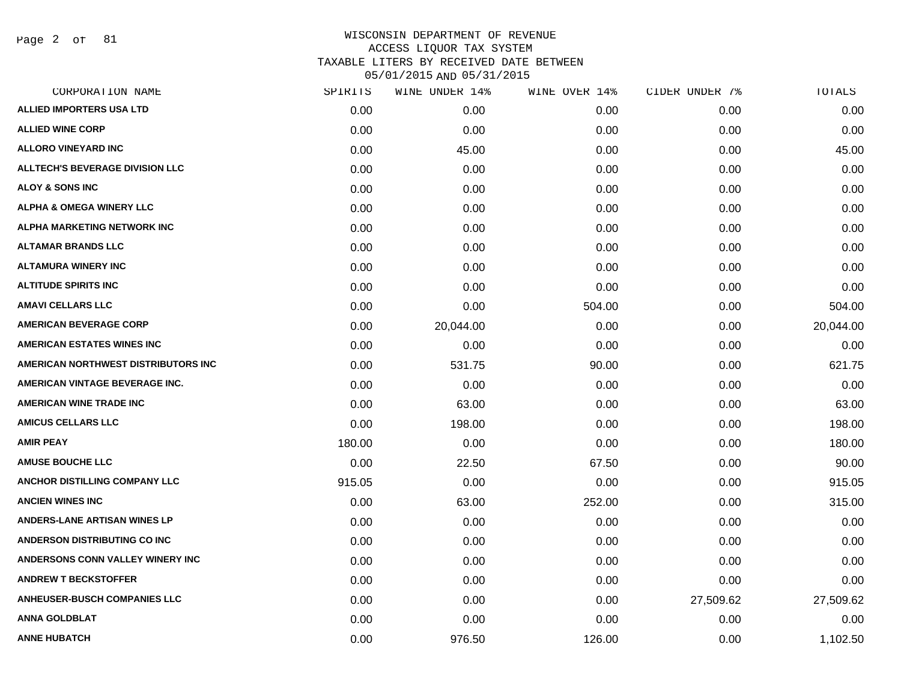# WISCONSIN DEPARTMENT OF REVENUE
## ACCESS LIQUOR TAX SYSTEM
### TAXABLE LITERS BY RECEIVED DATE BETWEEN 05/01/2015 AND 05/31/2015

| CORPORATION NAME | SPIRITS | WINE UNDER 14% | WINE OVER 14% | CIDER UNDER 7% | TOTALS |
|---|---|---|---|---|---|
| ALLIED IMPORTERS USA LTD | 0.00 | 0.00 | 0.00 | 0.00 | 0.00 |
| ALLIED WINE CORP | 0.00 | 0.00 | 0.00 | 0.00 | 0.00 |
| ALLORO VINEYARD INC | 0.00 | 45.00 | 0.00 | 0.00 | 45.00 |
| ALLTECH'S BEVERAGE DIVISION LLC | 0.00 | 0.00 | 0.00 | 0.00 | 0.00 |
| ALOY & SONS INC | 0.00 | 0.00 | 0.00 | 0.00 | 0.00 |
| ALPHA & OMEGA WINERY LLC | 0.00 | 0.00 | 0.00 | 0.00 | 0.00 |
| ALPHA MARKETING NETWORK INC | 0.00 | 0.00 | 0.00 | 0.00 | 0.00 |
| ALTAMAR BRANDS LLC | 0.00 | 0.00 | 0.00 | 0.00 | 0.00 |
| ALTAMURA WINERY INC | 0.00 | 0.00 | 0.00 | 0.00 | 0.00 |
| ALTITUDE SPIRITS INC | 0.00 | 0.00 | 0.00 | 0.00 | 0.00 |
| AMAVI CELLARS LLC | 0.00 | 0.00 | 504.00 | 0.00 | 504.00 |
| AMERICAN BEVERAGE CORP | 0.00 | 20,044.00 | 0.00 | 0.00 | 20,044.00 |
| AMERICAN ESTATES WINES INC | 0.00 | 0.00 | 0.00 | 0.00 | 0.00 |
| AMERICAN NORTHWEST DISTRIBUTORS INC | 0.00 | 531.75 | 90.00 | 0.00 | 621.75 |
| AMERICAN VINTAGE BEVERAGE INC. | 0.00 | 0.00 | 0.00 | 0.00 | 0.00 |
| AMERICAN WINE TRADE INC | 0.00 | 63.00 | 0.00 | 0.00 | 63.00 |
| AMICUS CELLARS LLC | 0.00 | 198.00 | 0.00 | 0.00 | 198.00 |
| AMIR PEAY | 180.00 | 0.00 | 0.00 | 0.00 | 180.00 |
| AMUSE BOUCHE LLC | 0.00 | 22.50 | 67.50 | 0.00 | 90.00 |
| ANCHOR DISTILLING COMPANY LLC | 915.05 | 0.00 | 0.00 | 0.00 | 915.05 |
| ANCIEN WINES INC | 0.00 | 63.00 | 252.00 | 0.00 | 315.00 |
| ANDERS-LANE ARTISAN WINES LP | 0.00 | 0.00 | 0.00 | 0.00 | 0.00 |
| ANDERSON DISTRIBUTING CO INC | 0.00 | 0.00 | 0.00 | 0.00 | 0.00 |
| ANDERSONS CONN VALLEY WINERY INC | 0.00 | 0.00 | 0.00 | 0.00 | 0.00 |
| ANDREW T BECKSTOFFER | 0.00 | 0.00 | 0.00 | 0.00 | 0.00 |
| ANHEUSER-BUSCH COMPANIES LLC | 0.00 | 0.00 | 0.00 | 27,509.62 | 27,509.62 |
| ANNA GOLDBLAT | 0.00 | 0.00 | 0.00 | 0.00 | 0.00 |
| ANNE HUBATCH | 0.00 | 976.50 | 126.00 | 0.00 | 1,102.50 |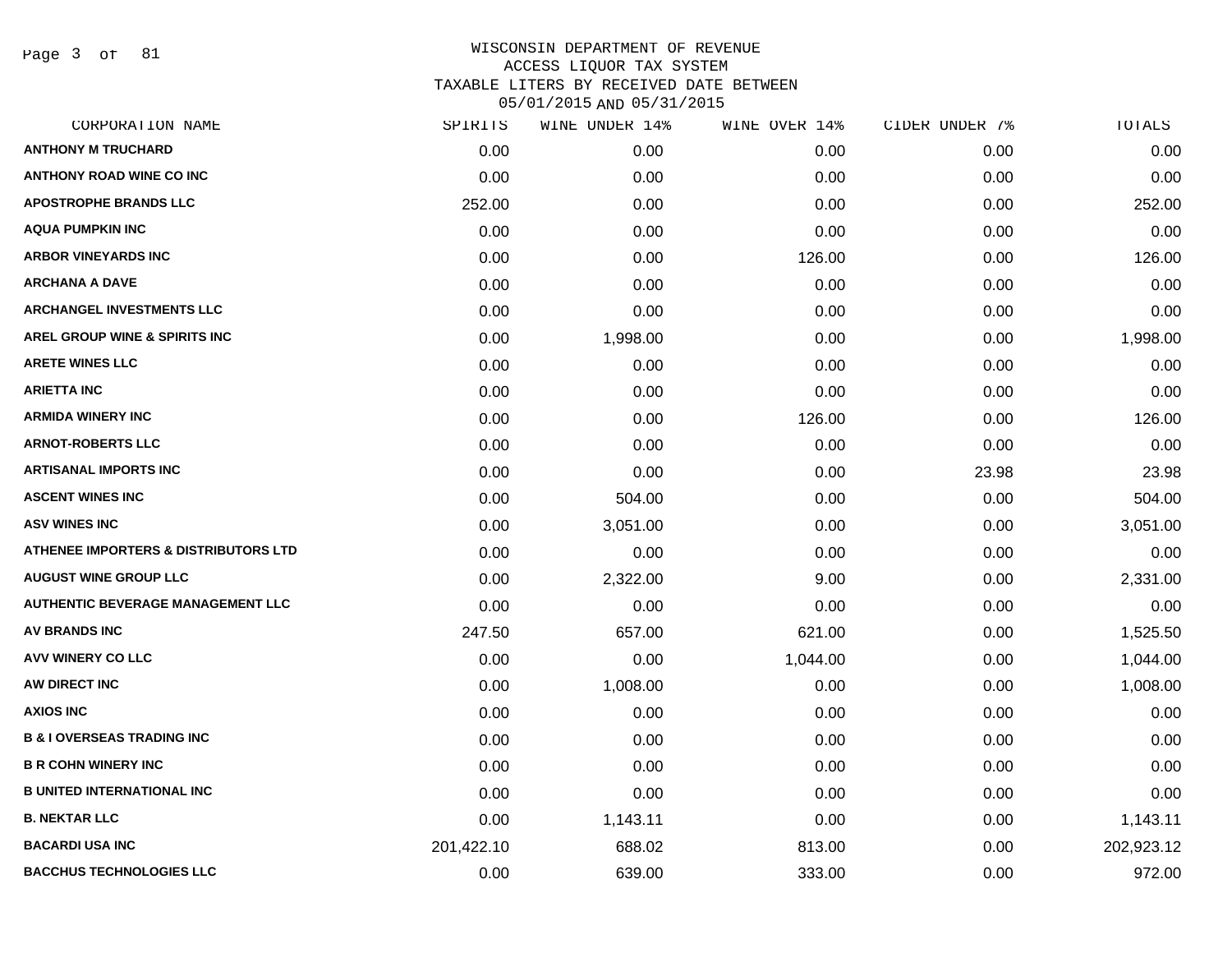WISCONSIN DEPARTMENT OF REVENUE
ACCESS LIQUOR TAX SYSTEM
TAXABLE LITERS BY RECEIVED DATE BETWEEN
05/01/2015 AND 05/31/2015

| CORPORATION NAME | SPIRITS | WINE UNDER 14% | WINE OVER 14% | CIDER UNDER 7% | TOTALS |
|---|---|---|---|---|---|
| ANTHONY M TRUCHARD | 0.00 | 0.00 | 0.00 | 0.00 | 0.00 |
| ANTHONY ROAD WINE CO INC | 0.00 | 0.00 | 0.00 | 0.00 | 0.00 |
| APOSTROPHE BRANDS LLC | 252.00 | 0.00 | 0.00 | 0.00 | 252.00 |
| AQUA PUMPKIN INC | 0.00 | 0.00 | 0.00 | 0.00 | 0.00 |
| ARBOR VINEYARDS INC | 0.00 | 0.00 | 126.00 | 0.00 | 126.00 |
| ARCHANA A DAVE | 0.00 | 0.00 | 0.00 | 0.00 | 0.00 |
| ARCHANGEL INVESTMENTS LLC | 0.00 | 0.00 | 0.00 | 0.00 | 0.00 |
| AREL GROUP WINE & SPIRITS INC | 0.00 | 1,998.00 | 0.00 | 0.00 | 1,998.00 |
| ARETE WINES LLC | 0.00 | 0.00 | 0.00 | 0.00 | 0.00 |
| ARIETTA INC | 0.00 | 0.00 | 0.00 | 0.00 | 0.00 |
| ARMIDA WINERY INC | 0.00 | 0.00 | 126.00 | 0.00 | 126.00 |
| ARNOT-ROBERTS LLC | 0.00 | 0.00 | 0.00 | 0.00 | 0.00 |
| ARTISANAL IMPORTS INC | 0.00 | 0.00 | 0.00 | 23.98 | 23.98 |
| ASCENT WINES INC | 0.00 | 504.00 | 0.00 | 0.00 | 504.00 |
| ASV WINES INC | 0.00 | 3,051.00 | 0.00 | 0.00 | 3,051.00 |
| ATHENEE IMPORTERS & DISTRIBUTORS LTD | 0.00 | 0.00 | 0.00 | 0.00 | 0.00 |
| AUGUST WINE GROUP LLC | 0.00 | 2,322.00 | 9.00 | 0.00 | 2,331.00 |
| AUTHENTIC BEVERAGE MANAGEMENT LLC | 0.00 | 0.00 | 0.00 | 0.00 | 0.00 |
| AV BRANDS INC | 247.50 | 657.00 | 621.00 | 0.00 | 1,525.50 |
| AVV WINERY CO LLC | 0.00 | 0.00 | 1,044.00 | 0.00 | 1,044.00 |
| AW DIRECT INC | 0.00 | 1,008.00 | 0.00 | 0.00 | 1,008.00 |
| AXIOS INC | 0.00 | 0.00 | 0.00 | 0.00 | 0.00 |
| B & I OVERSEAS TRADING INC | 0.00 | 0.00 | 0.00 | 0.00 | 0.00 |
| B R COHN WINERY INC | 0.00 | 0.00 | 0.00 | 0.00 | 0.00 |
| B UNITED INTERNATIONAL INC | 0.00 | 0.00 | 0.00 | 0.00 | 0.00 |
| B. NEKTAR LLC | 0.00 | 1,143.11 | 0.00 | 0.00 | 1,143.11 |
| BACARDI USA INC | 201,422.10 | 688.02 | 813.00 | 0.00 | 202,923.12 |
| BACCHUS TECHNOLOGIES LLC | 0.00 | 639.00 | 333.00 | 0.00 | 972.00 |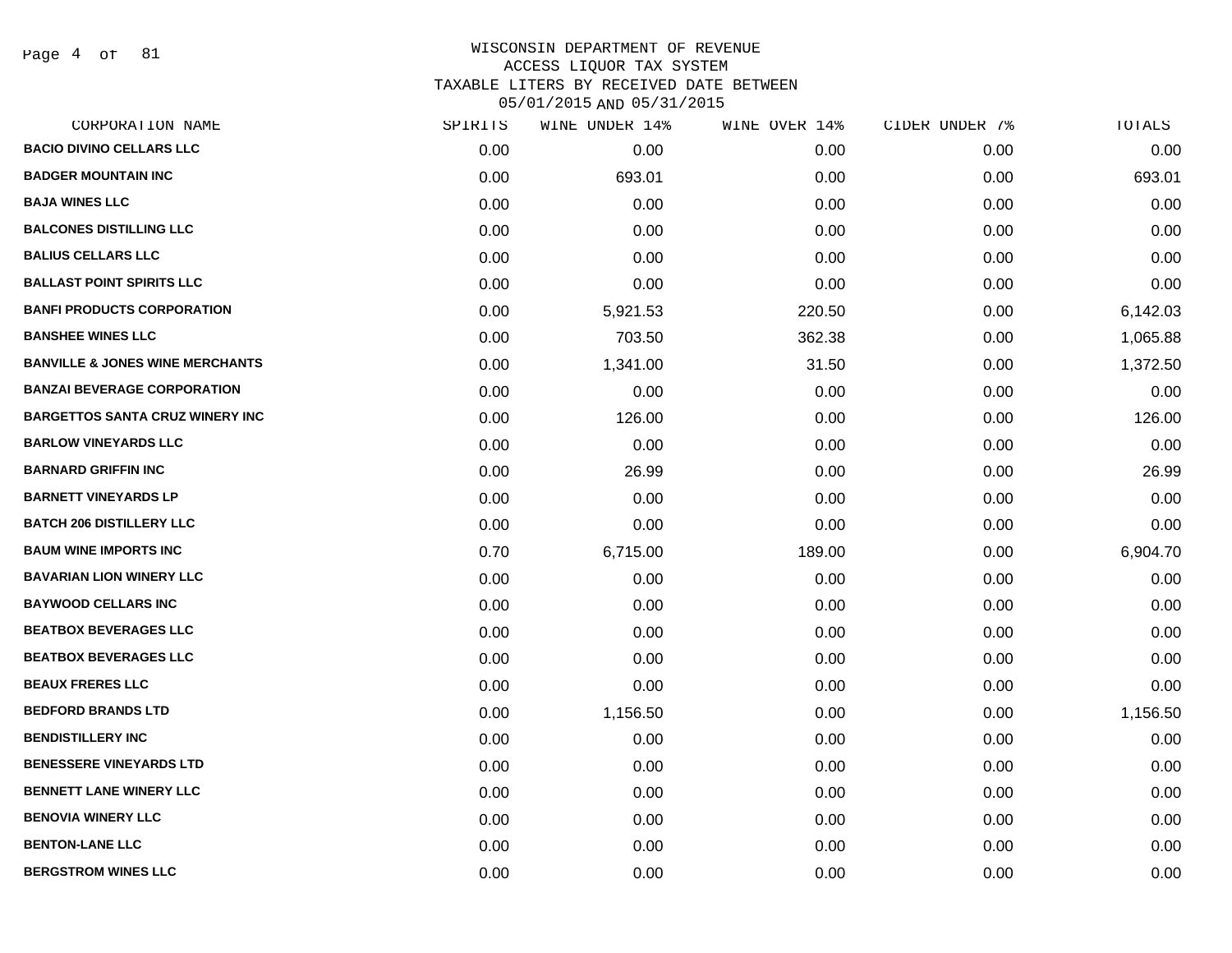# WISCONSIN DEPARTMENT OF REVENUE
## ACCESS LIQUOR TAX SYSTEM
### TAXABLE LITERS BY RECEIVED DATE BETWEEN 05/01/2015 AND 05/31/2015

| CORPORATION NAME | SPIRITS | WINE UNDER 14% | WINE OVER 14% | CIDER UNDER 7% | TOTALS |
|---|---|---|---|---|---|
| BACIO DIVINO CELLARS LLC | 0.00 | 0.00 | 0.00 | 0.00 | 0.00 |
| BADGER MOUNTAIN INC | 0.00 | 693.01 | 0.00 | 0.00 | 693.01 |
| BAJA WINES LLC | 0.00 | 0.00 | 0.00 | 0.00 | 0.00 |
| BALCONES DISTILLING LLC | 0.00 | 0.00 | 0.00 | 0.00 | 0.00 |
| BALIUS CELLARS LLC | 0.00 | 0.00 | 0.00 | 0.00 | 0.00 |
| BALLAST POINT SPIRITS LLC | 0.00 | 0.00 | 0.00 | 0.00 | 0.00 |
| BANFI PRODUCTS CORPORATION | 0.00 | 5,921.53 | 220.50 | 0.00 | 6,142.03 |
| BANSHEE WINES LLC | 0.00 | 703.50 | 362.38 | 0.00 | 1,065.88 |
| BANVILLE & JONES WINE MERCHANTS | 0.00 | 1,341.00 | 31.50 | 0.00 | 1,372.50 |
| BANZAI BEVERAGE CORPORATION | 0.00 | 0.00 | 0.00 | 0.00 | 0.00 |
| BARGETTOS SANTA CRUZ WINERY INC | 0.00 | 126.00 | 0.00 | 0.00 | 126.00 |
| BARLOW VINEYARDS LLC | 0.00 | 0.00 | 0.00 | 0.00 | 0.00 |
| BARNARD GRIFFIN INC | 0.00 | 26.99 | 0.00 | 0.00 | 26.99 |
| BARNETT VINEYARDS LP | 0.00 | 0.00 | 0.00 | 0.00 | 0.00 |
| BATCH 206 DISTILLERY LLC | 0.00 | 0.00 | 0.00 | 0.00 | 0.00 |
| BAUM WINE IMPORTS INC | 0.70 | 6,715.00 | 189.00 | 0.00 | 6,904.70 |
| BAVARIAN LION WINERY LLC | 0.00 | 0.00 | 0.00 | 0.00 | 0.00 |
| BAYWOOD CELLARS INC | 0.00 | 0.00 | 0.00 | 0.00 | 0.00 |
| BEATBOX BEVERAGES LLC | 0.00 | 0.00 | 0.00 | 0.00 | 0.00 |
| BEATBOX BEVERAGES LLC | 0.00 | 0.00 | 0.00 | 0.00 | 0.00 |
| BEAUX FRERES LLC | 0.00 | 0.00 | 0.00 | 0.00 | 0.00 |
| BEDFORD BRANDS LTD | 0.00 | 1,156.50 | 0.00 | 0.00 | 1,156.50 |
| BENDISTILLERY INC | 0.00 | 0.00 | 0.00 | 0.00 | 0.00 |
| BENESSERE VINEYARDS LTD | 0.00 | 0.00 | 0.00 | 0.00 | 0.00 |
| BENNETT LANE WINERY LLC | 0.00 | 0.00 | 0.00 | 0.00 | 0.00 |
| BENOVIA WINERY LLC | 0.00 | 0.00 | 0.00 | 0.00 | 0.00 |
| BENTON-LANE LLC | 0.00 | 0.00 | 0.00 | 0.00 | 0.00 |
| BERGSTROM WINES LLC | 0.00 | 0.00 | 0.00 | 0.00 | 0.00 |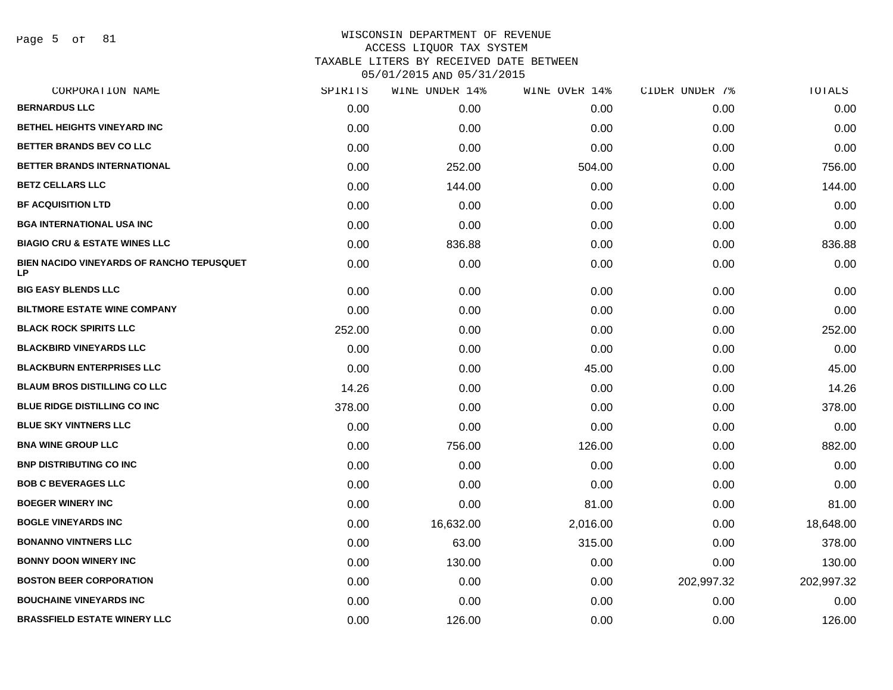# WISCONSIN DEPARTMENT OF REVENUE
## ACCESS LIQUOR TAX SYSTEM
## TAXABLE LITERS BY RECEIVED DATE BETWEEN 05/01/2015 AND 05/31/2015

| CORPORATION NAME | SPIRITS | WINE UNDER 14% | WINE OVER 14% | CIDER UNDER 7% | TOTALS |
|---|---|---|---|---|---|
| BERNARDUS LLC | 0.00 | 0.00 | 0.00 | 0.00 | 0.00 |
| BETHEL HEIGHTS VINEYARD INC | 0.00 | 0.00 | 0.00 | 0.00 | 0.00 |
| BETTER BRANDS BEV CO LLC | 0.00 | 0.00 | 0.00 | 0.00 | 0.00 |
| BETTER BRANDS INTERNATIONAL | 0.00 | 252.00 | 504.00 | 0.00 | 756.00 |
| BETZ CELLARS LLC | 0.00 | 144.00 | 0.00 | 0.00 | 144.00 |
| BF ACQUISITION LTD | 0.00 | 0.00 | 0.00 | 0.00 | 0.00 |
| BGA INTERNATIONAL USA INC | 0.00 | 0.00 | 0.00 | 0.00 | 0.00 |
| BIAGIO CRU & ESTATE WINES LLC | 0.00 | 836.88 | 0.00 | 0.00 | 836.88 |
| BIEN NACIDO VINEYARDS OF RANCHO TEPUSQUET LP | 0.00 | 0.00 | 0.00 | 0.00 | 0.00 |
| BIG EASY BLENDS LLC | 0.00 | 0.00 | 0.00 | 0.00 | 0.00 |
| BILTMORE ESTATE WINE COMPANY | 0.00 | 0.00 | 0.00 | 0.00 | 0.00 |
| BLACK ROCK SPIRITS LLC | 252.00 | 0.00 | 0.00 | 0.00 | 252.00 |
| BLACKBIRD VINEYARDS LLC | 0.00 | 0.00 | 0.00 | 0.00 | 0.00 |
| BLACKBURN ENTERPRISES LLC | 0.00 | 0.00 | 45.00 | 0.00 | 45.00 |
| BLAUM BROS DISTILLING CO LLC | 14.26 | 0.00 | 0.00 | 0.00 | 14.26 |
| BLUE RIDGE DISTILLING CO INC | 378.00 | 0.00 | 0.00 | 0.00 | 378.00 |
| BLUE SKY VINTNERS LLC | 0.00 | 0.00 | 0.00 | 0.00 | 0.00 |
| BNA WINE GROUP LLC | 0.00 | 756.00 | 126.00 | 0.00 | 882.00 |
| BNP DISTRIBUTING CO INC | 0.00 | 0.00 | 0.00 | 0.00 | 0.00 |
| BOB C BEVERAGES LLC | 0.00 | 0.00 | 0.00 | 0.00 | 0.00 |
| BOEGER WINERY INC | 0.00 | 0.00 | 81.00 | 0.00 | 81.00 |
| BOGLE VINEYARDS INC | 0.00 | 16,632.00 | 2,016.00 | 0.00 | 18,648.00 |
| BONANNO VINTNERS LLC | 0.00 | 63.00 | 315.00 | 0.00 | 378.00 |
| BONNY DOON WINERY INC | 0.00 | 130.00 | 0.00 | 0.00 | 130.00 |
| BOSTON BEER CORPORATION | 0.00 | 0.00 | 0.00 | 202,997.32 | 202,997.32 |
| BOUCHAINE VINEYARDS INC | 0.00 | 0.00 | 0.00 | 0.00 | 0.00 |
| BRASSFIELD ESTATE WINERY LLC | 0.00 | 126.00 | 0.00 | 0.00 | 126.00 |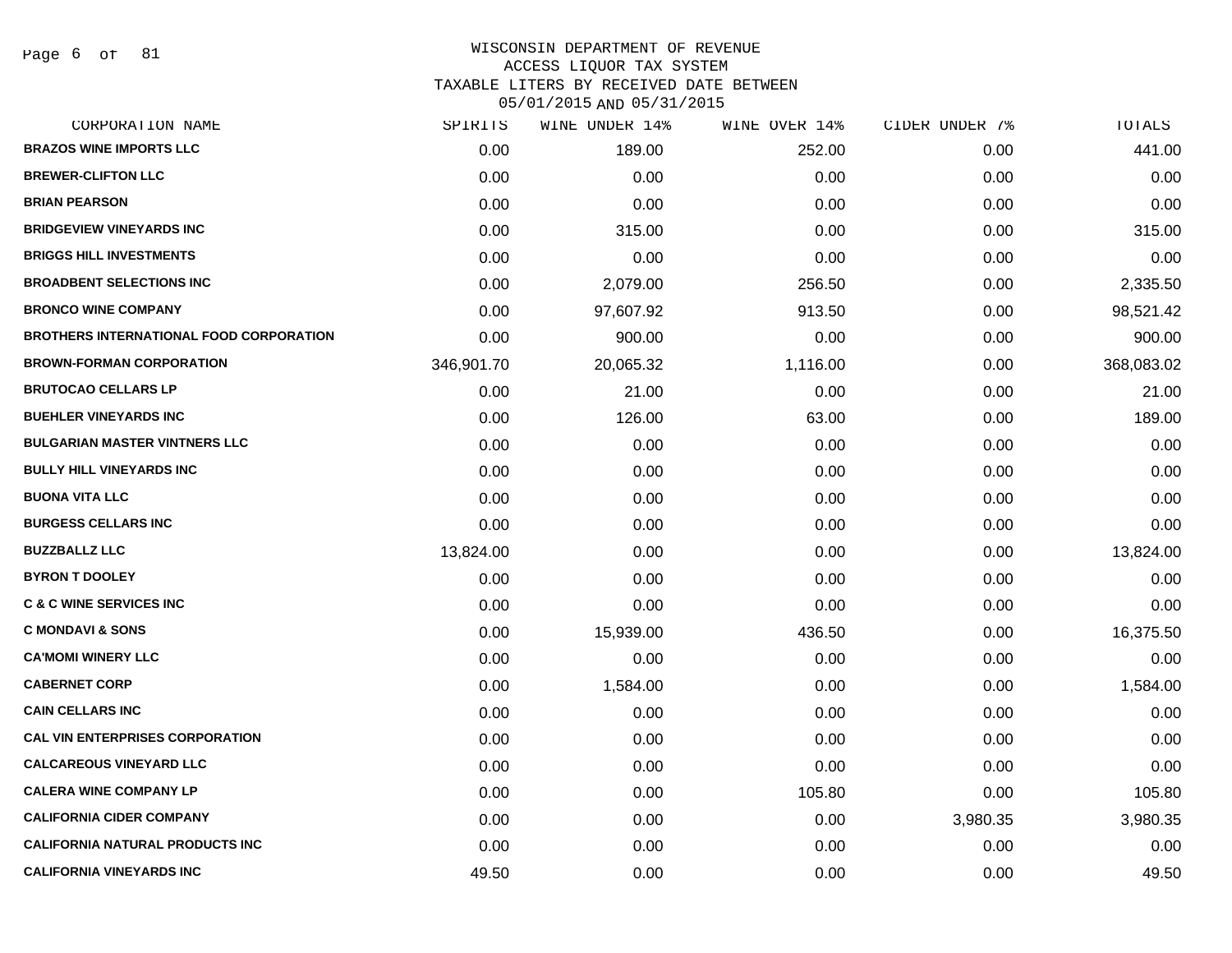WISCONSIN DEPARTMENT OF REVENUE
ACCESS LIQUOR TAX SYSTEM
TAXABLE LITERS BY RECEIVED DATE BETWEEN
05/01/2015 AND 05/31/2015

| CORPORATION NAME | SPIRITS | WINE UNDER 14% | WINE OVER 14% | CIDER UNDER 7% | TOTALS |
|---|---|---|---|---|---|
| BRAZOS WINE IMPORTS LLC | 0.00 | 189.00 | 252.00 | 0.00 | 441.00 |
| BREWER-CLIFTON LLC | 0.00 | 0.00 | 0.00 | 0.00 | 0.00 |
| BRIAN PEARSON | 0.00 | 0.00 | 0.00 | 0.00 | 0.00 |
| BRIDGEVIEW VINEYARDS INC | 0.00 | 315.00 | 0.00 | 0.00 | 315.00 |
| BRIGGS HILL INVESTMENTS | 0.00 | 0.00 | 0.00 | 0.00 | 0.00 |
| BROADBENT SELECTIONS INC | 0.00 | 2,079.00 | 256.50 | 0.00 | 2,335.50 |
| BRONCO WINE COMPANY | 0.00 | 97,607.92 | 913.50 | 0.00 | 98,521.42 |
| BROTHERS INTERNATIONAL FOOD CORPORATION | 0.00 | 900.00 | 0.00 | 0.00 | 900.00 |
| BROWN-FORMAN CORPORATION | 346,901.70 | 20,065.32 | 1,116.00 | 0.00 | 368,083.02 |
| BRUTOCAO CELLARS LP | 0.00 | 21.00 | 0.00 | 0.00 | 21.00 |
| BUEHLER VINEYARDS INC | 0.00 | 126.00 | 63.00 | 0.00 | 189.00 |
| BULGARIAN MASTER VINTNERS LLC | 0.00 | 0.00 | 0.00 | 0.00 | 0.00 |
| BULLY HILL VINEYARDS INC | 0.00 | 0.00 | 0.00 | 0.00 | 0.00 |
| BUONA VITA LLC | 0.00 | 0.00 | 0.00 | 0.00 | 0.00 |
| BURGESS CELLARS INC | 0.00 | 0.00 | 0.00 | 0.00 | 0.00 |
| BUZZBALLZ LLC | 13,824.00 | 0.00 | 0.00 | 0.00 | 13,824.00 |
| BYRON T DOOLEY | 0.00 | 0.00 | 0.00 | 0.00 | 0.00 |
| C & C WINE SERVICES INC | 0.00 | 0.00 | 0.00 | 0.00 | 0.00 |
| C MONDAVI & SONS | 0.00 | 15,939.00 | 436.50 | 0.00 | 16,375.50 |
| CA'MOMI WINERY LLC | 0.00 | 0.00 | 0.00 | 0.00 | 0.00 |
| CABERNET CORP | 0.00 | 1,584.00 | 0.00 | 0.00 | 1,584.00 |
| CAIN CELLARS INC | 0.00 | 0.00 | 0.00 | 0.00 | 0.00 |
| CAL VIN ENTERPRISES CORPORATION | 0.00 | 0.00 | 0.00 | 0.00 | 0.00 |
| CALCAREOUS VINEYARD LLC | 0.00 | 0.00 | 0.00 | 0.00 | 0.00 |
| CALERA WINE COMPANY LP | 0.00 | 0.00 | 105.80 | 0.00 | 105.80 |
| CALIFORNIA CIDER COMPANY | 0.00 | 0.00 | 0.00 | 3,980.35 | 3,980.35 |
| CALIFORNIA NATURAL PRODUCTS INC | 0.00 | 0.00 | 0.00 | 0.00 | 0.00 |
| CALIFORNIA VINEYARDS INC | 49.50 | 0.00 | 0.00 | 0.00 | 49.50 |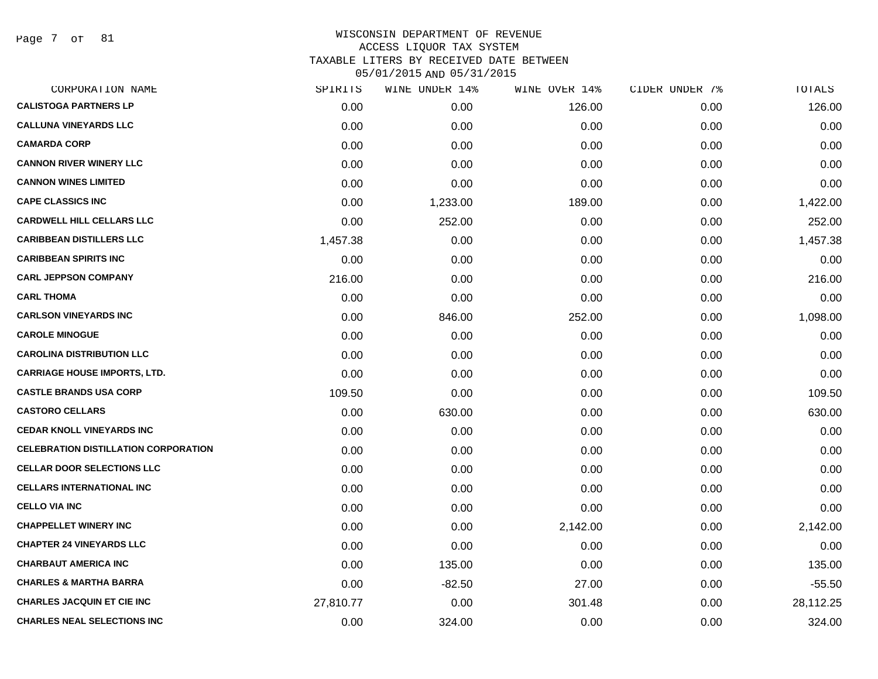# WISCONSIN DEPARTMENT OF REVENUE
## ACCESS LIQUOR TAX SYSTEM
## TAXABLE LITERS BY RECEIVED DATE BETWEEN 05/01/2015 AND 05/31/2015

| CORPORATION NAME | SPIRITS | WINE UNDER 14% | WINE OVER 14% | CIDER UNDER 7% | TOTALS |
|---|---|---|---|---|---|
| CALISTOGA PARTNERS LP | 0.00 | 0.00 | 126.00 | 0.00 | 126.00 |
| CALLUNA VINEYARDS LLC | 0.00 | 0.00 | 0.00 | 0.00 | 0.00 |
| CAMARDA CORP | 0.00 | 0.00 | 0.00 | 0.00 | 0.00 |
| CANNON RIVER WINERY LLC | 0.00 | 0.00 | 0.00 | 0.00 | 0.00 |
| CANNON WINES LIMITED | 0.00 | 0.00 | 0.00 | 0.00 | 0.00 |
| CAPE CLASSICS INC | 0.00 | 1,233.00 | 189.00 | 0.00 | 1,422.00 |
| CARDWELL HILL CELLARS LLC | 0.00 | 252.00 | 0.00 | 0.00 | 252.00 |
| CARIBBEAN DISTILLERS LLC | 1,457.38 | 0.00 | 0.00 | 0.00 | 1,457.38 |
| CARIBBEAN SPIRITS INC | 0.00 | 0.00 | 0.00 | 0.00 | 0.00 |
| CARL JEPPSON COMPANY | 216.00 | 0.00 | 0.00 | 0.00 | 216.00 |
| CARL THOMA | 0.00 | 0.00 | 0.00 | 0.00 | 0.00 |
| CARLSON VINEYARDS INC | 0.00 | 846.00 | 252.00 | 0.00 | 1,098.00 |
| CAROLE MINOGUE | 0.00 | 0.00 | 0.00 | 0.00 | 0.00 |
| CAROLINA DISTRIBUTION LLC | 0.00 | 0.00 | 0.00 | 0.00 | 0.00 |
| CARRIAGE HOUSE IMPORTS, LTD. | 0.00 | 0.00 | 0.00 | 0.00 | 0.00 |
| CASTLE BRANDS USA CORP | 109.50 | 0.00 | 0.00 | 0.00 | 109.50 |
| CASTORO CELLARS | 0.00 | 630.00 | 0.00 | 0.00 | 630.00 |
| CEDAR KNOLL VINEYARDS INC | 0.00 | 0.00 | 0.00 | 0.00 | 0.00 |
| CELEBRATION DISTILLATION CORPORATION | 0.00 | 0.00 | 0.00 | 0.00 | 0.00 |
| CELLAR DOOR SELECTIONS LLC | 0.00 | 0.00 | 0.00 | 0.00 | 0.00 |
| CELLARS INTERNATIONAL INC | 0.00 | 0.00 | 0.00 | 0.00 | 0.00 |
| CELLO VIA INC | 0.00 | 0.00 | 0.00 | 0.00 | 0.00 |
| CHAPPELLET WINERY INC | 0.00 | 0.00 | 2,142.00 | 0.00 | 2,142.00 |
| CHAPTER 24 VINEYARDS LLC | 0.00 | 0.00 | 0.00 | 0.00 | 0.00 |
| CHARBAUT AMERICA INC | 0.00 | 135.00 | 0.00 | 0.00 | 135.00 |
| CHARLES & MARTHA BARRA | 0.00 | -82.50 | 27.00 | 0.00 | -55.50 |
| CHARLES JACQUIN ET CIE INC | 27,810.77 | 0.00 | 301.48 | 0.00 | 28,112.25 |
| CHARLES NEAL SELECTIONS INC | 0.00 | 324.00 | 0.00 | 0.00 | 324.00 |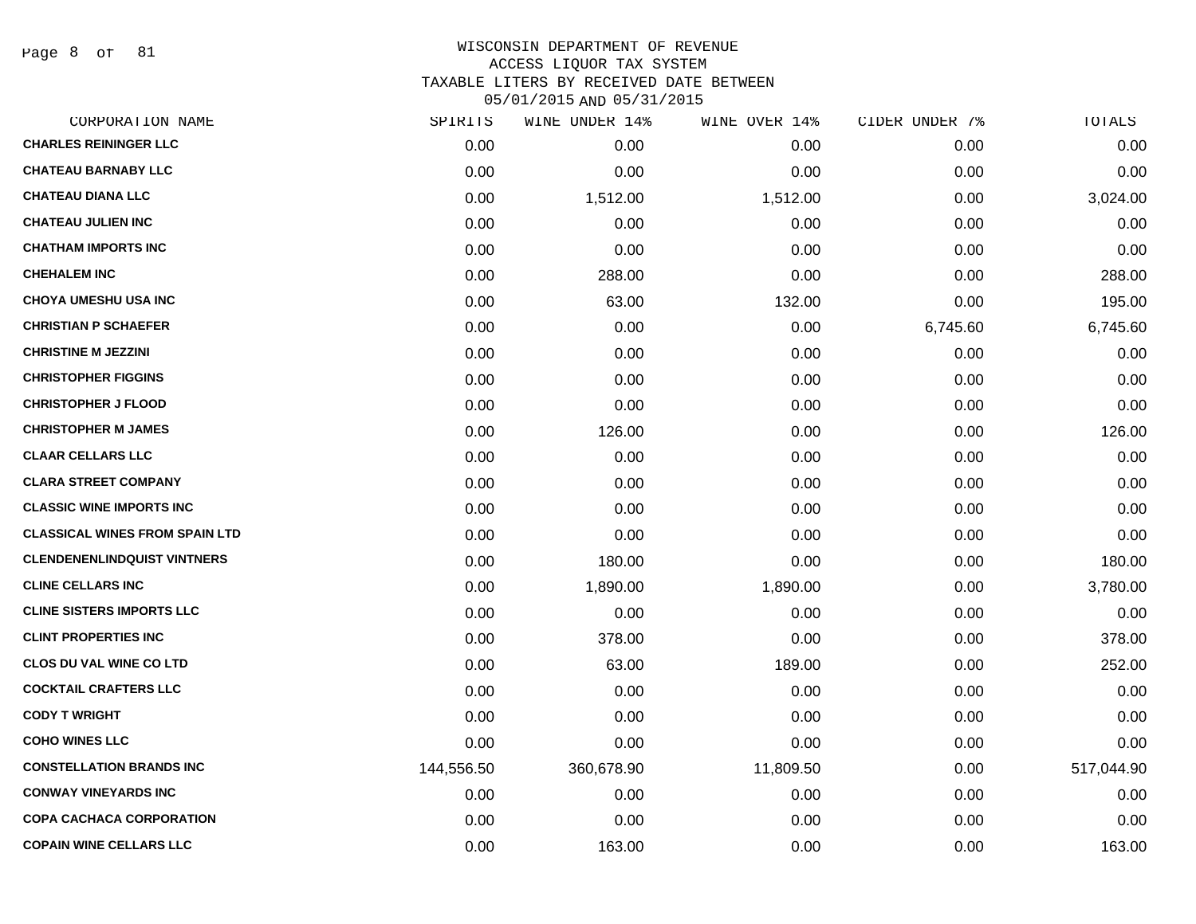# WISCONSIN DEPARTMENT OF REVENUE
## ACCESS LIQUOR TAX SYSTEM
### TAXABLE LITERS BY RECEIVED DATE BETWEEN 05/01/2015 AND 05/31/2015

| CORPORATION NAME | SPIRITS | WINE UNDER 14% | WINE OVER 14% | CIDER UNDER 7% | TOTALS |
|---|---|---|---|---|---|
| CHARLES REININGER LLC | 0.00 | 0.00 | 0.00 | 0.00 | 0.00 |
| CHATEAU BARNABY LLC | 0.00 | 0.00 | 0.00 | 0.00 | 0.00 |
| CHATEAU DIANA LLC | 0.00 | 1,512.00 | 1,512.00 | 0.00 | 3,024.00 |
| CHATEAU JULIEN INC | 0.00 | 0.00 | 0.00 | 0.00 | 0.00 |
| CHATHAM IMPORTS INC | 0.00 | 0.00 | 0.00 | 0.00 | 0.00 |
| CHEHALEM INC | 0.00 | 288.00 | 0.00 | 0.00 | 288.00 |
| CHOYA UMESHU USA INC | 0.00 | 63.00 | 132.00 | 0.00 | 195.00 |
| CHRISTIAN P SCHAEFER | 0.00 | 0.00 | 0.00 | 6,745.60 | 6,745.60 |
| CHRISTINE M JEZZINI | 0.00 | 0.00 | 0.00 | 0.00 | 0.00 |
| CHRISTOPHER FIGGINS | 0.00 | 0.00 | 0.00 | 0.00 | 0.00 |
| CHRISTOPHER J FLOOD | 0.00 | 0.00 | 0.00 | 0.00 | 0.00 |
| CHRISTOPHER M JAMES | 0.00 | 126.00 | 0.00 | 0.00 | 126.00 |
| CLAAR CELLARS LLC | 0.00 | 0.00 | 0.00 | 0.00 | 0.00 |
| CLARA STREET COMPANY | 0.00 | 0.00 | 0.00 | 0.00 | 0.00 |
| CLASSIC WINE IMPORTS INC | 0.00 | 0.00 | 0.00 | 0.00 | 0.00 |
| CLASSICAL WINES FROM SPAIN LTD | 0.00 | 0.00 | 0.00 | 0.00 | 0.00 |
| CLENDENENLINDQUIST VINTNERS | 0.00 | 180.00 | 0.00 | 0.00 | 180.00 |
| CLINE CELLARS INC | 0.00 | 1,890.00 | 1,890.00 | 0.00 | 3,780.00 |
| CLINE SISTERS IMPORTS LLC | 0.00 | 0.00 | 0.00 | 0.00 | 0.00 |
| CLINT PROPERTIES INC | 0.00 | 378.00 | 0.00 | 0.00 | 378.00 |
| CLOS DU VAL WINE CO LTD | 0.00 | 63.00 | 189.00 | 0.00 | 252.00 |
| COCKTAIL CRAFTERS LLC | 0.00 | 0.00 | 0.00 | 0.00 | 0.00 |
| CODY T WRIGHT | 0.00 | 0.00 | 0.00 | 0.00 | 0.00 |
| COHO WINES LLC | 0.00 | 0.00 | 0.00 | 0.00 | 0.00 |
| CONSTELLATION BRANDS INC | 144,556.50 | 360,678.90 | 11,809.50 | 0.00 | 517,044.90 |
| CONWAY VINEYARDS INC | 0.00 | 0.00 | 0.00 | 0.00 | 0.00 |
| COPA CACHACA CORPORATION | 0.00 | 0.00 | 0.00 | 0.00 | 0.00 |
| COPAIN WINE CELLARS LLC | 0.00 | 163.00 | 0.00 | 0.00 | 163.00 |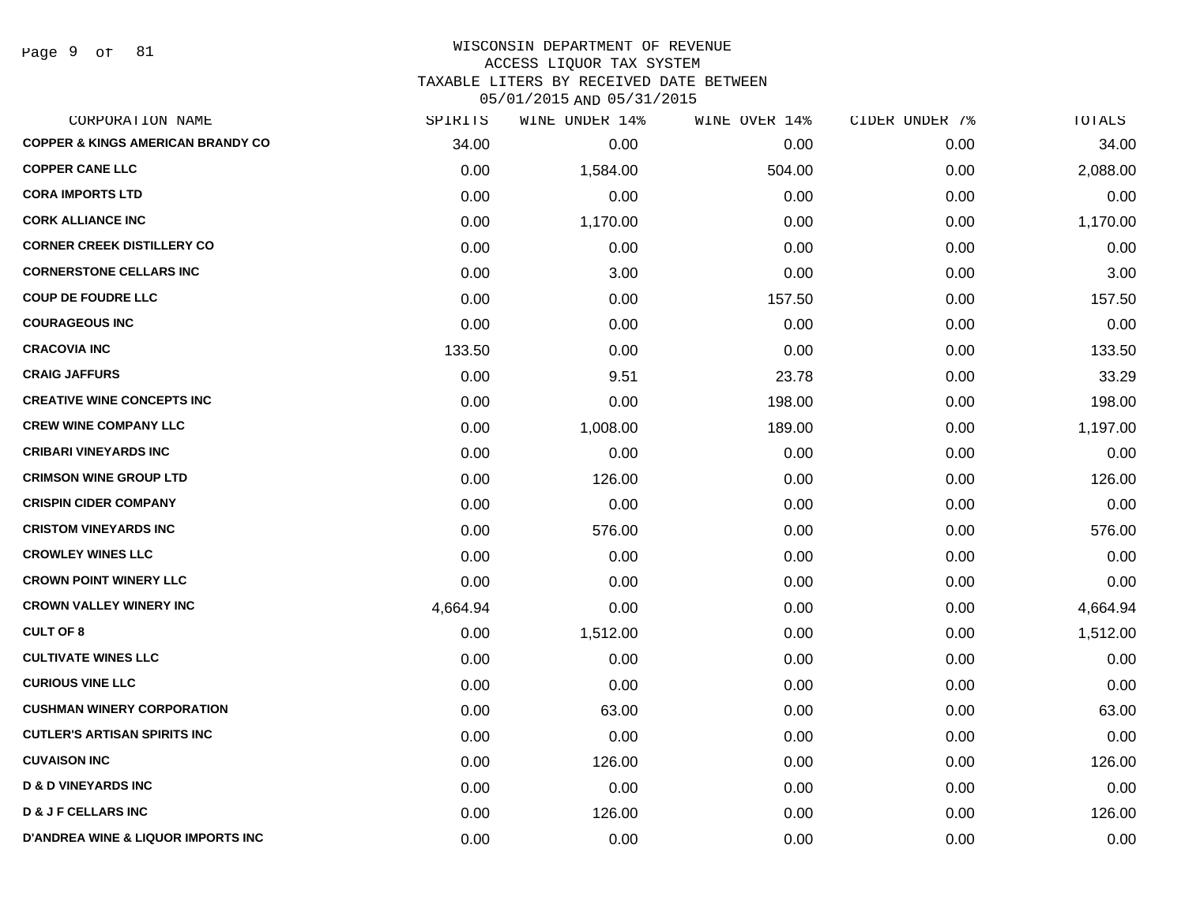# WISCONSIN DEPARTMENT OF REVENUE
## ACCESS LIQUOR TAX SYSTEM
### TAXABLE LITERS BY RECEIVED DATE BETWEEN 05/01/2015 AND 05/31/2015

| CORPORATION NAME | SPIRITS | WINE UNDER 14% | WINE OVER 14% | CIDER UNDER 7% | TOTALS |
|---|---|---|---|---|---|
| COPPER & KINGS AMERICAN BRANDY CO | 34.00 | 0.00 | 0.00 | 0.00 | 34.00 |
| COPPER CANE LLC | 0.00 | 1,584.00 | 504.00 | 0.00 | 2,088.00 |
| CORA IMPORTS LTD | 0.00 | 0.00 | 0.00 | 0.00 | 0.00 |
| CORK ALLIANCE INC | 0.00 | 1,170.00 | 0.00 | 0.00 | 1,170.00 |
| CORNER CREEK DISTILLERY CO | 0.00 | 0.00 | 0.00 | 0.00 | 0.00 |
| CORNERSTONE CELLARS INC | 0.00 | 3.00 | 0.00 | 0.00 | 3.00 |
| COUP DE FOUDRE LLC | 0.00 | 0.00 | 157.50 | 0.00 | 157.50 |
| COURAGEOUS INC | 0.00 | 0.00 | 0.00 | 0.00 | 0.00 |
| CRACOVIA INC | 133.50 | 0.00 | 0.00 | 0.00 | 133.50 |
| CRAIG JAFFURS | 0.00 | 9.51 | 23.78 | 0.00 | 33.29 |
| CREATIVE WINE CONCEPTS INC | 0.00 | 0.00 | 198.00 | 0.00 | 198.00 |
| CREW WINE COMPANY LLC | 0.00 | 1,008.00 | 189.00 | 0.00 | 1,197.00 |
| CRIBARI VINEYARDS INC | 0.00 | 0.00 | 0.00 | 0.00 | 0.00 |
| CRIMSON WINE GROUP LTD | 0.00 | 126.00 | 0.00 | 0.00 | 126.00 |
| CRISPIN CIDER COMPANY | 0.00 | 0.00 | 0.00 | 0.00 | 0.00 |
| CRISTOM VINEYARDS INC | 0.00 | 576.00 | 0.00 | 0.00 | 576.00 |
| CROWLEY WINES LLC | 0.00 | 0.00 | 0.00 | 0.00 | 0.00 |
| CROWN POINT WINERY LLC | 0.00 | 0.00 | 0.00 | 0.00 | 0.00 |
| CROWN VALLEY WINERY INC | 4,664.94 | 0.00 | 0.00 | 0.00 | 4,664.94 |
| CULT OF 8 | 0.00 | 1,512.00 | 0.00 | 0.00 | 1,512.00 |
| CULTIVATE WINES LLC | 0.00 | 0.00 | 0.00 | 0.00 | 0.00 |
| CURIOUS VINE LLC | 0.00 | 0.00 | 0.00 | 0.00 | 0.00 |
| CUSHMAN WINERY CORPORATION | 0.00 | 63.00 | 0.00 | 0.00 | 63.00 |
| CUTLER'S ARTISAN SPIRITS INC | 0.00 | 0.00 | 0.00 | 0.00 | 0.00 |
| CUVAISON INC | 0.00 | 126.00 | 0.00 | 0.00 | 126.00 |
| D & D VINEYARDS INC | 0.00 | 0.00 | 0.00 | 0.00 | 0.00 |
| D & J F CELLARS INC | 0.00 | 126.00 | 0.00 | 0.00 | 126.00 |
| D'ANDREA WINE & LIQUOR IMPORTS INC | 0.00 | 0.00 | 0.00 | 0.00 | 0.00 |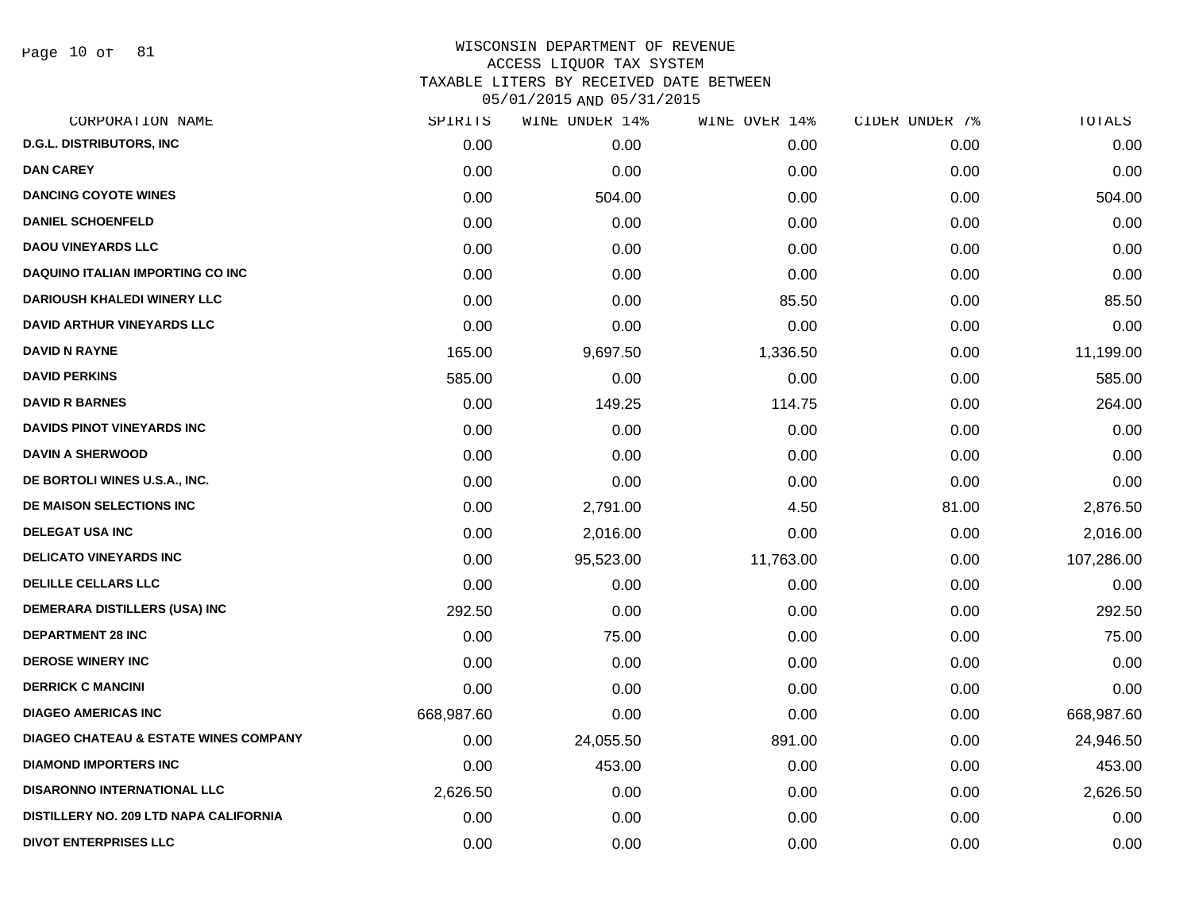# WISCONSIN DEPARTMENT OF REVENUE
## ACCESS LIQUOR TAX SYSTEM
## TAXABLE LITERS BY RECEIVED DATE BETWEEN 05/01/2015 AND 05/31/2015

| CORPORATION NAME | SPIRITS | WINE UNDER 14% | WINE OVER 14% | CIDER UNDER 7% | TOTALS |
|---|---|---|---|---|---|
| D.G.L. DISTRIBUTORS, INC | 0.00 | 0.00 | 0.00 | 0.00 | 0.00 |
| DAN CAREY | 0.00 | 0.00 | 0.00 | 0.00 | 0.00 |
| DANCING COYOTE WINES | 0.00 | 504.00 | 0.00 | 0.00 | 504.00 |
| DANIEL SCHOENFELD | 0.00 | 0.00 | 0.00 | 0.00 | 0.00 |
| DAOU VINEYARDS LLC | 0.00 | 0.00 | 0.00 | 0.00 | 0.00 |
| DAQUINO ITALIAN IMPORTING CO INC | 0.00 | 0.00 | 0.00 | 0.00 | 0.00 |
| DARIOUSH KHALEDI WINERY LLC | 0.00 | 0.00 | 85.50 | 0.00 | 85.50 |
| DAVID ARTHUR VINEYARDS LLC | 0.00 | 0.00 | 0.00 | 0.00 | 0.00 |
| DAVID N RAYNE | 165.00 | 9,697.50 | 1,336.50 | 0.00 | 11,199.00 |
| DAVID PERKINS | 585.00 | 0.00 | 0.00 | 0.00 | 585.00 |
| DAVID R BARNES | 0.00 | 149.25 | 114.75 | 0.00 | 264.00 |
| DAVIDS PINOT VINEYARDS INC | 0.00 | 0.00 | 0.00 | 0.00 | 0.00 |
| DAVIN A SHERWOOD | 0.00 | 0.00 | 0.00 | 0.00 | 0.00 |
| DE BORTOLI WINES U.S.A., INC. | 0.00 | 0.00 | 0.00 | 0.00 | 0.00 |
| DE MAISON SELECTIONS INC | 0.00 | 2,791.00 | 4.50 | 81.00 | 2,876.50 |
| DELEGAT USA INC | 0.00 | 2,016.00 | 0.00 | 0.00 | 2,016.00 |
| DELICATO VINEYARDS INC | 0.00 | 95,523.00 | 11,763.00 | 0.00 | 107,286.00 |
| DELILLE CELLARS LLC | 0.00 | 0.00 | 0.00 | 0.00 | 0.00 |
| DEMERARA DISTILLERS (USA) INC | 292.50 | 0.00 | 0.00 | 0.00 | 292.50 |
| DEPARTMENT 28 INC | 0.00 | 75.00 | 0.00 | 0.00 | 75.00 |
| DEROSE WINERY INC | 0.00 | 0.00 | 0.00 | 0.00 | 0.00 |
| DERRICK C MANCINI | 0.00 | 0.00 | 0.00 | 0.00 | 0.00 |
| DIAGEO AMERICAS INC | 668,987.60 | 0.00 | 0.00 | 0.00 | 668,987.60 |
| DIAGEO CHATEAU & ESTATE WINES COMPANY | 0.00 | 24,055.50 | 891.00 | 0.00 | 24,946.50 |
| DIAMOND IMPORTERS INC | 0.00 | 453.00 | 0.00 | 0.00 | 453.00 |
| DISARONNO INTERNATIONAL LLC | 2,626.50 | 0.00 | 0.00 | 0.00 | 2,626.50 |
| DISTILLERY NO. 209 LTD NAPA CALIFORNIA | 0.00 | 0.00 | 0.00 | 0.00 | 0.00 |
| DIVOT ENTERPRISES LLC | 0.00 | 0.00 | 0.00 | 0.00 | 0.00 |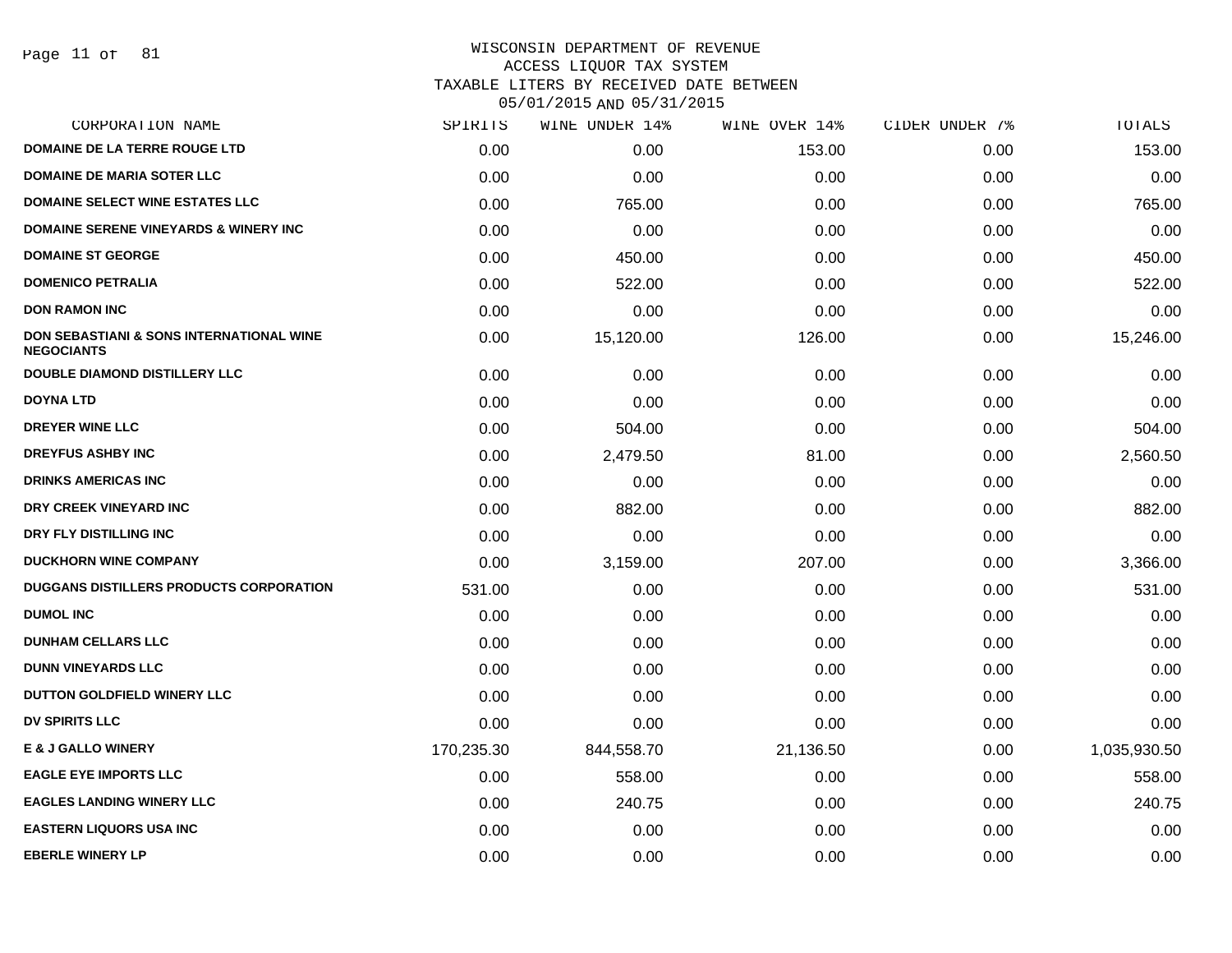WISCONSIN DEPARTMENT OF REVENUE
ACCESS LIQUOR TAX SYSTEM
TAXABLE LITERS BY RECEIVED DATE BETWEEN
05/01/2015 AND 05/31/2015

| CORPORATION NAME | SPIRITS | WINE UNDER 14% | WINE OVER 14% | CIDER UNDER 7% | TOTALS |
|---|---|---|---|---|---|
| DOMAINE DE LA TERRE ROUGE LTD | 0.00 | 0.00 | 153.00 | 0.00 | 153.00 |
| DOMAINE DE MARIA SOTER LLC | 0.00 | 0.00 | 0.00 | 0.00 | 0.00 |
| DOMAINE SELECT WINE ESTATES LLC | 0.00 | 765.00 | 0.00 | 0.00 | 765.00 |
| DOMAINE SERENE VINEYARDS & WINERY INC | 0.00 | 0.00 | 0.00 | 0.00 | 0.00 |
| DOMAINE ST GEORGE | 0.00 | 450.00 | 0.00 | 0.00 | 450.00 |
| DOMENICO PETRALIA | 0.00 | 522.00 | 0.00 | 0.00 | 522.00 |
| DON RAMON INC | 0.00 | 0.00 | 0.00 | 0.00 | 0.00 |
| DON SEBASTIANI & SONS INTERNATIONAL WINE NEGOCIANTS | 0.00 | 15,120.00 | 126.00 | 0.00 | 15,246.00 |
| DOUBLE DIAMOND DISTILLERY LLC | 0.00 | 0.00 | 0.00 | 0.00 | 0.00 |
| DOYNA LTD | 0.00 | 0.00 | 0.00 | 0.00 | 0.00 |
| DREYER WINE LLC | 0.00 | 504.00 | 0.00 | 0.00 | 504.00 |
| DREYFUS ASHBY INC | 0.00 | 2,479.50 | 81.00 | 0.00 | 2,560.50 |
| DRINKS AMERICAS INC | 0.00 | 0.00 | 0.00 | 0.00 | 0.00 |
| DRY CREEK VINEYARD INC | 0.00 | 882.00 | 0.00 | 0.00 | 882.00 |
| DRY FLY DISTILLING INC | 0.00 | 0.00 | 0.00 | 0.00 | 0.00 |
| DUCKHORN WINE COMPANY | 0.00 | 3,159.00 | 207.00 | 0.00 | 3,366.00 |
| DUGGANS DISTILLERS PRODUCTS CORPORATION | 531.00 | 0.00 | 0.00 | 0.00 | 531.00 |
| DUMOL INC | 0.00 | 0.00 | 0.00 | 0.00 | 0.00 |
| DUNHAM CELLARS LLC | 0.00 | 0.00 | 0.00 | 0.00 | 0.00 |
| DUNN VINEYARDS LLC | 0.00 | 0.00 | 0.00 | 0.00 | 0.00 |
| DUTTON GOLDFIELD WINERY LLC | 0.00 | 0.00 | 0.00 | 0.00 | 0.00 |
| DV SPIRITS LLC | 0.00 | 0.00 | 0.00 | 0.00 | 0.00 |
| E & J GALLO WINERY | 170,235.30 | 844,558.70 | 21,136.50 | 0.00 | 1,035,930.50 |
| EAGLE EYE IMPORTS LLC | 0.00 | 558.00 | 0.00 | 0.00 | 558.00 |
| EAGLES LANDING WINERY LLC | 0.00 | 240.75 | 0.00 | 0.00 | 240.75 |
| EASTERN LIQUORS USA INC | 0.00 | 0.00 | 0.00 | 0.00 | 0.00 |
| EBERLE WINERY LP | 0.00 | 0.00 | 0.00 | 0.00 | 0.00 |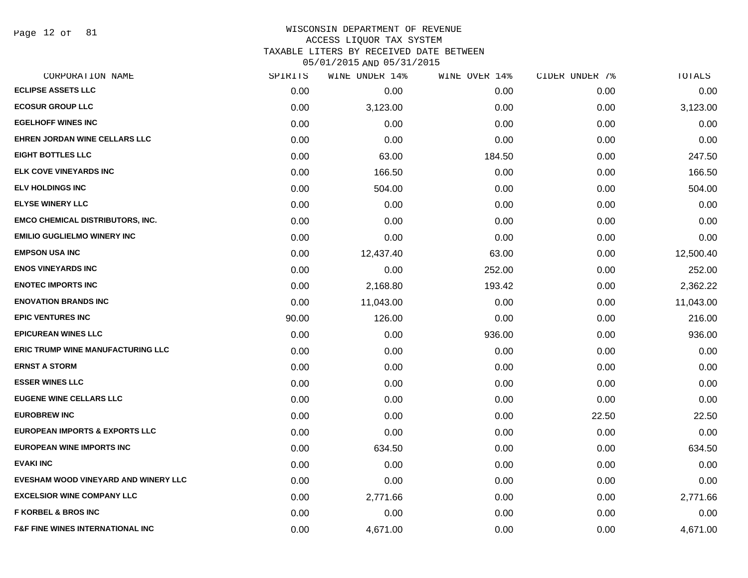WISCONSIN DEPARTMENT OF REVENUE
ACCESS LIQUOR TAX SYSTEM
TAXABLE LITERS BY RECEIVED DATE BETWEEN
05/01/2015 AND 05/31/2015

| CORPORATION NAME | SPIRITS | WINE UNDER 14% | WINE OVER 14% | CIDER UNDER 7% | TOTALS |
|---|---|---|---|---|---|
| ECLIPSE ASSETS LLC | 0.00 | 0.00 | 0.00 | 0.00 | 0.00 |
| ECOSUR GROUP LLC | 0.00 | 3,123.00 | 0.00 | 0.00 | 3,123.00 |
| EGELHOFF WINES INC | 0.00 | 0.00 | 0.00 | 0.00 | 0.00 |
| EHREN JORDAN WINE CELLARS LLC | 0.00 | 0.00 | 0.00 | 0.00 | 0.00 |
| EIGHT BOTTLES LLC | 0.00 | 63.00 | 184.50 | 0.00 | 247.50 |
| ELK COVE VINEYARDS INC | 0.00 | 166.50 | 0.00 | 0.00 | 166.50 |
| ELV HOLDINGS INC | 0.00 | 504.00 | 0.00 | 0.00 | 504.00 |
| ELYSE WINERY LLC | 0.00 | 0.00 | 0.00 | 0.00 | 0.00 |
| EMCO CHEMICAL DISTRIBUTORS, INC. | 0.00 | 0.00 | 0.00 | 0.00 | 0.00 |
| EMILIO GUGLIELMO WINERY INC | 0.00 | 0.00 | 0.00 | 0.00 | 0.00 |
| EMPSON USA INC | 0.00 | 12,437.40 | 63.00 | 0.00 | 12,500.40 |
| ENOS VINEYARDS INC | 0.00 | 0.00 | 252.00 | 0.00 | 252.00 |
| ENOTEC IMPORTS INC | 0.00 | 2,168.80 | 193.42 | 0.00 | 2,362.22 |
| ENOVATION BRANDS INC | 0.00 | 11,043.00 | 0.00 | 0.00 | 11,043.00 |
| EPIC VENTURES INC | 90.00 | 126.00 | 0.00 | 0.00 | 216.00 |
| EPICUREAN WINES LLC | 0.00 | 0.00 | 936.00 | 0.00 | 936.00 |
| ERIC TRUMP WINE MANUFACTURING LLC | 0.00 | 0.00 | 0.00 | 0.00 | 0.00 |
| ERNST A STORM | 0.00 | 0.00 | 0.00 | 0.00 | 0.00 |
| ESSER WINES LLC | 0.00 | 0.00 | 0.00 | 0.00 | 0.00 |
| EUGENE WINE CELLARS LLC | 0.00 | 0.00 | 0.00 | 0.00 | 0.00 |
| EUROBREW INC | 0.00 | 0.00 | 0.00 | 22.50 | 22.50 |
| EUROPEAN IMPORTS & EXPORTS LLC | 0.00 | 0.00 | 0.00 | 0.00 | 0.00 |
| EUROPEAN WINE IMPORTS INC | 0.00 | 634.50 | 0.00 | 0.00 | 634.50 |
| EVAKI INC | 0.00 | 0.00 | 0.00 | 0.00 | 0.00 |
| EVESHAM WOOD VINEYARD AND WINERY LLC | 0.00 | 0.00 | 0.00 | 0.00 | 0.00 |
| EXCELSIOR WINE COMPANY LLC | 0.00 | 2,771.66 | 0.00 | 0.00 | 2,771.66 |
| F KORBEL & BROS INC | 0.00 | 0.00 | 0.00 | 0.00 | 0.00 |
| F&F FINE WINES INTERNATIONAL INC | 0.00 | 4,671.00 | 0.00 | 0.00 | 4,671.00 |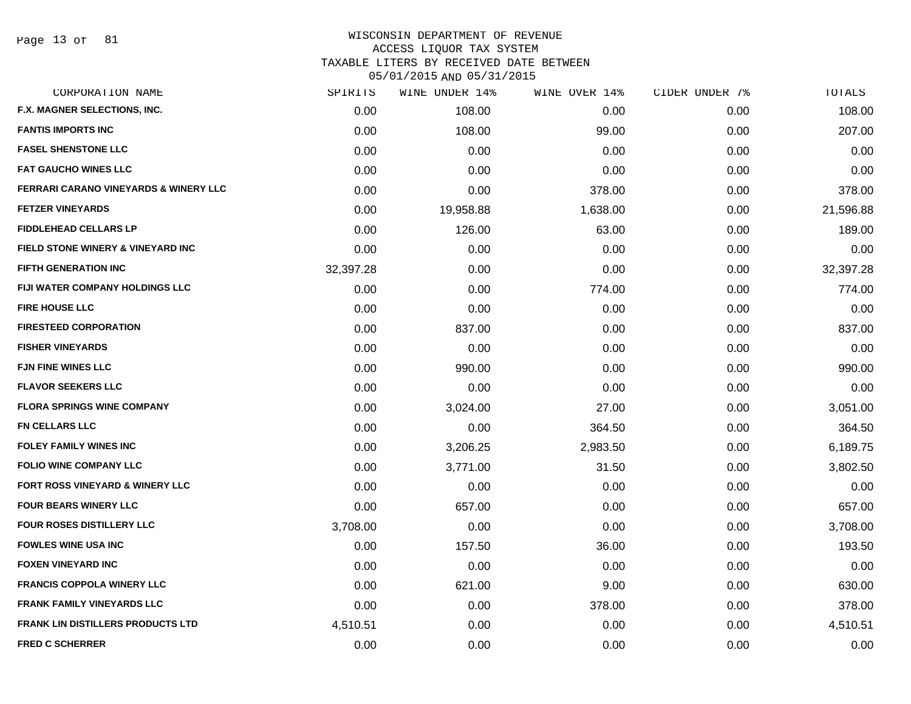# WISCONSIN DEPARTMENT OF REVENUE
## ACCESS LIQUOR TAX SYSTEM
### TAXABLE LITERS BY RECEIVED DATE BETWEEN 05/01/2015 AND 05/31/2015

| CORPORATION NAME | SPIRITS | WINE UNDER 14% | WINE OVER 14% | CIDER UNDER 7% | TOTALS |
|---|---|---|---|---|---|
| F.X. MAGNER SELECTIONS, INC. | 0.00 | 108.00 | 0.00 | 0.00 | 108.00 |
| FANTIS IMPORTS INC | 0.00 | 108.00 | 99.00 | 0.00 | 207.00 |
| FASEL SHENSTONE LLC | 0.00 | 0.00 | 0.00 | 0.00 | 0.00 |
| FAT GAUCHO WINES LLC | 0.00 | 0.00 | 0.00 | 0.00 | 0.00 |
| FERRARI CARANO VINEYARDS & WINERY LLC | 0.00 | 0.00 | 378.00 | 0.00 | 378.00 |
| FETZER VINEYARDS | 0.00 | 19,958.88 | 1,638.00 | 0.00 | 21,596.88 |
| FIDDLEHEAD CELLARS LP | 0.00 | 126.00 | 63.00 | 0.00 | 189.00 |
| FIELD STONE WINERY & VINEYARD INC | 0.00 | 0.00 | 0.00 | 0.00 | 0.00 |
| FIFTH GENERATION INC | 32,397.28 | 0.00 | 0.00 | 0.00 | 32,397.28 |
| FIJI WATER COMPANY HOLDINGS LLC | 0.00 | 0.00 | 774.00 | 0.00 | 774.00 |
| FIRE HOUSE LLC | 0.00 | 0.00 | 0.00 | 0.00 | 0.00 |
| FIRESTEED CORPORATION | 0.00 | 837.00 | 0.00 | 0.00 | 837.00 |
| FISHER VINEYARDS | 0.00 | 0.00 | 0.00 | 0.00 | 0.00 |
| FJN FINE WINES LLC | 0.00 | 990.00 | 0.00 | 0.00 | 990.00 |
| FLAVOR SEEKERS LLC | 0.00 | 0.00 | 0.00 | 0.00 | 0.00 |
| FLORA SPRINGS WINE COMPANY | 0.00 | 3,024.00 | 27.00 | 0.00 | 3,051.00 |
| FN CELLARS LLC | 0.00 | 0.00 | 364.50 | 0.00 | 364.50 |
| FOLEY FAMILY WINES INC | 0.00 | 3,206.25 | 2,983.50 | 0.00 | 6,189.75 |
| FOLIO WINE COMPANY LLC | 0.00 | 3,771.00 | 31.50 | 0.00 | 3,802.50 |
| FORT ROSS VINEYARD & WINERY LLC | 0.00 | 0.00 | 0.00 | 0.00 | 0.00 |
| FOUR BEARS WINERY LLC | 0.00 | 657.00 | 0.00 | 0.00 | 657.00 |
| FOUR ROSES DISTILLERY LLC | 3,708.00 | 0.00 | 0.00 | 0.00 | 3,708.00 |
| FOWLES WINE USA INC | 0.00 | 157.50 | 36.00 | 0.00 | 193.50 |
| FOXEN VINEYARD INC | 0.00 | 0.00 | 0.00 | 0.00 | 0.00 |
| FRANCIS COPPOLA WINERY LLC | 0.00 | 621.00 | 9.00 | 0.00 | 630.00 |
| FRANK FAMILY VINEYARDS LLC | 0.00 | 0.00 | 378.00 | 0.00 | 378.00 |
| FRANK LIN DISTILLERS PRODUCTS LTD | 4,510.51 | 0.00 | 0.00 | 0.00 | 4,510.51 |
| FRED C SCHERRER | 0.00 | 0.00 | 0.00 | 0.00 | 0.00 |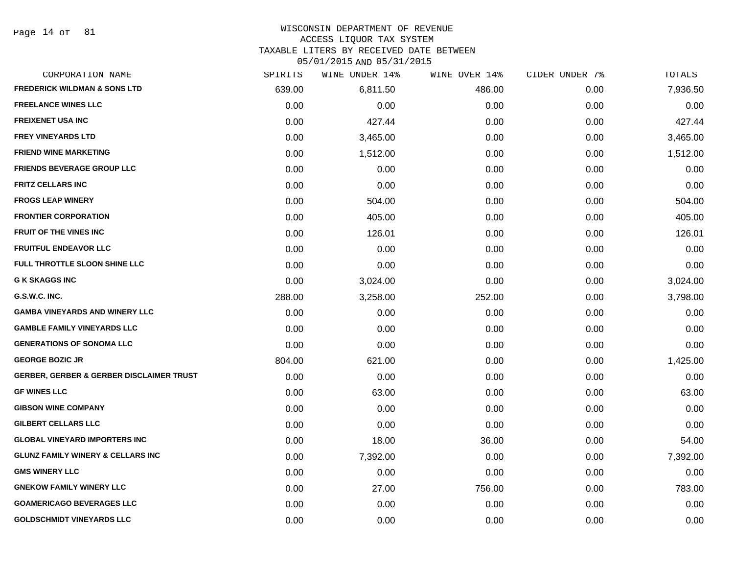WISCONSIN DEPARTMENT OF REVENUE
ACCESS LIQUOR TAX SYSTEM
TAXABLE LITERS BY RECEIVED DATE BETWEEN
05/01/2015 AND 05/31/2015

| CORPORATION NAME | SPIRITS | WINE UNDER 14% | WINE OVER 14% | CIDER UNDER 7% | TOTALS |
|---|---|---|---|---|---|
| FREDERICK WILDMAN & SONS LTD | 639.00 | 6,811.50 | 486.00 | 0.00 | 7,936.50 |
| FREELANCE WINES LLC | 0.00 | 0.00 | 0.00 | 0.00 | 0.00 |
| FREIXENET USA INC | 0.00 | 427.44 | 0.00 | 0.00 | 427.44 |
| FREY VINEYARDS LTD | 0.00 | 3,465.00 | 0.00 | 0.00 | 3,465.00 |
| FRIEND WINE MARKETING | 0.00 | 1,512.00 | 0.00 | 0.00 | 1,512.00 |
| FRIENDS BEVERAGE GROUP LLC | 0.00 | 0.00 | 0.00 | 0.00 | 0.00 |
| FRITZ CELLARS INC | 0.00 | 0.00 | 0.00 | 0.00 | 0.00 |
| FROGS LEAP WINERY | 0.00 | 504.00 | 0.00 | 0.00 | 504.00 |
| FRONTIER CORPORATION | 0.00 | 405.00 | 0.00 | 0.00 | 405.00 |
| FRUIT OF THE VINES INC | 0.00 | 126.01 | 0.00 | 0.00 | 126.01 |
| FRUITFUL ENDEAVOR LLC | 0.00 | 0.00 | 0.00 | 0.00 | 0.00 |
| FULL THROTTLE SLOON SHINE LLC | 0.00 | 0.00 | 0.00 | 0.00 | 0.00 |
| G K SKAGGS INC | 0.00 | 3,024.00 | 0.00 | 0.00 | 3,024.00 |
| G.S.W.C. INC. | 288.00 | 3,258.00 | 252.00 | 0.00 | 3,798.00 |
| GAMBA VINEYARDS AND WINERY LLC | 0.00 | 0.00 | 0.00 | 0.00 | 0.00 |
| GAMBLE FAMILY VINEYARDS LLC | 0.00 | 0.00 | 0.00 | 0.00 | 0.00 |
| GENERATIONS OF SONOMA LLC | 0.00 | 0.00 | 0.00 | 0.00 | 0.00 |
| GEORGE BOZIC JR | 804.00 | 621.00 | 0.00 | 0.00 | 1,425.00 |
| GERBER, GERBER & GERBER DISCLAIMER TRUST | 0.00 | 0.00 | 0.00 | 0.00 | 0.00 |
| GF WINES LLC | 0.00 | 63.00 | 0.00 | 0.00 | 63.00 |
| GIBSON WINE COMPANY | 0.00 | 0.00 | 0.00 | 0.00 | 0.00 |
| GILBERT CELLARS LLC | 0.00 | 0.00 | 0.00 | 0.00 | 0.00 |
| GLOBAL VINEYARD IMPORTERS INC | 0.00 | 18.00 | 36.00 | 0.00 | 54.00 |
| GLUNZ FAMILY WINERY & CELLARS INC | 0.00 | 7,392.00 | 0.00 | 0.00 | 7,392.00 |
| GMS WINERY LLC | 0.00 | 0.00 | 0.00 | 0.00 | 0.00 |
| GNEKOW FAMILY WINERY LLC | 0.00 | 27.00 | 756.00 | 0.00 | 783.00 |
| GOAMERICAGO BEVERAGES LLC | 0.00 | 0.00 | 0.00 | 0.00 | 0.00 |
| GOLDSCHMIDT VINEYARDS LLC | 0.00 | 0.00 | 0.00 | 0.00 | 0.00 |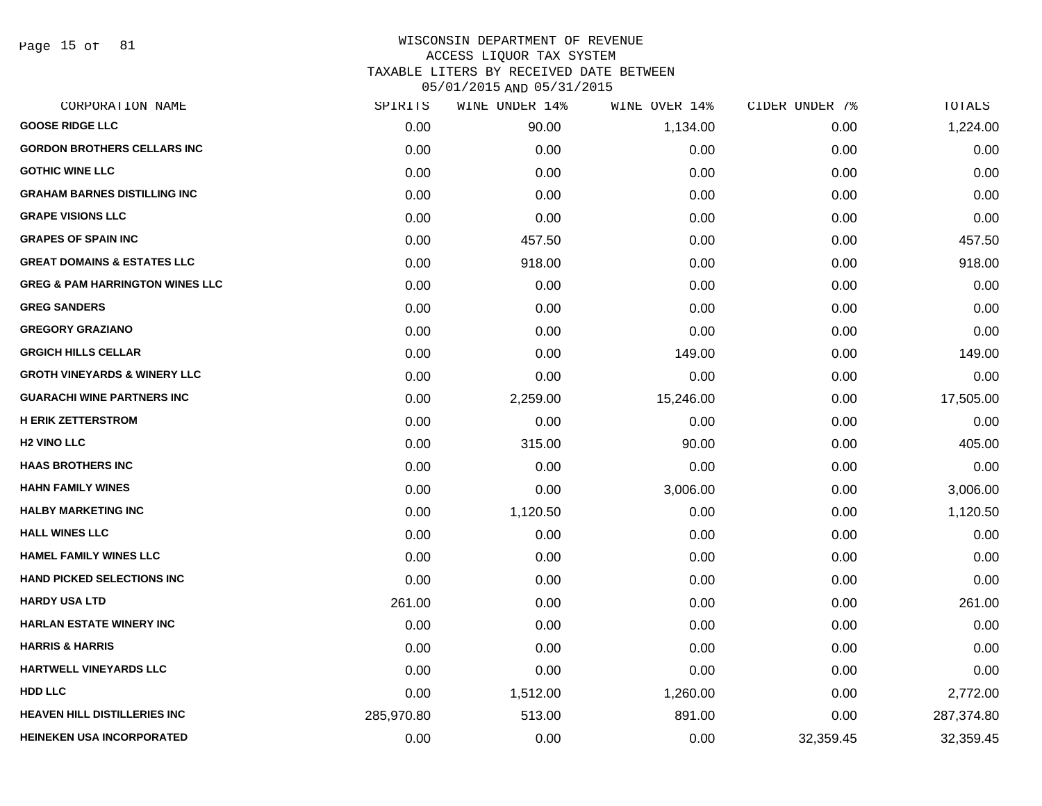WISCONSIN DEPARTMENT OF REVENUE
ACCESS LIQUOR TAX SYSTEM
TAXABLE LITERS BY RECEIVED DATE BETWEEN
05/01/2015 AND 05/31/2015

| CORPORATION NAME | SPIRITS | WINE UNDER 14% | WINE OVER 14% | CIDER UNDER 7% | TOTALS |
|---|---|---|---|---|---|
| GOOSE RIDGE LLC | 0.00 | 90.00 | 1,134.00 | 0.00 | 1,224.00 |
| GORDON BROTHERS CELLARS INC | 0.00 | 0.00 | 0.00 | 0.00 | 0.00 |
| GOTHIC WINE LLC | 0.00 | 0.00 | 0.00 | 0.00 | 0.00 |
| GRAHAM BARNES DISTILLING INC | 0.00 | 0.00 | 0.00 | 0.00 | 0.00 |
| GRAPE VISIONS LLC | 0.00 | 0.00 | 0.00 | 0.00 | 0.00 |
| GRAPES OF SPAIN INC | 0.00 | 457.50 | 0.00 | 0.00 | 457.50 |
| GREAT DOMAINS & ESTATES LLC | 0.00 | 918.00 | 0.00 | 0.00 | 918.00 |
| GREG & PAM HARRINGTON WINES LLC | 0.00 | 0.00 | 0.00 | 0.00 | 0.00 |
| GREG SANDERS | 0.00 | 0.00 | 0.00 | 0.00 | 0.00 |
| GREGORY GRAZIANO | 0.00 | 0.00 | 0.00 | 0.00 | 0.00 |
| GRGICH HILLS CELLAR | 0.00 | 0.00 | 149.00 | 0.00 | 149.00 |
| GROTH VINEYARDS & WINERY LLC | 0.00 | 0.00 | 0.00 | 0.00 | 0.00 |
| GUARACHI WINE PARTNERS INC | 0.00 | 2,259.00 | 15,246.00 | 0.00 | 17,505.00 |
| H ERIK ZETTERSTROM | 0.00 | 0.00 | 0.00 | 0.00 | 0.00 |
| H2 VINO LLC | 0.00 | 315.00 | 90.00 | 0.00 | 405.00 |
| HAAS BROTHERS INC | 0.00 | 0.00 | 0.00 | 0.00 | 0.00 |
| HAHN FAMILY WINES | 0.00 | 0.00 | 3,006.00 | 0.00 | 3,006.00 |
| HALBY MARKETING INC | 0.00 | 1,120.50 | 0.00 | 0.00 | 1,120.50 |
| HALL WINES LLC | 0.00 | 0.00 | 0.00 | 0.00 | 0.00 |
| HAMEL FAMILY WINES LLC | 0.00 | 0.00 | 0.00 | 0.00 | 0.00 |
| HAND PICKED SELECTIONS INC | 0.00 | 0.00 | 0.00 | 0.00 | 0.00 |
| HARDY USA LTD | 261.00 | 0.00 | 0.00 | 0.00 | 261.00 |
| HARLAN ESTATE WINERY INC | 0.00 | 0.00 | 0.00 | 0.00 | 0.00 |
| HARRIS & HARRIS | 0.00 | 0.00 | 0.00 | 0.00 | 0.00 |
| HARTWELL VINEYARDS LLC | 0.00 | 0.00 | 0.00 | 0.00 | 0.00 |
| HDD LLC | 0.00 | 1,512.00 | 1,260.00 | 0.00 | 2,772.00 |
| HEAVEN HILL DISTILLERIES INC | 285,970.80 | 513.00 | 891.00 | 0.00 | 287,374.80 |
| HEINEKEN USA INCORPORATED | 0.00 | 0.00 | 0.00 | 32,359.45 | 32,359.45 |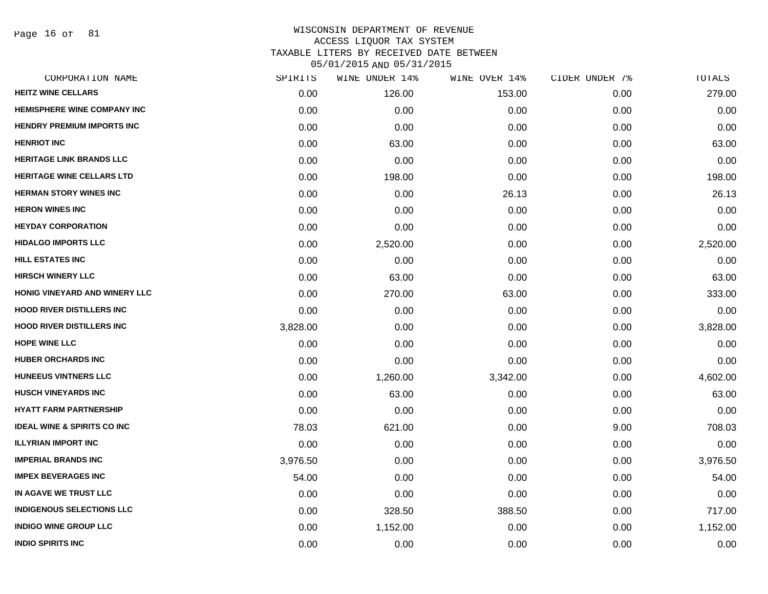# WISCONSIN DEPARTMENT OF REVENUE
## ACCESS LIQUOR TAX SYSTEM
## TAXABLE LITERS BY RECEIVED DATE BETWEEN 05/01/2015 AND 05/31/2015

| CORPORATION NAME | SPIRITS | WINE UNDER 14% | WINE OVER 14% | CIDER UNDER 7% | TOTALS |
|---|---|---|---|---|---|
| HEITZ WINE CELLARS | 0.00 | 126.00 | 153.00 | 0.00 | 279.00 |
| HEMISPHERE WINE COMPANY INC | 0.00 | 0.00 | 0.00 | 0.00 | 0.00 |
| HENDRY PREMIUM IMPORTS INC | 0.00 | 0.00 | 0.00 | 0.00 | 0.00 |
| HENRIOT INC | 0.00 | 63.00 | 0.00 | 0.00 | 63.00 |
| HERITAGE LINK BRANDS LLC | 0.00 | 0.00 | 0.00 | 0.00 | 0.00 |
| HERITAGE WINE CELLARS LTD | 0.00 | 198.00 | 0.00 | 0.00 | 198.00 |
| HERMAN STORY WINES INC | 0.00 | 0.00 | 26.13 | 0.00 | 26.13 |
| HERON WINES INC | 0.00 | 0.00 | 0.00 | 0.00 | 0.00 |
| HEYDAY CORPORATION | 0.00 | 0.00 | 0.00 | 0.00 | 0.00 |
| HIDALGO IMPORTS LLC | 0.00 | 2,520.00 | 0.00 | 0.00 | 2,520.00 |
| HILL ESTATES INC | 0.00 | 0.00 | 0.00 | 0.00 | 0.00 |
| HIRSCH WINERY LLC | 0.00 | 63.00 | 0.00 | 0.00 | 63.00 |
| HONIG VINEYARD AND WINERY LLC | 0.00 | 270.00 | 63.00 | 0.00 | 333.00 |
| HOOD RIVER DISTILLERS INC | 0.00 | 0.00 | 0.00 | 0.00 | 0.00 |
| HOOD RIVER DISTILLERS INC | 3,828.00 | 0.00 | 0.00 | 0.00 | 3,828.00 |
| HOPE WINE LLC | 0.00 | 0.00 | 0.00 | 0.00 | 0.00 |
| HUBER ORCHARDS INC | 0.00 | 0.00 | 0.00 | 0.00 | 0.00 |
| HUNEEUS VINTNERS LLC | 0.00 | 1,260.00 | 3,342.00 | 0.00 | 4,602.00 |
| HUSCH VINEYARDS INC | 0.00 | 63.00 | 0.00 | 0.00 | 63.00 |
| HYATT FARM PARTNERSHIP | 0.00 | 0.00 | 0.00 | 0.00 | 0.00 |
| IDEAL WINE & SPIRITS CO INC | 78.03 | 621.00 | 0.00 | 9.00 | 708.03 |
| ILLYRIAN IMPORT INC | 0.00 | 0.00 | 0.00 | 0.00 | 0.00 |
| IMPERIAL BRANDS INC | 3,976.50 | 0.00 | 0.00 | 0.00 | 3,976.50 |
| IMPEX BEVERAGES INC | 54.00 | 0.00 | 0.00 | 0.00 | 54.00 |
| IN AGAVE WE TRUST LLC | 0.00 | 0.00 | 0.00 | 0.00 | 0.00 |
| INDIGENOUS SELECTIONS LLC | 0.00 | 328.50 | 388.50 | 0.00 | 717.00 |
| INDIGO WINE GROUP LLC | 0.00 | 1,152.00 | 0.00 | 0.00 | 1,152.00 |
| INDIO SPIRITS INC | 0.00 | 0.00 | 0.00 | 0.00 | 0.00 |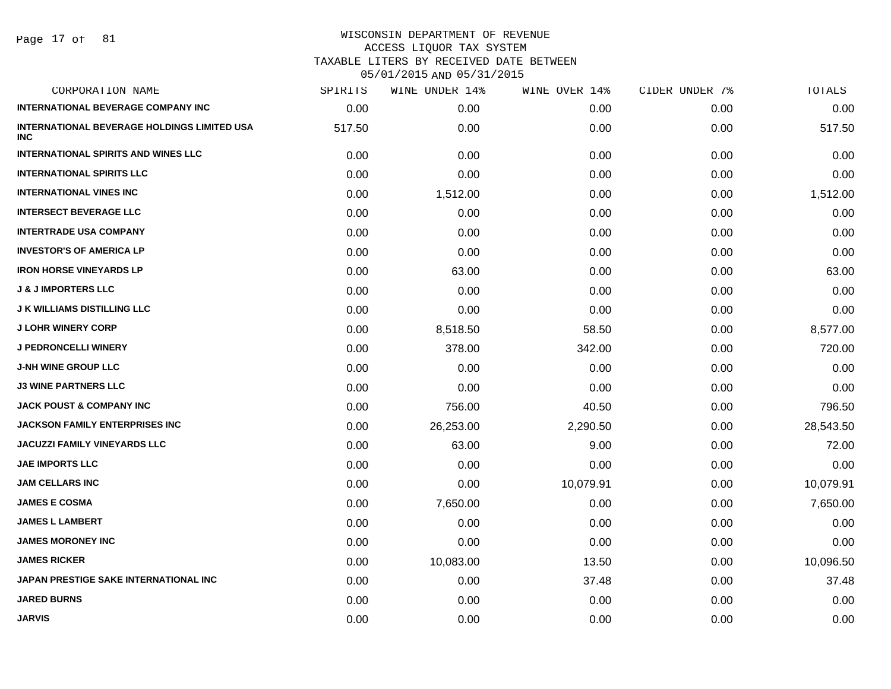WISCONSIN DEPARTMENT OF REVENUE
ACCESS LIQUOR TAX SYSTEM
TAXABLE LITERS BY RECEIVED DATE BETWEEN
05/01/2015 AND 05/31/2015

| CORPORATION NAME | SPIRITS | WINE UNDER 14% | WINE OVER 14% | CIDER UNDER 7% | TOTALS |
|---|---|---|---|---|---|
| INTERNATIONAL BEVERAGE COMPANY INC | 0.00 | 0.00 | 0.00 | 0.00 | 0.00 |
| INTERNATIONAL BEVERAGE HOLDINGS LIMITED USA INC | 517.50 | 0.00 | 0.00 | 0.00 | 517.50 |
| INTERNATIONAL SPIRITS AND WINES LLC | 0.00 | 0.00 | 0.00 | 0.00 | 0.00 |
| INTERNATIONAL SPIRITS LLC | 0.00 | 0.00 | 0.00 | 0.00 | 0.00 |
| INTERNATIONAL VINES INC | 0.00 | 1,512.00 | 0.00 | 0.00 | 1,512.00 |
| INTERSECT BEVERAGE LLC | 0.00 | 0.00 | 0.00 | 0.00 | 0.00 |
| INTERTRADE USA COMPANY | 0.00 | 0.00 | 0.00 | 0.00 | 0.00 |
| INVESTOR'S OF AMERICA LP | 0.00 | 0.00 | 0.00 | 0.00 | 0.00 |
| IRON HORSE VINEYARDS LP | 0.00 | 63.00 | 0.00 | 0.00 | 63.00 |
| J & J IMPORTERS LLC | 0.00 | 0.00 | 0.00 | 0.00 | 0.00 |
| J K WILLIAMS DISTILLING LLC | 0.00 | 0.00 | 0.00 | 0.00 | 0.00 |
| J LOHR WINERY CORP | 0.00 | 8,518.50 | 58.50 | 0.00 | 8,577.00 |
| J PEDRONCELLI WINERY | 0.00 | 378.00 | 342.00 | 0.00 | 720.00 |
| J-NH WINE GROUP LLC | 0.00 | 0.00 | 0.00 | 0.00 | 0.00 |
| J3 WINE PARTNERS LLC | 0.00 | 0.00 | 0.00 | 0.00 | 0.00 |
| JACK POUST & COMPANY INC | 0.00 | 756.00 | 40.50 | 0.00 | 796.50 |
| JACKSON FAMILY ENTERPRISES INC | 0.00 | 26,253.00 | 2,290.50 | 0.00 | 28,543.50 |
| JACUZZI FAMILY VINEYARDS LLC | 0.00 | 63.00 | 9.00 | 0.00 | 72.00 |
| JAE IMPORTS LLC | 0.00 | 0.00 | 0.00 | 0.00 | 0.00 |
| JAM CELLARS INC | 0.00 | 0.00 | 10,079.91 | 0.00 | 10,079.91 |
| JAMES E COSMA | 0.00 | 7,650.00 | 0.00 | 0.00 | 7,650.00 |
| JAMES L LAMBERT | 0.00 | 0.00 | 0.00 | 0.00 | 0.00 |
| JAMES MORONEY INC | 0.00 | 0.00 | 0.00 | 0.00 | 0.00 |
| JAMES RICKER | 0.00 | 10,083.00 | 13.50 | 0.00 | 10,096.50 |
| JAPAN PRESTIGE SAKE INTERNATIONAL INC | 0.00 | 0.00 | 37.48 | 0.00 | 37.48 |
| JARED BURNS | 0.00 | 0.00 | 0.00 | 0.00 | 0.00 |
| JARVIS | 0.00 | 0.00 | 0.00 | 0.00 | 0.00 |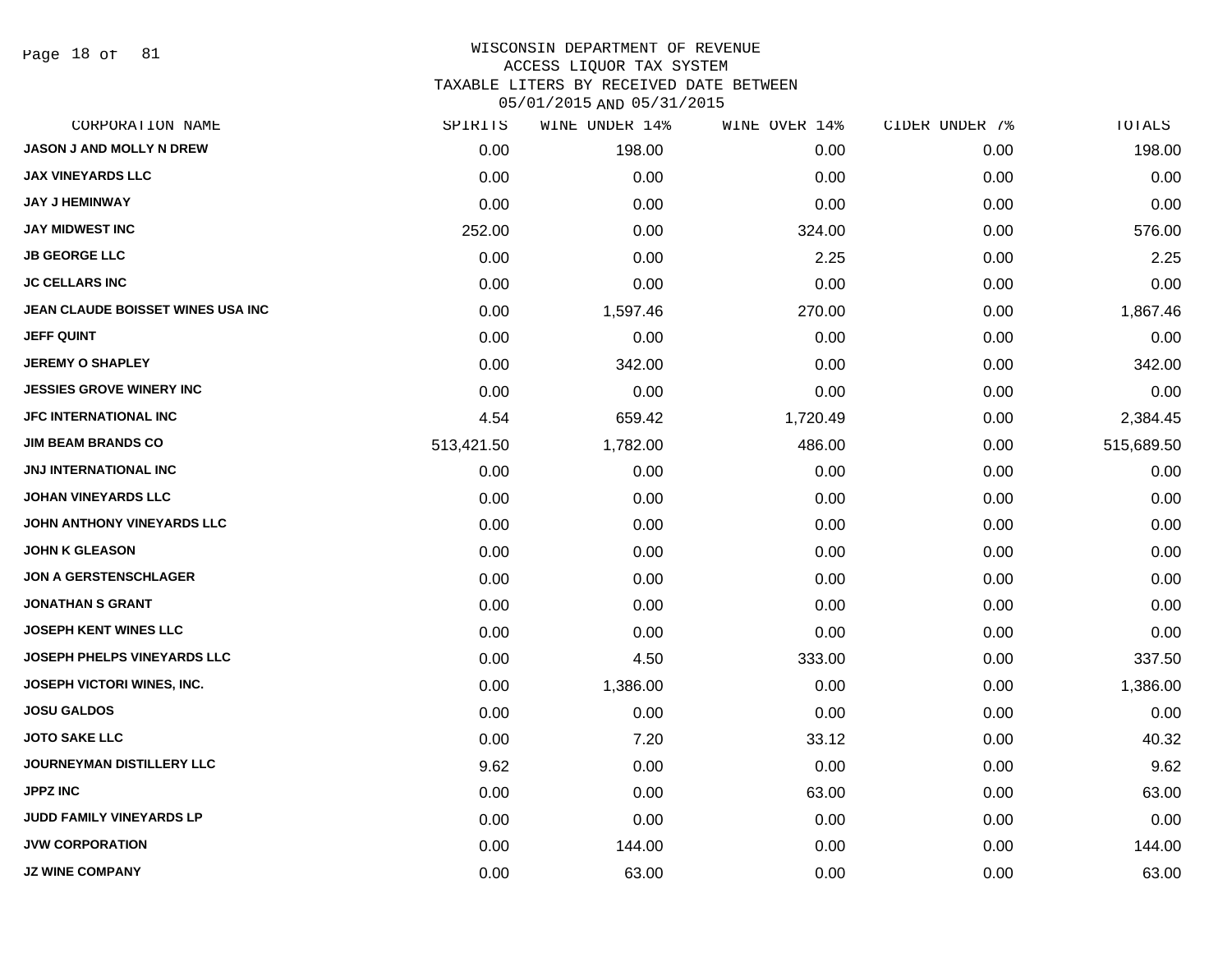# WISCONSIN DEPARTMENT OF REVENUE
## ACCESS LIQUOR TAX SYSTEM
## TAXABLE LITERS BY RECEIVED DATE BETWEEN 05/01/2015 AND 05/31/2015

| CORPORATION NAME | SPIRITS | WINE UNDER 14% | WINE OVER 14% | CIDER UNDER 7% | TOTALS |
|---|---|---|---|---|---|
| JASON J AND MOLLY N DREW | 0.00 | 198.00 | 0.00 | 0.00 | 198.00 |
| JAX VINEYARDS LLC | 0.00 | 0.00 | 0.00 | 0.00 | 0.00 |
| JAY J HEMINWAY | 0.00 | 0.00 | 0.00 | 0.00 | 0.00 |
| JAY MIDWEST INC | 252.00 | 0.00 | 324.00 | 0.00 | 576.00 |
| JB GEORGE LLC | 0.00 | 0.00 | 2.25 | 0.00 | 2.25 |
| JC CELLARS INC | 0.00 | 0.00 | 0.00 | 0.00 | 0.00 |
| JEAN CLAUDE BOISSET WINES USA INC | 0.00 | 1,597.46 | 270.00 | 0.00 | 1,867.46 |
| JEFF QUINT | 0.00 | 0.00 | 0.00 | 0.00 | 0.00 |
| JEREMY O SHAPLEY | 0.00 | 342.00 | 0.00 | 0.00 | 342.00 |
| JESSIES GROVE WINERY INC | 0.00 | 0.00 | 0.00 | 0.00 | 0.00 |
| JFC INTERNATIONAL INC | 4.54 | 659.42 | 1,720.49 | 0.00 | 2,384.45 |
| JIM BEAM BRANDS CO | 513,421.50 | 1,782.00 | 486.00 | 0.00 | 515,689.50 |
| JNJ INTERNATIONAL INC | 0.00 | 0.00 | 0.00 | 0.00 | 0.00 |
| JOHAN VINEYARDS LLC | 0.00 | 0.00 | 0.00 | 0.00 | 0.00 |
| JOHN ANTHONY VINEYARDS LLC | 0.00 | 0.00 | 0.00 | 0.00 | 0.00 |
| JOHN K GLEASON | 0.00 | 0.00 | 0.00 | 0.00 | 0.00 |
| JON A GERSTENSCHLAGER | 0.00 | 0.00 | 0.00 | 0.00 | 0.00 |
| JONATHAN S GRANT | 0.00 | 0.00 | 0.00 | 0.00 | 0.00 |
| JOSEPH KENT WINES LLC | 0.00 | 0.00 | 0.00 | 0.00 | 0.00 |
| JOSEPH PHELPS VINEYARDS LLC | 0.00 | 4.50 | 333.00 | 0.00 | 337.50 |
| JOSEPH VICTORI WINES, INC. | 0.00 | 1,386.00 | 0.00 | 0.00 | 1,386.00 |
| JOSU GALDOS | 0.00 | 0.00 | 0.00 | 0.00 | 0.00 |
| JOTO SAKE LLC | 0.00 | 7.20 | 33.12 | 0.00 | 40.32 |
| JOURNEYMAN DISTILLERY LLC | 9.62 | 0.00 | 0.00 | 0.00 | 9.62 |
| JPPZ INC | 0.00 | 0.00 | 63.00 | 0.00 | 63.00 |
| JUDD FAMILY VINEYARDS LP | 0.00 | 0.00 | 0.00 | 0.00 | 0.00 |
| JVW CORPORATION | 0.00 | 144.00 | 0.00 | 0.00 | 144.00 |
| JZ WINE COMPANY | 0.00 | 63.00 | 0.00 | 0.00 | 63.00 |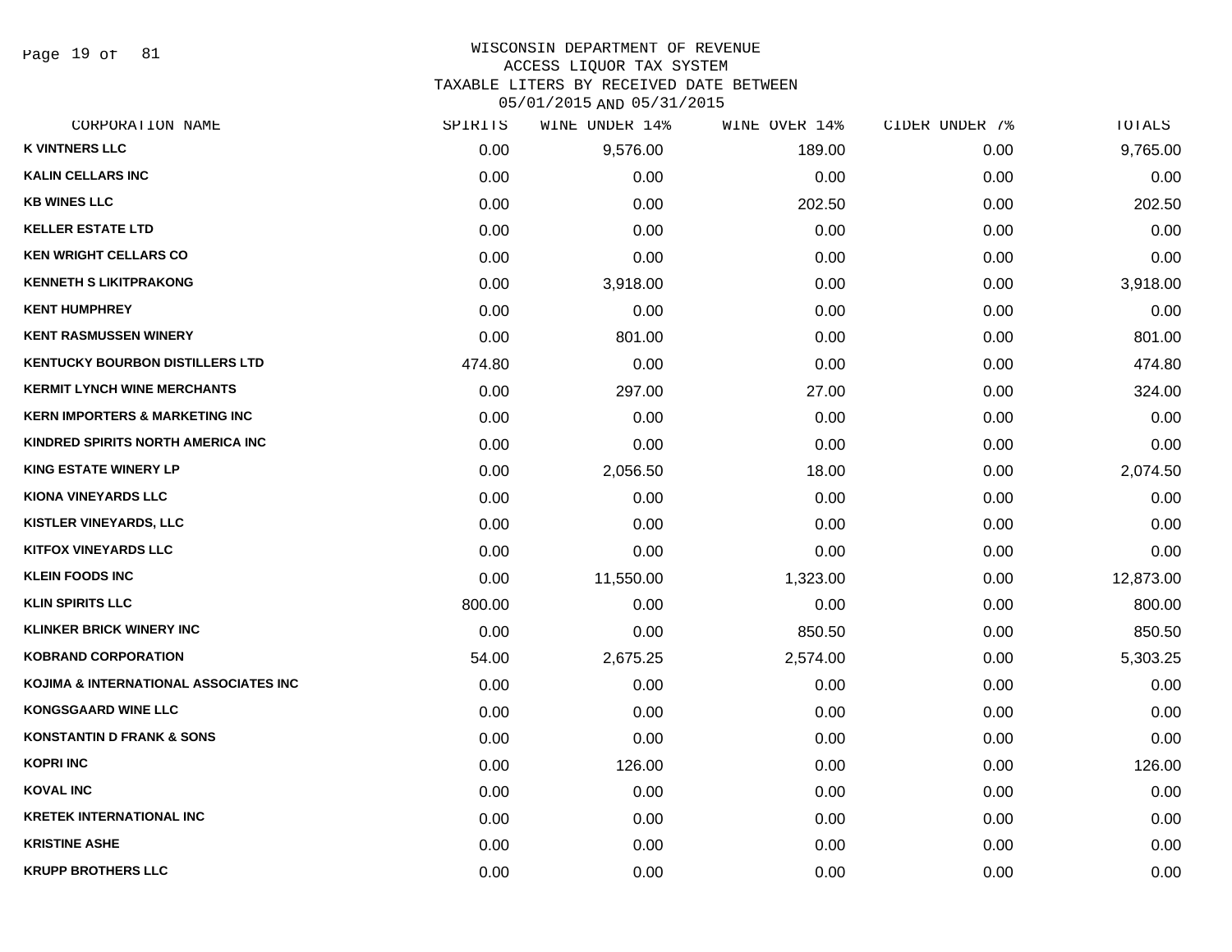WISCONSIN DEPARTMENT OF REVENUE
ACCESS LIQUOR TAX SYSTEM
TAXABLE LITERS BY RECEIVED DATE BETWEEN
05/01/2015 AND 05/31/2015

| CORPORATION NAME | SPIRITS | WINE UNDER 14% | WINE OVER 14% | CIDER UNDER 7% | TOTALS |
|---|---|---|---|---|---|
| K VINTNERS LLC | 0.00 | 9,576.00 | 189.00 | 0.00 | 9,765.00 |
| KALIN CELLARS INC | 0.00 | 0.00 | 0.00 | 0.00 | 0.00 |
| KB WINES LLC | 0.00 | 0.00 | 202.50 | 0.00 | 202.50 |
| KELLER ESTATE LTD | 0.00 | 0.00 | 0.00 | 0.00 | 0.00 |
| KEN WRIGHT CELLARS CO | 0.00 | 0.00 | 0.00 | 0.00 | 0.00 |
| KENNETH S LIKITPRAKONG | 0.00 | 3,918.00 | 0.00 | 0.00 | 3,918.00 |
| KENT HUMPHREY | 0.00 | 0.00 | 0.00 | 0.00 | 0.00 |
| KENT RASMUSSEN WINERY | 0.00 | 801.00 | 0.00 | 0.00 | 801.00 |
| KENTUCKY BOURBON DISTILLERS LTD | 474.80 | 0.00 | 0.00 | 0.00 | 474.80 |
| KERMIT LYNCH WINE MERCHANTS | 0.00 | 297.00 | 27.00 | 0.00 | 324.00 |
| KERN IMPORTERS & MARKETING INC | 0.00 | 0.00 | 0.00 | 0.00 | 0.00 |
| KINDRED SPIRITS NORTH AMERICA INC | 0.00 | 0.00 | 0.00 | 0.00 | 0.00 |
| KING ESTATE WINERY LP | 0.00 | 2,056.50 | 18.00 | 0.00 | 2,074.50 |
| KIONA VINEYARDS LLC | 0.00 | 0.00 | 0.00 | 0.00 | 0.00 |
| KISTLER VINEYARDS, LLC | 0.00 | 0.00 | 0.00 | 0.00 | 0.00 |
| KITFOX VINEYARDS LLC | 0.00 | 0.00 | 0.00 | 0.00 | 0.00 |
| KLEIN FOODS INC | 0.00 | 11,550.00 | 1,323.00 | 0.00 | 12,873.00 |
| KLIN SPIRITS LLC | 800.00 | 0.00 | 0.00 | 0.00 | 800.00 |
| KLINKER BRICK WINERY INC | 0.00 | 0.00 | 850.50 | 0.00 | 850.50 |
| KOBRAND CORPORATION | 54.00 | 2,675.25 | 2,574.00 | 0.00 | 5,303.25 |
| KOJIMA & INTERNATIONAL ASSOCIATES INC | 0.00 | 0.00 | 0.00 | 0.00 | 0.00 |
| KONGSGAARD WINE LLC | 0.00 | 0.00 | 0.00 | 0.00 | 0.00 |
| KONSTANTIN D FRANK & SONS | 0.00 | 0.00 | 0.00 | 0.00 | 0.00 |
| KOPRI INC | 0.00 | 126.00 | 0.00 | 0.00 | 126.00 |
| KOVAL INC | 0.00 | 0.00 | 0.00 | 0.00 | 0.00 |
| KRETEK INTERNATIONAL INC | 0.00 | 0.00 | 0.00 | 0.00 | 0.00 |
| KRISTINE ASHE | 0.00 | 0.00 | 0.00 | 0.00 | 0.00 |
| KRUPP BROTHERS LLC | 0.00 | 0.00 | 0.00 | 0.00 | 0.00 |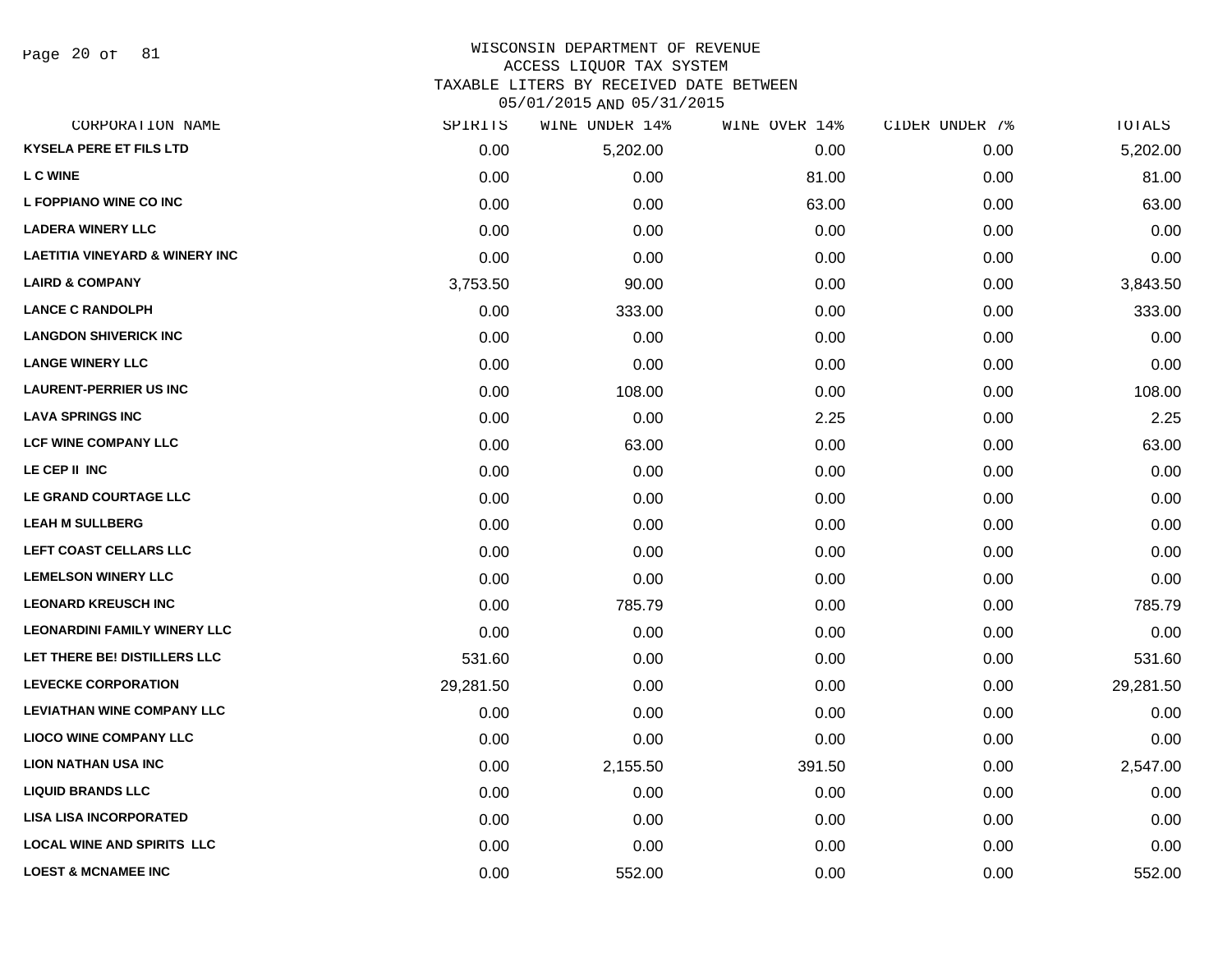WISCONSIN DEPARTMENT OF REVENUE
ACCESS LIQUOR TAX SYSTEM
TAXABLE LITERS BY RECEIVED DATE BETWEEN
05/01/2015 AND 05/31/2015

| CORPORATION NAME | SPIRITS | WINE UNDER 14% | WINE OVER 14% | CIDER UNDER 7% | TOTALS |
|---|---|---|---|---|---|
| KYSELA PERE ET FILS LTD | 0.00 | 5,202.00 | 0.00 | 0.00 | 5,202.00 |
| L C WINE | 0.00 | 0.00 | 81.00 | 0.00 | 81.00 |
| L FOPPIANO WINE CO INC | 0.00 | 0.00 | 63.00 | 0.00 | 63.00 |
| LADERA WINERY LLC | 0.00 | 0.00 | 0.00 | 0.00 | 0.00 |
| LAETITIA VINEYARD & WINERY INC | 0.00 | 0.00 | 0.00 | 0.00 | 0.00 |
| LAIRD & COMPANY | 3,753.50 | 90.00 | 0.00 | 0.00 | 3,843.50 |
| LANCE C RANDOLPH | 0.00 | 333.00 | 0.00 | 0.00 | 333.00 |
| LANGDON SHIVERICK INC | 0.00 | 0.00 | 0.00 | 0.00 | 0.00 |
| LANGE WINERY LLC | 0.00 | 0.00 | 0.00 | 0.00 | 0.00 |
| LAURENT-PERRIER US INC | 0.00 | 108.00 | 0.00 | 0.00 | 108.00 |
| LAVA SPRINGS INC | 0.00 | 0.00 | 2.25 | 0.00 | 2.25 |
| LCF WINE COMPANY LLC | 0.00 | 63.00 | 0.00 | 0.00 | 63.00 |
| LE CEP II INC | 0.00 | 0.00 | 0.00 | 0.00 | 0.00 |
| LE GRAND COURTAGE LLC | 0.00 | 0.00 | 0.00 | 0.00 | 0.00 |
| LEAH M SULLBERG | 0.00 | 0.00 | 0.00 | 0.00 | 0.00 |
| LEFT COAST CELLARS LLC | 0.00 | 0.00 | 0.00 | 0.00 | 0.00 |
| LEMELSON WINERY LLC | 0.00 | 0.00 | 0.00 | 0.00 | 0.00 |
| LEONARD KREUSCH INC | 0.00 | 785.79 | 0.00 | 0.00 | 785.79 |
| LEONARDINI FAMILY WINERY LLC | 0.00 | 0.00 | 0.00 | 0.00 | 0.00 |
| LET THERE BE! DISTILLERS LLC | 531.60 | 0.00 | 0.00 | 0.00 | 531.60 |
| LEVECKE CORPORATION | 29,281.50 | 0.00 | 0.00 | 0.00 | 29,281.50 |
| LEVIATHAN WINE COMPANY LLC | 0.00 | 0.00 | 0.00 | 0.00 | 0.00 |
| LIOCO WINE COMPANY LLC | 0.00 | 0.00 | 0.00 | 0.00 | 0.00 |
| LION NATHAN USA INC | 0.00 | 2,155.50 | 391.50 | 0.00 | 2,547.00 |
| LIQUID BRANDS LLC | 0.00 | 0.00 | 0.00 | 0.00 | 0.00 |
| LISA LISA INCORPORATED | 0.00 | 0.00 | 0.00 | 0.00 | 0.00 |
| LOCAL WINE AND SPIRITS LLC | 0.00 | 0.00 | 0.00 | 0.00 | 0.00 |
| LOEST & MCNAMEE INC | 0.00 | 552.00 | 0.00 | 0.00 | 552.00 |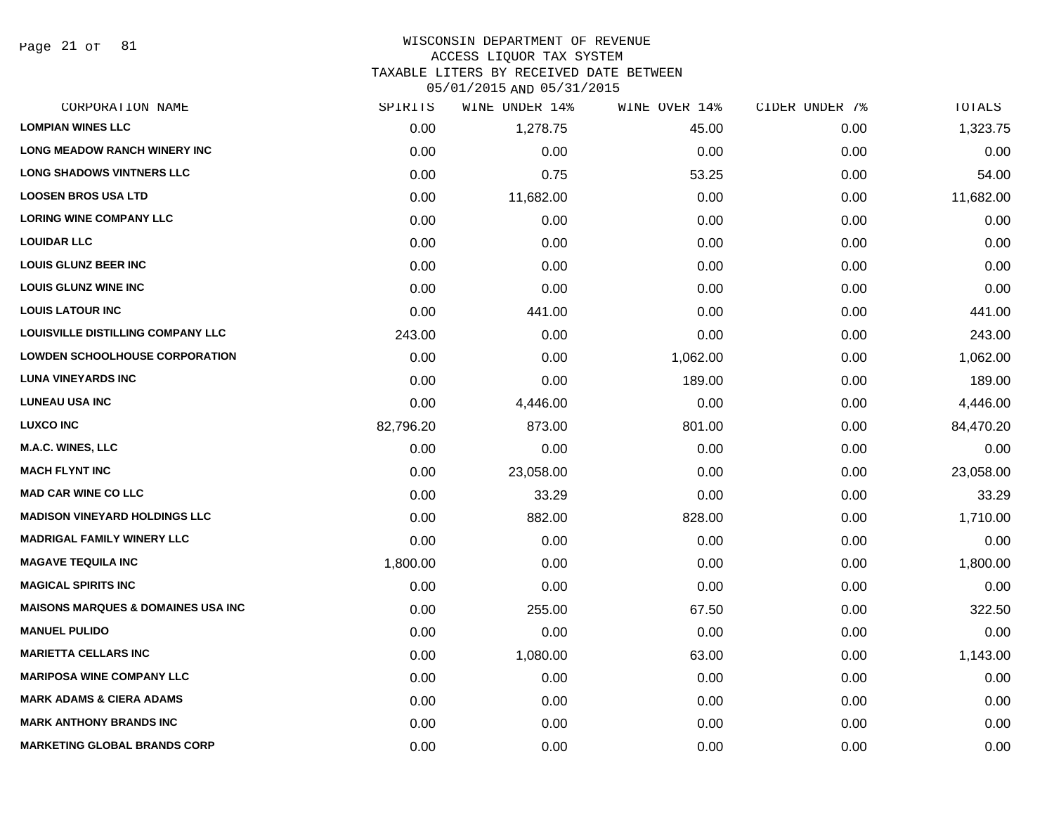WISCONSIN DEPARTMENT OF REVENUE
ACCESS LIQUOR TAX SYSTEM
TAXABLE LITERS BY RECEIVED DATE BETWEEN
05/01/2015 AND 05/31/2015

| CORPORATION NAME | SPIRITS | WINE UNDER 14% | WINE OVER 14% | CIDER UNDER 7% | TOTALS |
|---|---|---|---|---|---|
| LOMPIAN WINES LLC | 0.00 | 1,278.75 | 45.00 | 0.00 | 1,323.75 |
| LONG MEADOW RANCH WINERY INC | 0.00 | 0.00 | 0.00 | 0.00 | 0.00 |
| LONG SHADOWS VINTNERS LLC | 0.00 | 0.75 | 53.25 | 0.00 | 54.00 |
| LOOSEN BROS USA LTD | 0.00 | 11,682.00 | 0.00 | 0.00 | 11,682.00 |
| LORING WINE COMPANY LLC | 0.00 | 0.00 | 0.00 | 0.00 | 0.00 |
| LOUIDAR LLC | 0.00 | 0.00 | 0.00 | 0.00 | 0.00 |
| LOUIS GLUNZ BEER INC | 0.00 | 0.00 | 0.00 | 0.00 | 0.00 |
| LOUIS GLUNZ WINE INC | 0.00 | 0.00 | 0.00 | 0.00 | 0.00 |
| LOUIS LATOUR INC | 0.00 | 441.00 | 0.00 | 0.00 | 441.00 |
| LOUISVILLE DISTILLING COMPANY LLC | 243.00 | 0.00 | 0.00 | 0.00 | 243.00 |
| LOWDEN SCHOOLHOUSE CORPORATION | 0.00 | 0.00 | 1,062.00 | 0.00 | 1,062.00 |
| LUNA VINEYARDS INC | 0.00 | 0.00 | 189.00 | 0.00 | 189.00 |
| LUNEAU USA INC | 0.00 | 4,446.00 | 0.00 | 0.00 | 4,446.00 |
| LUXCO INC | 82,796.20 | 873.00 | 801.00 | 0.00 | 84,470.20 |
| M.A.C. WINES, LLC | 0.00 | 0.00 | 0.00 | 0.00 | 0.00 |
| MACH FLYNT INC | 0.00 | 23,058.00 | 0.00 | 0.00 | 23,058.00 |
| MAD CAR WINE CO LLC | 0.00 | 33.29 | 0.00 | 0.00 | 33.29 |
| MADISON VINEYARD HOLDINGS LLC | 0.00 | 882.00 | 828.00 | 0.00 | 1,710.00 |
| MADRIGAL FAMILY WINERY LLC | 0.00 | 0.00 | 0.00 | 0.00 | 0.00 |
| MAGAVE TEQUILA INC | 1,800.00 | 0.00 | 0.00 | 0.00 | 1,800.00 |
| MAGICAL SPIRITS INC | 0.00 | 0.00 | 0.00 | 0.00 | 0.00 |
| MAISONS MARQUES & DOMAINES USA INC | 0.00 | 255.00 | 67.50 | 0.00 | 322.50 |
| MANUEL PULIDO | 0.00 | 0.00 | 0.00 | 0.00 | 0.00 |
| MARIETTA CELLARS INC | 0.00 | 1,080.00 | 63.00 | 0.00 | 1,143.00 |
| MARIPOSA WINE COMPANY LLC | 0.00 | 0.00 | 0.00 | 0.00 | 0.00 |
| MARK ADAMS & CIERA ADAMS | 0.00 | 0.00 | 0.00 | 0.00 | 0.00 |
| MARK ANTHONY BRANDS INC | 0.00 | 0.00 | 0.00 | 0.00 | 0.00 |
| MARKETING GLOBAL BRANDS CORP | 0.00 | 0.00 | 0.00 | 0.00 | 0.00 |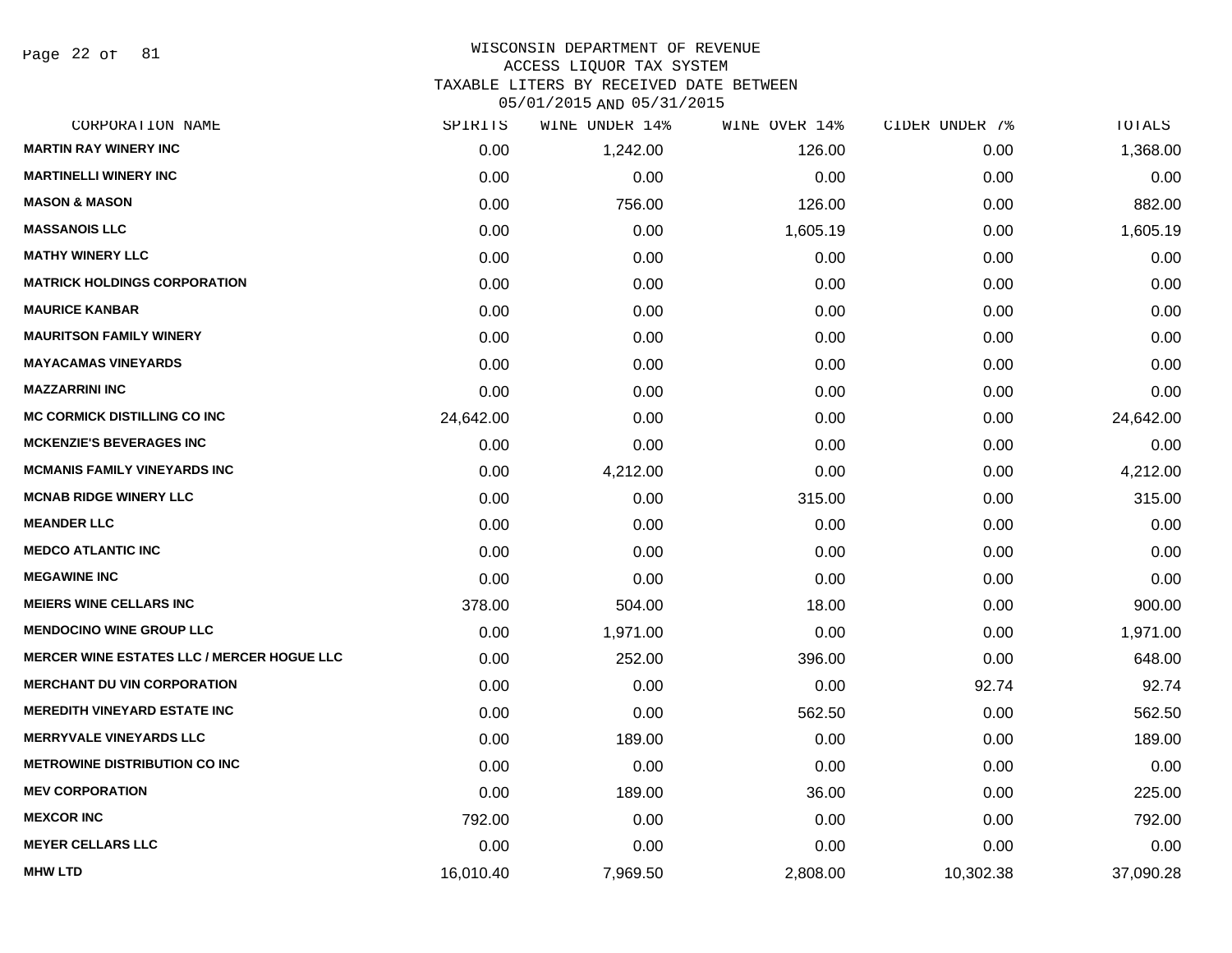# WISCONSIN DEPARTMENT OF REVENUE
## ACCESS LIQUOR TAX SYSTEM
## TAXABLE LITERS BY RECEIVED DATE BETWEEN 05/01/2015 AND 05/31/2015

| CORPORATION NAME | SPIRITS | WINE UNDER 14% | WINE OVER 14% | CIDER UNDER 7% | TOTALS |
|---|---|---|---|---|---|
| MARTIN RAY WINERY INC | 0.00 | 1,242.00 | 126.00 | 0.00 | 1,368.00 |
| MARTINELLI WINERY INC | 0.00 | 0.00 | 0.00 | 0.00 | 0.00 |
| MASON & MASON | 0.00 | 756.00 | 126.00 | 0.00 | 882.00 |
| MASSANOIS LLC | 0.00 | 0.00 | 1,605.19 | 0.00 | 1,605.19 |
| MATHY WINERY LLC | 0.00 | 0.00 | 0.00 | 0.00 | 0.00 |
| MATRICK HOLDINGS CORPORATION | 0.00 | 0.00 | 0.00 | 0.00 | 0.00 |
| MAURICE KANBAR | 0.00 | 0.00 | 0.00 | 0.00 | 0.00 |
| MAURITSON FAMILY WINERY | 0.00 | 0.00 | 0.00 | 0.00 | 0.00 |
| MAYACAMAS VINEYARDS | 0.00 | 0.00 | 0.00 | 0.00 | 0.00 |
| MAZZARRINI INC | 0.00 | 0.00 | 0.00 | 0.00 | 0.00 |
| MC CORMICK DISTILLING CO INC | 24,642.00 | 0.00 | 0.00 | 0.00 | 24,642.00 |
| MCKENZIE'S BEVERAGES INC | 0.00 | 0.00 | 0.00 | 0.00 | 0.00 |
| MCMANIS FAMILY VINEYARDS INC | 0.00 | 4,212.00 | 0.00 | 0.00 | 4,212.00 |
| MCNAB RIDGE WINERY LLC | 0.00 | 0.00 | 315.00 | 0.00 | 315.00 |
| MEANDER LLC | 0.00 | 0.00 | 0.00 | 0.00 | 0.00 |
| MEDCO ATLANTIC INC | 0.00 | 0.00 | 0.00 | 0.00 | 0.00 |
| MEGAWINE INC | 0.00 | 0.00 | 0.00 | 0.00 | 0.00 |
| MEIERS WINE CELLARS INC | 378.00 | 504.00 | 18.00 | 0.00 | 900.00 |
| MENDOCINO WINE GROUP LLC | 0.00 | 1,971.00 | 0.00 | 0.00 | 1,971.00 |
| MERCER WINE ESTATES LLC / MERCER HOGUE LLC | 0.00 | 252.00 | 396.00 | 0.00 | 648.00 |
| MERCHANT DU VIN CORPORATION | 0.00 | 0.00 | 0.00 | 92.74 | 92.74 |
| MEREDITH VINEYARD ESTATE INC | 0.00 | 0.00 | 562.50 | 0.00 | 562.50 |
| MERRYVALE VINEYARDS LLC | 0.00 | 189.00 | 0.00 | 0.00 | 189.00 |
| METROWINE DISTRIBUTION CO INC | 0.00 | 0.00 | 0.00 | 0.00 | 0.00 |
| MEV CORPORATION | 0.00 | 189.00 | 36.00 | 0.00 | 225.00 |
| MEXCOR INC | 792.00 | 0.00 | 0.00 | 0.00 | 792.00 |
| MEYER CELLARS LLC | 0.00 | 0.00 | 0.00 | 0.00 | 0.00 |
| MHW LTD | 16,010.40 | 7,969.50 | 2,808.00 | 10,302.38 | 37,090.28 |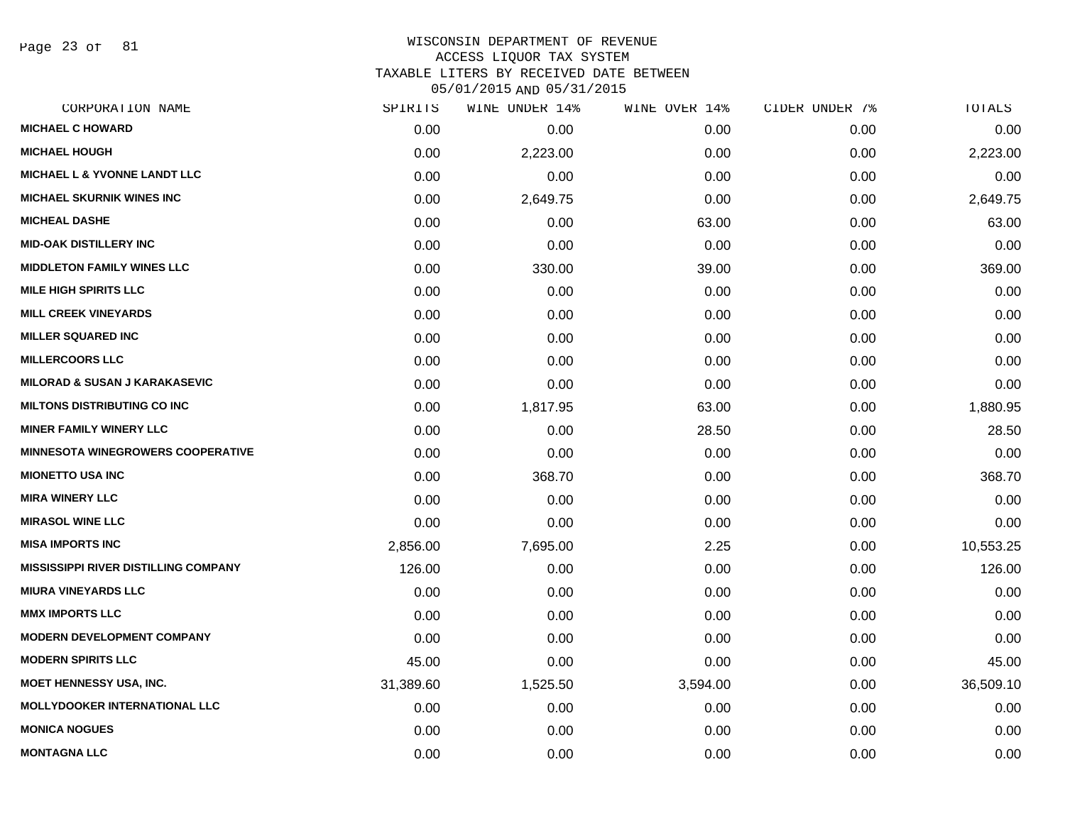WISCONSIN DEPARTMENT OF REVENUE
ACCESS LIQUOR TAX SYSTEM
TAXABLE LITERS BY RECEIVED DATE BETWEEN
05/01/2015 AND 05/31/2015

| CORPORATION NAME | SPIRITS | WINE UNDER 14% | WINE OVER 14% | CIDER UNDER 7% | TOTALS |
|---|---|---|---|---|---|
| MICHAEL C HOWARD | 0.00 | 0.00 | 0.00 | 0.00 | 0.00 |
| MICHAEL HOUGH | 0.00 | 2,223.00 | 0.00 | 0.00 | 2,223.00 |
| MICHAEL L & YVONNE LANDT LLC | 0.00 | 0.00 | 0.00 | 0.00 | 0.00 |
| MICHAEL SKURNIK WINES INC | 0.00 | 2,649.75 | 0.00 | 0.00 | 2,649.75 |
| MICHEAL DASHE | 0.00 | 0.00 | 63.00 | 0.00 | 63.00 |
| MID-OAK DISTILLERY INC | 0.00 | 0.00 | 0.00 | 0.00 | 0.00 |
| MIDDLETON FAMILY WINES LLC | 0.00 | 330.00 | 39.00 | 0.00 | 369.00 |
| MILE HIGH SPIRITS LLC | 0.00 | 0.00 | 0.00 | 0.00 | 0.00 |
| MILL CREEK VINEYARDS | 0.00 | 0.00 | 0.00 | 0.00 | 0.00 |
| MILLER SQUARED INC | 0.00 | 0.00 | 0.00 | 0.00 | 0.00 |
| MILLERCOORS LLC | 0.00 | 0.00 | 0.00 | 0.00 | 0.00 |
| MILORAD & SUSAN J KARAKASEVIC | 0.00 | 0.00 | 0.00 | 0.00 | 0.00 |
| MILTONS DISTRIBUTING CO INC | 0.00 | 1,817.95 | 63.00 | 0.00 | 1,880.95 |
| MINER FAMILY WINERY LLC | 0.00 | 0.00 | 28.50 | 0.00 | 28.50 |
| MINNESOTA WINEGROWERS COOPERATIVE | 0.00 | 0.00 | 0.00 | 0.00 | 0.00 |
| MIONETTO USA INC | 0.00 | 368.70 | 0.00 | 0.00 | 368.70 |
| MIRA WINERY LLC | 0.00 | 0.00 | 0.00 | 0.00 | 0.00 |
| MIRASOL WINE LLC | 0.00 | 0.00 | 0.00 | 0.00 | 0.00 |
| MISA IMPORTS INC | 2,856.00 | 7,695.00 | 2.25 | 0.00 | 10,553.25 |
| MISSISSIPPI RIVER DISTILLING COMPANY | 126.00 | 0.00 | 0.00 | 0.00 | 126.00 |
| MIURA VINEYARDS LLC | 0.00 | 0.00 | 0.00 | 0.00 | 0.00 |
| MMX IMPORTS LLC | 0.00 | 0.00 | 0.00 | 0.00 | 0.00 |
| MODERN DEVELOPMENT COMPANY | 0.00 | 0.00 | 0.00 | 0.00 | 0.00 |
| MODERN SPIRITS LLC | 45.00 | 0.00 | 0.00 | 0.00 | 45.00 |
| MOET HENNESSY USA, INC. | 31,389.60 | 1,525.50 | 3,594.00 | 0.00 | 36,509.10 |
| MOLLYDOOKER INTERNATIONAL LLC | 0.00 | 0.00 | 0.00 | 0.00 | 0.00 |
| MONICA NOGUES | 0.00 | 0.00 | 0.00 | 0.00 | 0.00 |
| MONTAGNA LLC | 0.00 | 0.00 | 0.00 | 0.00 | 0.00 |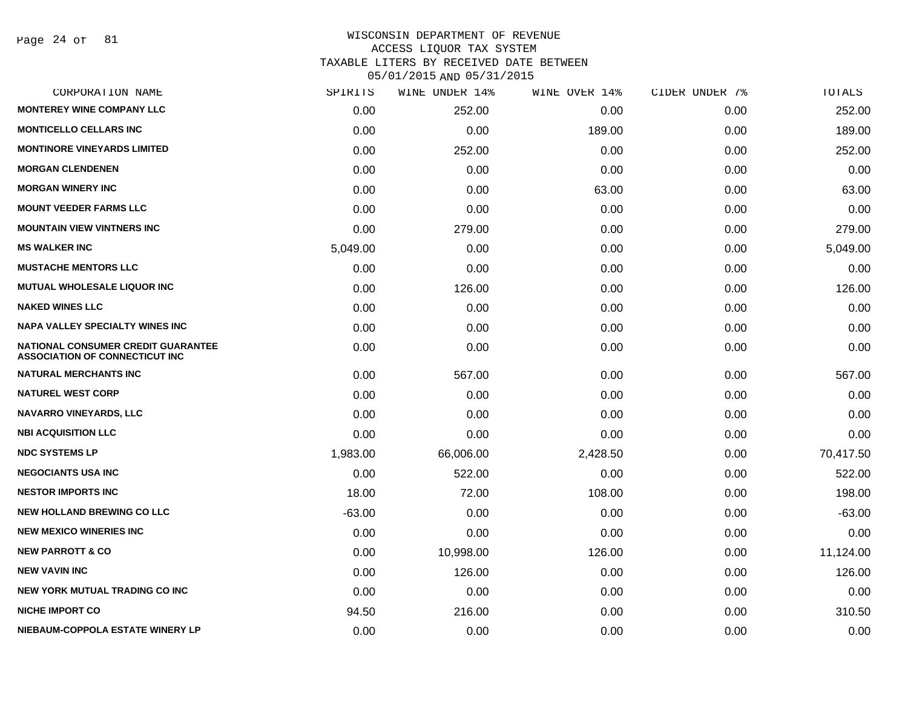WISCONSIN DEPARTMENT OF REVENUE
ACCESS LIQUOR TAX SYSTEM
TAXABLE LITERS BY RECEIVED DATE BETWEEN
05/01/2015 AND 05/31/2015

| CORPORATION NAME | SPIRITS | WINE UNDER 14% | WINE OVER 14% | CIDER UNDER 7% | TOTALS |
|---|---|---|---|---|---|
| MONTEREY WINE COMPANY LLC | 0.00 | 252.00 | 0.00 | 0.00 | 252.00 |
| MONTICELLO CELLARS INC | 0.00 | 0.00 | 189.00 | 0.00 | 189.00 |
| MONTINORE VINEYARDS LIMITED | 0.00 | 252.00 | 0.00 | 0.00 | 252.00 |
| MORGAN CLENDENEN | 0.00 | 0.00 | 0.00 | 0.00 | 0.00 |
| MORGAN WINERY INC | 0.00 | 0.00 | 63.00 | 0.00 | 63.00 |
| MOUNT VEEDER FARMS LLC | 0.00 | 0.00 | 0.00 | 0.00 | 0.00 |
| MOUNTAIN VIEW VINTNERS INC | 0.00 | 279.00 | 0.00 | 0.00 | 279.00 |
| MS WALKER INC | 5,049.00 | 0.00 | 0.00 | 0.00 | 5,049.00 |
| MUSTACHE MENTORS LLC | 0.00 | 0.00 | 0.00 | 0.00 | 0.00 |
| MUTUAL WHOLESALE LIQUOR INC | 0.00 | 126.00 | 0.00 | 0.00 | 126.00 |
| NAKED WINES LLC | 0.00 | 0.00 | 0.00 | 0.00 | 0.00 |
| NAPA VALLEY SPECIALTY WINES INC | 0.00 | 0.00 | 0.00 | 0.00 | 0.00 |
| NATIONAL CONSUMER CREDIT GUARANTEE ASSOCIATION OF CONNECTICUT INC | 0.00 | 0.00 | 0.00 | 0.00 | 0.00 |
| NATURAL MERCHANTS INC | 0.00 | 567.00 | 0.00 | 0.00 | 567.00 |
| NATUREL WEST CORP | 0.00 | 0.00 | 0.00 | 0.00 | 0.00 |
| NAVARRO VINEYARDS, LLC | 0.00 | 0.00 | 0.00 | 0.00 | 0.00 |
| NBI ACQUISITION LLC | 0.00 | 0.00 | 0.00 | 0.00 | 0.00 |
| NDC SYSTEMS LP | 1,983.00 | 66,006.00 | 2,428.50 | 0.00 | 70,417.50 |
| NEGOCIANTS USA INC | 0.00 | 522.00 | 0.00 | 0.00 | 522.00 |
| NESTOR IMPORTS INC | 18.00 | 72.00 | 108.00 | 0.00 | 198.00 |
| NEW HOLLAND BREWING CO LLC | -63.00 | 0.00 | 0.00 | 0.00 | -63.00 |
| NEW MEXICO WINERIES INC | 0.00 | 0.00 | 0.00 | 0.00 | 0.00 |
| NEW PARROTT & CO | 0.00 | 10,998.00 | 126.00 | 0.00 | 11,124.00 |
| NEW VAVIN INC | 0.00 | 126.00 | 0.00 | 0.00 | 126.00 |
| NEW YORK MUTUAL TRADING CO INC | 0.00 | 0.00 | 0.00 | 0.00 | 0.00 |
| NICHE IMPORT CO | 94.50 | 216.00 | 0.00 | 0.00 | 310.50 |
| NIEBAUM-COPPOLA ESTATE WINERY LP | 0.00 | 0.00 | 0.00 | 0.00 | 0.00 |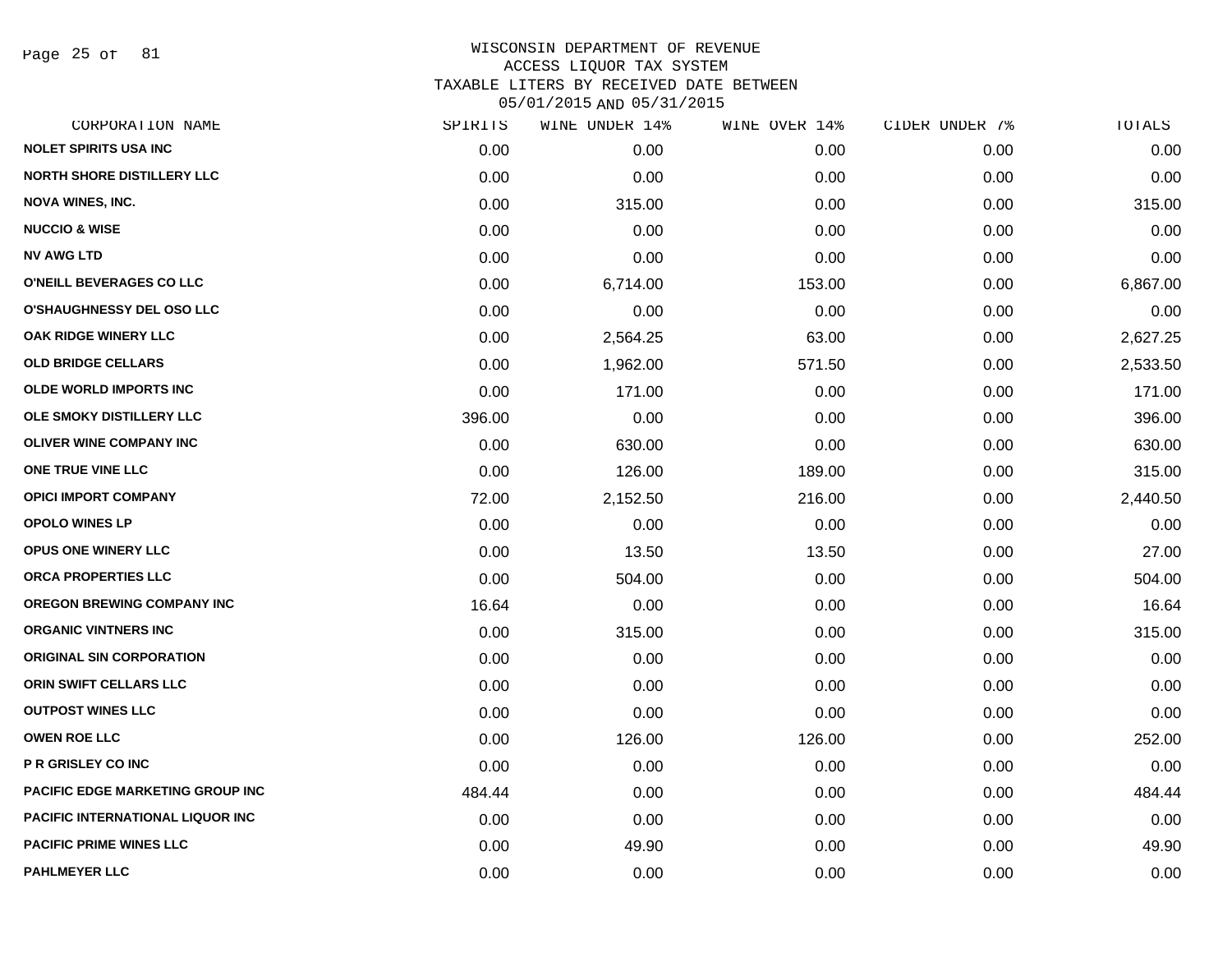# WISCONSIN DEPARTMENT OF REVENUE
## ACCESS LIQUOR TAX SYSTEM
## TAXABLE LITERS BY RECEIVED DATE BETWEEN 05/01/2015 AND 05/31/2015

| CORPORATION NAME | SPIRITS | WINE UNDER 14% | WINE OVER 14% | CIDER UNDER 7% | TOTALS |
|---|---|---|---|---|---|
| NOLET SPIRITS USA INC | 0.00 | 0.00 | 0.00 | 0.00 | 0.00 |
| NORTH SHORE DISTILLERY LLC | 0.00 | 0.00 | 0.00 | 0.00 | 0.00 |
| NOVA WINES, INC. | 0.00 | 315.00 | 0.00 | 0.00 | 315.00 |
| NUCCIO & WISE | 0.00 | 0.00 | 0.00 | 0.00 | 0.00 |
| NV AWG LTD | 0.00 | 0.00 | 0.00 | 0.00 | 0.00 |
| O'NEILL BEVERAGES CO LLC | 0.00 | 6,714.00 | 153.00 | 0.00 | 6,867.00 |
| O'SHAUGHNESSY DEL OSO LLC | 0.00 | 0.00 | 0.00 | 0.00 | 0.00 |
| OAK RIDGE WINERY LLC | 0.00 | 2,564.25 | 63.00 | 0.00 | 2,627.25 |
| OLD BRIDGE CELLARS | 0.00 | 1,962.00 | 571.50 | 0.00 | 2,533.50 |
| OLDE WORLD IMPORTS INC | 0.00 | 171.00 | 0.00 | 0.00 | 171.00 |
| OLE SMOKY DISTILLERY LLC | 396.00 | 0.00 | 0.00 | 0.00 | 396.00 |
| OLIVER WINE COMPANY INC | 0.00 | 630.00 | 0.00 | 0.00 | 630.00 |
| ONE TRUE VINE LLC | 0.00 | 126.00 | 189.00 | 0.00 | 315.00 |
| OPICI IMPORT COMPANY | 72.00 | 2,152.50 | 216.00 | 0.00 | 2,440.50 |
| OPOLO WINES LP | 0.00 | 0.00 | 0.00 | 0.00 | 0.00 |
| OPUS ONE WINERY LLC | 0.00 | 13.50 | 13.50 | 0.00 | 27.00 |
| ORCA PROPERTIES LLC | 0.00 | 504.00 | 0.00 | 0.00 | 504.00 |
| OREGON BREWING COMPANY INC | 16.64 | 0.00 | 0.00 | 0.00 | 16.64 |
| ORGANIC VINTNERS INC | 0.00 | 315.00 | 0.00 | 0.00 | 315.00 |
| ORIGINAL SIN CORPORATION | 0.00 | 0.00 | 0.00 | 0.00 | 0.00 |
| ORIN SWIFT CELLARS LLC | 0.00 | 0.00 | 0.00 | 0.00 | 0.00 |
| OUTPOST WINES LLC | 0.00 | 0.00 | 0.00 | 0.00 | 0.00 |
| OWEN ROE LLC | 0.00 | 126.00 | 126.00 | 0.00 | 252.00 |
| P R GRISLEY CO INC | 0.00 | 0.00 | 0.00 | 0.00 | 0.00 |
| PACIFIC EDGE MARKETING GROUP INC | 484.44 | 0.00 | 0.00 | 0.00 | 484.44 |
| PACIFIC INTERNATIONAL LIQUOR INC | 0.00 | 0.00 | 0.00 | 0.00 | 0.00 |
| PACIFIC PRIME WINES LLC | 0.00 | 49.90 | 0.00 | 0.00 | 49.90 |
| PAHLMEYER LLC | 0.00 | 0.00 | 0.00 | 0.00 | 0.00 |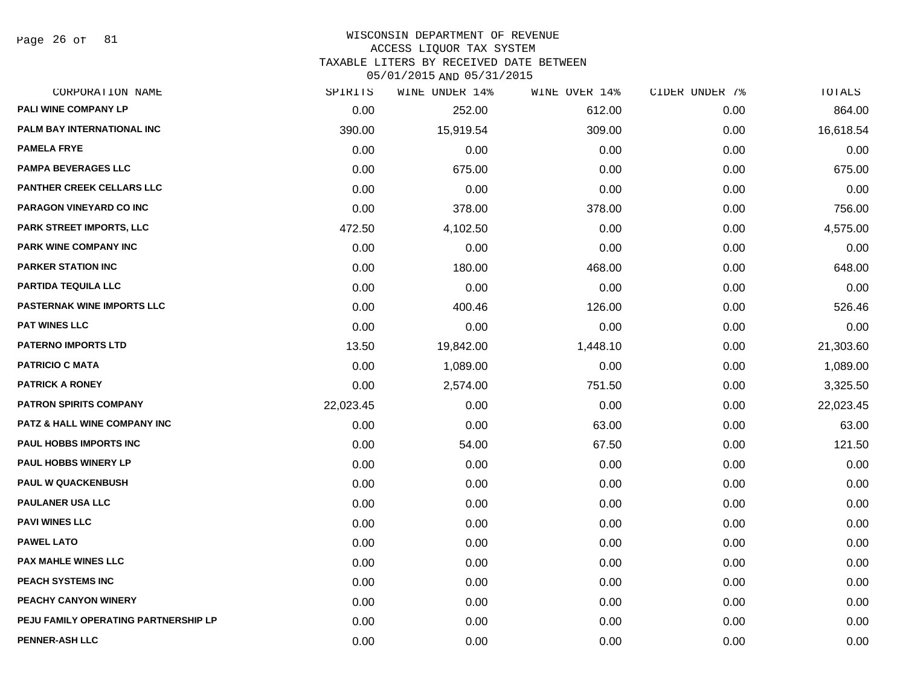WISCONSIN DEPARTMENT OF REVENUE
ACCESS LIQUOR TAX SYSTEM
TAXABLE LITERS BY RECEIVED DATE BETWEEN
05/01/2015 AND 05/31/2015

| CORPORATION NAME | SPIRITS | WINE UNDER 14% | WINE OVER 14% | CIDER UNDER 7% | TOTALS |
|---|---|---|---|---|---|
| PALI WINE COMPANY LP | 0.00 | 252.00 | 612.00 | 0.00 | 864.00 |
| PALM BAY INTERNATIONAL INC | 390.00 | 15,919.54 | 309.00 | 0.00 | 16,618.54 |
| PAMELA FRYE | 0.00 | 0.00 | 0.00 | 0.00 | 0.00 |
| PAMPA BEVERAGES LLC | 0.00 | 675.00 | 0.00 | 0.00 | 675.00 |
| PANTHER CREEK CELLARS LLC | 0.00 | 0.00 | 0.00 | 0.00 | 0.00 |
| PARAGON VINEYARD CO INC | 0.00 | 378.00 | 378.00 | 0.00 | 756.00 |
| PARK STREET IMPORTS, LLC | 472.50 | 4,102.50 | 0.00 | 0.00 | 4,575.00 |
| PARK WINE COMPANY INC | 0.00 | 0.00 | 0.00 | 0.00 | 0.00 |
| PARKER STATION INC | 0.00 | 180.00 | 468.00 | 0.00 | 648.00 |
| PARTIDA TEQUILA LLC | 0.00 | 0.00 | 0.00 | 0.00 | 0.00 |
| PASTERNAK WINE IMPORTS LLC | 0.00 | 400.46 | 126.00 | 0.00 | 526.46 |
| PAT WINES LLC | 0.00 | 0.00 | 0.00 | 0.00 | 0.00 |
| PATERNO IMPORTS LTD | 13.50 | 19,842.00 | 1,448.10 | 0.00 | 21,303.60 |
| PATRICIO C MATA | 0.00 | 1,089.00 | 0.00 | 0.00 | 1,089.00 |
| PATRICK A RONEY | 0.00 | 2,574.00 | 751.50 | 0.00 | 3,325.50 |
| PATRON SPIRITS COMPANY | 22,023.45 | 0.00 | 0.00 | 0.00 | 22,023.45 |
| PATZ & HALL WINE COMPANY INC | 0.00 | 0.00 | 63.00 | 0.00 | 63.00 |
| PAUL HOBBS IMPORTS INC | 0.00 | 54.00 | 67.50 | 0.00 | 121.50 |
| PAUL HOBBS WINERY LP | 0.00 | 0.00 | 0.00 | 0.00 | 0.00 |
| PAUL W QUACKENBUSH | 0.00 | 0.00 | 0.00 | 0.00 | 0.00 |
| PAULANER USA LLC | 0.00 | 0.00 | 0.00 | 0.00 | 0.00 |
| PAVI WINES LLC | 0.00 | 0.00 | 0.00 | 0.00 | 0.00 |
| PAWEL LATO | 0.00 | 0.00 | 0.00 | 0.00 | 0.00 |
| PAX MAHLE WINES LLC | 0.00 | 0.00 | 0.00 | 0.00 | 0.00 |
| PEACH SYSTEMS INC | 0.00 | 0.00 | 0.00 | 0.00 | 0.00 |
| PEACHY CANYON WINERY | 0.00 | 0.00 | 0.00 | 0.00 | 0.00 |
| PEJU FAMILY OPERATING PARTNERSHIP LP | 0.00 | 0.00 | 0.00 | 0.00 | 0.00 |
| PENNER-ASH LLC | 0.00 | 0.00 | 0.00 | 0.00 | 0.00 |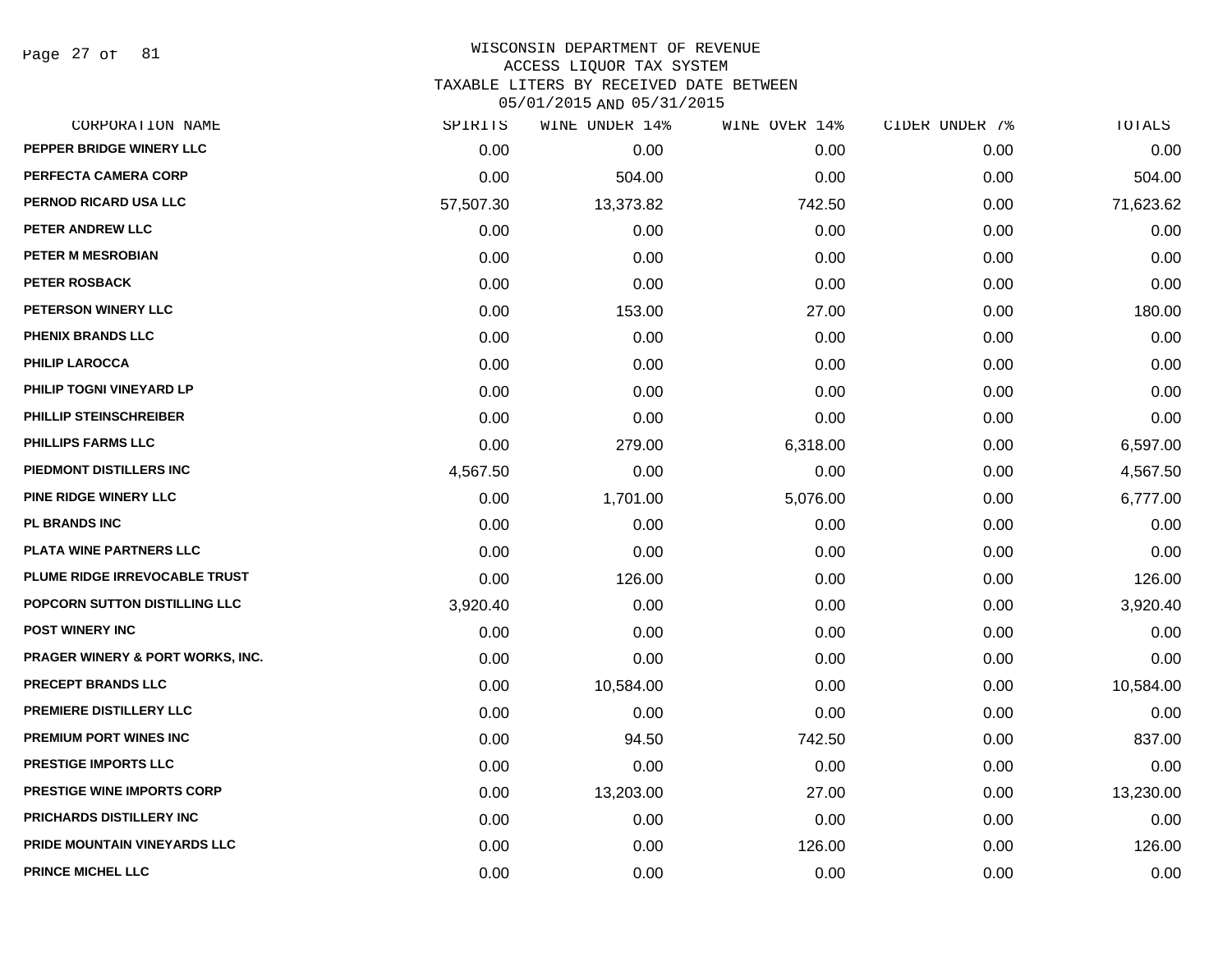WISCONSIN DEPARTMENT OF REVENUE
ACCESS LIQUOR TAX SYSTEM
TAXABLE LITERS BY RECEIVED DATE BETWEEN
05/01/2015 AND 05/31/2015

| CORPORATION NAME | SPIRITS | WINE UNDER 14% | WINE OVER 14% | CIDER UNDER 7% | TOTALS |
|---|---|---|---|---|---|
| PEPPER BRIDGE WINERY LLC | 0.00 | 0.00 | 0.00 | 0.00 | 0.00 |
| PERFECTA CAMERA CORP | 0.00 | 504.00 | 0.00 | 0.00 | 504.00 |
| PERNOD RICARD USA LLC | 57,507.30 | 13,373.82 | 742.50 | 0.00 | 71,623.62 |
| PETER ANDREW LLC | 0.00 | 0.00 | 0.00 | 0.00 | 0.00 |
| PETER M MESROBIAN | 0.00 | 0.00 | 0.00 | 0.00 | 0.00 |
| PETER ROSBACK | 0.00 | 0.00 | 0.00 | 0.00 | 0.00 |
| PETERSON WINERY LLC | 0.00 | 153.00 | 27.00 | 0.00 | 180.00 |
| PHENIX BRANDS LLC | 0.00 | 0.00 | 0.00 | 0.00 | 0.00 |
| PHILIP LAROCCA | 0.00 | 0.00 | 0.00 | 0.00 | 0.00 |
| PHILIP TOGNI VINEYARD LP | 0.00 | 0.00 | 0.00 | 0.00 | 0.00 |
| PHILLIP STEINSCHREIBER | 0.00 | 0.00 | 0.00 | 0.00 | 0.00 |
| PHILLIPS FARMS LLC | 0.00 | 279.00 | 6,318.00 | 0.00 | 6,597.00 |
| PIEDMONT DISTILLERS INC | 4,567.50 | 0.00 | 0.00 | 0.00 | 4,567.50 |
| PINE RIDGE WINERY LLC | 0.00 | 1,701.00 | 5,076.00 | 0.00 | 6,777.00 |
| PL BRANDS INC | 0.00 | 0.00 | 0.00 | 0.00 | 0.00 |
| PLATA WINE PARTNERS LLC | 0.00 | 0.00 | 0.00 | 0.00 | 0.00 |
| PLUME RIDGE IRREVOCABLE TRUST | 0.00 | 126.00 | 0.00 | 0.00 | 126.00 |
| POPCORN SUTTON DISTILLING LLC | 3,920.40 | 0.00 | 0.00 | 0.00 | 3,920.40 |
| POST WINERY INC | 0.00 | 0.00 | 0.00 | 0.00 | 0.00 |
| PRAGER WINERY & PORT WORKS, INC. | 0.00 | 0.00 | 0.00 | 0.00 | 0.00 |
| PRECEPT BRANDS LLC | 0.00 | 10,584.00 | 0.00 | 0.00 | 10,584.00 |
| PREMIERE DISTILLERY LLC | 0.00 | 0.00 | 0.00 | 0.00 | 0.00 |
| PREMIUM PORT WINES INC | 0.00 | 94.50 | 742.50 | 0.00 | 837.00 |
| PRESTIGE IMPORTS LLC | 0.00 | 0.00 | 0.00 | 0.00 | 0.00 |
| PRESTIGE WINE IMPORTS CORP | 0.00 | 13,203.00 | 27.00 | 0.00 | 13,230.00 |
| PRICHARDS DISTILLERY INC | 0.00 | 0.00 | 0.00 | 0.00 | 0.00 |
| PRIDE MOUNTAIN VINEYARDS LLC | 0.00 | 0.00 | 126.00 | 0.00 | 126.00 |
| PRINCE MICHEL LLC | 0.00 | 0.00 | 0.00 | 0.00 | 0.00 |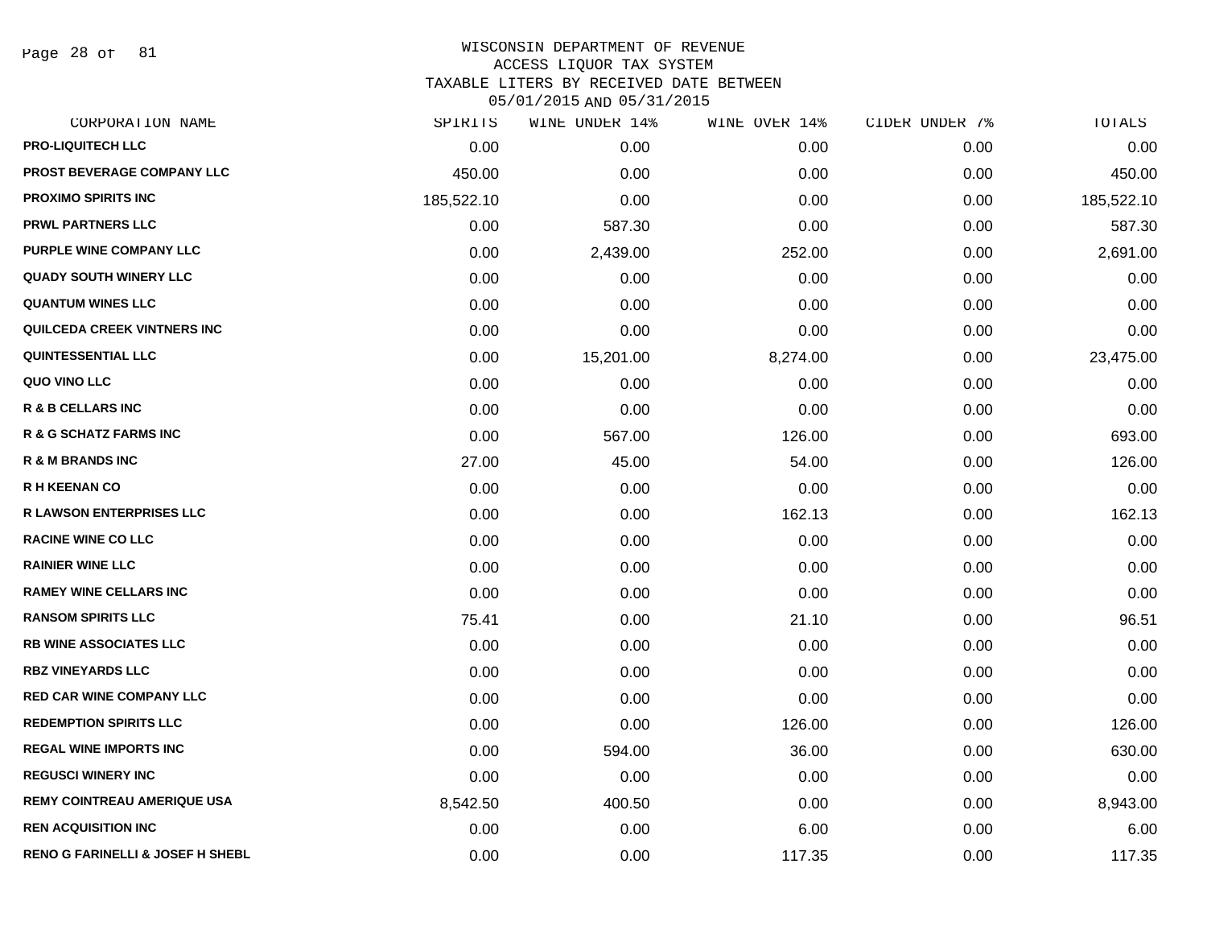# WISCONSIN DEPARTMENT OF REVENUE
## ACCESS LIQUOR TAX SYSTEM
## TAXABLE LITERS BY RECEIVED DATE BETWEEN 05/01/2015 AND 05/31/2015

| CORPORATION NAME | SPIRITS | WINE UNDER 14% | WINE OVER 14% | CIDER UNDER 7% | TOTALS |
|---|---|---|---|---|---|
| PRO-LIQUITECH LLC | 0.00 | 0.00 | 0.00 | 0.00 | 0.00 |
| PROST BEVERAGE COMPANY LLC | 450.00 | 0.00 | 0.00 | 0.00 | 450.00 |
| PROXIMO SPIRITS INC | 185,522.10 | 0.00 | 0.00 | 0.00 | 185,522.10 |
| PRWL PARTNERS LLC | 0.00 | 587.30 | 0.00 | 0.00 | 587.30 |
| PURPLE WINE COMPANY LLC | 0.00 | 2,439.00 | 252.00 | 0.00 | 2,691.00 |
| QUADY SOUTH WINERY LLC | 0.00 | 0.00 | 0.00 | 0.00 | 0.00 |
| QUANTUM WINES LLC | 0.00 | 0.00 | 0.00 | 0.00 | 0.00 |
| QUILCEDA CREEK VINTNERS INC | 0.00 | 0.00 | 0.00 | 0.00 | 0.00 |
| QUINTESSENTIAL LLC | 0.00 | 15,201.00 | 8,274.00 | 0.00 | 23,475.00 |
| QUO VINO LLC | 0.00 | 0.00 | 0.00 | 0.00 | 0.00 |
| R & B CELLARS INC | 0.00 | 0.00 | 0.00 | 0.00 | 0.00 |
| R & G SCHATZ FARMS INC | 0.00 | 567.00 | 126.00 | 0.00 | 693.00 |
| R & M BRANDS INC | 27.00 | 45.00 | 54.00 | 0.00 | 126.00 |
| R H KEENAN CO | 0.00 | 0.00 | 0.00 | 0.00 | 0.00 |
| R LAWSON ENTERPRISES LLC | 0.00 | 0.00 | 162.13 | 0.00 | 162.13 |
| RACINE WINE CO LLC | 0.00 | 0.00 | 0.00 | 0.00 | 0.00 |
| RAINIER WINE LLC | 0.00 | 0.00 | 0.00 | 0.00 | 0.00 |
| RAMEY WINE CELLARS INC | 0.00 | 0.00 | 0.00 | 0.00 | 0.00 |
| RANSOM SPIRITS LLC | 75.41 | 0.00 | 21.10 | 0.00 | 96.51 |
| RB WINE ASSOCIATES LLC | 0.00 | 0.00 | 0.00 | 0.00 | 0.00 |
| RBZ VINEYARDS LLC | 0.00 | 0.00 | 0.00 | 0.00 | 0.00 |
| RED CAR WINE COMPANY LLC | 0.00 | 0.00 | 0.00 | 0.00 | 0.00 |
| REDEMPTION SPIRITS LLC | 0.00 | 0.00 | 126.00 | 0.00 | 126.00 |
| REGAL WINE IMPORTS INC | 0.00 | 594.00 | 36.00 | 0.00 | 630.00 |
| REGUSCI WINERY INC | 0.00 | 0.00 | 0.00 | 0.00 | 0.00 |
| REMY COINTREAU AMERIQUE USA | 8,542.50 | 400.50 | 0.00 | 0.00 | 8,943.00 |
| REN ACQUISITION INC | 0.00 | 0.00 | 6.00 | 0.00 | 6.00 |
| RENO G FARINELLI & JOSEF H SHEBL | 0.00 | 0.00 | 117.35 | 0.00 | 117.35 |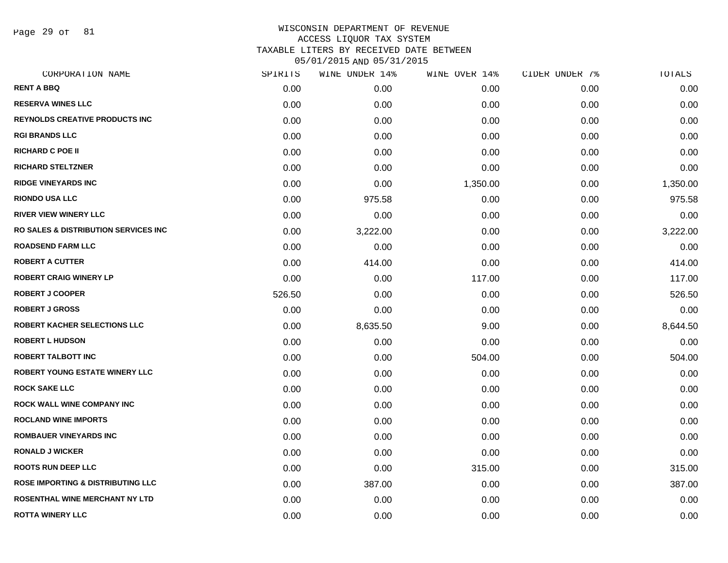# WISCONSIN DEPARTMENT OF REVENUE
## ACCESS LIQUOR TAX SYSTEM
### TAXABLE LITERS BY RECEIVED DATE BETWEEN 05/01/2015 AND 05/31/2015

| CORPORATION NAME | SPIRITS | WINE UNDER 14% | WINE OVER 14% | CIDER UNDER 7% | TOTALS |
|---|---|---|---|---|---|
| RENT A BBQ | 0.00 | 0.00 | 0.00 | 0.00 | 0.00 |
| RESERVA WINES LLC | 0.00 | 0.00 | 0.00 | 0.00 | 0.00 |
| REYNOLDS CREATIVE PRODUCTS INC | 0.00 | 0.00 | 0.00 | 0.00 | 0.00 |
| RGI BRANDS LLC | 0.00 | 0.00 | 0.00 | 0.00 | 0.00 |
| RICHARD C POE II | 0.00 | 0.00 | 0.00 | 0.00 | 0.00 |
| RICHARD STELTZNER | 0.00 | 0.00 | 0.00 | 0.00 | 0.00 |
| RIDGE VINEYARDS INC | 0.00 | 0.00 | 1,350.00 | 0.00 | 1,350.00 |
| RIONDO USA LLC | 0.00 | 975.58 | 0.00 | 0.00 | 975.58 |
| RIVER VIEW WINERY LLC | 0.00 | 0.00 | 0.00 | 0.00 | 0.00 |
| RO SALES & DISTRIBUTION SERVICES INC | 0.00 | 3,222.00 | 0.00 | 0.00 | 3,222.00 |
| ROADSEND FARM LLC | 0.00 | 0.00 | 0.00 | 0.00 | 0.00 |
| ROBERT A CUTTER | 0.00 | 414.00 | 0.00 | 0.00 | 414.00 |
| ROBERT CRAIG WINERY LP | 0.00 | 0.00 | 117.00 | 0.00 | 117.00 |
| ROBERT J COOPER | 526.50 | 0.00 | 0.00 | 0.00 | 526.50 |
| ROBERT J GROSS | 0.00 | 0.00 | 0.00 | 0.00 | 0.00 |
| ROBERT KACHER SELECTIONS LLC | 0.00 | 8,635.50 | 9.00 | 0.00 | 8,644.50 |
| ROBERT L HUDSON | 0.00 | 0.00 | 0.00 | 0.00 | 0.00 |
| ROBERT TALBOTT INC | 0.00 | 0.00 | 504.00 | 0.00 | 504.00 |
| ROBERT YOUNG ESTATE WINERY LLC | 0.00 | 0.00 | 0.00 | 0.00 | 0.00 |
| ROCK SAKE LLC | 0.00 | 0.00 | 0.00 | 0.00 | 0.00 |
| ROCK WALL WINE COMPANY INC | 0.00 | 0.00 | 0.00 | 0.00 | 0.00 |
| ROCLAND WINE IMPORTS | 0.00 | 0.00 | 0.00 | 0.00 | 0.00 |
| ROMBAUER VINEYARDS INC | 0.00 | 0.00 | 0.00 | 0.00 | 0.00 |
| RONALD J WICKER | 0.00 | 0.00 | 0.00 | 0.00 | 0.00 |
| ROOTS RUN DEEP LLC | 0.00 | 0.00 | 315.00 | 0.00 | 315.00 |
| ROSE IMPORTING & DISTRIBUTING LLC | 0.00 | 387.00 | 0.00 | 0.00 | 387.00 |
| ROSENTHAL WINE MERCHANT NY LTD | 0.00 | 0.00 | 0.00 | 0.00 | 0.00 |
| ROTTA WINERY LLC | 0.00 | 0.00 | 0.00 | 0.00 | 0.00 |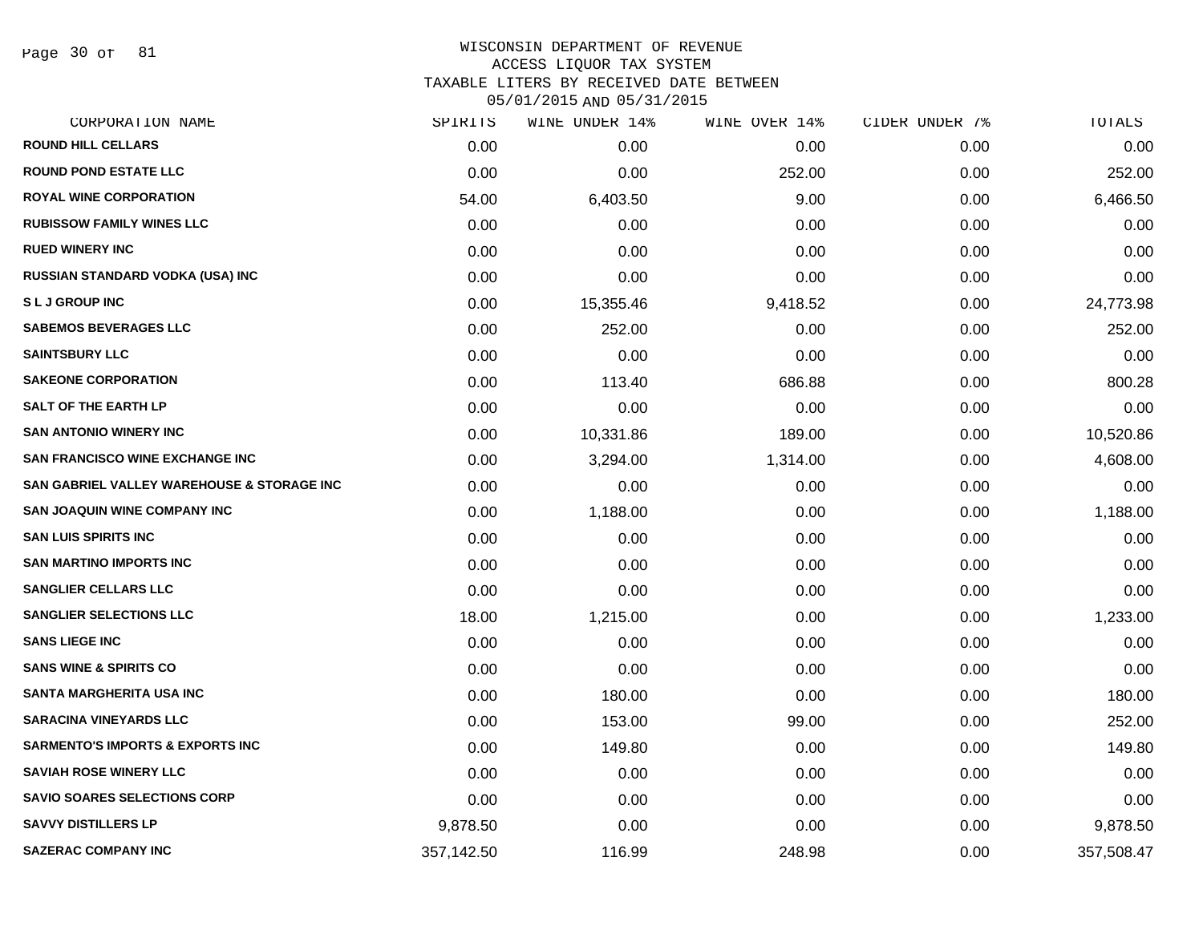WISCONSIN DEPARTMENT OF REVENUE
ACCESS LIQUOR TAX SYSTEM
TAXABLE LITERS BY RECEIVED DATE BETWEEN
05/01/2015 AND 05/31/2015

| CORPORATION NAME | SPIRITS | WINE UNDER 14% | WINE OVER 14% | CIDER UNDER 7% | TOTALS |
|---|---|---|---|---|---|
| ROUND HILL CELLARS | 0.00 | 0.00 | 0.00 | 0.00 | 0.00 |
| ROUND POND ESTATE LLC | 0.00 | 0.00 | 252.00 | 0.00 | 252.00 |
| ROYAL WINE CORPORATION | 54.00 | 6,403.50 | 9.00 | 0.00 | 6,466.50 |
| RUBISSOW FAMILY WINES LLC | 0.00 | 0.00 | 0.00 | 0.00 | 0.00 |
| RUED WINERY INC | 0.00 | 0.00 | 0.00 | 0.00 | 0.00 |
| RUSSIAN STANDARD VODKA (USA) INC | 0.00 | 0.00 | 0.00 | 0.00 | 0.00 |
| S L J GROUP INC | 0.00 | 15,355.46 | 9,418.52 | 0.00 | 24,773.98 |
| SABEMOS BEVERAGES LLC | 0.00 | 252.00 | 0.00 | 0.00 | 252.00 |
| SAINTSBURY LLC | 0.00 | 0.00 | 0.00 | 0.00 | 0.00 |
| SAKEONE CORPORATION | 0.00 | 113.40 | 686.88 | 0.00 | 800.28 |
| SALT OF THE EARTH LP | 0.00 | 0.00 | 0.00 | 0.00 | 0.00 |
| SAN ANTONIO WINERY INC | 0.00 | 10,331.86 | 189.00 | 0.00 | 10,520.86 |
| SAN FRANCISCO WINE EXCHANGE INC | 0.00 | 3,294.00 | 1,314.00 | 0.00 | 4,608.00 |
| SAN GABRIEL VALLEY WAREHOUSE & STORAGE INC | 0.00 | 0.00 | 0.00 | 0.00 | 0.00 |
| SAN JOAQUIN WINE COMPANY INC | 0.00 | 1,188.00 | 0.00 | 0.00 | 1,188.00 |
| SAN LUIS SPIRITS INC | 0.00 | 0.00 | 0.00 | 0.00 | 0.00 |
| SAN MARTINO IMPORTS INC | 0.00 | 0.00 | 0.00 | 0.00 | 0.00 |
| SANGLIER CELLARS LLC | 0.00 | 0.00 | 0.00 | 0.00 | 0.00 |
| SANGLIER SELECTIONS LLC | 18.00 | 1,215.00 | 0.00 | 0.00 | 1,233.00 |
| SANS LIEGE INC | 0.00 | 0.00 | 0.00 | 0.00 | 0.00 |
| SANS WINE & SPIRITS CO | 0.00 | 0.00 | 0.00 | 0.00 | 0.00 |
| SANTA MARGHERITA USA INC | 0.00 | 180.00 | 0.00 | 0.00 | 180.00 |
| SARACINA VINEYARDS LLC | 0.00 | 153.00 | 99.00 | 0.00 | 252.00 |
| SARMENTO'S IMPORTS & EXPORTS INC | 0.00 | 149.80 | 0.00 | 0.00 | 149.80 |
| SAVIAH ROSE WINERY LLC | 0.00 | 0.00 | 0.00 | 0.00 | 0.00 |
| SAVIO SOARES SELECTIONS CORP | 0.00 | 0.00 | 0.00 | 0.00 | 0.00 |
| SAVVY DISTILLERS LP | 9,878.50 | 0.00 | 0.00 | 0.00 | 9,878.50 |
| SAZERAC COMPANY INC | 357,142.50 | 116.99 | 248.98 | 0.00 | 357,508.47 |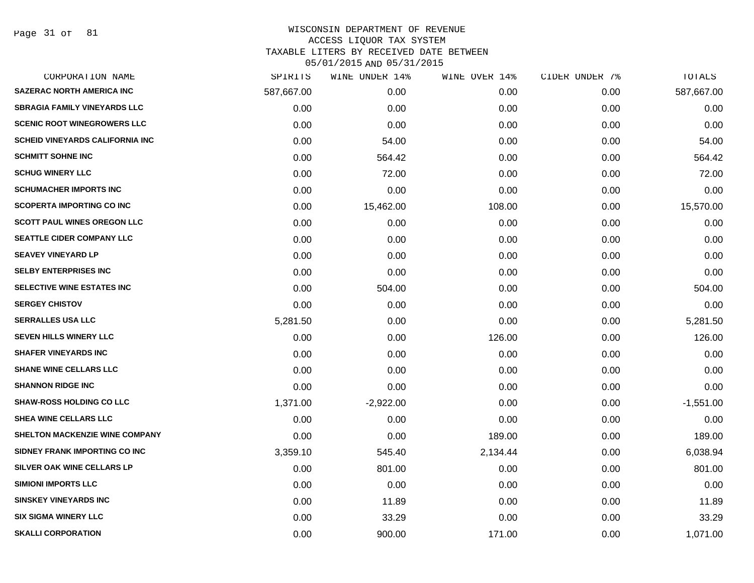WISCONSIN DEPARTMENT OF REVENUE
ACCESS LIQUOR TAX SYSTEM
TAXABLE LITERS BY RECEIVED DATE BETWEEN
05/01/2015 AND 05/31/2015

| CORPORATION NAME | SPIRITS | WINE UNDER 14% | WINE OVER 14% | CIDER UNDER 7% | TOTALS |
|---|---|---|---|---|---|
| SAZERAC NORTH AMERICA INC | 587,667.00 | 0.00 | 0.00 | 0.00 | 587,667.00 |
| SBRAGIA FAMILY VINEYARDS LLC | 0.00 | 0.00 | 0.00 | 0.00 | 0.00 |
| SCENIC ROOT WINEGROWERS LLC | 0.00 | 0.00 | 0.00 | 0.00 | 0.00 |
| SCHEID VINEYARDS CALIFORNIA INC | 0.00 | 54.00 | 0.00 | 0.00 | 54.00 |
| SCHMITT SOHNE INC | 0.00 | 564.42 | 0.00 | 0.00 | 564.42 |
| SCHUG WINERY LLC | 0.00 | 72.00 | 0.00 | 0.00 | 72.00 |
| SCHUMACHER IMPORTS INC | 0.00 | 0.00 | 0.00 | 0.00 | 0.00 |
| SCOPERTA IMPORTING CO INC | 0.00 | 15,462.00 | 108.00 | 0.00 | 15,570.00 |
| SCOTT PAUL WINES OREGON LLC | 0.00 | 0.00 | 0.00 | 0.00 | 0.00 |
| SEATTLE CIDER COMPANY LLC | 0.00 | 0.00 | 0.00 | 0.00 | 0.00 |
| SEAVEY VINEYARD LP | 0.00 | 0.00 | 0.00 | 0.00 | 0.00 |
| SELBY ENTERPRISES INC | 0.00 | 0.00 | 0.00 | 0.00 | 0.00 |
| SELECTIVE WINE ESTATES INC | 0.00 | 504.00 | 0.00 | 0.00 | 504.00 |
| SERGEY CHISTOV | 0.00 | 0.00 | 0.00 | 0.00 | 0.00 |
| SERRALLES USA LLC | 5,281.50 | 0.00 | 0.00 | 0.00 | 5,281.50 |
| SEVEN HILLS WINERY LLC | 0.00 | 0.00 | 126.00 | 0.00 | 126.00 |
| SHAFER VINEYARDS INC | 0.00 | 0.00 | 0.00 | 0.00 | 0.00 |
| SHANE WINE CELLARS LLC | 0.00 | 0.00 | 0.00 | 0.00 | 0.00 |
| SHANNON RIDGE INC | 0.00 | 0.00 | 0.00 | 0.00 | 0.00 |
| SHAW-ROSS HOLDING CO LLC | 1,371.00 | -2,922.00 | 0.00 | 0.00 | -1,551.00 |
| SHEA WINE CELLARS LLC | 0.00 | 0.00 | 0.00 | 0.00 | 0.00 |
| SHELTON MACKENZIE WINE COMPANY | 0.00 | 0.00 | 189.00 | 0.00 | 189.00 |
| SIDNEY FRANK IMPORTING CO INC | 3,359.10 | 545.40 | 2,134.44 | 0.00 | 6,038.94 |
| SILVER OAK WINE CELLARS LP | 0.00 | 801.00 | 0.00 | 0.00 | 801.00 |
| SIMIONI IMPORTS LLC | 0.00 | 0.00 | 0.00 | 0.00 | 0.00 |
| SINSKEY VINEYARDS INC | 0.00 | 11.89 | 0.00 | 0.00 | 11.89 |
| SIX SIGMA WINERY LLC | 0.00 | 33.29 | 0.00 | 0.00 | 33.29 |
| SKALLI CORPORATION | 0.00 | 900.00 | 171.00 | 0.00 | 1,071.00 |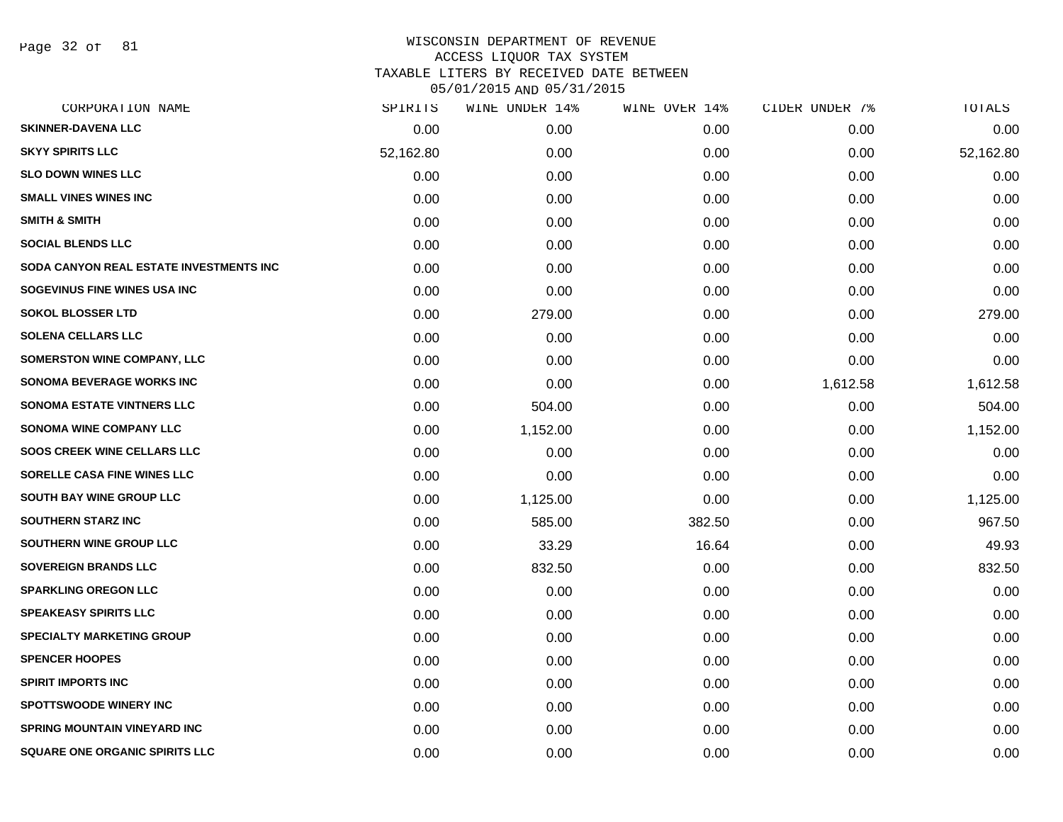WISCONSIN DEPARTMENT OF REVENUE
ACCESS LIQUOR TAX SYSTEM
TAXABLE LITERS BY RECEIVED DATE BETWEEN
05/01/2015 AND 05/31/2015

| CORPORATION NAME | SPIRITS | WINE UNDER 14% | WINE OVER 14% | CIDER UNDER 7% | TOTALS |
|---|---|---|---|---|---|
| SKINNER-DAVENA LLC | 0.00 | 0.00 | 0.00 | 0.00 | 0.00 |
| SKYY SPIRITS LLC | 52,162.80 | 0.00 | 0.00 | 0.00 | 52,162.80 |
| SLO DOWN WINES LLC | 0.00 | 0.00 | 0.00 | 0.00 | 0.00 |
| SMALL VINES WINES INC | 0.00 | 0.00 | 0.00 | 0.00 | 0.00 |
| SMITH & SMITH | 0.00 | 0.00 | 0.00 | 0.00 | 0.00 |
| SOCIAL BLENDS LLC | 0.00 | 0.00 | 0.00 | 0.00 | 0.00 |
| SODA CANYON REAL ESTATE INVESTMENTS INC | 0.00 | 0.00 | 0.00 | 0.00 | 0.00 |
| SOGEVINUS FINE WINES USA INC | 0.00 | 0.00 | 0.00 | 0.00 | 0.00 |
| SOKOL BLOSSER LTD | 0.00 | 279.00 | 0.00 | 0.00 | 279.00 |
| SOLENA CELLARS LLC | 0.00 | 0.00 | 0.00 | 0.00 | 0.00 |
| SOMERSTON WINE COMPANY, LLC | 0.00 | 0.00 | 0.00 | 0.00 | 0.00 |
| SONOMA BEVERAGE WORKS INC | 0.00 | 0.00 | 0.00 | 1,612.58 | 1,612.58 |
| SONOMA ESTATE VINTNERS LLC | 0.00 | 504.00 | 0.00 | 0.00 | 504.00 |
| SONOMA WINE COMPANY LLC | 0.00 | 1,152.00 | 0.00 | 0.00 | 1,152.00 |
| SOOS CREEK WINE CELLARS LLC | 0.00 | 0.00 | 0.00 | 0.00 | 0.00 |
| SORELLE CASA FINE WINES LLC | 0.00 | 0.00 | 0.00 | 0.00 | 0.00 |
| SOUTH BAY WINE GROUP LLC | 0.00 | 1,125.00 | 0.00 | 0.00 | 1,125.00 |
| SOUTHERN STARZ INC | 0.00 | 585.00 | 382.50 | 0.00 | 967.50 |
| SOUTHERN WINE GROUP LLC | 0.00 | 33.29 | 16.64 | 0.00 | 49.93 |
| SOVEREIGN BRANDS LLC | 0.00 | 832.50 | 0.00 | 0.00 | 832.50 |
| SPARKLING OREGON LLC | 0.00 | 0.00 | 0.00 | 0.00 | 0.00 |
| SPEAKEASY SPIRITS LLC | 0.00 | 0.00 | 0.00 | 0.00 | 0.00 |
| SPECIALTY MARKETING GROUP | 0.00 | 0.00 | 0.00 | 0.00 | 0.00 |
| SPENCER HOOPES | 0.00 | 0.00 | 0.00 | 0.00 | 0.00 |
| SPIRIT IMPORTS INC | 0.00 | 0.00 | 0.00 | 0.00 | 0.00 |
| SPOTTSWOODE WINERY INC | 0.00 | 0.00 | 0.00 | 0.00 | 0.00 |
| SPRING MOUNTAIN VINEYARD INC | 0.00 | 0.00 | 0.00 | 0.00 | 0.00 |
| SQUARE ONE ORGANIC SPIRITS LLC | 0.00 | 0.00 | 0.00 | 0.00 | 0.00 |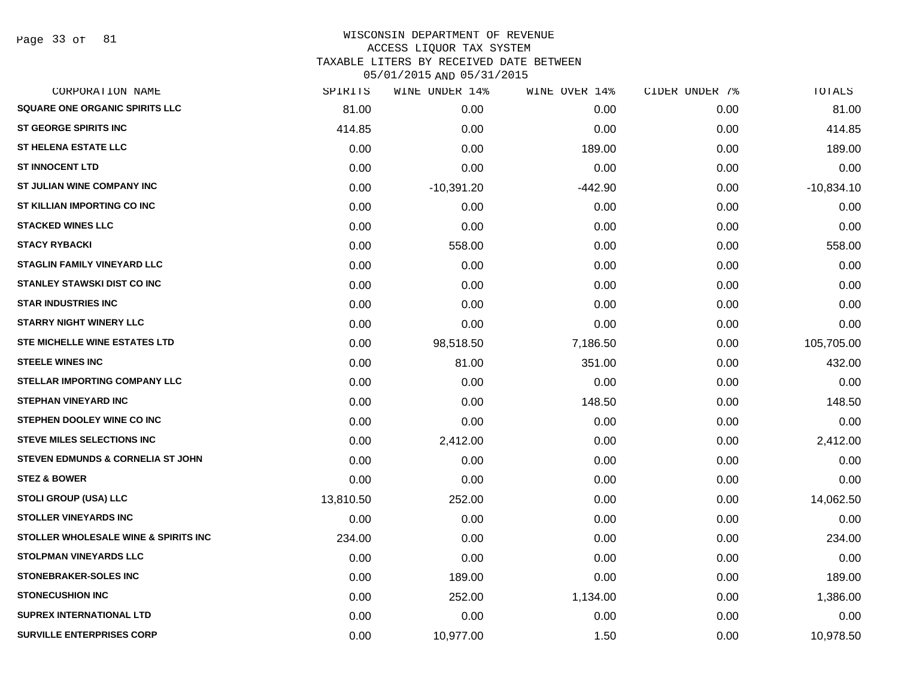WISCONSIN DEPARTMENT OF REVENUE
ACCESS LIQUOR TAX SYSTEM
TAXABLE LITERS BY RECEIVED DATE BETWEEN
05/01/2015 AND 05/31/2015

| CORPORATION NAME | SPIRITS | WINE UNDER 14% | WINE OVER 14% | CIDER UNDER 7% | TOTALS |
|---|---|---|---|---|---|
| SQUARE ONE ORGANIC SPIRITS LLC | 81.00 | 0.00 | 0.00 | 0.00 | 81.00 |
| ST GEORGE SPIRITS INC | 414.85 | 0.00 | 0.00 | 0.00 | 414.85 |
| ST HELENA ESTATE LLC | 0.00 | 0.00 | 189.00 | 0.00 | 189.00 |
| ST INNOCENT LTD | 0.00 | 0.00 | 0.00 | 0.00 | 0.00 |
| ST JULIAN WINE COMPANY INC | 0.00 | -10,391.20 | -442.90 | 0.00 | -10,834.10 |
| ST KILLIAN IMPORTING CO INC | 0.00 | 0.00 | 0.00 | 0.00 | 0.00 |
| STACKED WINES LLC | 0.00 | 0.00 | 0.00 | 0.00 | 0.00 |
| STACY RYBACKI | 0.00 | 558.00 | 0.00 | 0.00 | 558.00 |
| STAGLIN FAMILY VINEYARD LLC | 0.00 | 0.00 | 0.00 | 0.00 | 0.00 |
| STANLEY STAWSKI DIST CO INC | 0.00 | 0.00 | 0.00 | 0.00 | 0.00 |
| STAR INDUSTRIES INC | 0.00 | 0.00 | 0.00 | 0.00 | 0.00 |
| STARRY NIGHT WINERY LLC | 0.00 | 0.00 | 0.00 | 0.00 | 0.00 |
| STE MICHELLE WINE ESTATES LTD | 0.00 | 98,518.50 | 7,186.50 | 0.00 | 105,705.00 |
| STEELE WINES INC | 0.00 | 81.00 | 351.00 | 0.00 | 432.00 |
| STELLAR IMPORTING COMPANY LLC | 0.00 | 0.00 | 0.00 | 0.00 | 0.00 |
| STEPHAN VINEYARD INC | 0.00 | 0.00 | 148.50 | 0.00 | 148.50 |
| STEPHEN DOOLEY WINE CO INC | 0.00 | 0.00 | 0.00 | 0.00 | 0.00 |
| STEVE MILES SELECTIONS INC | 0.00 | 2,412.00 | 0.00 | 0.00 | 2,412.00 |
| STEVEN EDMUNDS & CORNELIA ST JOHN | 0.00 | 0.00 | 0.00 | 0.00 | 0.00 |
| STEZ & BOWER | 0.00 | 0.00 | 0.00 | 0.00 | 0.00 |
| STOLI GROUP (USA) LLC | 13,810.50 | 252.00 | 0.00 | 0.00 | 14,062.50 |
| STOLLER VINEYARDS INC | 0.00 | 0.00 | 0.00 | 0.00 | 0.00 |
| STOLLER WHOLESALE WINE & SPIRITS INC | 234.00 | 0.00 | 0.00 | 0.00 | 234.00 |
| STOLPMAN VINEYARDS LLC | 0.00 | 0.00 | 0.00 | 0.00 | 0.00 |
| STONEBRAKER-SOLES INC | 0.00 | 189.00 | 0.00 | 0.00 | 189.00 |
| STONECUSHION INC | 0.00 | 252.00 | 1,134.00 | 0.00 | 1,386.00 |
| SUPREX INTERNATIONAL LTD | 0.00 | 0.00 | 0.00 | 0.00 | 0.00 |
| SURVILLE ENTERPRISES CORP | 0.00 | 10,977.00 | 1.50 | 0.00 | 10,978.50 |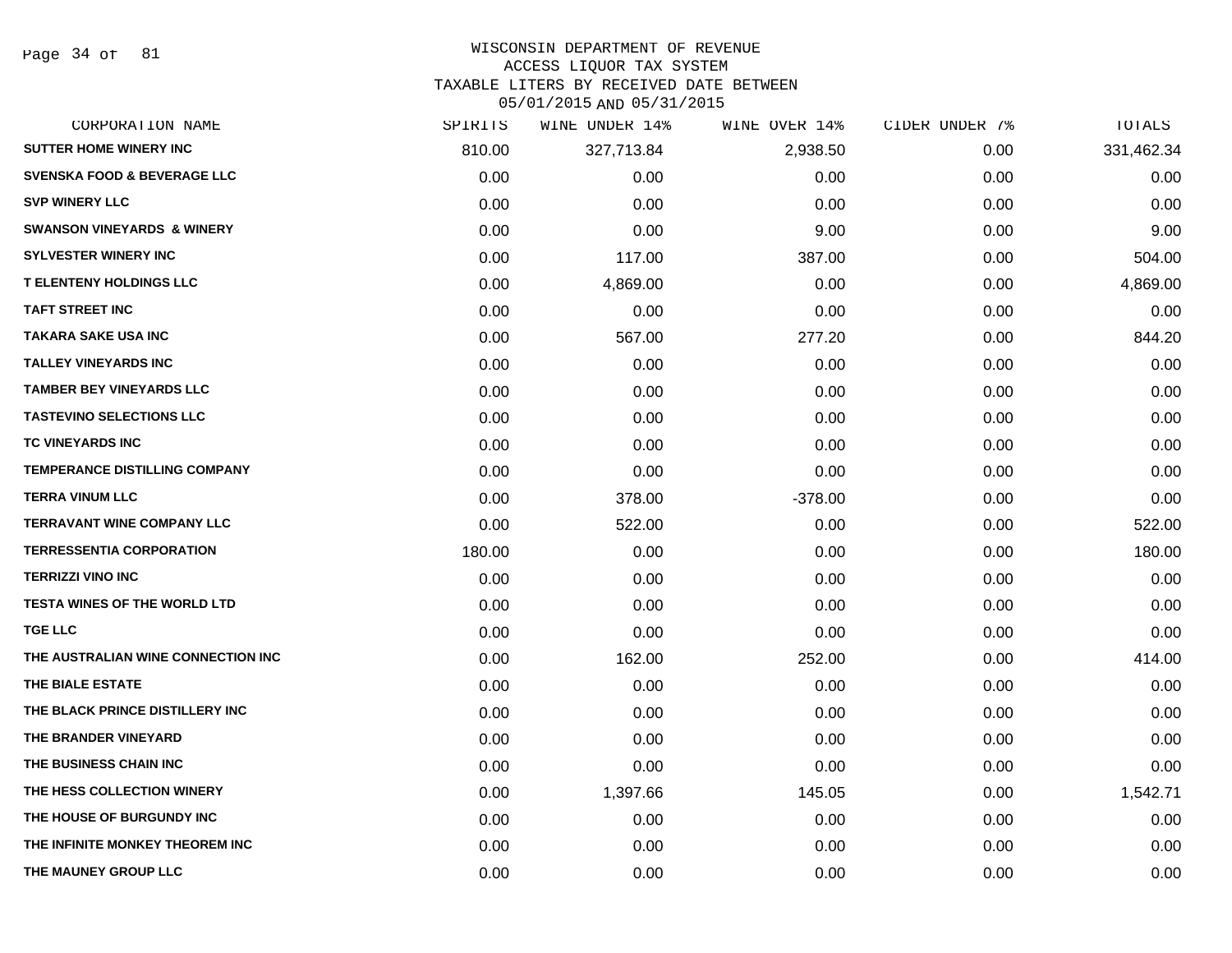# WISCONSIN DEPARTMENT OF REVENUE
## ACCESS LIQUOR TAX SYSTEM
## TAXABLE LITERS BY RECEIVED DATE BETWEEN 05/01/2015 AND 05/31/2015

| CORPORATION NAME | SPIRITS | WINE UNDER 14% | WINE OVER 14% | CIDER UNDER 7% | TOTALS |
|---|---|---|---|---|---|
| SUTTER HOME WINERY INC | 810.00 | 327,713.84 | 2,938.50 | 0.00 | 331,462.34 |
| SVENSKA FOOD & BEVERAGE LLC | 0.00 | 0.00 | 0.00 | 0.00 | 0.00 |
| SVP WINERY LLC | 0.00 | 0.00 | 0.00 | 0.00 | 0.00 |
| SWANSON VINEYARDS & WINERY | 0.00 | 0.00 | 9.00 | 0.00 | 9.00 |
| SYLVESTER WINERY INC | 0.00 | 117.00 | 387.00 | 0.00 | 504.00 |
| T ELENTENY HOLDINGS LLC | 0.00 | 4,869.00 | 0.00 | 0.00 | 4,869.00 |
| TAFT STREET INC | 0.00 | 0.00 | 0.00 | 0.00 | 0.00 |
| TAKARA SAKE USA INC | 0.00 | 567.00 | 277.20 | 0.00 | 844.20 |
| TALLEY VINEYARDS INC | 0.00 | 0.00 | 0.00 | 0.00 | 0.00 |
| TAMBER BEY VINEYARDS LLC | 0.00 | 0.00 | 0.00 | 0.00 | 0.00 |
| TASTEVINO SELECTIONS LLC | 0.00 | 0.00 | 0.00 | 0.00 | 0.00 |
| TC VINEYARDS INC | 0.00 | 0.00 | 0.00 | 0.00 | 0.00 |
| TEMPERANCE DISTILLING COMPANY | 0.00 | 0.00 | 0.00 | 0.00 | 0.00 |
| TERRA VINUM LLC | 0.00 | 378.00 | -378.00 | 0.00 | 0.00 |
| TERRAVANT WINE COMPANY LLC | 0.00 | 522.00 | 0.00 | 0.00 | 522.00 |
| TERRESSENTIA CORPORATION | 180.00 | 0.00 | 0.00 | 0.00 | 180.00 |
| TERRIZZI VINO INC | 0.00 | 0.00 | 0.00 | 0.00 | 0.00 |
| TESTA WINES OF THE WORLD LTD | 0.00 | 0.00 | 0.00 | 0.00 | 0.00 |
| TGE LLC | 0.00 | 0.00 | 0.00 | 0.00 | 0.00 |
| THE AUSTRALIAN WINE CONNECTION INC | 0.00 | 162.00 | 252.00 | 0.00 | 414.00 |
| THE BIALE ESTATE | 0.00 | 0.00 | 0.00 | 0.00 | 0.00 |
| THE BLACK PRINCE DISTILLERY INC | 0.00 | 0.00 | 0.00 | 0.00 | 0.00 |
| THE BRANDER VINEYARD | 0.00 | 0.00 | 0.00 | 0.00 | 0.00 |
| THE BUSINESS CHAIN INC | 0.00 | 0.00 | 0.00 | 0.00 | 0.00 |
| THE HESS COLLECTION WINERY | 0.00 | 1,397.66 | 145.05 | 0.00 | 1,542.71 |
| THE HOUSE OF BURGUNDY INC | 0.00 | 0.00 | 0.00 | 0.00 | 0.00 |
| THE INFINITE MONKEY THEOREM INC | 0.00 | 0.00 | 0.00 | 0.00 | 0.00 |
| THE MAUNEY GROUP LLC | 0.00 | 0.00 | 0.00 | 0.00 | 0.00 |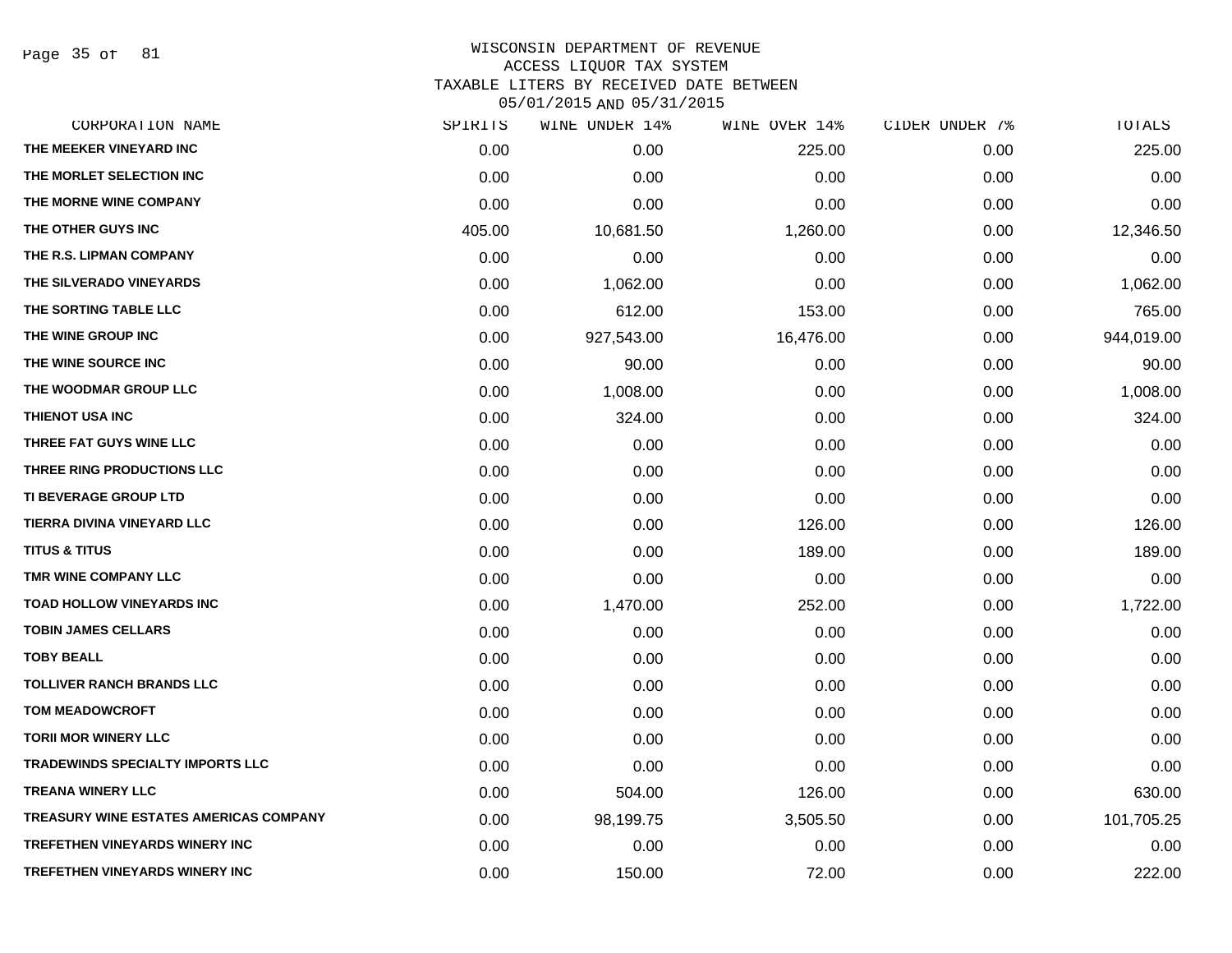WISCONSIN DEPARTMENT OF REVENUE
ACCESS LIQUOR TAX SYSTEM
TAXABLE LITERS BY RECEIVED DATE BETWEEN
05/01/2015 AND 05/31/2015

| CORPORATION NAME | SPIRITS | WINE UNDER 14% | WINE OVER 14% | CIDER UNDER 7% | TOTALS |
|---|---|---|---|---|---|
| THE MEEKER VINEYARD INC | 0.00 | 0.00 | 225.00 | 0.00 | 225.00 |
| THE MORLET SELECTION INC | 0.00 | 0.00 | 0.00 | 0.00 | 0.00 |
| THE MORNE WINE COMPANY | 0.00 | 0.00 | 0.00 | 0.00 | 0.00 |
| THE OTHER GUYS INC | 405.00 | 10,681.50 | 1,260.00 | 0.00 | 12,346.50 |
| THE R.S. LIPMAN COMPANY | 0.00 | 0.00 | 0.00 | 0.00 | 0.00 |
| THE SILVERADO VINEYARDS | 0.00 | 1,062.00 | 0.00 | 0.00 | 1,062.00 |
| THE SORTING TABLE LLC | 0.00 | 612.00 | 153.00 | 0.00 | 765.00 |
| THE WINE GROUP INC | 0.00 | 927,543.00 | 16,476.00 | 0.00 | 944,019.00 |
| THE WINE SOURCE INC | 0.00 | 90.00 | 0.00 | 0.00 | 90.00 |
| THE WOODMAR GROUP LLC | 0.00 | 1,008.00 | 0.00 | 0.00 | 1,008.00 |
| THIENOT USA INC | 0.00 | 324.00 | 0.00 | 0.00 | 324.00 |
| THREE FAT GUYS WINE LLC | 0.00 | 0.00 | 0.00 | 0.00 | 0.00 |
| THREE RING PRODUCTIONS LLC | 0.00 | 0.00 | 0.00 | 0.00 | 0.00 |
| TI BEVERAGE GROUP LTD | 0.00 | 0.00 | 0.00 | 0.00 | 0.00 |
| TIERRA DIVINA VINEYARD LLC | 0.00 | 0.00 | 126.00 | 0.00 | 126.00 |
| TITUS & TITUS | 0.00 | 0.00 | 189.00 | 0.00 | 189.00 |
| TMR WINE COMPANY LLC | 0.00 | 0.00 | 0.00 | 0.00 | 0.00 |
| TOAD HOLLOW VINEYARDS INC | 0.00 | 1,470.00 | 252.00 | 0.00 | 1,722.00 |
| TOBIN JAMES CELLARS | 0.00 | 0.00 | 0.00 | 0.00 | 0.00 |
| TOBY BEALL | 0.00 | 0.00 | 0.00 | 0.00 | 0.00 |
| TOLLIVER RANCH BRANDS LLC | 0.00 | 0.00 | 0.00 | 0.00 | 0.00 |
| TOM MEADOWCROFT | 0.00 | 0.00 | 0.00 | 0.00 | 0.00 |
| TORII MOR WINERY LLC | 0.00 | 0.00 | 0.00 | 0.00 | 0.00 |
| TRADEWINDS SPECIALTY IMPORTS LLC | 0.00 | 0.00 | 0.00 | 0.00 | 0.00 |
| TREANA WINERY LLC | 0.00 | 504.00 | 126.00 | 0.00 | 630.00 |
| TREASURY WINE ESTATES AMERICAS COMPANY | 0.00 | 98,199.75 | 3,505.50 | 0.00 | 101,705.25 |
| TREFETHEN VINEYARDS WINERY INC | 0.00 | 0.00 | 0.00 | 0.00 | 0.00 |
| TREFETHEN VINEYARDS WINERY INC | 0.00 | 150.00 | 72.00 | 0.00 | 222.00 |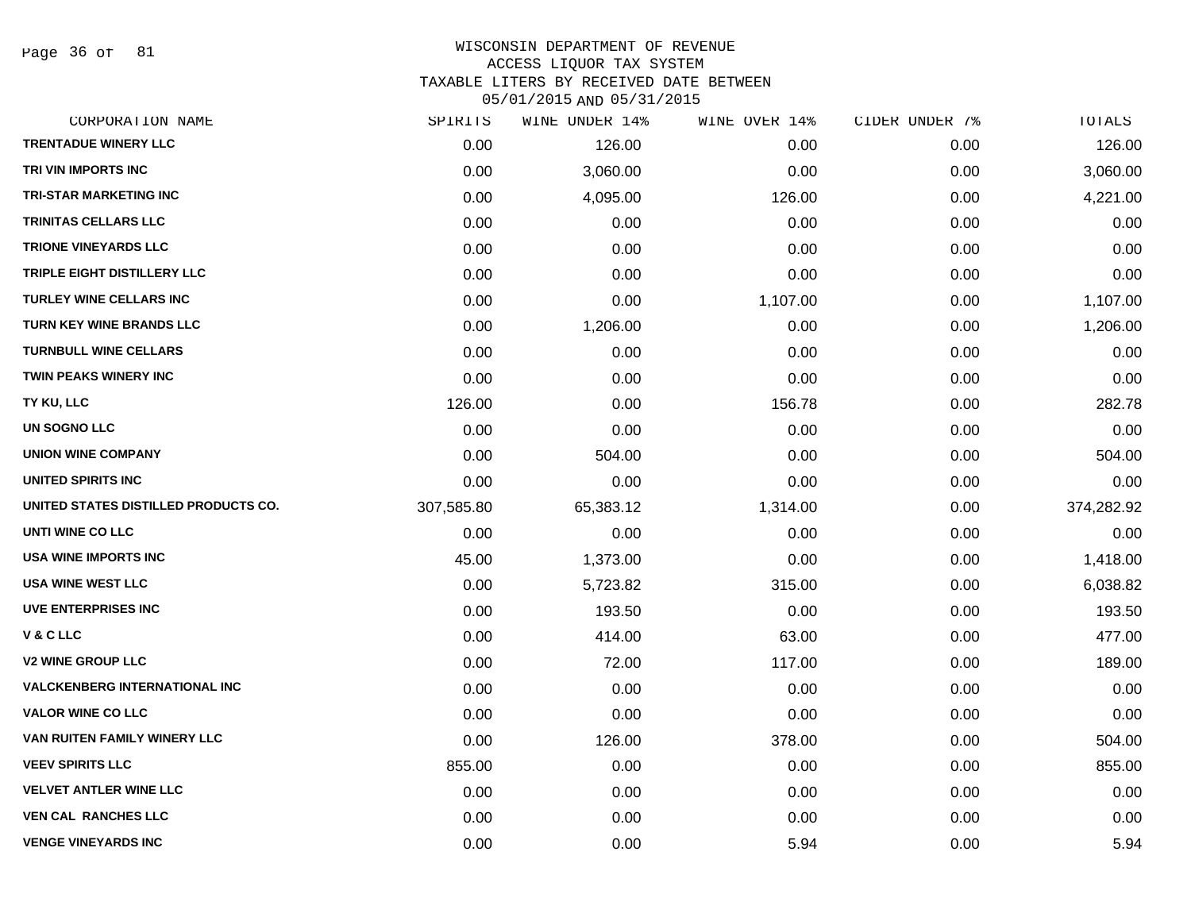WISCONSIN DEPARTMENT OF REVENUE
ACCESS LIQUOR TAX SYSTEM
TAXABLE LITERS BY RECEIVED DATE BETWEEN
05/01/2015 AND 05/31/2015

| CORPORATION NAME | SPIRITS | WINE UNDER 14% | WINE OVER 14% | CIDER UNDER 7% | TOTALS |
|---|---|---|---|---|---|
| TRENTADUE WINERY LLC | 0.00 | 126.00 | 0.00 | 0.00 | 126.00 |
| TRI VIN IMPORTS INC | 0.00 | 3,060.00 | 0.00 | 0.00 | 3,060.00 |
| TRI-STAR MARKETING INC | 0.00 | 4,095.00 | 126.00 | 0.00 | 4,221.00 |
| TRINITAS CELLARS LLC | 0.00 | 0.00 | 0.00 | 0.00 | 0.00 |
| TRIONE VINEYARDS LLC | 0.00 | 0.00 | 0.00 | 0.00 | 0.00 |
| TRIPLE EIGHT DISTILLERY LLC | 0.00 | 0.00 | 0.00 | 0.00 | 0.00 |
| TURLEY WINE CELLARS INC | 0.00 | 0.00 | 1,107.00 | 0.00 | 1,107.00 |
| TURN KEY WINE BRANDS LLC | 0.00 | 1,206.00 | 0.00 | 0.00 | 1,206.00 |
| TURNBULL WINE CELLARS | 0.00 | 0.00 | 0.00 | 0.00 | 0.00 |
| TWIN PEAKS WINERY INC | 0.00 | 0.00 | 0.00 | 0.00 | 0.00 |
| TY KU, LLC | 126.00 | 0.00 | 156.78 | 0.00 | 282.78 |
| UN SOGNO LLC | 0.00 | 0.00 | 0.00 | 0.00 | 0.00 |
| UNION WINE COMPANY | 0.00 | 504.00 | 0.00 | 0.00 | 504.00 |
| UNITED SPIRITS INC | 0.00 | 0.00 | 0.00 | 0.00 | 0.00 |
| UNITED STATES DISTILLED PRODUCTS CO. | 307,585.80 | 65,383.12 | 1,314.00 | 0.00 | 374,282.92 |
| UNTI WINE CO LLC | 0.00 | 0.00 | 0.00 | 0.00 | 0.00 |
| USA WINE IMPORTS INC | 45.00 | 1,373.00 | 0.00 | 0.00 | 1,418.00 |
| USA WINE WEST LLC | 0.00 | 5,723.82 | 315.00 | 0.00 | 6,038.82 |
| UVE ENTERPRISES INC | 0.00 | 193.50 | 0.00 | 0.00 | 193.50 |
| V & C LLC | 0.00 | 414.00 | 63.00 | 0.00 | 477.00 |
| V2 WINE GROUP LLC | 0.00 | 72.00 | 117.00 | 0.00 | 189.00 |
| VALCKENBERG INTERNATIONAL INC | 0.00 | 0.00 | 0.00 | 0.00 | 0.00 |
| VALOR WINE CO LLC | 0.00 | 0.00 | 0.00 | 0.00 | 0.00 |
| VAN RUITEN FAMILY WINERY LLC | 0.00 | 126.00 | 378.00 | 0.00 | 504.00 |
| VEEV SPIRITS LLC | 855.00 | 0.00 | 0.00 | 0.00 | 855.00 |
| VELVET ANTLER WINE LLC | 0.00 | 0.00 | 0.00 | 0.00 | 0.00 |
| VEN CAL RANCHES LLC | 0.00 | 0.00 | 0.00 | 0.00 | 0.00 |
| VENGE VINEYARDS INC | 0.00 | 0.00 | 5.94 | 0.00 | 5.94 |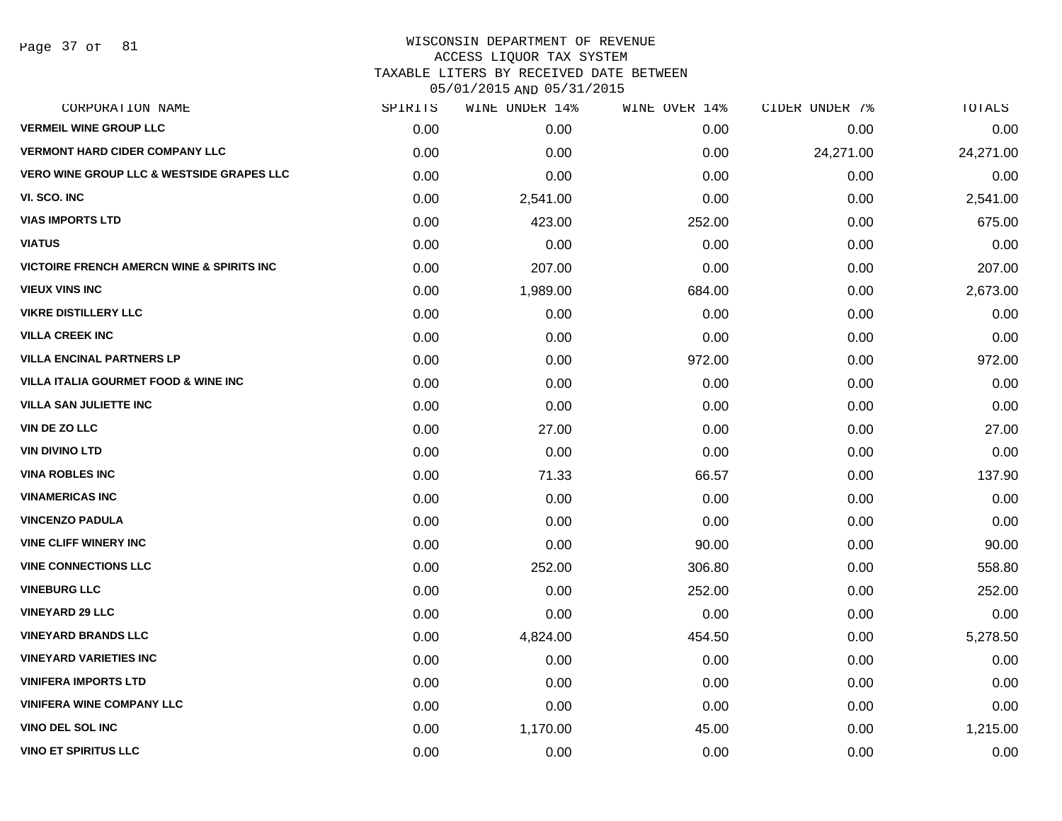WISCONSIN DEPARTMENT OF REVENUE
ACCESS LIQUOR TAX SYSTEM
TAXABLE LITERS BY RECEIVED DATE BETWEEN
05/01/2015 AND 05/31/2015

| CORPORATION NAME | SPIRITS | WINE UNDER 14% | WINE OVER 14% | CIDER UNDER 7% | TOTALS |
|---|---|---|---|---|---|
| VERMEIL WINE GROUP LLC | 0.00 | 0.00 | 0.00 | 0.00 | 0.00 |
| VERMONT HARD CIDER COMPANY LLC | 0.00 | 0.00 | 0.00 | 24,271.00 | 24,271.00 |
| VERO WINE GROUP LLC & WESTSIDE GRAPES LLC | 0.00 | 0.00 | 0.00 | 0.00 | 0.00 |
| VI. SCO. INC | 0.00 | 2,541.00 | 0.00 | 0.00 | 2,541.00 |
| VIAS IMPORTS LTD | 0.00 | 423.00 | 252.00 | 0.00 | 675.00 |
| VIATUS | 0.00 | 0.00 | 0.00 | 0.00 | 0.00 |
| VICTOIRE FRENCH AMERCN WINE & SPIRITS INC | 0.00 | 207.00 | 0.00 | 0.00 | 207.00 |
| VIEUX VINS INC | 0.00 | 1,989.00 | 684.00 | 0.00 | 2,673.00 |
| VIKRE DISTILLERY LLC | 0.00 | 0.00 | 0.00 | 0.00 | 0.00 |
| VILLA CREEK INC | 0.00 | 0.00 | 0.00 | 0.00 | 0.00 |
| VILLA ENCINAL PARTNERS LP | 0.00 | 0.00 | 972.00 | 0.00 | 972.00 |
| VILLA ITALIA GOURMET FOOD & WINE INC | 0.00 | 0.00 | 0.00 | 0.00 | 0.00 |
| VILLA SAN JULIETTE INC | 0.00 | 0.00 | 0.00 | 0.00 | 0.00 |
| VIN DE ZO LLC | 0.00 | 27.00 | 0.00 | 0.00 | 27.00 |
| VIN DIVINO LTD | 0.00 | 0.00 | 0.00 | 0.00 | 0.00 |
| VINA ROBLES INC | 0.00 | 71.33 | 66.57 | 0.00 | 137.90 |
| VINAMERICAS INC | 0.00 | 0.00 | 0.00 | 0.00 | 0.00 |
| VINCENZO PADULA | 0.00 | 0.00 | 0.00 | 0.00 | 0.00 |
| VINE CLIFF WINERY INC | 0.00 | 0.00 | 90.00 | 0.00 | 90.00 |
| VINE CONNECTIONS LLC | 0.00 | 252.00 | 306.80 | 0.00 | 558.80 |
| VINEBURG LLC | 0.00 | 0.00 | 252.00 | 0.00 | 252.00 |
| VINEYARD 29 LLC | 0.00 | 0.00 | 0.00 | 0.00 | 0.00 |
| VINEYARD BRANDS LLC | 0.00 | 4,824.00 | 454.50 | 0.00 | 5,278.50 |
| VINEYARD VARIETIES INC | 0.00 | 0.00 | 0.00 | 0.00 | 0.00 |
| VINIFERA IMPORTS LTD | 0.00 | 0.00 | 0.00 | 0.00 | 0.00 |
| VINIFERA WINE COMPANY LLC | 0.00 | 0.00 | 0.00 | 0.00 | 0.00 |
| VINO DEL SOL INC | 0.00 | 1,170.00 | 45.00 | 0.00 | 1,215.00 |
| VINO ET SPIRITUS LLC | 0.00 | 0.00 | 0.00 | 0.00 | 0.00 |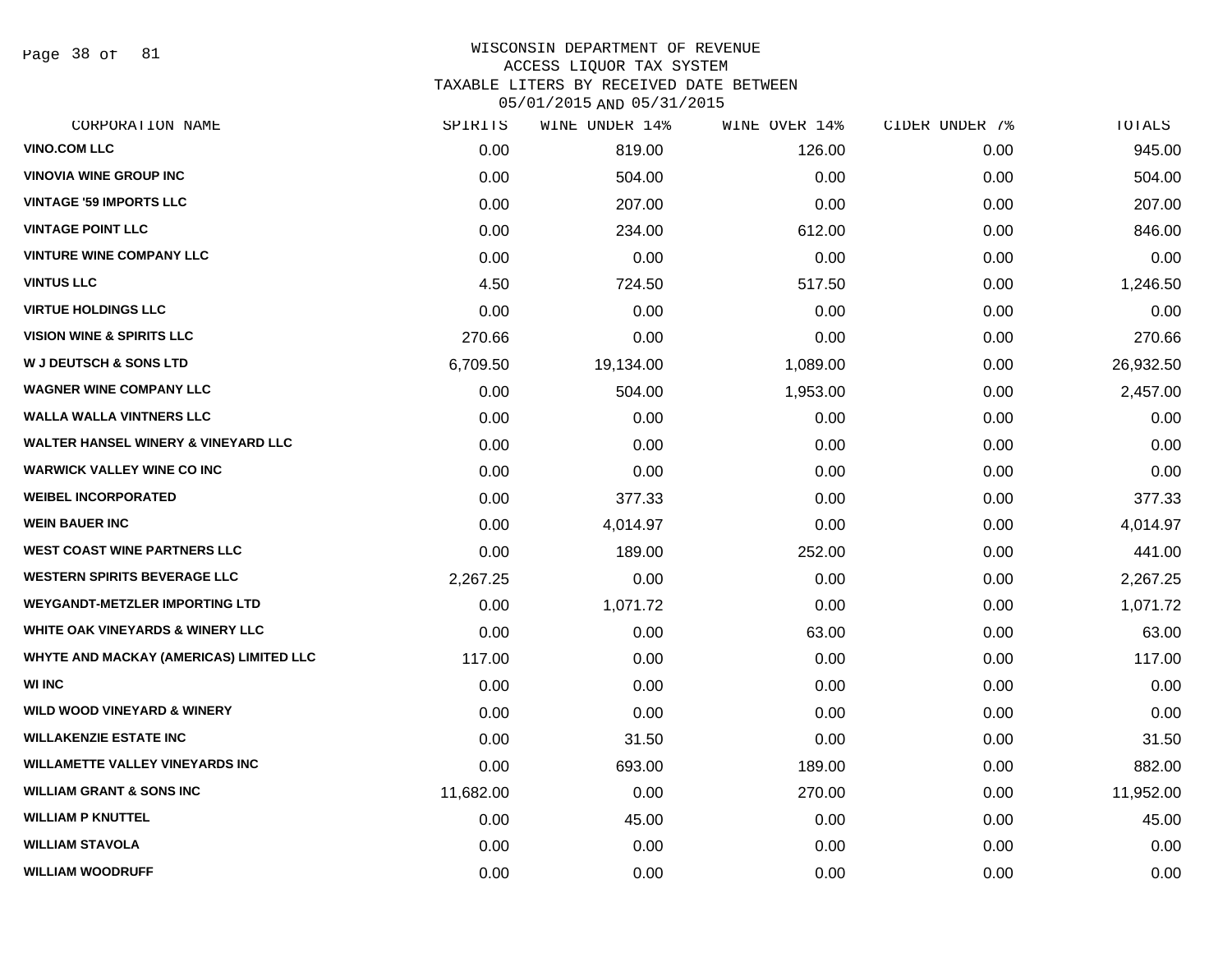WISCONSIN DEPARTMENT OF REVENUE
ACCESS LIQUOR TAX SYSTEM
TAXABLE LITERS BY RECEIVED DATE BETWEEN
05/01/2015 AND 05/31/2015

| CORPORATION NAME | SPIRITS | WINE UNDER 14% | WINE OVER 14% | CIDER UNDER 7% | TOTALS |
|---|---|---|---|---|---|
| VINO.COM LLC | 0.00 | 819.00 | 126.00 | 0.00 | 945.00 |
| VINOVIA WINE GROUP INC | 0.00 | 504.00 | 0.00 | 0.00 | 504.00 |
| VINTAGE '59 IMPORTS LLC | 0.00 | 207.00 | 0.00 | 0.00 | 207.00 |
| VINTAGE POINT LLC | 0.00 | 234.00 | 612.00 | 0.00 | 846.00 |
| VINTURE WINE COMPANY LLC | 0.00 | 0.00 | 0.00 | 0.00 | 0.00 |
| VINTUS LLC | 4.50 | 724.50 | 517.50 | 0.00 | 1,246.50 |
| VIRTUE HOLDINGS LLC | 0.00 | 0.00 | 0.00 | 0.00 | 0.00 |
| VISION WINE & SPIRITS LLC | 270.66 | 0.00 | 0.00 | 0.00 | 270.66 |
| W J DEUTSCH & SONS LTD | 6,709.50 | 19,134.00 | 1,089.00 | 0.00 | 26,932.50 |
| WAGNER WINE COMPANY LLC | 0.00 | 504.00 | 1,953.00 | 0.00 | 2,457.00 |
| WALLA WALLA VINTNERS LLC | 0.00 | 0.00 | 0.00 | 0.00 | 0.00 |
| WALTER HANSEL WINERY & VINEYARD LLC | 0.00 | 0.00 | 0.00 | 0.00 | 0.00 |
| WARWICK VALLEY WINE CO INC | 0.00 | 0.00 | 0.00 | 0.00 | 0.00 |
| WEIBEL INCORPORATED | 0.00 | 377.33 | 0.00 | 0.00 | 377.33 |
| WEIN BAUER INC | 0.00 | 4,014.97 | 0.00 | 0.00 | 4,014.97 |
| WEST COAST WINE PARTNERS LLC | 0.00 | 189.00 | 252.00 | 0.00 | 441.00 |
| WESTERN SPIRITS BEVERAGE LLC | 2,267.25 | 0.00 | 0.00 | 0.00 | 2,267.25 |
| WEYGANDT-METZLER IMPORTING LTD | 0.00 | 1,071.72 | 0.00 | 0.00 | 1,071.72 |
| WHITE OAK VINEYARDS & WINERY LLC | 0.00 | 0.00 | 63.00 | 0.00 | 63.00 |
| WHYTE AND MACKAY (AMERICAS) LIMITED LLC | 117.00 | 0.00 | 0.00 | 0.00 | 117.00 |
| WI INC | 0.00 | 0.00 | 0.00 | 0.00 | 0.00 |
| WILD WOOD VINEYARD & WINERY | 0.00 | 0.00 | 0.00 | 0.00 | 0.00 |
| WILLAKENZIE ESTATE INC | 0.00 | 31.50 | 0.00 | 0.00 | 31.50 |
| WILLAMETTE VALLEY VINEYARDS INC | 0.00 | 693.00 | 189.00 | 0.00 | 882.00 |
| WILLIAM GRANT & SONS INC | 11,682.00 | 0.00 | 270.00 | 0.00 | 11,952.00 |
| WILLIAM P KNUTTEL | 0.00 | 45.00 | 0.00 | 0.00 | 45.00 |
| WILLIAM STAVOLA | 0.00 | 0.00 | 0.00 | 0.00 | 0.00 |
| WILLIAM WOODRUFF | 0.00 | 0.00 | 0.00 | 0.00 | 0.00 |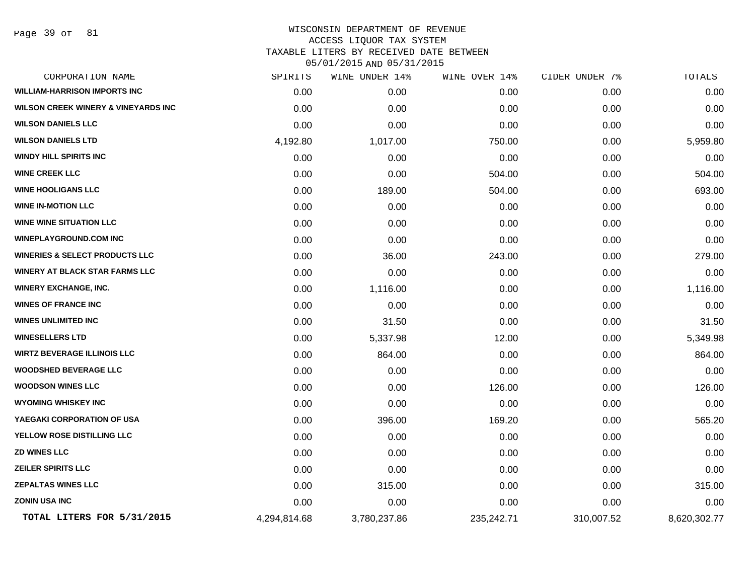WISCONSIN DEPARTMENT OF REVENUE
ACCESS LIQUOR TAX SYSTEM
TAXABLE LITERS BY RECEIVED DATE BETWEEN
05/01/2015 AND 05/31/2015

| CORPORATION NAME | SPIRITS | WINE UNDER 14% | WINE OVER 14% | CIDER UNDER 7% | TOTALS |
|---|---|---|---|---|---|
| WILLIAM-HARRISON IMPORTS INC | 0.00 | 0.00 | 0.00 | 0.00 | 0.00 |
| WILSON CREEK WINERY & VINEYARDS INC | 0.00 | 0.00 | 0.00 | 0.00 | 0.00 |
| WILSON DANIELS LLC | 0.00 | 0.00 | 0.00 | 0.00 | 0.00 |
| WILSON DANIELS LTD | 4,192.80 | 1,017.00 | 750.00 | 0.00 | 5,959.80 |
| WINDY HILL SPIRITS INC | 0.00 | 0.00 | 0.00 | 0.00 | 0.00 |
| WINE CREEK LLC | 0.00 | 0.00 | 504.00 | 0.00 | 504.00 |
| WINE HOOLIGANS LLC | 0.00 | 189.00 | 504.00 | 0.00 | 693.00 |
| WINE IN-MOTION LLC | 0.00 | 0.00 | 0.00 | 0.00 | 0.00 |
| WINE WINE SITUATION LLC | 0.00 | 0.00 | 0.00 | 0.00 | 0.00 |
| WINEPLAYGROUND.COM INC | 0.00 | 0.00 | 0.00 | 0.00 | 0.00 |
| WINERIES & SELECT PRODUCTS LLC | 0.00 | 36.00 | 243.00 | 0.00 | 279.00 |
| WINERY AT BLACK STAR FARMS LLC | 0.00 | 0.00 | 0.00 | 0.00 | 0.00 |
| WINERY EXCHANGE, INC. | 0.00 | 1,116.00 | 0.00 | 0.00 | 1,116.00 |
| WINES OF FRANCE INC | 0.00 | 0.00 | 0.00 | 0.00 | 0.00 |
| WINES UNLIMITED INC | 0.00 | 31.50 | 0.00 | 0.00 | 31.50 |
| WINESELLERS LTD | 0.00 | 5,337.98 | 12.00 | 0.00 | 5,349.98 |
| WIRTZ BEVERAGE ILLINOIS LLC | 0.00 | 864.00 | 0.00 | 0.00 | 864.00 |
| WOODSHED BEVERAGE LLC | 0.00 | 0.00 | 0.00 | 0.00 | 0.00 |
| WOODSON WINES LLC | 0.00 | 0.00 | 126.00 | 0.00 | 126.00 |
| WYOMING WHISKEY INC | 0.00 | 0.00 | 0.00 | 0.00 | 0.00 |
| YAEGAKI CORPORATION OF USA | 0.00 | 396.00 | 169.20 | 0.00 | 565.20 |
| YELLOW ROSE DISTILLING LLC | 0.00 | 0.00 | 0.00 | 0.00 | 0.00 |
| ZD WINES LLC | 0.00 | 0.00 | 0.00 | 0.00 | 0.00 |
| ZEILER SPIRITS LLC | 0.00 | 0.00 | 0.00 | 0.00 | 0.00 |
| ZEPALTAS WINES LLC | 0.00 | 315.00 | 0.00 | 0.00 | 315.00 |
| ZONIN USA INC | 0.00 | 0.00 | 0.00 | 0.00 | 0.00 |
| **TOTAL LITERS FOR 5/31/2015** | 4,294,814.68 | 3,780,237.86 | 235,242.71 | 310,007.52 | 8,620,302.77 |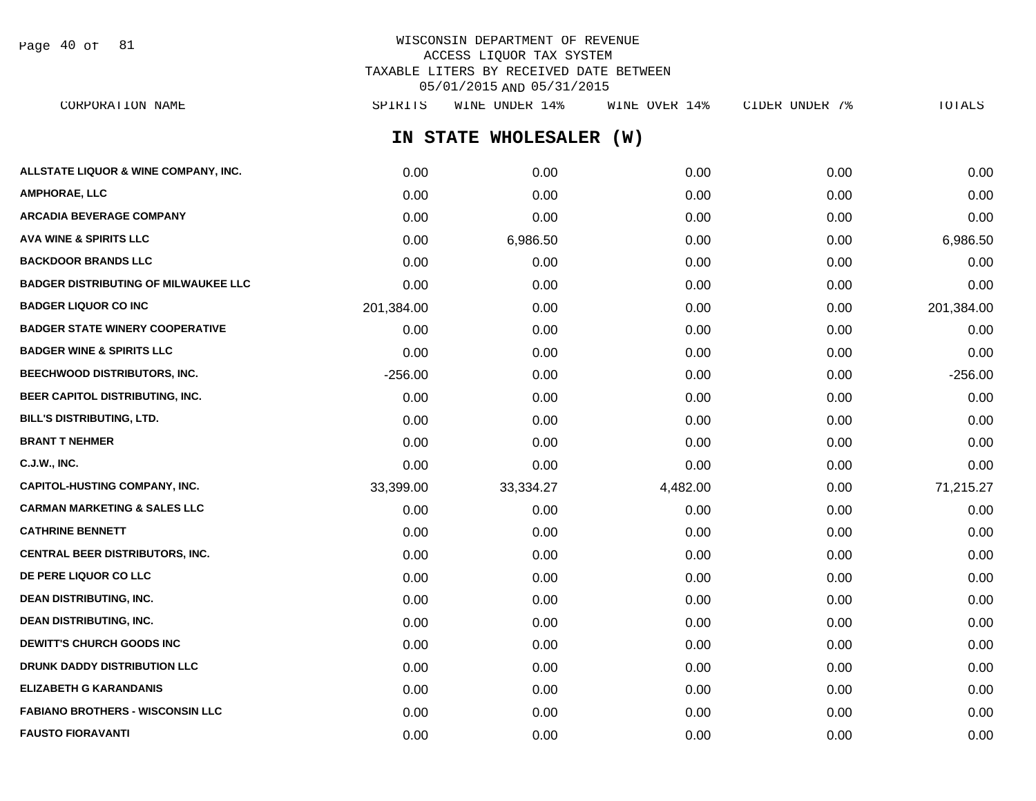WISCONSIN DEPARTMENT OF REVENUE
ACCESS LIQUOR TAX SYSTEM
TAXABLE LITERS BY RECEIVED DATE BETWEEN
05/01/2015 AND 05/31/2015

## IN STATE WHOLESALER (W)

| CORPORATION NAME | SPIRITS | WINE UNDER 14% | WINE OVER 14% | CIDER UNDER 7% | TOTALS |
|---|---|---|---|---|---|
| ALLSTATE LIQUOR & WINE COMPANY, INC. | 0.00 | 0.00 | 0.00 | 0.00 | 0.00 |
| AMPHORAE, LLC | 0.00 | 0.00 | 0.00 | 0.00 | 0.00 |
| ARCADIA BEVERAGE COMPANY | 0.00 | 0.00 | 0.00 | 0.00 | 0.00 |
| AVA WINE & SPIRITS LLC | 0.00 | 6,986.50 | 0.00 | 0.00 | 6,986.50 |
| BACKDOOR BRANDS LLC | 0.00 | 0.00 | 0.00 | 0.00 | 0.00 |
| BADGER DISTRIBUTING OF MILWAUKEE LLC | 0.00 | 0.00 | 0.00 | 0.00 | 0.00 |
| BADGER LIQUOR CO INC | 201,384.00 | 0.00 | 0.00 | 0.00 | 201,384.00 |
| BADGER STATE WINERY COOPERATIVE | 0.00 | 0.00 | 0.00 | 0.00 | 0.00 |
| BADGER WINE & SPIRITS LLC | 0.00 | 0.00 | 0.00 | 0.00 | 0.00 |
| BEECHWOOD DISTRIBUTORS, INC. | -256.00 | 0.00 | 0.00 | 0.00 | -256.00 |
| BEER CAPITOL DISTRIBUTING, INC. | 0.00 | 0.00 | 0.00 | 0.00 | 0.00 |
| BILL'S DISTRIBUTING, LTD. | 0.00 | 0.00 | 0.00 | 0.00 | 0.00 |
| BRANT T NEHMER | 0.00 | 0.00 | 0.00 | 0.00 | 0.00 |
| C.J.W., INC. | 0.00 | 0.00 | 0.00 | 0.00 | 0.00 |
| CAPITOL-HUSTING COMPANY, INC. | 33,399.00 | 33,334.27 | 4,482.00 | 0.00 | 71,215.27 |
| CARMAN MARKETING & SALES LLC | 0.00 | 0.00 | 0.00 | 0.00 | 0.00 |
| CATHRINE BENNETT | 0.00 | 0.00 | 0.00 | 0.00 | 0.00 |
| CENTRAL BEER DISTRIBUTORS, INC. | 0.00 | 0.00 | 0.00 | 0.00 | 0.00 |
| DE PERE LIQUOR CO LLC | 0.00 | 0.00 | 0.00 | 0.00 | 0.00 |
| DEAN DISTRIBUTING, INC. | 0.00 | 0.00 | 0.00 | 0.00 | 0.00 |
| DEAN DISTRIBUTING, INC. | 0.00 | 0.00 | 0.00 | 0.00 | 0.00 |
| DEWITT'S CHURCH GOODS INC | 0.00 | 0.00 | 0.00 | 0.00 | 0.00 |
| DRUNK DADDY DISTRIBUTION LLC | 0.00 | 0.00 | 0.00 | 0.00 | 0.00 |
| ELIZABETH G KARANDANIS | 0.00 | 0.00 | 0.00 | 0.00 | 0.00 |
| FABIANO BROTHERS - WISCONSIN LLC | 0.00 | 0.00 | 0.00 | 0.00 | 0.00 |
| FAUSTO FIORAVANTI | 0.00 | 0.00 | 0.00 | 0.00 | 0.00 |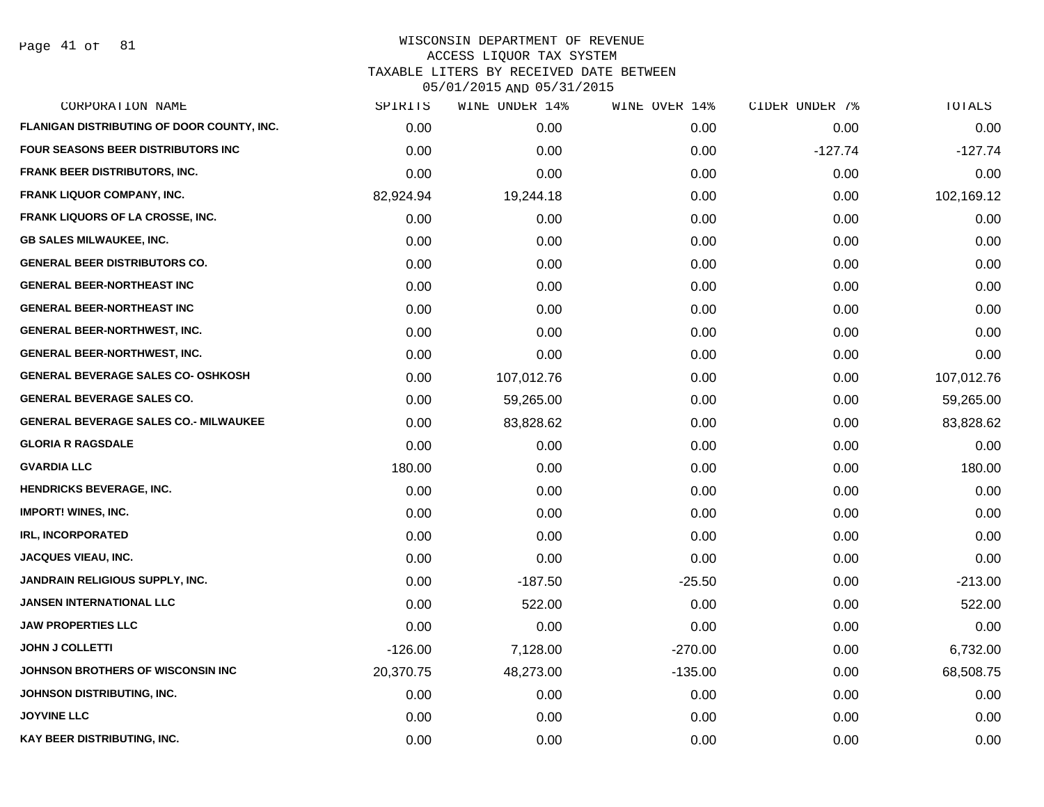WISCONSIN DEPARTMENT OF REVENUE
ACCESS LIQUOR TAX SYSTEM
TAXABLE LITERS BY RECEIVED DATE BETWEEN
05/01/2015 AND 05/31/2015

| CORPORATION NAME | SPIRITS | WINE UNDER 14% | WINE OVER 14% | CIDER UNDER 7% | TOTALS |
|---|---|---|---|---|---|
| FLANIGAN DISTRIBUTING OF DOOR COUNTY, INC. | 0.00 | 0.00 | 0.00 | 0.00 | 0.00 |
| FOUR SEASONS BEER DISTRIBUTORS INC | 0.00 | 0.00 | 0.00 | -127.74 | -127.74 |
| FRANK BEER DISTRIBUTORS, INC. | 0.00 | 0.00 | 0.00 | 0.00 | 0.00 |
| FRANK LIQUOR COMPANY, INC. | 82,924.94 | 19,244.18 | 0.00 | 0.00 | 102,169.12 |
| FRANK LIQUORS OF LA CROSSE, INC. | 0.00 | 0.00 | 0.00 | 0.00 | 0.00 |
| GB SALES MILWAUKEE, INC. | 0.00 | 0.00 | 0.00 | 0.00 | 0.00 |
| GENERAL BEER DISTRIBUTORS CO. | 0.00 | 0.00 | 0.00 | 0.00 | 0.00 |
| GENERAL BEER-NORTHEAST INC | 0.00 | 0.00 | 0.00 | 0.00 | 0.00 |
| GENERAL BEER-NORTHEAST INC | 0.00 | 0.00 | 0.00 | 0.00 | 0.00 |
| GENERAL BEER-NORTHWEST, INC. | 0.00 | 0.00 | 0.00 | 0.00 | 0.00 |
| GENERAL BEER-NORTHWEST, INC. | 0.00 | 0.00 | 0.00 | 0.00 | 0.00 |
| GENERAL BEVERAGE SALES CO- OSHKOSH | 0.00 | 107,012.76 | 0.00 | 0.00 | 107,012.76 |
| GENERAL BEVERAGE SALES CO. | 0.00 | 59,265.00 | 0.00 | 0.00 | 59,265.00 |
| GENERAL BEVERAGE SALES CO.- MILWAUKEE | 0.00 | 83,828.62 | 0.00 | 0.00 | 83,828.62 |
| GLORIA R RAGSDALE | 0.00 | 0.00 | 0.00 | 0.00 | 0.00 |
| GVARDIA LLC | 180.00 | 0.00 | 0.00 | 0.00 | 180.00 |
| HENDRICKS BEVERAGE, INC. | 0.00 | 0.00 | 0.00 | 0.00 | 0.00 |
| IMPORT! WINES, INC. | 0.00 | 0.00 | 0.00 | 0.00 | 0.00 |
| IRL, INCORPORATED | 0.00 | 0.00 | 0.00 | 0.00 | 0.00 |
| JACQUES VIEAU, INC. | 0.00 | 0.00 | 0.00 | 0.00 | 0.00 |
| JANDRAIN RELIGIOUS SUPPLY, INC. | 0.00 | -187.50 | -25.50 | 0.00 | -213.00 |
| JANSEN INTERNATIONAL LLC | 0.00 | 522.00 | 0.00 | 0.00 | 522.00 |
| JAW PROPERTIES LLC | 0.00 | 0.00 | 0.00 | 0.00 | 0.00 |
| JOHN J COLLETTI | -126.00 | 7,128.00 | -270.00 | 0.00 | 6,732.00 |
| JOHNSON BROTHERS OF WISCONSIN INC | 20,370.75 | 48,273.00 | -135.00 | 0.00 | 68,508.75 |
| JOHNSON DISTRIBUTING, INC. | 0.00 | 0.00 | 0.00 | 0.00 | 0.00 |
| JOYVINE LLC | 0.00 | 0.00 | 0.00 | 0.00 | 0.00 |
| KAY BEER DISTRIBUTING, INC. | 0.00 | 0.00 | 0.00 | 0.00 | 0.00 |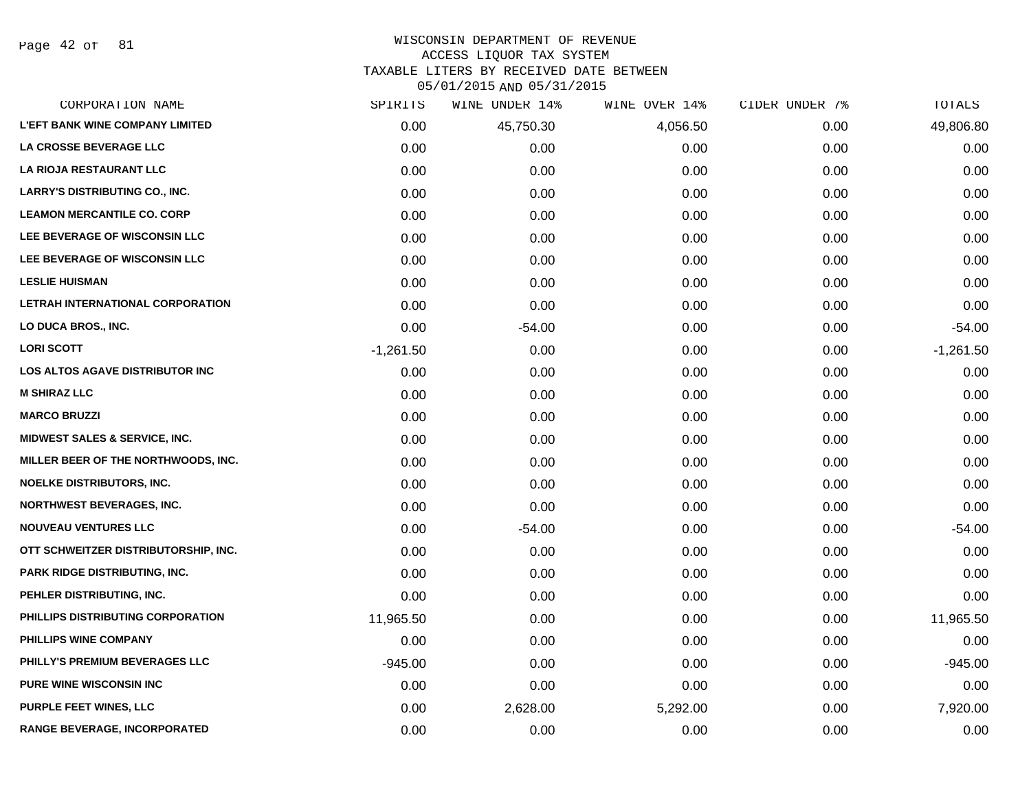WISCONSIN DEPARTMENT OF REVENUE
ACCESS LIQUOR TAX SYSTEM
TAXABLE LITERS BY RECEIVED DATE BETWEEN
05/01/2015 AND 05/31/2015

| CORPORATION NAME | SPIRITS | WINE UNDER 14% | WINE OVER 14% | CIDER UNDER 7% | TOTALS |
|---|---|---|---|---|---|
| L'EFT BANK WINE COMPANY LIMITED | 0.00 | 45,750.30 | 4,056.50 | 0.00 | 49,806.80 |
| LA CROSSE BEVERAGE LLC | 0.00 | 0.00 | 0.00 | 0.00 | 0.00 |
| LA RIOJA RESTAURANT LLC | 0.00 | 0.00 | 0.00 | 0.00 | 0.00 |
| LARRY'S DISTRIBUTING CO., INC. | 0.00 | 0.00 | 0.00 | 0.00 | 0.00 |
| LEAMON MERCANTILE CO. CORP | 0.00 | 0.00 | 0.00 | 0.00 | 0.00 |
| LEE BEVERAGE OF WISCONSIN LLC | 0.00 | 0.00 | 0.00 | 0.00 | 0.00 |
| LEE BEVERAGE OF WISCONSIN LLC | 0.00 | 0.00 | 0.00 | 0.00 | 0.00 |
| LESLIE HUISMAN | 0.00 | 0.00 | 0.00 | 0.00 | 0.00 |
| LETRAH INTERNATIONAL CORPORATION | 0.00 | 0.00 | 0.00 | 0.00 | 0.00 |
| LO DUCA BROS., INC. | 0.00 | -54.00 | 0.00 | 0.00 | -54.00 |
| LORI SCOTT | -1,261.50 | 0.00 | 0.00 | 0.00 | -1,261.50 |
| LOS ALTOS AGAVE DISTRIBUTOR INC | 0.00 | 0.00 | 0.00 | 0.00 | 0.00 |
| M SHIRAZ LLC | 0.00 | 0.00 | 0.00 | 0.00 | 0.00 |
| MARCO BRUZZI | 0.00 | 0.00 | 0.00 | 0.00 | 0.00 |
| MIDWEST SALES & SERVICE, INC. | 0.00 | 0.00 | 0.00 | 0.00 | 0.00 |
| MILLER BEER OF THE NORTHWOODS, INC. | 0.00 | 0.00 | 0.00 | 0.00 | 0.00 |
| NOELKE DISTRIBUTORS, INC. | 0.00 | 0.00 | 0.00 | 0.00 | 0.00 |
| NORTHWEST BEVERAGES, INC. | 0.00 | 0.00 | 0.00 | 0.00 | 0.00 |
| NOUVEAU VENTURES LLC | 0.00 | -54.00 | 0.00 | 0.00 | -54.00 |
| OTT SCHWEITZER DISTRIBUTORSHIP, INC. | 0.00 | 0.00 | 0.00 | 0.00 | 0.00 |
| PARK RIDGE DISTRIBUTING, INC. | 0.00 | 0.00 | 0.00 | 0.00 | 0.00 |
| PEHLER DISTRIBUTING, INC. | 0.00 | 0.00 | 0.00 | 0.00 | 0.00 |
| PHILLIPS DISTRIBUTING CORPORATION | 11,965.50 | 0.00 | 0.00 | 0.00 | 11,965.50 |
| PHILLIPS WINE COMPANY | 0.00 | 0.00 | 0.00 | 0.00 | 0.00 |
| PHILLY'S PREMIUM BEVERAGES LLC | -945.00 | 0.00 | 0.00 | 0.00 | -945.00 |
| PURE WINE WISCONSIN INC | 0.00 | 0.00 | 0.00 | 0.00 | 0.00 |
| PURPLE FEET WINES, LLC | 0.00 | 2,628.00 | 5,292.00 | 0.00 | 7,920.00 |
| RANGE BEVERAGE, INCORPORATED | 0.00 | 0.00 | 0.00 | 0.00 | 0.00 |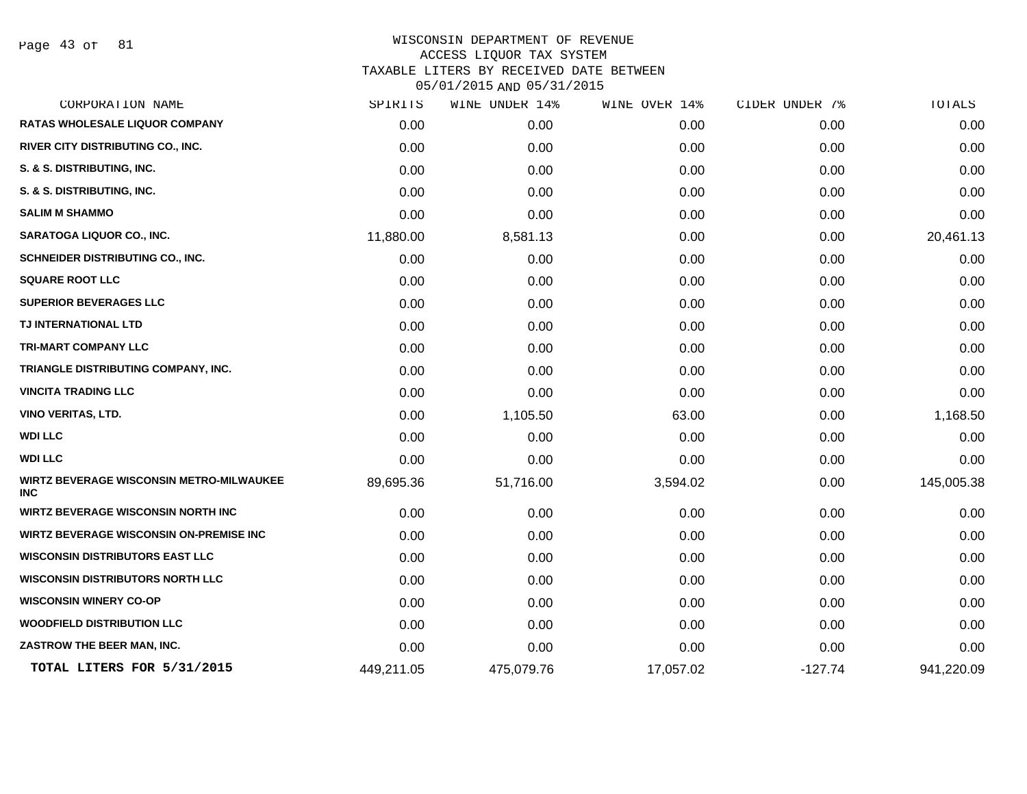WISCONSIN DEPARTMENT OF REVENUE
ACCESS LIQUOR TAX SYSTEM
TAXABLE LITERS BY RECEIVED DATE BETWEEN
05/01/2015 AND 05/31/2015

| CORPORATION NAME | SPIRITS | WINE UNDER 14% | WINE OVER 14% | CIDER UNDER 7% | TOTALS |
|---|---|---|---|---|---|
| RATAS WHOLESALE LIQUOR COMPANY | 0.00 | 0.00 | 0.00 | 0.00 | 0.00 |
| RIVER CITY DISTRIBUTING CO., INC. | 0.00 | 0.00 | 0.00 | 0.00 | 0.00 |
| S. & S. DISTRIBUTING, INC. | 0.00 | 0.00 | 0.00 | 0.00 | 0.00 |
| S. & S. DISTRIBUTING, INC. | 0.00 | 0.00 | 0.00 | 0.00 | 0.00 |
| SALIM M SHAMMO | 0.00 | 0.00 | 0.00 | 0.00 | 0.00 |
| SARATOGA LIQUOR CO., INC. | 11,880.00 | 8,581.13 | 0.00 | 0.00 | 20,461.13 |
| SCHNEIDER DISTRIBUTING CO., INC. | 0.00 | 0.00 | 0.00 | 0.00 | 0.00 |
| SQUARE ROOT LLC | 0.00 | 0.00 | 0.00 | 0.00 | 0.00 |
| SUPERIOR BEVERAGES LLC | 0.00 | 0.00 | 0.00 | 0.00 | 0.00 |
| TJ INTERNATIONAL LTD | 0.00 | 0.00 | 0.00 | 0.00 | 0.00 |
| TRI-MART COMPANY LLC | 0.00 | 0.00 | 0.00 | 0.00 | 0.00 |
| TRIANGLE DISTRIBUTING COMPANY, INC. | 0.00 | 0.00 | 0.00 | 0.00 | 0.00 |
| VINCITA TRADING LLC | 0.00 | 0.00 | 0.00 | 0.00 | 0.00 |
| VINO VERITAS, LTD. | 0.00 | 1,105.50 | 63.00 | 0.00 | 1,168.50 |
| WDI LLC | 0.00 | 0.00 | 0.00 | 0.00 | 0.00 |
| WDI LLC | 0.00 | 0.00 | 0.00 | 0.00 | 0.00 |
| WIRTZ BEVERAGE WISCONSIN METRO-MILWAUKEE INC | 89,695.36 | 51,716.00 | 3,594.02 | 0.00 | 145,005.38 |
| WIRTZ BEVERAGE WISCONSIN NORTH INC | 0.00 | 0.00 | 0.00 | 0.00 | 0.00 |
| WIRTZ BEVERAGE WISCONSIN ON-PREMISE INC | 0.00 | 0.00 | 0.00 | 0.00 | 0.00 |
| WISCONSIN DISTRIBUTORS EAST LLC | 0.00 | 0.00 | 0.00 | 0.00 | 0.00 |
| WISCONSIN DISTRIBUTORS NORTH LLC | 0.00 | 0.00 | 0.00 | 0.00 | 0.00 |
| WISCONSIN WINERY CO-OP | 0.00 | 0.00 | 0.00 | 0.00 | 0.00 |
| WOODFIELD DISTRIBUTION LLC | 0.00 | 0.00 | 0.00 | 0.00 | 0.00 |
| ZASTROW THE BEER MAN, INC. | 0.00 | 0.00 | 0.00 | 0.00 | 0.00 |
| **TOTAL LITERS FOR 5/31/2015** | 449,211.05 | 475,079.76 | 17,057.02 | -127.74 | 941,220.09 |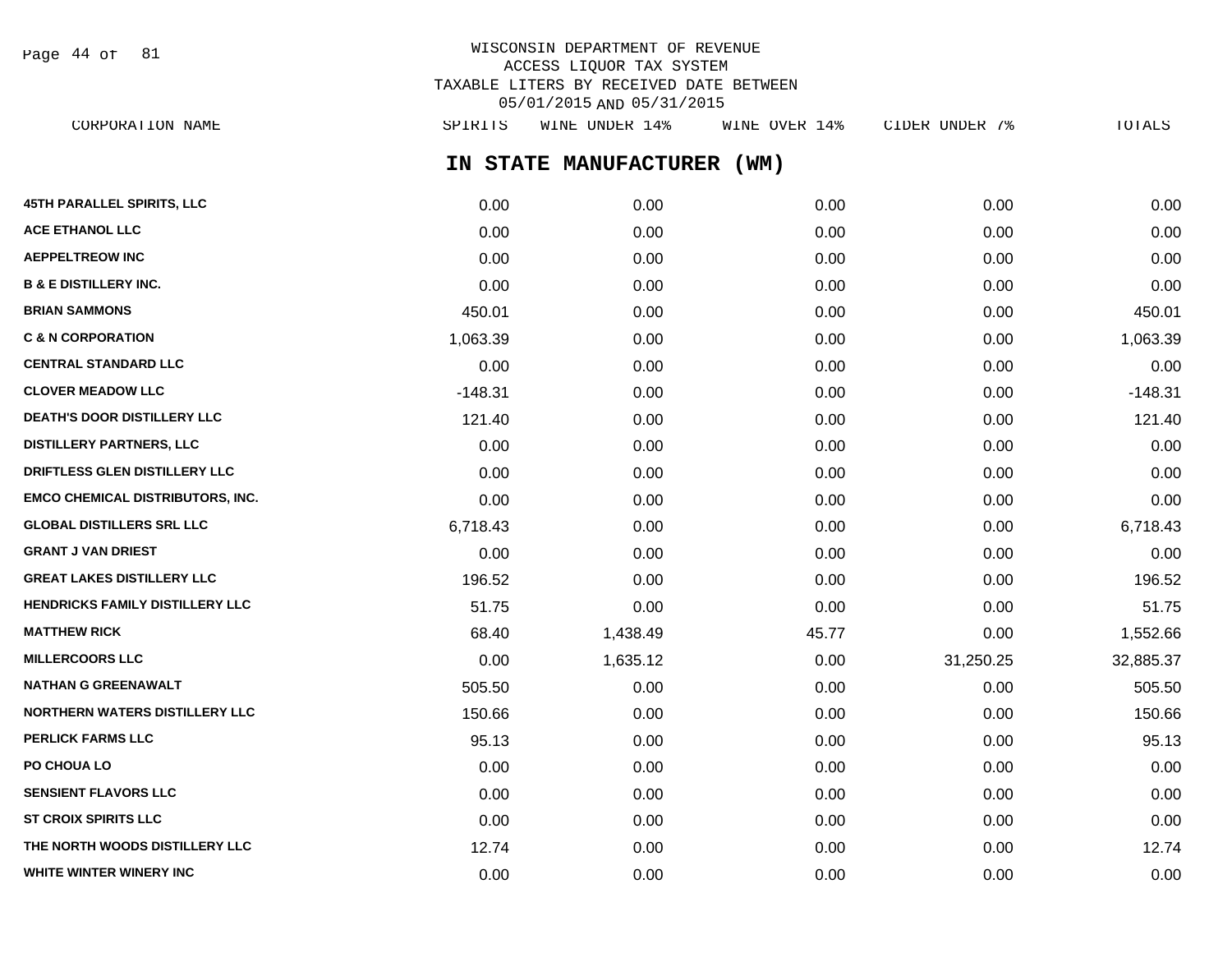WISCONSIN DEPARTMENT OF REVENUE
ACCESS LIQUOR TAX SYSTEM
TAXABLE LITERS BY RECEIVED DATE BETWEEN
05/01/2015 AND 05/31/2015

## IN STATE MANUFACTURER (WM)

| CORPORATION NAME | SPIRITS | WINE UNDER 14% | WINE OVER 14% | CIDER UNDER 7% | TOTALS |
|---|---|---|---|---|---|
| 45TH PARALLEL SPIRITS, LLC | 0.00 | 0.00 | 0.00 | 0.00 | 0.00 |
| ACE ETHANOL LLC | 0.00 | 0.00 | 0.00 | 0.00 | 0.00 |
| AEPPELTREOW INC | 0.00 | 0.00 | 0.00 | 0.00 | 0.00 |
| B & E DISTILLERY INC. | 0.00 | 0.00 | 0.00 | 0.00 | 0.00 |
| BRIAN SAMMONS | 450.01 | 0.00 | 0.00 | 0.00 | 450.01 |
| C & N CORPORATION | 1,063.39 | 0.00 | 0.00 | 0.00 | 1,063.39 |
| CENTRAL STANDARD LLC | 0.00 | 0.00 | 0.00 | 0.00 | 0.00 |
| CLOVER MEADOW LLC | -148.31 | 0.00 | 0.00 | 0.00 | -148.31 |
| DEATH'S DOOR DISTILLERY LLC | 121.40 | 0.00 | 0.00 | 0.00 | 121.40 |
| DISTILLERY PARTNERS, LLC | 0.00 | 0.00 | 0.00 | 0.00 | 0.00 |
| DRIFTLESS GLEN DISTILLERY LLC | 0.00 | 0.00 | 0.00 | 0.00 | 0.00 |
| EMCO CHEMICAL DISTRIBUTORS, INC. | 0.00 | 0.00 | 0.00 | 0.00 | 0.00 |
| GLOBAL DISTILLERS SRL LLC | 6,718.43 | 0.00 | 0.00 | 0.00 | 6,718.43 |
| GRANT J VAN DRIEST | 0.00 | 0.00 | 0.00 | 0.00 | 0.00 |
| GREAT LAKES DISTILLERY LLC | 196.52 | 0.00 | 0.00 | 0.00 | 196.52 |
| HENDRICKS FAMILY DISTILLERY LLC | 51.75 | 0.00 | 0.00 | 0.00 | 51.75 |
| MATTHEW RICK | 68.40 | 1,438.49 | 45.77 | 0.00 | 1,552.66 |
| MILLERCOORS LLC | 0.00 | 1,635.12 | 0.00 | 31,250.25 | 32,885.37 |
| NATHAN G GREENAWALT | 505.50 | 0.00 | 0.00 | 0.00 | 505.50 |
| NORTHERN WATERS DISTILLERY LLC | 150.66 | 0.00 | 0.00 | 0.00 | 150.66 |
| PERLICK FARMS LLC | 95.13 | 0.00 | 0.00 | 0.00 | 95.13 |
| PO CHOUA LO | 0.00 | 0.00 | 0.00 | 0.00 | 0.00 |
| SENSIENT FLAVORS LLC | 0.00 | 0.00 | 0.00 | 0.00 | 0.00 |
| ST CROIX SPIRITS LLC | 0.00 | 0.00 | 0.00 | 0.00 | 0.00 |
| THE NORTH WOODS DISTILLERY LLC | 12.74 | 0.00 | 0.00 | 0.00 | 12.74 |
| WHITE WINTER WINERY INC | 0.00 | 0.00 | 0.00 | 0.00 | 0.00 |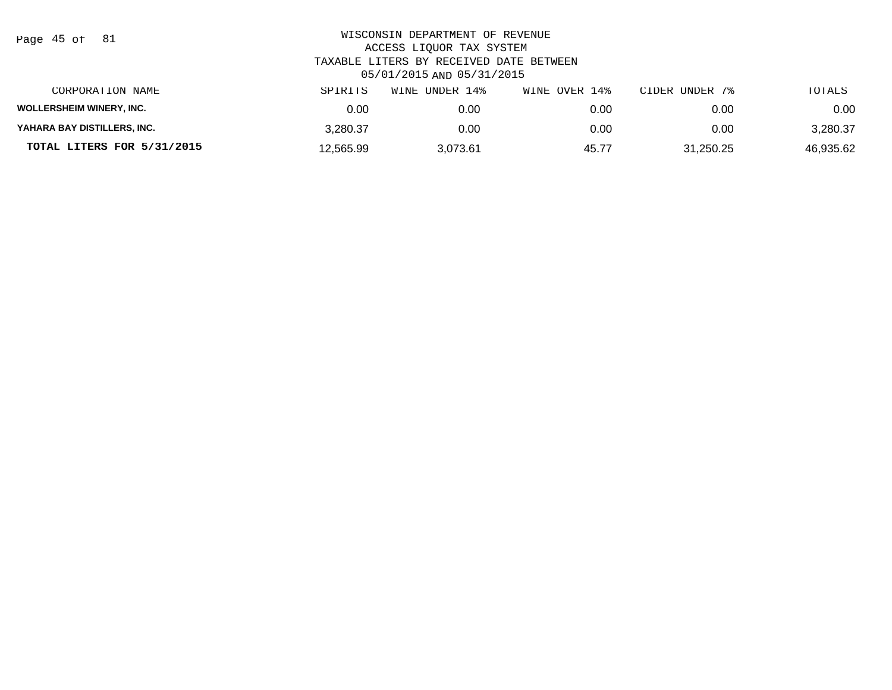WISCONSIN DEPARTMENT OF REVENUE
ACCESS LIQUOR TAX SYSTEM
TAXABLE LITERS BY RECEIVED DATE BETWEEN
05/01/2015 AND 05/31/2015

| CORPORATION NAME | SPIRITS | WINE UNDER 14% | WINE OVER 14% | CIDER UNDER 7% | TOTALS |
|---|---|---|---|---|---|
| WOLLERSHEIM WINERY, INC. | 0.00 | 0.00 | 0.00 | 0.00 | 0.00 |
| YAHARA BAY DISTILLERS, INC. | 3,280.37 | 0.00 | 0.00 | 0.00 | 3,280.37 |
| **TOTAL LITERS FOR 5/31/2015** | 12,565.99 | 3,073.61 | 45.77 | 31,250.25 | 46,935.62 |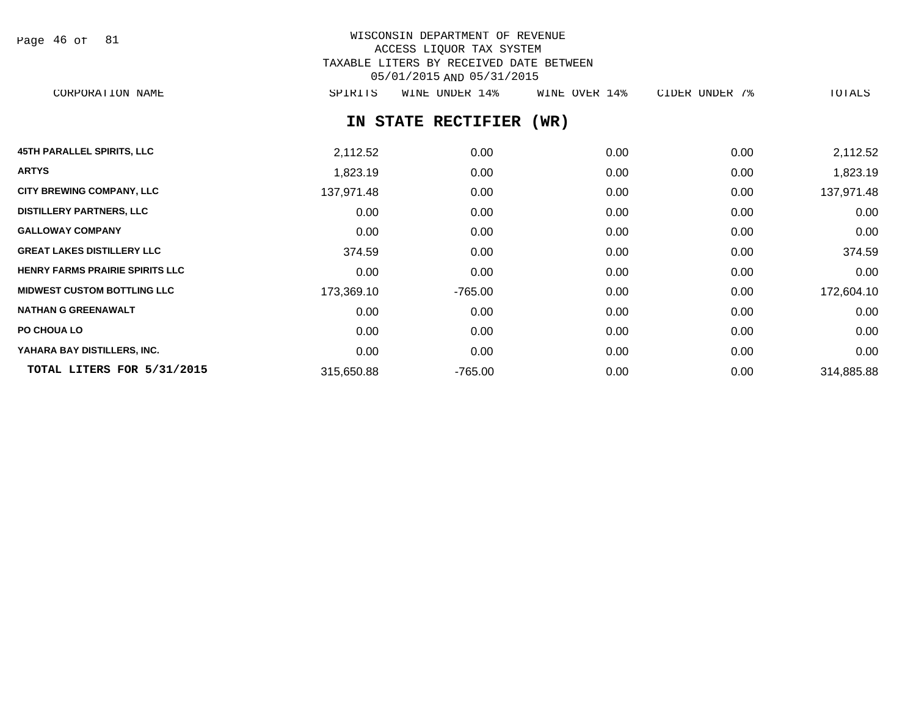WISCONSIN DEPARTMENT OF REVENUE
ACCESS LIQUOR TAX SYSTEM
TAXABLE LITERS BY RECEIVED DATE BETWEEN
05/01/2015 AND 05/31/2015

## IN STATE RECTIFIER (WR)

| CORPORATION NAME | SPIRITS | WINE UNDER 14% | WINE OVER 14% | CIDER UNDER 7% | TOTALS |
|---|---|---|---|---|---|
| 45TH PARALLEL SPIRITS, LLC | 2,112.52 | 0.00 | 0.00 | 0.00 | 2,112.52 |
| ARTYS | 1,823.19 | 0.00 | 0.00 | 0.00 | 1,823.19 |
| CITY BREWING COMPANY, LLC | 137,971.48 | 0.00 | 0.00 | 0.00 | 137,971.48 |
| DISTILLERY PARTNERS, LLC | 0.00 | 0.00 | 0.00 | 0.00 | 0.00 |
| GALLOWAY COMPANY | 0.00 | 0.00 | 0.00 | 0.00 | 0.00 |
| GREAT LAKES DISTILLERY LLC | 374.59 | 0.00 | 0.00 | 0.00 | 374.59 |
| HENRY FARMS PRAIRIE SPIRITS LLC | 0.00 | 0.00 | 0.00 | 0.00 | 0.00 |
| MIDWEST CUSTOM BOTTLING LLC | 173,369.10 | -765.00 | 0.00 | 0.00 | 172,604.10 |
| NATHAN G GREENAWALT | 0.00 | 0.00 | 0.00 | 0.00 | 0.00 |
| PO CHOUA LO | 0.00 | 0.00 | 0.00 | 0.00 | 0.00 |
| YAHARA BAY DISTILLERS, INC. | 0.00 | 0.00 | 0.00 | 0.00 | 0.00 |
| **TOTAL LITERS FOR 5/31/2015** | 315,650.88 | -765.00 | 0.00 | 0.00 | 314,885.88 |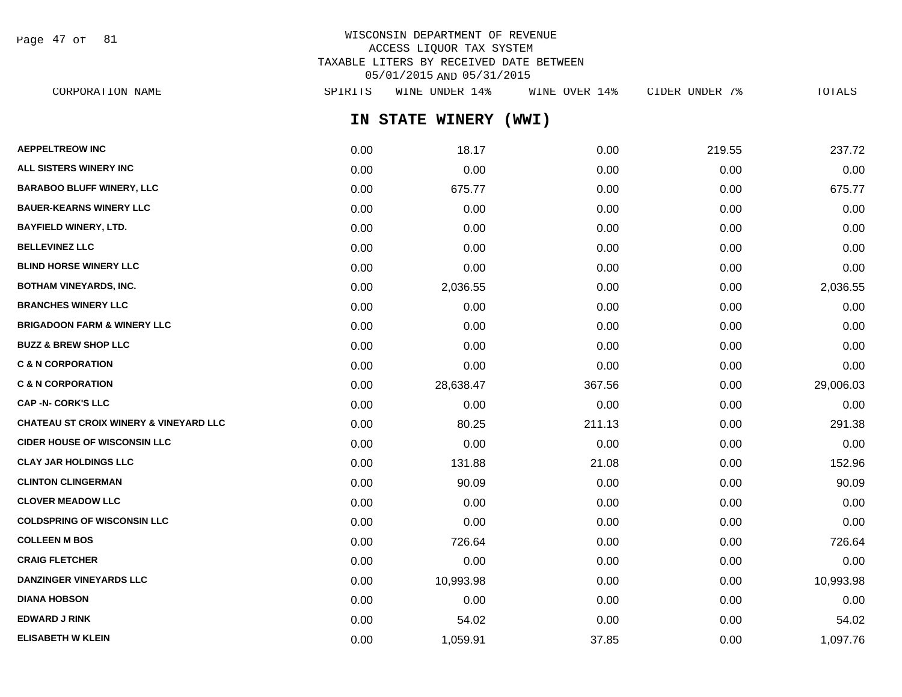WISCONSIN DEPARTMENT OF REVENUE
ACCESS LIQUOR TAX SYSTEM
TAXABLE LITERS BY RECEIVED DATE BETWEEN
05/01/2015 AND 05/31/2015

## IN STATE WINERY (WWI)

| CORPORATION NAME | SPIRITS | WINE UNDER 14% | WINE OVER 14% | CIDER UNDER 7% | TOTALS |
|---|---|---|---|---|---|
| AEPPELTREOW INC | 0.00 | 18.17 | 0.00 | 219.55 | 237.72 |
| ALL SISTERS WINERY INC | 0.00 | 0.00 | 0.00 | 0.00 | 0.00 |
| BARABOO BLUFF WINERY, LLC | 0.00 | 675.77 | 0.00 | 0.00 | 675.77 |
| BAUER-KEARNS WINERY LLC | 0.00 | 0.00 | 0.00 | 0.00 | 0.00 |
| BAYFIELD WINERY, LTD. | 0.00 | 0.00 | 0.00 | 0.00 | 0.00 |
| BELLEVINEZ LLC | 0.00 | 0.00 | 0.00 | 0.00 | 0.00 |
| BLIND HORSE WINERY LLC | 0.00 | 0.00 | 0.00 | 0.00 | 0.00 |
| BOTHAM VINEYARDS, INC. | 0.00 | 2,036.55 | 0.00 | 0.00 | 2,036.55 |
| BRANCHES WINERY LLC | 0.00 | 0.00 | 0.00 | 0.00 | 0.00 |
| BRIGADOON FARM & WINERY LLC | 0.00 | 0.00 | 0.00 | 0.00 | 0.00 |
| BUZZ & BREW SHOP LLC | 0.00 | 0.00 | 0.00 | 0.00 | 0.00 |
| C & N CORPORATION | 0.00 | 0.00 | 0.00 | 0.00 | 0.00 |
| C & N CORPORATION | 0.00 | 28,638.47 | 367.56 | 0.00 | 29,006.03 |
| CAP -N- CORK'S LLC | 0.00 | 0.00 | 0.00 | 0.00 | 0.00 |
| CHATEAU ST CROIX WINERY & VINEYARD LLC | 0.00 | 80.25 | 211.13 | 0.00 | 291.38 |
| CIDER HOUSE OF WISCONSIN LLC | 0.00 | 0.00 | 0.00 | 0.00 | 0.00 |
| CLAY JAR HOLDINGS LLC | 0.00 | 131.88 | 21.08 | 0.00 | 152.96 |
| CLINTON CLINGERMAN | 0.00 | 90.09 | 0.00 | 0.00 | 90.09 |
| CLOVER MEADOW LLC | 0.00 | 0.00 | 0.00 | 0.00 | 0.00 |
| COLDSPRING OF WISCONSIN LLC | 0.00 | 0.00 | 0.00 | 0.00 | 0.00 |
| COLLEEN M BOS | 0.00 | 726.64 | 0.00 | 0.00 | 726.64 |
| CRAIG FLETCHER | 0.00 | 0.00 | 0.00 | 0.00 | 0.00 |
| DANZINGER VINEYARDS LLC | 0.00 | 10,993.98 | 0.00 | 0.00 | 10,993.98 |
| DIANA HOBSON | 0.00 | 0.00 | 0.00 | 0.00 | 0.00 |
| EDWARD J RINK | 0.00 | 54.02 | 0.00 | 0.00 | 54.02 |
| ELISABETH W KLEIN | 0.00 | 1,059.91 | 37.85 | 0.00 | 1,097.76 |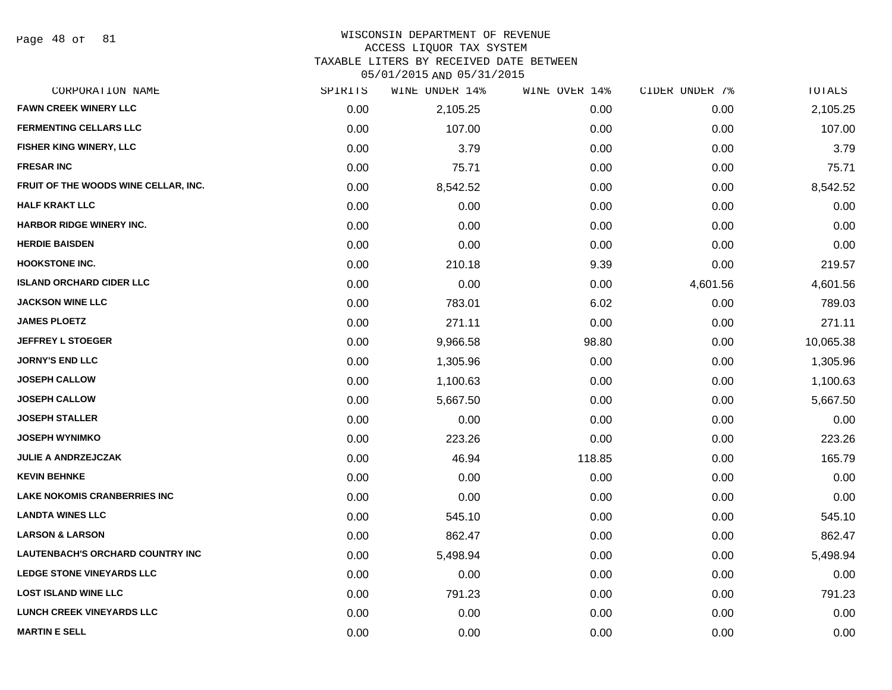WISCONSIN DEPARTMENT OF REVENUE
ACCESS LIQUOR TAX SYSTEM
TAXABLE LITERS BY RECEIVED DATE BETWEEN
05/01/2015 AND 05/31/2015

| CORPORATION NAME | SPIRITS | WINE UNDER 14% | WINE OVER 14% | CIDER UNDER 7% | TOTALS |
|---|---|---|---|---|---|
| FAWN CREEK WINERY LLC | 0.00 | 2,105.25 | 0.00 | 0.00 | 2,105.25 |
| FERMENTING CELLARS LLC | 0.00 | 107.00 | 0.00 | 0.00 | 107.00 |
| FISHER KING WINERY, LLC | 0.00 | 3.79 | 0.00 | 0.00 | 3.79 |
| FRESAR INC | 0.00 | 75.71 | 0.00 | 0.00 | 75.71 |
| FRUIT OF THE WOODS WINE CELLAR, INC. | 0.00 | 8,542.52 | 0.00 | 0.00 | 8,542.52 |
| HALF KRAKT LLC | 0.00 | 0.00 | 0.00 | 0.00 | 0.00 |
| HARBOR RIDGE WINERY INC. | 0.00 | 0.00 | 0.00 | 0.00 | 0.00 |
| HERDIE BAISDEN | 0.00 | 0.00 | 0.00 | 0.00 | 0.00 |
| HOOKSTONE INC. | 0.00 | 210.18 | 9.39 | 0.00 | 219.57 |
| ISLAND ORCHARD CIDER LLC | 0.00 | 0.00 | 0.00 | 4,601.56 | 4,601.56 |
| JACKSON WINE LLC | 0.00 | 783.01 | 6.02 | 0.00 | 789.03 |
| JAMES PLOETZ | 0.00 | 271.11 | 0.00 | 0.00 | 271.11 |
| JEFFREY L STOEGER | 0.00 | 9,966.58 | 98.80 | 0.00 | 10,065.38 |
| JORNY'S END LLC | 0.00 | 1,305.96 | 0.00 | 0.00 | 1,305.96 |
| JOSEPH CALLOW | 0.00 | 1,100.63 | 0.00 | 0.00 | 1,100.63 |
| JOSEPH CALLOW | 0.00 | 5,667.50 | 0.00 | 0.00 | 5,667.50 |
| JOSEPH STALLER | 0.00 | 0.00 | 0.00 | 0.00 | 0.00 |
| JOSEPH WYNIMKO | 0.00 | 223.26 | 0.00 | 0.00 | 223.26 |
| JULIE A ANDRZEJCZAK | 0.00 | 46.94 | 118.85 | 0.00 | 165.79 |
| KEVIN BEHNKE | 0.00 | 0.00 | 0.00 | 0.00 | 0.00 |
| LAKE NOKOMIS CRANBERRIES INC | 0.00 | 0.00 | 0.00 | 0.00 | 0.00 |
| LANDTA WINES LLC | 0.00 | 545.10 | 0.00 | 0.00 | 545.10 |
| LARSON & LARSON | 0.00 | 862.47 | 0.00 | 0.00 | 862.47 |
| LAUTENBACH'S ORCHARD COUNTRY INC | 0.00 | 5,498.94 | 0.00 | 0.00 | 5,498.94 |
| LEDGE STONE VINEYARDS LLC | 0.00 | 0.00 | 0.00 | 0.00 | 0.00 |
| LOST ISLAND WINE LLC | 0.00 | 791.23 | 0.00 | 0.00 | 791.23 |
| LUNCH CREEK VINEYARDS LLC | 0.00 | 0.00 | 0.00 | 0.00 | 0.00 |
| MARTIN E SELL | 0.00 | 0.00 | 0.00 | 0.00 | 0.00 |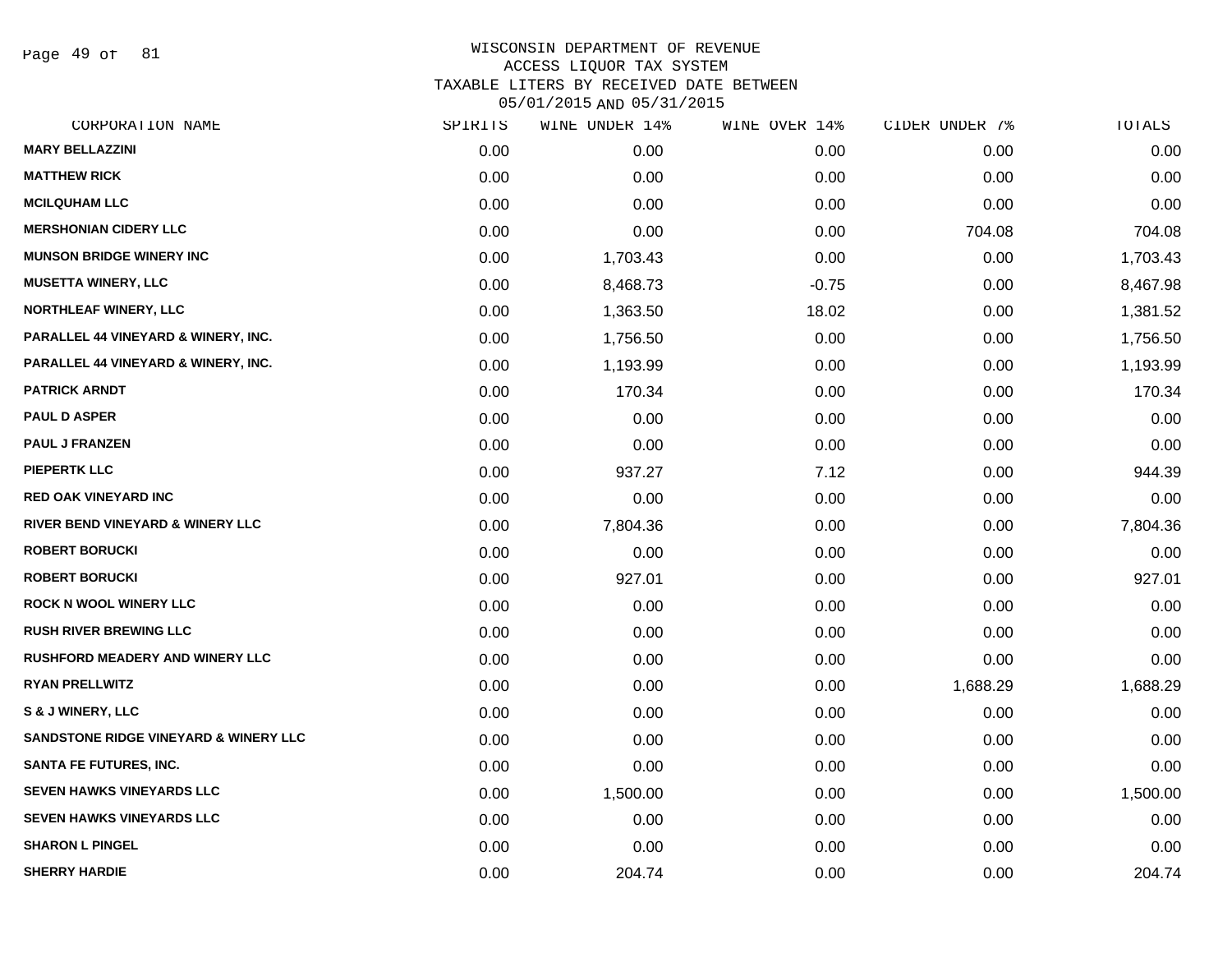# WISCONSIN DEPARTMENT OF REVENUE
## ACCESS LIQUOR TAX SYSTEM
## TAXABLE LITERS BY RECEIVED DATE BETWEEN 05/01/2015 AND 05/31/2015

| CORPORATION NAME | SPIRITS | WINE UNDER 14% | WINE OVER 14% | CIDER UNDER 7% | TOTALS |
|---|---|---|---|---|---|
| MARY BELLAZZINI | 0.00 | 0.00 | 0.00 | 0.00 | 0.00 |
| MATTHEW RICK | 0.00 | 0.00 | 0.00 | 0.00 | 0.00 |
| MCILQUHAM LLC | 0.00 | 0.00 | 0.00 | 0.00 | 0.00 |
| MERSHONIAN CIDERY LLC | 0.00 | 0.00 | 0.00 | 704.08 | 704.08 |
| MUNSON BRIDGE WINERY INC | 0.00 | 1,703.43 | 0.00 | 0.00 | 1,703.43 |
| MUSETTA WINERY, LLC | 0.00 | 8,468.73 | -0.75 | 0.00 | 8,467.98 |
| NORTHLEAF WINERY, LLC | 0.00 | 1,363.50 | 18.02 | 0.00 | 1,381.52 |
| PARALLEL 44 VINEYARD & WINERY, INC. | 0.00 | 1,756.50 | 0.00 | 0.00 | 1,756.50 |
| PARALLEL 44 VINEYARD & WINERY, INC. | 0.00 | 1,193.99 | 0.00 | 0.00 | 1,193.99 |
| PATRICK ARNDT | 0.00 | 170.34 | 0.00 | 0.00 | 170.34 |
| PAUL D ASPER | 0.00 | 0.00 | 0.00 | 0.00 | 0.00 |
| PAUL J FRANZEN | 0.00 | 0.00 | 0.00 | 0.00 | 0.00 |
| PIEPERTK LLC | 0.00 | 937.27 | 7.12 | 0.00 | 944.39 |
| RED OAK VINEYARD INC | 0.00 | 0.00 | 0.00 | 0.00 | 0.00 |
| RIVER BEND VINEYARD & WINERY LLC | 0.00 | 7,804.36 | 0.00 | 0.00 | 7,804.36 |
| ROBERT BORUCKI | 0.00 | 0.00 | 0.00 | 0.00 | 0.00 |
| ROBERT BORUCKI | 0.00 | 927.01 | 0.00 | 0.00 | 927.01 |
| ROCK N WOOL WINERY LLC | 0.00 | 0.00 | 0.00 | 0.00 | 0.00 |
| RUSH RIVER BREWING LLC | 0.00 | 0.00 | 0.00 | 0.00 | 0.00 |
| RUSHFORD MEADERY AND WINERY LLC | 0.00 | 0.00 | 0.00 | 0.00 | 0.00 |
| RYAN PRELLWITZ | 0.00 | 0.00 | 0.00 | 1,688.29 | 1,688.29 |
| S & J WINERY, LLC | 0.00 | 0.00 | 0.00 | 0.00 | 0.00 |
| SANDSTONE RIDGE VINEYARD & WINERY LLC | 0.00 | 0.00 | 0.00 | 0.00 | 0.00 |
| SANTA FE FUTURES, INC. | 0.00 | 0.00 | 0.00 | 0.00 | 0.00 |
| SEVEN HAWKS VINEYARDS LLC | 0.00 | 1,500.00 | 0.00 | 0.00 | 1,500.00 |
| SEVEN HAWKS VINEYARDS LLC | 0.00 | 0.00 | 0.00 | 0.00 | 0.00 |
| SHARON L PINGEL | 0.00 | 0.00 | 0.00 | 0.00 | 0.00 |
| SHERRY HARDIE | 0.00 | 204.74 | 0.00 | 0.00 | 204.74 |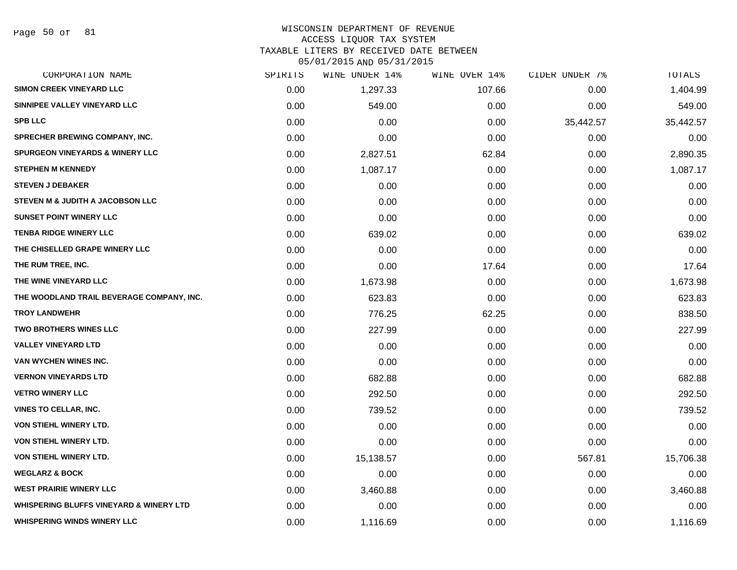WISCONSIN DEPARTMENT OF REVENUE
ACCESS LIQUOR TAX SYSTEM
TAXABLE LITERS BY RECEIVED DATE BETWEEN
05/01/2015 AND 05/31/2015

| CORPORATION NAME | SPIRITS | WINE UNDER 14% | WINE OVER 14% | CIDER UNDER 7% | TOTALS |
|---|---|---|---|---|---|
| SIMON CREEK VINEYARD LLC | 0.00 | 1,297.33 | 107.66 | 0.00 | 1,404.99 |
| SINNIPEE VALLEY VINEYARD LLC | 0.00 | 549.00 | 0.00 | 0.00 | 549.00 |
| SPB LLC | 0.00 | 0.00 | 0.00 | 35,442.57 | 35,442.57 |
| SPRECHER BREWING COMPANY, INC. | 0.00 | 0.00 | 0.00 | 0.00 | 0.00 |
| SPURGEON VINEYARDS & WINERY LLC | 0.00 | 2,827.51 | 62.84 | 0.00 | 2,890.35 |
| STEPHEN M KENNEDY | 0.00 | 1,087.17 | 0.00 | 0.00 | 1,087.17 |
| STEVEN J DEBAKER | 0.00 | 0.00 | 0.00 | 0.00 | 0.00 |
| STEVEN M & JUDITH A JACOBSON LLC | 0.00 | 0.00 | 0.00 | 0.00 | 0.00 |
| SUNSET POINT WINERY LLC | 0.00 | 0.00 | 0.00 | 0.00 | 0.00 |
| TENBA RIDGE WINERY LLC | 0.00 | 639.02 | 0.00 | 0.00 | 639.02 |
| THE CHISELLED GRAPE WINERY LLC | 0.00 | 0.00 | 0.00 | 0.00 | 0.00 |
| THE RUM TREE, INC. | 0.00 | 0.00 | 17.64 | 0.00 | 17.64 |
| THE WINE VINEYARD LLC | 0.00 | 1,673.98 | 0.00 | 0.00 | 1,673.98 |
| THE WOODLAND TRAIL BEVERAGE COMPANY, INC. | 0.00 | 623.83 | 0.00 | 0.00 | 623.83 |
| TROY LANDWEHR | 0.00 | 776.25 | 62.25 | 0.00 | 838.50 |
| TWO BROTHERS WINES LLC | 0.00 | 227.99 | 0.00 | 0.00 | 227.99 |
| VALLEY VINEYARD LTD | 0.00 | 0.00 | 0.00 | 0.00 | 0.00 |
| VAN WYCHEN WINES INC. | 0.00 | 0.00 | 0.00 | 0.00 | 0.00 |
| VERNON VINEYARDS LTD | 0.00 | 682.88 | 0.00 | 0.00 | 682.88 |
| VETRO WINERY LLC | 0.00 | 292.50 | 0.00 | 0.00 | 292.50 |
| VINES TO CELLAR, INC. | 0.00 | 739.52 | 0.00 | 0.00 | 739.52 |
| VON STIEHL WINERY LTD. | 0.00 | 0.00 | 0.00 | 0.00 | 0.00 |
| VON STIEHL WINERY LTD. | 0.00 | 0.00 | 0.00 | 0.00 | 0.00 |
| VON STIEHL WINERY LTD. | 0.00 | 15,138.57 | 0.00 | 567.81 | 15,706.38 |
| WEGLARZ & BOCK | 0.00 | 0.00 | 0.00 | 0.00 | 0.00 |
| WEST PRAIRIE WINERY LLC | 0.00 | 3,460.88 | 0.00 | 0.00 | 3,460.88 |
| WHISPERING BLUFFS VINEYARD & WINERY LTD | 0.00 | 0.00 | 0.00 | 0.00 | 0.00 |
| WHISPERING WINDS WINERY LLC | 0.00 | 1,116.69 | 0.00 | 0.00 | 1,116.69 |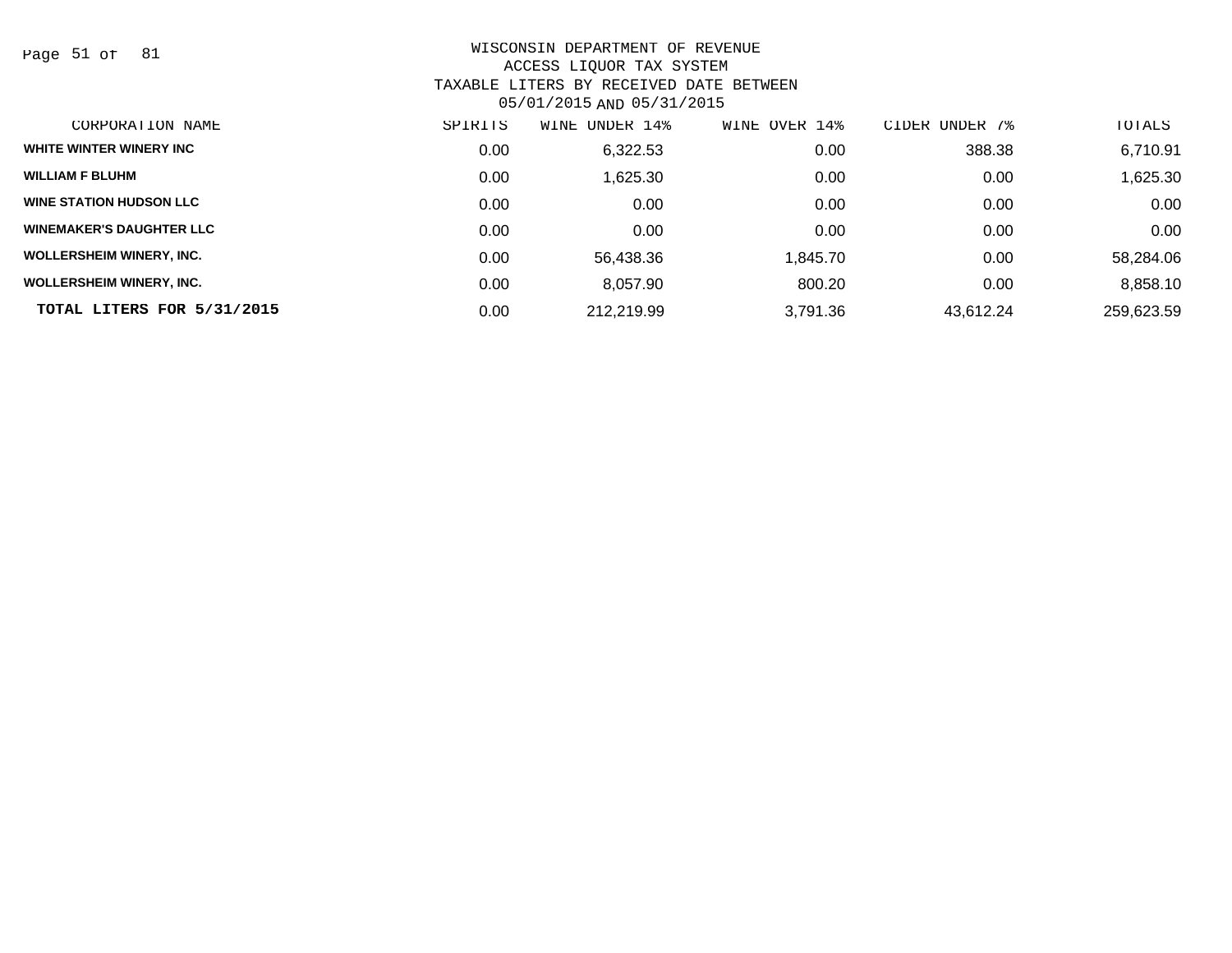WISCONSIN DEPARTMENT OF REVENUE
ACCESS LIQUOR TAX SYSTEM
TAXABLE LITERS BY RECEIVED DATE BETWEEN
05/01/2015 AND 05/31/2015

| CORPORATION NAME | SPIRITS | WINE UNDER 14% | WINE OVER 14% | CIDER UNDER 7% | TOTALS |
|---|---|---|---|---|---|
| WHITE WINTER WINERY INC | 0.00 | 6,322.53 | 0.00 | 388.38 | 6,710.91 |
| WILLIAM F BLUHM | 0.00 | 1,625.30 | 0.00 | 0.00 | 1,625.30 |
| WINE STATION HUDSON LLC | 0.00 | 0.00 | 0.00 | 0.00 | 0.00 |
| WINEMAKER'S DAUGHTER LLC | 0.00 | 0.00 | 0.00 | 0.00 | 0.00 |
| WOLLERSHEIM WINERY, INC. | 0.00 | 56,438.36 | 1,845.70 | 0.00 | 58,284.06 |
| WOLLERSHEIM WINERY, INC. | 0.00 | 8,057.90 | 800.20 | 0.00 | 8,858.10 |
| **TOTAL LITERS FOR 5/31/2015** | 0.00 | 212,219.99 | 3,791.36 | 43,612.24 | 259,623.59 |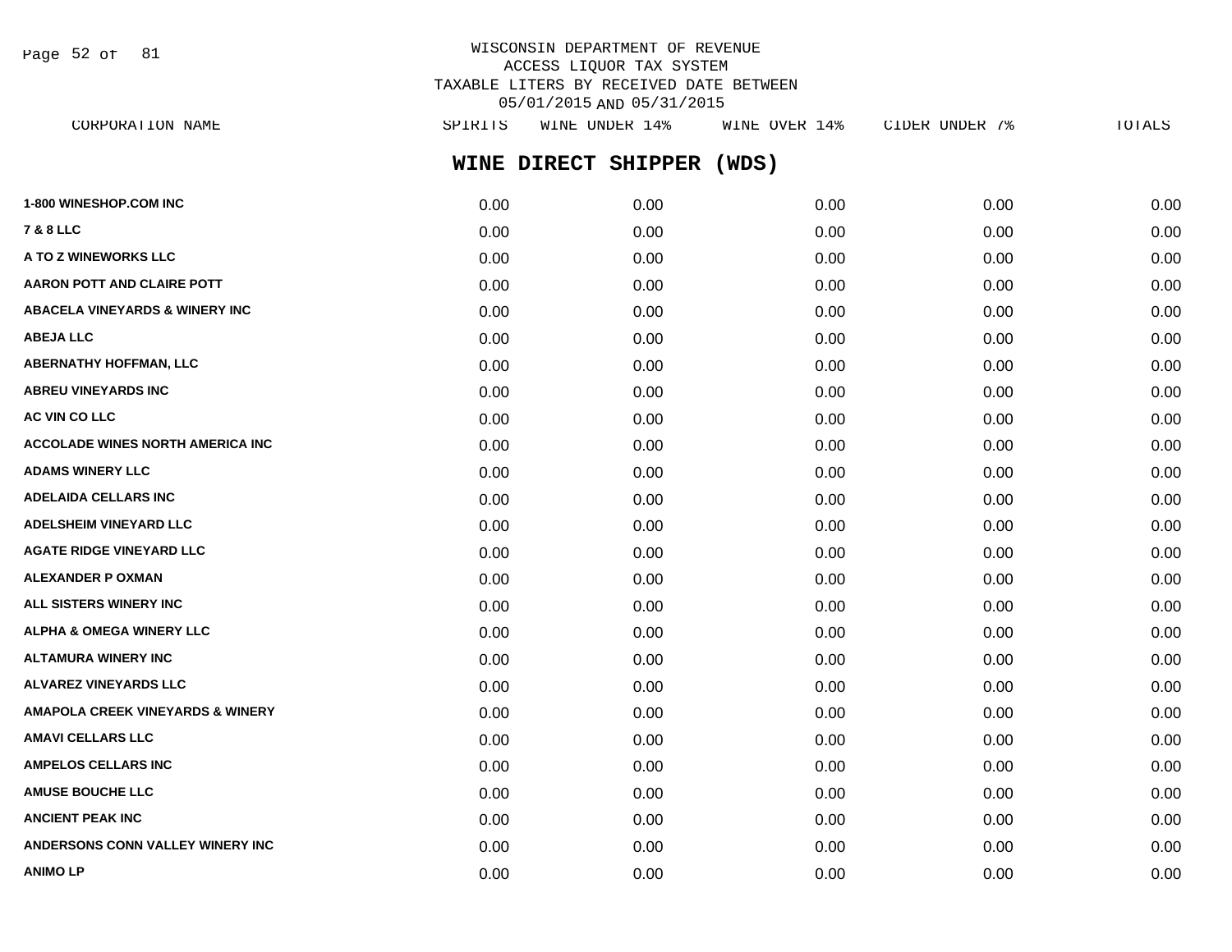WISCONSIN DEPARTMENT OF REVENUE
ACCESS LIQUOR TAX SYSTEM
TAXABLE LITERS BY RECEIVED DATE BETWEEN
05/01/2015 AND 05/31/2015

## WINE DIRECT SHIPPER (WDS)

| CORPORATION NAME | SPIRITS | WINE UNDER 14% | WINE OVER 14% | CIDER UNDER 7% | TOTALS |
|---|---|---|---|---|---|
| 1-800 WINESHOP.COM INC | 0.00 | 0.00 | 0.00 | 0.00 | 0.00 |
| 7 & 8 LLC | 0.00 | 0.00 | 0.00 | 0.00 | 0.00 |
| A TO Z WINEWORKS LLC | 0.00 | 0.00 | 0.00 | 0.00 | 0.00 |
| AARON POTT AND CLAIRE POTT | 0.00 | 0.00 | 0.00 | 0.00 | 0.00 |
| ABACELA VINEYARDS & WINERY INC | 0.00 | 0.00 | 0.00 | 0.00 | 0.00 |
| ABEJA LLC | 0.00 | 0.00 | 0.00 | 0.00 | 0.00 |
| ABERNATHY HOFFMAN, LLC | 0.00 | 0.00 | 0.00 | 0.00 | 0.00 |
| ABREU VINEYARDS INC | 0.00 | 0.00 | 0.00 | 0.00 | 0.00 |
| AC VIN CO LLC | 0.00 | 0.00 | 0.00 | 0.00 | 0.00 |
| ACCOLADE WINES NORTH AMERICA INC | 0.00 | 0.00 | 0.00 | 0.00 | 0.00 |
| ADAMS WINERY LLC | 0.00 | 0.00 | 0.00 | 0.00 | 0.00 |
| ADELAIDA CELLARS INC | 0.00 | 0.00 | 0.00 | 0.00 | 0.00 |
| ADELSHEIM VINEYARD LLC | 0.00 | 0.00 | 0.00 | 0.00 | 0.00 |
| AGATE RIDGE VINEYARD LLC | 0.00 | 0.00 | 0.00 | 0.00 | 0.00 |
| ALEXANDER P OXMAN | 0.00 | 0.00 | 0.00 | 0.00 | 0.00 |
| ALL SISTERS WINERY INC | 0.00 | 0.00 | 0.00 | 0.00 | 0.00 |
| ALPHA & OMEGA WINERY LLC | 0.00 | 0.00 | 0.00 | 0.00 | 0.00 |
| ALTAMURA WINERY INC | 0.00 | 0.00 | 0.00 | 0.00 | 0.00 |
| ALVAREZ VINEYARDS LLC | 0.00 | 0.00 | 0.00 | 0.00 | 0.00 |
| AMAPOLA CREEK VINEYARDS & WINERY | 0.00 | 0.00 | 0.00 | 0.00 | 0.00 |
| AMAVI CELLARS LLC | 0.00 | 0.00 | 0.00 | 0.00 | 0.00 |
| AMPELOS CELLARS INC | 0.00 | 0.00 | 0.00 | 0.00 | 0.00 |
| AMUSE BOUCHE LLC | 0.00 | 0.00 | 0.00 | 0.00 | 0.00 |
| ANCIENT PEAK INC | 0.00 | 0.00 | 0.00 | 0.00 | 0.00 |
| ANDERSONS CONN VALLEY WINERY INC | 0.00 | 0.00 | 0.00 | 0.00 | 0.00 |
| ANIMO LP | 0.00 | 0.00 | 0.00 | 0.00 | 0.00 |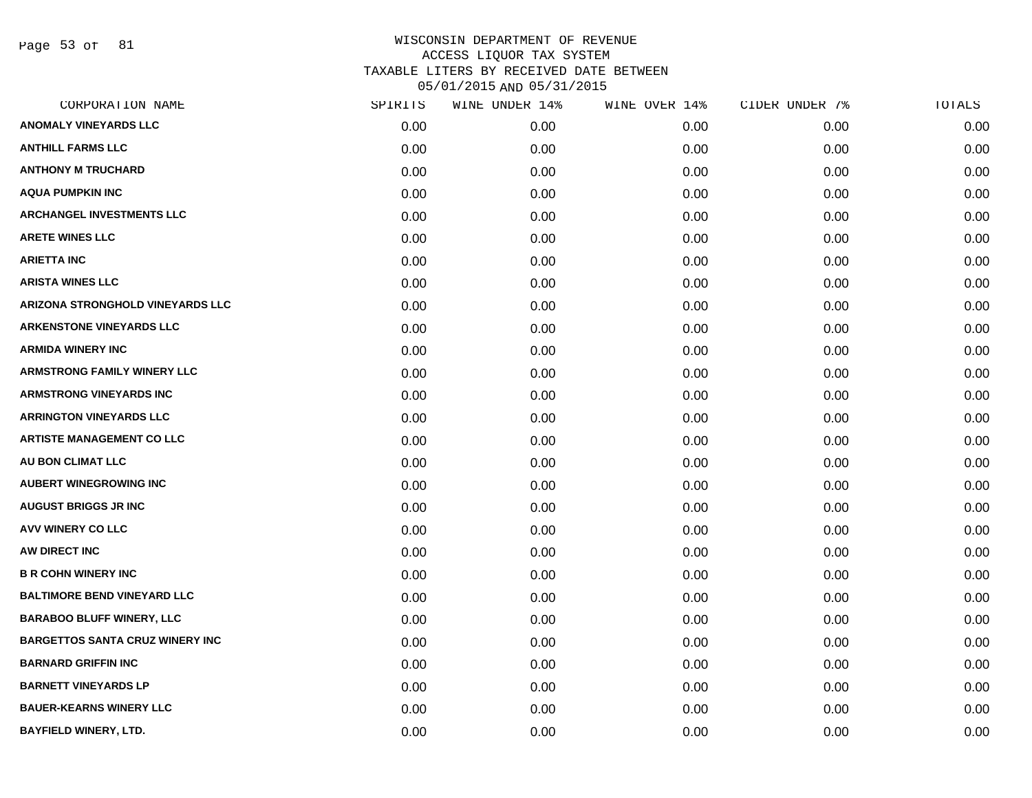WISCONSIN DEPARTMENT OF REVENUE
ACCESS LIQUOR TAX SYSTEM
TAXABLE LITERS BY RECEIVED DATE BETWEEN
05/01/2015 AND 05/31/2015

| CORPORATION NAME | SPIRITS | WINE UNDER 14% | WINE OVER 14% | CIDER UNDER 7% | TOTALS |
|---|---|---|---|---|---|
| ANOMALY VINEYARDS LLC | 0.00 | 0.00 | 0.00 | 0.00 | 0.00 |
| ANTHILL FARMS LLC | 0.00 | 0.00 | 0.00 | 0.00 | 0.00 |
| ANTHONY M TRUCHARD | 0.00 | 0.00 | 0.00 | 0.00 | 0.00 |
| AQUA PUMPKIN INC | 0.00 | 0.00 | 0.00 | 0.00 | 0.00 |
| ARCHANGEL INVESTMENTS LLC | 0.00 | 0.00 | 0.00 | 0.00 | 0.00 |
| ARETE WINES LLC | 0.00 | 0.00 | 0.00 | 0.00 | 0.00 |
| ARIETTA INC | 0.00 | 0.00 | 0.00 | 0.00 | 0.00 |
| ARISTA WINES LLC | 0.00 | 0.00 | 0.00 | 0.00 | 0.00 |
| ARIZONA STRONGHOLD VINEYARDS LLC | 0.00 | 0.00 | 0.00 | 0.00 | 0.00 |
| ARKENSTONE VINEYARDS LLC | 0.00 | 0.00 | 0.00 | 0.00 | 0.00 |
| ARMIDA WINERY INC | 0.00 | 0.00 | 0.00 | 0.00 | 0.00 |
| ARMSTRONG FAMILY WINERY LLC | 0.00 | 0.00 | 0.00 | 0.00 | 0.00 |
| ARMSTRONG VINEYARDS INC | 0.00 | 0.00 | 0.00 | 0.00 | 0.00 |
| ARRINGTON VINEYARDS LLC | 0.00 | 0.00 | 0.00 | 0.00 | 0.00 |
| ARTISTE MANAGEMENT CO LLC | 0.00 | 0.00 | 0.00 | 0.00 | 0.00 |
| AU BON CLIMAT LLC | 0.00 | 0.00 | 0.00 | 0.00 | 0.00 |
| AUBERT WINEGROWING INC | 0.00 | 0.00 | 0.00 | 0.00 | 0.00 |
| AUGUST BRIGGS JR INC | 0.00 | 0.00 | 0.00 | 0.00 | 0.00 |
| AVV WINERY CO LLC | 0.00 | 0.00 | 0.00 | 0.00 | 0.00 |
| AW DIRECT INC | 0.00 | 0.00 | 0.00 | 0.00 | 0.00 |
| B R COHN WINERY INC | 0.00 | 0.00 | 0.00 | 0.00 | 0.00 |
| BALTIMORE BEND VINEYARD LLC | 0.00 | 0.00 | 0.00 | 0.00 | 0.00 |
| BARABOO BLUFF WINERY, LLC | 0.00 | 0.00 | 0.00 | 0.00 | 0.00 |
| BARGETTOS SANTA CRUZ WINERY INC | 0.00 | 0.00 | 0.00 | 0.00 | 0.00 |
| BARNARD GRIFFIN INC | 0.00 | 0.00 | 0.00 | 0.00 | 0.00 |
| BARNETT VINEYARDS LP | 0.00 | 0.00 | 0.00 | 0.00 | 0.00 |
| BAUER-KEARNS WINERY LLC | 0.00 | 0.00 | 0.00 | 0.00 | 0.00 |
| BAYFIELD WINERY, LTD. | 0.00 | 0.00 | 0.00 | 0.00 | 0.00 |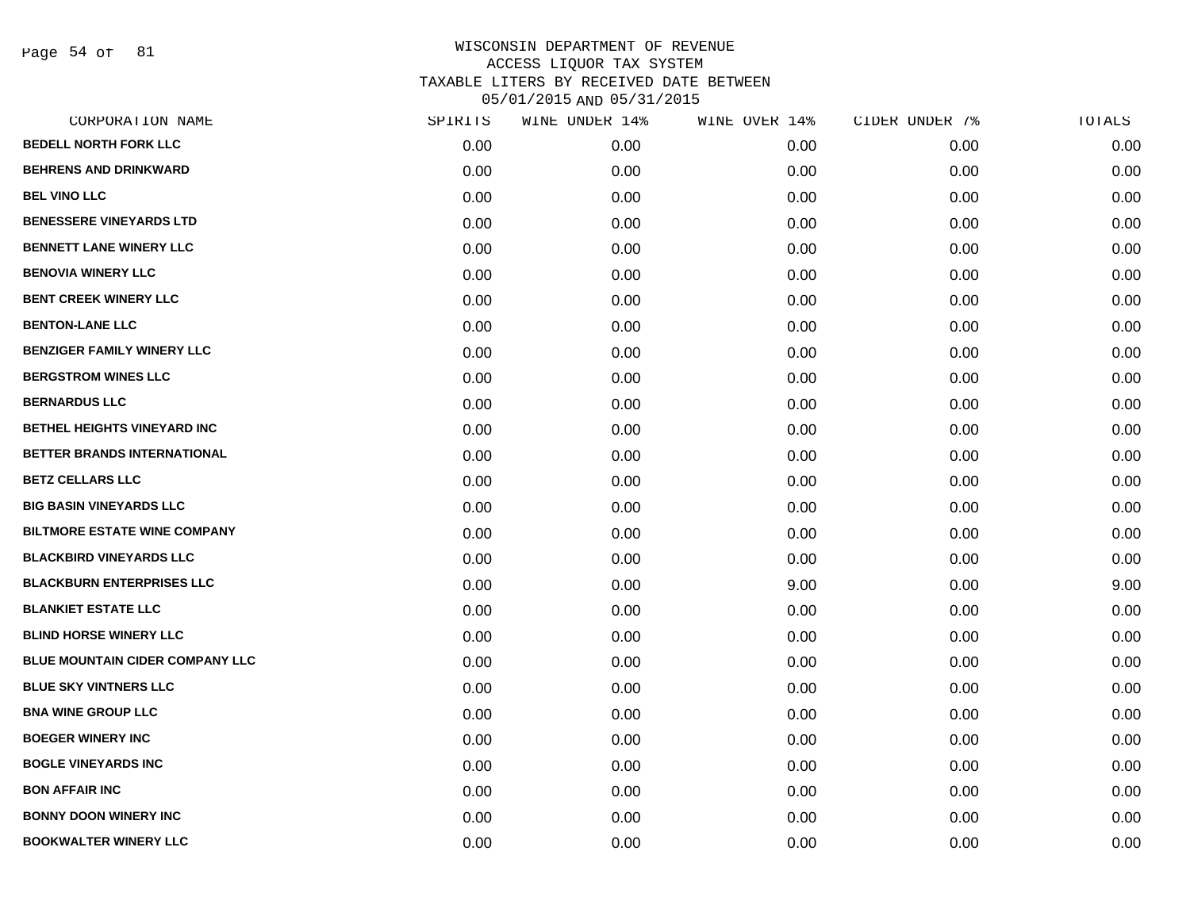WISCONSIN DEPARTMENT OF REVENUE
ACCESS LIQUOR TAX SYSTEM
TAXABLE LITERS BY RECEIVED DATE BETWEEN
05/01/2015 AND 05/31/2015

| CORPORATION NAME | SPIRITS | WINE UNDER 14% | WINE OVER 14% | CIDER UNDER 7% | TOTALS |
|---|---|---|---|---|---|
| BEDELL NORTH FORK LLC | 0.00 | 0.00 | 0.00 | 0.00 | 0.00 |
| BEHRENS AND DRINKWARD | 0.00 | 0.00 | 0.00 | 0.00 | 0.00 |
| BEL VINO LLC | 0.00 | 0.00 | 0.00 | 0.00 | 0.00 |
| BENESSERE VINEYARDS LTD | 0.00 | 0.00 | 0.00 | 0.00 | 0.00 |
| BENNETT LANE WINERY LLC | 0.00 | 0.00 | 0.00 | 0.00 | 0.00 |
| BENOVIA WINERY LLC | 0.00 | 0.00 | 0.00 | 0.00 | 0.00 |
| BENT CREEK WINERY LLC | 0.00 | 0.00 | 0.00 | 0.00 | 0.00 |
| BENTON-LANE LLC | 0.00 | 0.00 | 0.00 | 0.00 | 0.00 |
| BENZIGER FAMILY WINERY LLC | 0.00 | 0.00 | 0.00 | 0.00 | 0.00 |
| BERGSTROM WINES LLC | 0.00 | 0.00 | 0.00 | 0.00 | 0.00 |
| BERNARDUS LLC | 0.00 | 0.00 | 0.00 | 0.00 | 0.00 |
| BETHEL HEIGHTS VINEYARD INC | 0.00 | 0.00 | 0.00 | 0.00 | 0.00 |
| BETTER BRANDS INTERNATIONAL | 0.00 | 0.00 | 0.00 | 0.00 | 0.00 |
| BETZ CELLARS LLC | 0.00 | 0.00 | 0.00 | 0.00 | 0.00 |
| BIG BASIN VINEYARDS LLC | 0.00 | 0.00 | 0.00 | 0.00 | 0.00 |
| BILTMORE ESTATE WINE COMPANY | 0.00 | 0.00 | 0.00 | 0.00 | 0.00 |
| BLACKBIRD VINEYARDS LLC | 0.00 | 0.00 | 0.00 | 0.00 | 0.00 |
| BLACKBURN ENTERPRISES LLC | 0.00 | 0.00 | 9.00 | 0.00 | 9.00 |
| BLANKIET ESTATE LLC | 0.00 | 0.00 | 0.00 | 0.00 | 0.00 |
| BLIND HORSE WINERY LLC | 0.00 | 0.00 | 0.00 | 0.00 | 0.00 |
| BLUE MOUNTAIN CIDER COMPANY LLC | 0.00 | 0.00 | 0.00 | 0.00 | 0.00 |
| BLUE SKY VINTNERS LLC | 0.00 | 0.00 | 0.00 | 0.00 | 0.00 |
| BNA WINE GROUP LLC | 0.00 | 0.00 | 0.00 | 0.00 | 0.00 |
| BOEGER WINERY INC | 0.00 | 0.00 | 0.00 | 0.00 | 0.00 |
| BOGLE VINEYARDS INC | 0.00 | 0.00 | 0.00 | 0.00 | 0.00 |
| BON AFFAIR INC | 0.00 | 0.00 | 0.00 | 0.00 | 0.00 |
| BONNY DOON WINERY INC | 0.00 | 0.00 | 0.00 | 0.00 | 0.00 |
| BOOKWALTER WINERY LLC | 0.00 | 0.00 | 0.00 | 0.00 | 0.00 |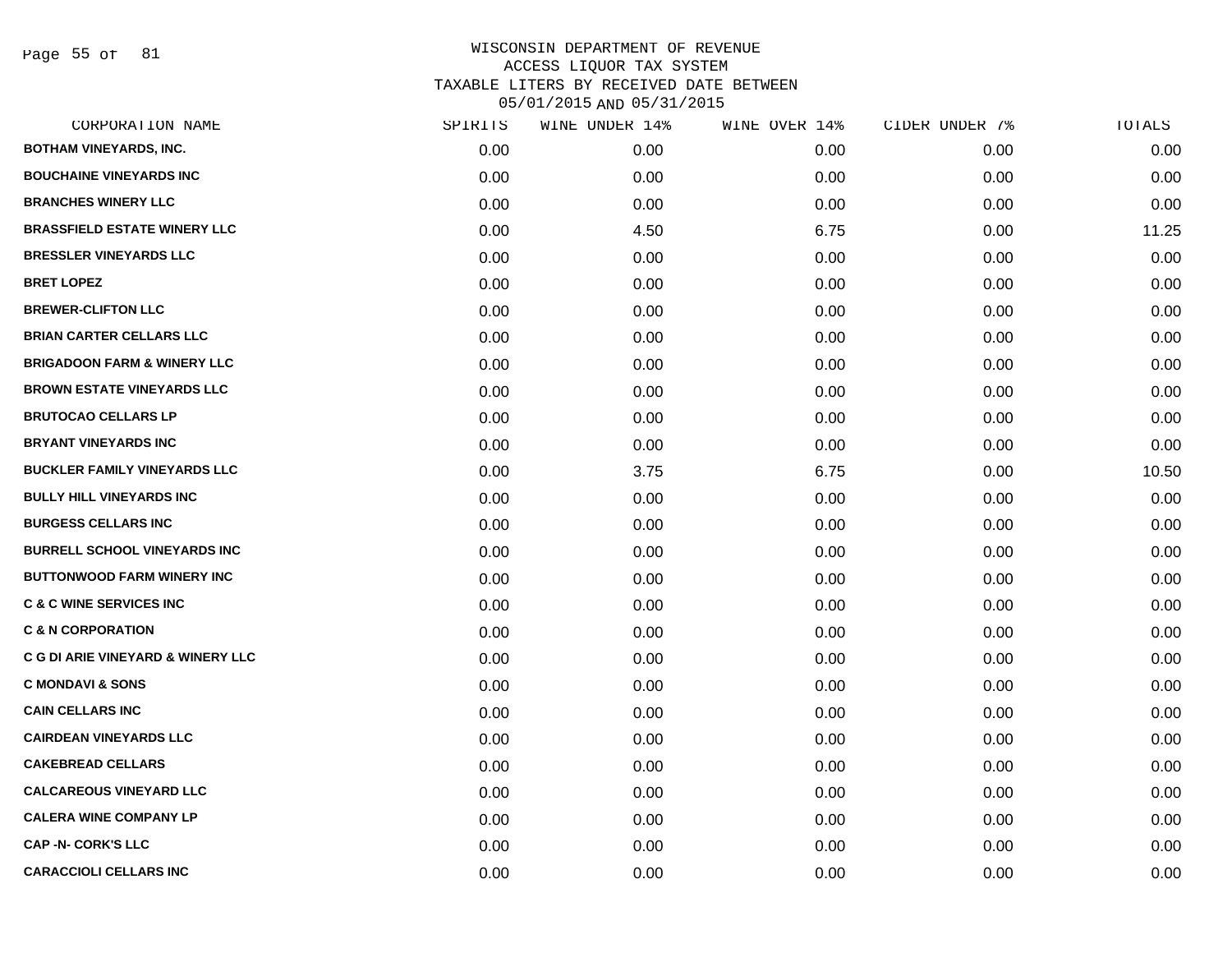WISCONSIN DEPARTMENT OF REVENUE
ACCESS LIQUOR TAX SYSTEM
TAXABLE LITERS BY RECEIVED DATE BETWEEN
05/01/2015 AND 05/31/2015

| CORPORATION NAME | SPIRITS | WINE UNDER 14% | WINE OVER 14% | CIDER UNDER 7% | TOTALS |
|---|---|---|---|---|---|
| BOTHAM VINEYARDS, INC. | 0.00 | 0.00 | 0.00 | 0.00 | 0.00 |
| BOUCHAINE VINEYARDS INC | 0.00 | 0.00 | 0.00 | 0.00 | 0.00 |
| BRANCHES WINERY LLC | 0.00 | 0.00 | 0.00 | 0.00 | 0.00 |
| BRASSFIELD ESTATE WINERY LLC | 0.00 | 4.50 | 6.75 | 0.00 | 11.25 |
| BRESSLER VINEYARDS LLC | 0.00 | 0.00 | 0.00 | 0.00 | 0.00 |
| BRET LOPEZ | 0.00 | 0.00 | 0.00 | 0.00 | 0.00 |
| BREWER-CLIFTON LLC | 0.00 | 0.00 | 0.00 | 0.00 | 0.00 |
| BRIAN CARTER CELLARS LLC | 0.00 | 0.00 | 0.00 | 0.00 | 0.00 |
| BRIGADOON FARM & WINERY LLC | 0.00 | 0.00 | 0.00 | 0.00 | 0.00 |
| BROWN ESTATE VINEYARDS LLC | 0.00 | 0.00 | 0.00 | 0.00 | 0.00 |
| BRUTOCAO CELLARS LP | 0.00 | 0.00 | 0.00 | 0.00 | 0.00 |
| BRYANT VINEYARDS INC | 0.00 | 0.00 | 0.00 | 0.00 | 0.00 |
| BUCKLER FAMILY VINEYARDS LLC | 0.00 | 3.75 | 6.75 | 0.00 | 10.50 |
| BULLY HILL VINEYARDS INC | 0.00 | 0.00 | 0.00 | 0.00 | 0.00 |
| BURGESS CELLARS INC | 0.00 | 0.00 | 0.00 | 0.00 | 0.00 |
| BURRELL SCHOOL VINEYARDS INC | 0.00 | 0.00 | 0.00 | 0.00 | 0.00 |
| BUTTONWOOD FARM WINERY INC | 0.00 | 0.00 | 0.00 | 0.00 | 0.00 |
| C & C WINE SERVICES INC | 0.00 | 0.00 | 0.00 | 0.00 | 0.00 |
| C & N CORPORATION | 0.00 | 0.00 | 0.00 | 0.00 | 0.00 |
| C G DI ARIE VINEYARD & WINERY LLC | 0.00 | 0.00 | 0.00 | 0.00 | 0.00 |
| C MONDAVI & SONS | 0.00 | 0.00 | 0.00 | 0.00 | 0.00 |
| CAIN CELLARS INC | 0.00 | 0.00 | 0.00 | 0.00 | 0.00 |
| CAIRDEAN VINEYARDS LLC | 0.00 | 0.00 | 0.00 | 0.00 | 0.00 |
| CAKEBREAD CELLARS | 0.00 | 0.00 | 0.00 | 0.00 | 0.00 |
| CALCAREOUS VINEYARD LLC | 0.00 | 0.00 | 0.00 | 0.00 | 0.00 |
| CALERA WINE COMPANY LP | 0.00 | 0.00 | 0.00 | 0.00 | 0.00 |
| CAP -N- CORK'S LLC | 0.00 | 0.00 | 0.00 | 0.00 | 0.00 |
| CARACCIOLI CELLARS INC | 0.00 | 0.00 | 0.00 | 0.00 | 0.00 |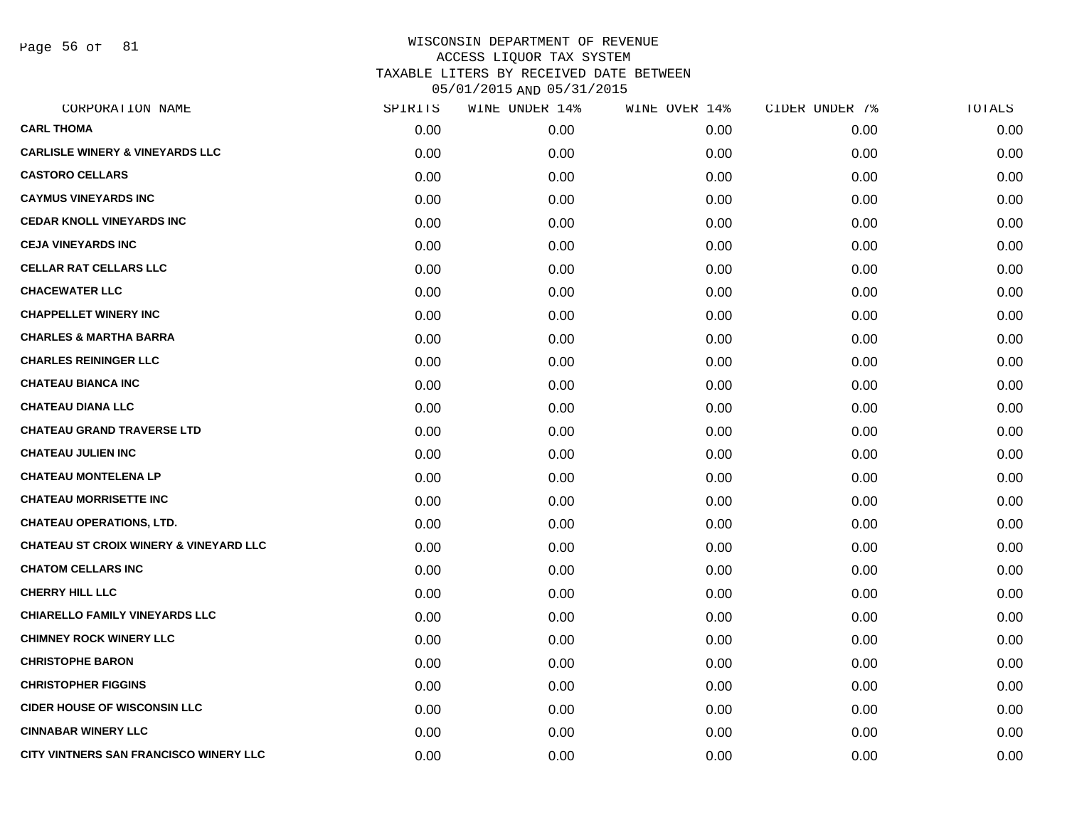WISCONSIN DEPARTMENT OF REVENUE
ACCESS LIQUOR TAX SYSTEM
TAXABLE LITERS BY RECEIVED DATE BETWEEN
05/01/2015 AND 05/31/2015

| CORPORATION NAME | SPIRITS | WINE UNDER 14% | WINE OVER 14% | CIDER UNDER 7% | TOTALS |
|---|---|---|---|---|---|
| CARL THOMA | 0.00 | 0.00 | 0.00 | 0.00 | 0.00 |
| CARLISLE WINERY & VINEYARDS LLC | 0.00 | 0.00 | 0.00 | 0.00 | 0.00 |
| CASTORO CELLARS | 0.00 | 0.00 | 0.00 | 0.00 | 0.00 |
| CAYMUS VINEYARDS INC | 0.00 | 0.00 | 0.00 | 0.00 | 0.00 |
| CEDAR KNOLL VINEYARDS INC | 0.00 | 0.00 | 0.00 | 0.00 | 0.00 |
| CEJA VINEYARDS INC | 0.00 | 0.00 | 0.00 | 0.00 | 0.00 |
| CELLAR RAT CELLARS LLC | 0.00 | 0.00 | 0.00 | 0.00 | 0.00 |
| CHACEWATER LLC | 0.00 | 0.00 | 0.00 | 0.00 | 0.00 |
| CHAPPELLET WINERY INC | 0.00 | 0.00 | 0.00 | 0.00 | 0.00 |
| CHARLES & MARTHA BARRA | 0.00 | 0.00 | 0.00 | 0.00 | 0.00 |
| CHARLES REININGER LLC | 0.00 | 0.00 | 0.00 | 0.00 | 0.00 |
| CHATEAU BIANCA INC | 0.00 | 0.00 | 0.00 | 0.00 | 0.00 |
| CHATEAU DIANA LLC | 0.00 | 0.00 | 0.00 | 0.00 | 0.00 |
| CHATEAU GRAND TRAVERSE LTD | 0.00 | 0.00 | 0.00 | 0.00 | 0.00 |
| CHATEAU JULIEN INC | 0.00 | 0.00 | 0.00 | 0.00 | 0.00 |
| CHATEAU MONTELENA LP | 0.00 | 0.00 | 0.00 | 0.00 | 0.00 |
| CHATEAU MORRISETTE INC | 0.00 | 0.00 | 0.00 | 0.00 | 0.00 |
| CHATEAU OPERATIONS, LTD. | 0.00 | 0.00 | 0.00 | 0.00 | 0.00 |
| CHATEAU ST CROIX WINERY & VINEYARD LLC | 0.00 | 0.00 | 0.00 | 0.00 | 0.00 |
| CHATOM CELLARS INC | 0.00 | 0.00 | 0.00 | 0.00 | 0.00 |
| CHERRY HILL LLC | 0.00 | 0.00 | 0.00 | 0.00 | 0.00 |
| CHIARELLO FAMILY VINEYARDS LLC | 0.00 | 0.00 | 0.00 | 0.00 | 0.00 |
| CHIMNEY ROCK WINERY LLC | 0.00 | 0.00 | 0.00 | 0.00 | 0.00 |
| CHRISTOPHE BARON | 0.00 | 0.00 | 0.00 | 0.00 | 0.00 |
| CHRISTOPHER FIGGINS | 0.00 | 0.00 | 0.00 | 0.00 | 0.00 |
| CIDER HOUSE OF WISCONSIN LLC | 0.00 | 0.00 | 0.00 | 0.00 | 0.00 |
| CINNABAR WINERY LLC | 0.00 | 0.00 | 0.00 | 0.00 | 0.00 |
| CITY VINTNERS SAN FRANCISCO WINERY LLC | 0.00 | 0.00 | 0.00 | 0.00 | 0.00 |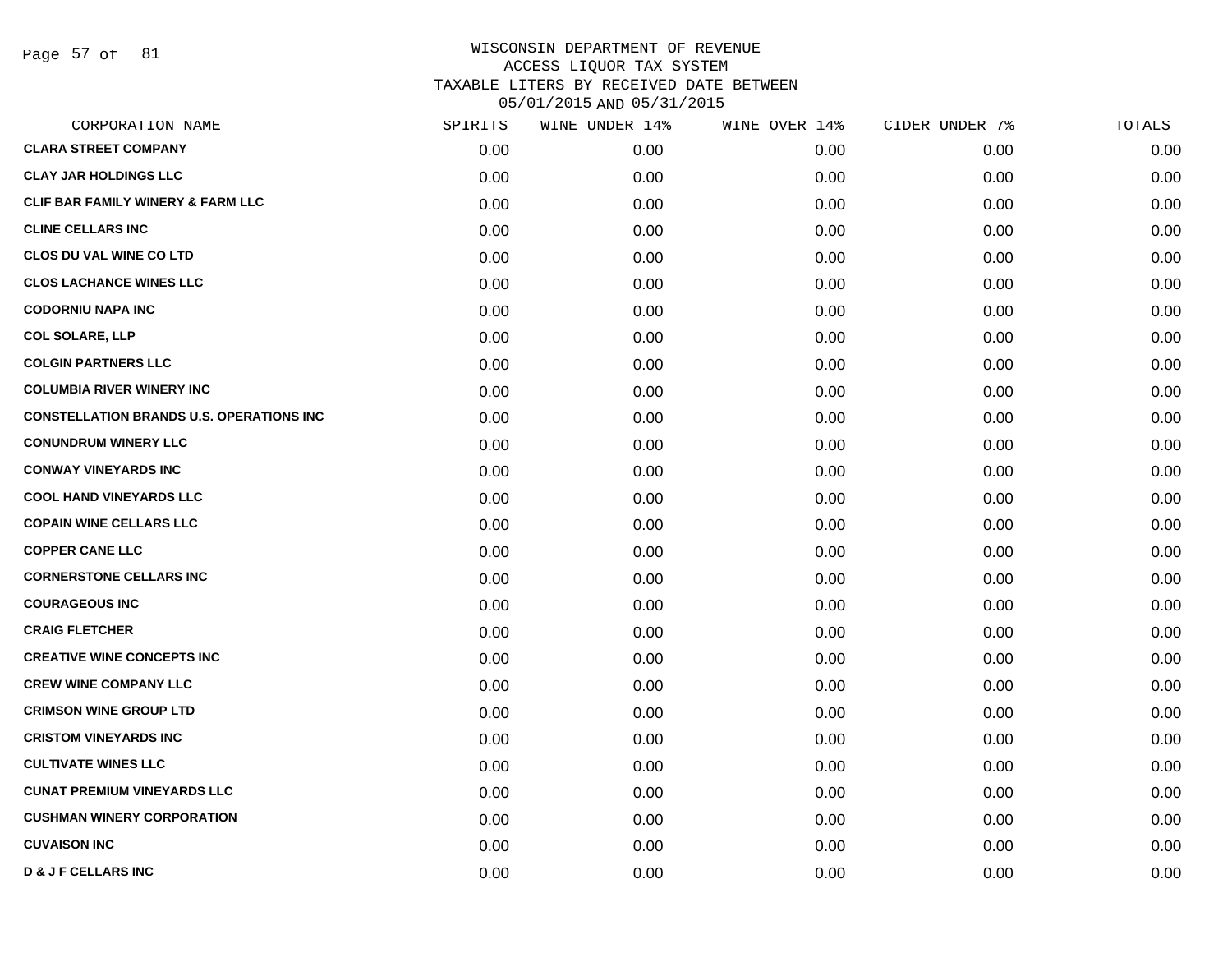WISCONSIN DEPARTMENT OF REVENUE
ACCESS LIQUOR TAX SYSTEM
TAXABLE LITERS BY RECEIVED DATE BETWEEN
05/01/2015 AND 05/31/2015

| CORPORATION NAME | SPIRITS | WINE UNDER 14% | WINE OVER 14% | CIDER UNDER 7% | TOTALS |
|---|---|---|---|---|---|
| CLARA STREET COMPANY | 0.00 | 0.00 | 0.00 | 0.00 | 0.00 |
| CLAY JAR HOLDINGS LLC | 0.00 | 0.00 | 0.00 | 0.00 | 0.00 |
| CLIF BAR FAMILY WINERY & FARM LLC | 0.00 | 0.00 | 0.00 | 0.00 | 0.00 |
| CLINE CELLARS INC | 0.00 | 0.00 | 0.00 | 0.00 | 0.00 |
| CLOS DU VAL WINE CO LTD | 0.00 | 0.00 | 0.00 | 0.00 | 0.00 |
| CLOS LACHANCE WINES LLC | 0.00 | 0.00 | 0.00 | 0.00 | 0.00 |
| CODORNIU NAPA INC | 0.00 | 0.00 | 0.00 | 0.00 | 0.00 |
| COL SOLARE, LLP | 0.00 | 0.00 | 0.00 | 0.00 | 0.00 |
| COLGIN PARTNERS LLC | 0.00 | 0.00 | 0.00 | 0.00 | 0.00 |
| COLUMBIA RIVER WINERY INC | 0.00 | 0.00 | 0.00 | 0.00 | 0.00 |
| CONSTELLATION BRANDS U.S. OPERATIONS INC | 0.00 | 0.00 | 0.00 | 0.00 | 0.00 |
| CONUNDRUM WINERY LLC | 0.00 | 0.00 | 0.00 | 0.00 | 0.00 |
| CONWAY VINEYARDS INC | 0.00 | 0.00 | 0.00 | 0.00 | 0.00 |
| COOL HAND VINEYARDS LLC | 0.00 | 0.00 | 0.00 | 0.00 | 0.00 |
| COPAIN WINE CELLARS LLC | 0.00 | 0.00 | 0.00 | 0.00 | 0.00 |
| COPPER CANE LLC | 0.00 | 0.00 | 0.00 | 0.00 | 0.00 |
| CORNERSTONE CELLARS INC | 0.00 | 0.00 | 0.00 | 0.00 | 0.00 |
| COURAGEOUS INC | 0.00 | 0.00 | 0.00 | 0.00 | 0.00 |
| CRAIG FLETCHER | 0.00 | 0.00 | 0.00 | 0.00 | 0.00 |
| CREATIVE WINE CONCEPTS INC | 0.00 | 0.00 | 0.00 | 0.00 | 0.00 |
| CREW WINE COMPANY LLC | 0.00 | 0.00 | 0.00 | 0.00 | 0.00 |
| CRIMSON WINE GROUP LTD | 0.00 | 0.00 | 0.00 | 0.00 | 0.00 |
| CRISTOM VINEYARDS INC | 0.00 | 0.00 | 0.00 | 0.00 | 0.00 |
| CULTIVATE WINES LLC | 0.00 | 0.00 | 0.00 | 0.00 | 0.00 |
| CUNAT PREMIUM VINEYARDS LLC | 0.00 | 0.00 | 0.00 | 0.00 | 0.00 |
| CUSHMAN WINERY CORPORATION | 0.00 | 0.00 | 0.00 | 0.00 | 0.00 |
| CUVAISON INC | 0.00 | 0.00 | 0.00 | 0.00 | 0.00 |
| D & J F CELLARS INC | 0.00 | 0.00 | 0.00 | 0.00 | 0.00 |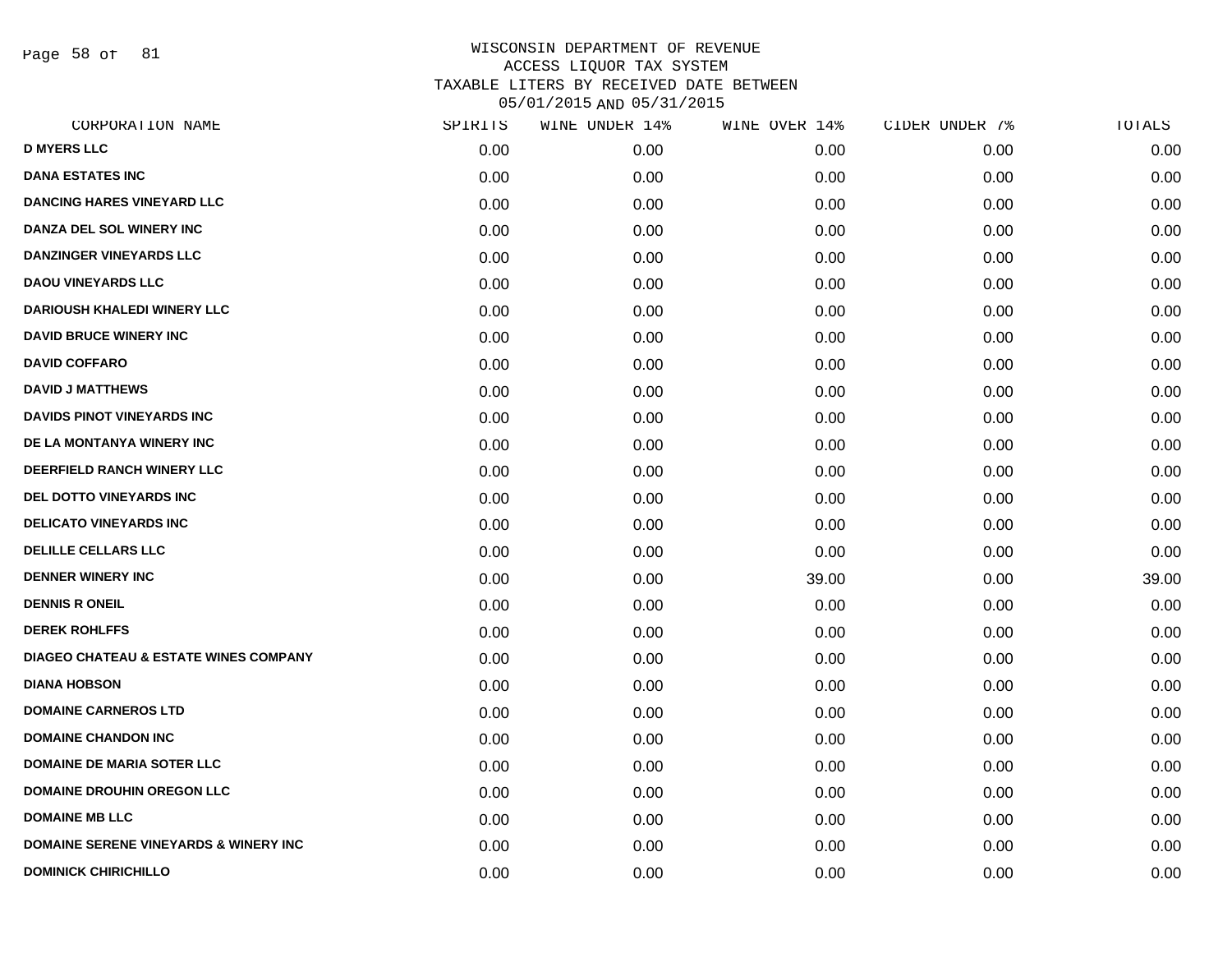WISCONSIN DEPARTMENT OF REVENUE
ACCESS LIQUOR TAX SYSTEM
TAXABLE LITERS BY RECEIVED DATE BETWEEN
05/01/2015 AND 05/31/2015

| CORPORATION NAME | SPIRITS | WINE UNDER 14% | WINE OVER 14% | CIDER UNDER 7% | TOTALS |
|---|---|---|---|---|---|
| **D MYERS LLC** | 0.00 | 0.00 | 0.00 | 0.00 | 0.00 |
| **DANA ESTATES INC** | 0.00 | 0.00 | 0.00 | 0.00 | 0.00 |
| **DANCING HARES VINEYARD LLC** | 0.00 | 0.00 | 0.00 | 0.00 | 0.00 |
| **DANZA DEL SOL WINERY INC** | 0.00 | 0.00 | 0.00 | 0.00 | 0.00 |
| **DANZINGER VINEYARDS LLC** | 0.00 | 0.00 | 0.00 | 0.00 | 0.00 |
| **DAOU VINEYARDS LLC** | 0.00 | 0.00 | 0.00 | 0.00 | 0.00 |
| **DARIOUSH KHALEDI WINERY LLC** | 0.00 | 0.00 | 0.00 | 0.00 | 0.00 |
| **DAVID BRUCE WINERY INC** | 0.00 | 0.00 | 0.00 | 0.00 | 0.00 |
| **DAVID COFFARO** | 0.00 | 0.00 | 0.00 | 0.00 | 0.00 |
| **DAVID J MATTHEWS** | 0.00 | 0.00 | 0.00 | 0.00 | 0.00 |
| **DAVIDS PINOT VINEYARDS INC** | 0.00 | 0.00 | 0.00 | 0.00 | 0.00 |
| **DE LA MONTANYA WINERY INC** | 0.00 | 0.00 | 0.00 | 0.00 | 0.00 |
| **DEERFIELD RANCH WINERY LLC** | 0.00 | 0.00 | 0.00 | 0.00 | 0.00 |
| **DEL DOTTO VINEYARDS INC** | 0.00 | 0.00 | 0.00 | 0.00 | 0.00 |
| **DELICATO VINEYARDS INC** | 0.00 | 0.00 | 0.00 | 0.00 | 0.00 |
| **DELILLE CELLARS LLC** | 0.00 | 0.00 | 0.00 | 0.00 | 0.00 |
| **DENNER WINERY INC** | 0.00 | 0.00 | 39.00 | 0.00 | 39.00 |
| **DENNIS R ONEIL** | 0.00 | 0.00 | 0.00 | 0.00 | 0.00 |
| **DEREK ROHLFFS** | 0.00 | 0.00 | 0.00 | 0.00 | 0.00 |
| **DIAGEO CHATEAU & ESTATE WINES COMPANY** | 0.00 | 0.00 | 0.00 | 0.00 | 0.00 |
| **DIANA HOBSON** | 0.00 | 0.00 | 0.00 | 0.00 | 0.00 |
| **DOMAINE CARNEROS LTD** | 0.00 | 0.00 | 0.00 | 0.00 | 0.00 |
| **DOMAINE CHANDON INC** | 0.00 | 0.00 | 0.00 | 0.00 | 0.00 |
| **DOMAINE DE MARIA SOTER LLC** | 0.00 | 0.00 | 0.00 | 0.00 | 0.00 |
| **DOMAINE DROUHIN OREGON LLC** | 0.00 | 0.00 | 0.00 | 0.00 | 0.00 |
| **DOMAINE MB LLC** | 0.00 | 0.00 | 0.00 | 0.00 | 0.00 |
| **DOMAINE SERENE VINEYARDS & WINERY INC** | 0.00 | 0.00 | 0.00 | 0.00 | 0.00 |
| **DOMINICK CHIRICHILLO** | 0.00 | 0.00 | 0.00 | 0.00 | 0.00 |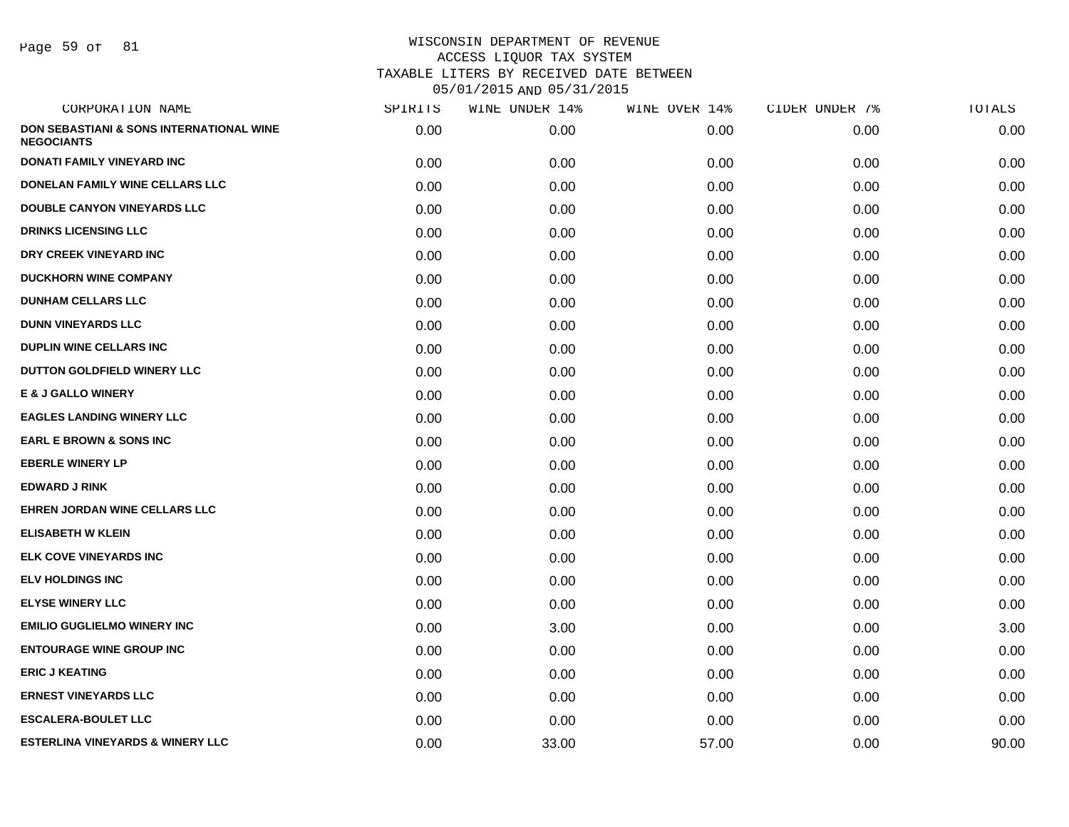# WISCONSIN DEPARTMENT OF REVENUE
## ACCESS LIQUOR TAX SYSTEM
### TAXABLE LITERS BY RECEIVED DATE BETWEEN 05/01/2015 AND 05/31/2015

| CORPORATION NAME | SPIRITS | WINE UNDER 14% | WINE OVER 14% | CIDER UNDER 7% | TOTALS |
|---|---|---|---|---|---|
| DON SEBASTIANI & SONS INTERNATIONAL WINE NEGOCIANTS | 0.00 | 0.00 | 0.00 | 0.00 | 0.00 |
| DONATI FAMILY VINEYARD INC | 0.00 | 0.00 | 0.00 | 0.00 | 0.00 |
| DONELAN FAMILY WINE CELLARS LLC | 0.00 | 0.00 | 0.00 | 0.00 | 0.00 |
| DOUBLE CANYON VINEYARDS LLC | 0.00 | 0.00 | 0.00 | 0.00 | 0.00 |
| DRINKS LICENSING LLC | 0.00 | 0.00 | 0.00 | 0.00 | 0.00 |
| DRY CREEK VINEYARD INC | 0.00 | 0.00 | 0.00 | 0.00 | 0.00 |
| DUCKHORN WINE COMPANY | 0.00 | 0.00 | 0.00 | 0.00 | 0.00 |
| DUNHAM CELLARS LLC | 0.00 | 0.00 | 0.00 | 0.00 | 0.00 |
| DUNN VINEYARDS LLC | 0.00 | 0.00 | 0.00 | 0.00 | 0.00 |
| DUPLIN WINE CELLARS INC | 0.00 | 0.00 | 0.00 | 0.00 | 0.00 |
| DUTTON GOLDFIELD WINERY LLC | 0.00 | 0.00 | 0.00 | 0.00 | 0.00 |
| E & J GALLO WINERY | 0.00 | 0.00 | 0.00 | 0.00 | 0.00 |
| EAGLES LANDING WINERY LLC | 0.00 | 0.00 | 0.00 | 0.00 | 0.00 |
| EARL E BROWN & SONS INC | 0.00 | 0.00 | 0.00 | 0.00 | 0.00 |
| EBERLE WINERY LP | 0.00 | 0.00 | 0.00 | 0.00 | 0.00 |
| EDWARD J RINK | 0.00 | 0.00 | 0.00 | 0.00 | 0.00 |
| EHREN JORDAN WINE CELLARS LLC | 0.00 | 0.00 | 0.00 | 0.00 | 0.00 |
| ELISABETH W KLEIN | 0.00 | 0.00 | 0.00 | 0.00 | 0.00 |
| ELK COVE VINEYARDS INC | 0.00 | 0.00 | 0.00 | 0.00 | 0.00 |
| ELV HOLDINGS INC | 0.00 | 0.00 | 0.00 | 0.00 | 0.00 |
| ELYSE WINERY LLC | 0.00 | 0.00 | 0.00 | 0.00 | 0.00 |
| EMILIO GUGLIELMO WINERY INC | 0.00 | 3.00 | 0.00 | 0.00 | 3.00 |
| ENTOURAGE WINE GROUP INC | 0.00 | 0.00 | 0.00 | 0.00 | 0.00 |
| ERIC J KEATING | 0.00 | 0.00 | 0.00 | 0.00 | 0.00 |
| ERNEST VINEYARDS LLC | 0.00 | 0.00 | 0.00 | 0.00 | 0.00 |
| ESCALERA-BOULET LLC | 0.00 | 0.00 | 0.00 | 0.00 | 0.00 |
| ESTERLINA VINEYARDS & WINERY LLC | 0.00 | 33.00 | 57.00 | 0.00 | 90.00 |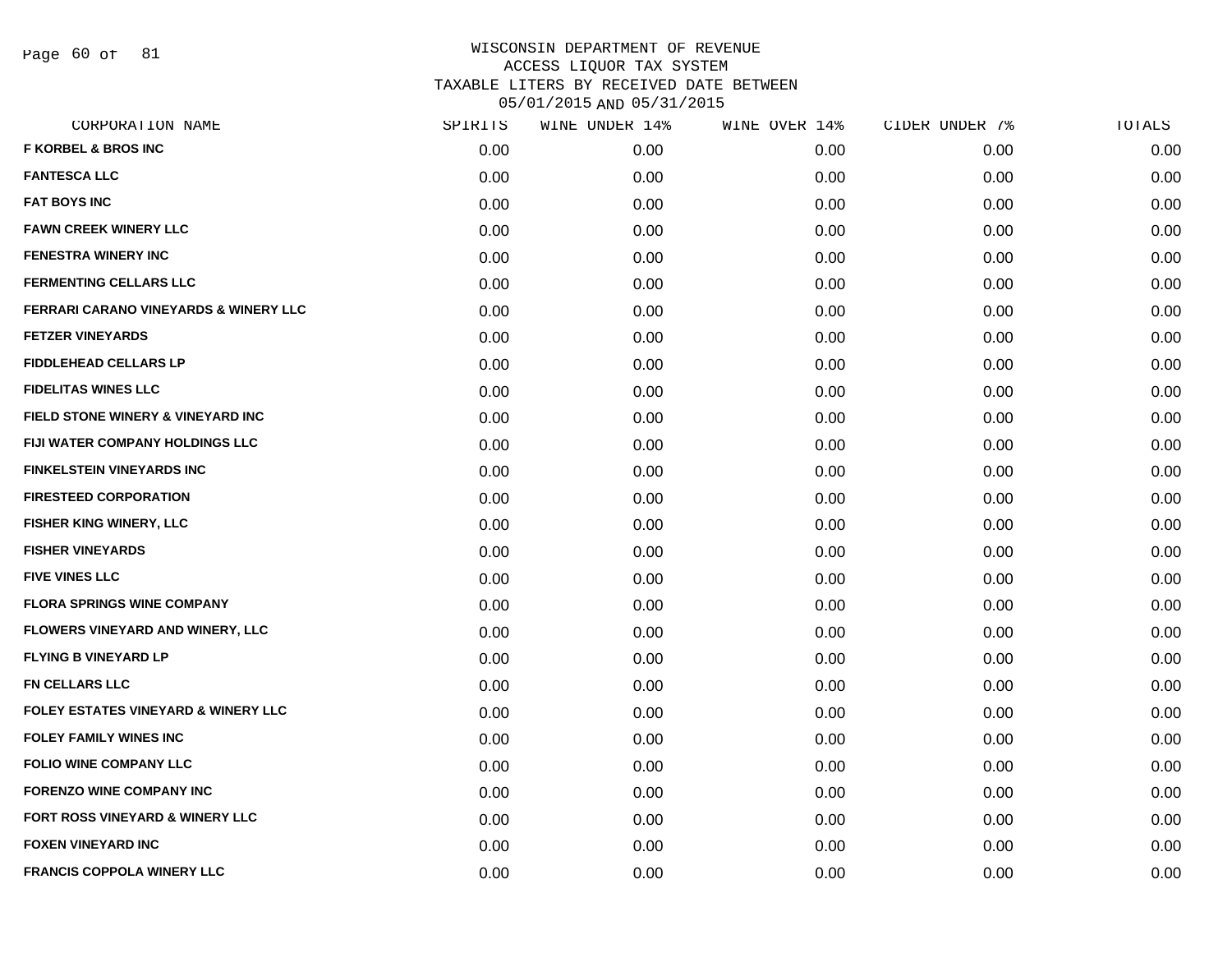WISCONSIN DEPARTMENT OF REVENUE
ACCESS LIQUOR TAX SYSTEM
TAXABLE LITERS BY RECEIVED DATE BETWEEN
05/01/2015 AND 05/31/2015

| CORPORATION NAME | SPIRITS | WINE UNDER 14% | WINE OVER 14% | CIDER UNDER 7% | TOTALS |
|---|---|---|---|---|---|
| F KORBEL & BROS INC | 0.00 | 0.00 | 0.00 | 0.00 | 0.00 |
| FANTESCA LLC | 0.00 | 0.00 | 0.00 | 0.00 | 0.00 |
| FAT BOYS INC | 0.00 | 0.00 | 0.00 | 0.00 | 0.00 |
| FAWN CREEK WINERY LLC | 0.00 | 0.00 | 0.00 | 0.00 | 0.00 |
| FENESTRA WINERY INC | 0.00 | 0.00 | 0.00 | 0.00 | 0.00 |
| FERMENTING CELLARS LLC | 0.00 | 0.00 | 0.00 | 0.00 | 0.00 |
| FERRARI CARANO VINEYARDS & WINERY LLC | 0.00 | 0.00 | 0.00 | 0.00 | 0.00 |
| FETZER VINEYARDS | 0.00 | 0.00 | 0.00 | 0.00 | 0.00 |
| FIDDLEHEAD CELLARS LP | 0.00 | 0.00 | 0.00 | 0.00 | 0.00 |
| FIDELITAS WINES LLC | 0.00 | 0.00 | 0.00 | 0.00 | 0.00 |
| FIELD STONE WINERY & VINEYARD INC | 0.00 | 0.00 | 0.00 | 0.00 | 0.00 |
| FIJI WATER COMPANY HOLDINGS LLC | 0.00 | 0.00 | 0.00 | 0.00 | 0.00 |
| FINKELSTEIN VINEYARDS INC | 0.00 | 0.00 | 0.00 | 0.00 | 0.00 |
| FIRESTEED CORPORATION | 0.00 | 0.00 | 0.00 | 0.00 | 0.00 |
| FISHER KING WINERY, LLC | 0.00 | 0.00 | 0.00 | 0.00 | 0.00 |
| FISHER VINEYARDS | 0.00 | 0.00 | 0.00 | 0.00 | 0.00 |
| FIVE VINES LLC | 0.00 | 0.00 | 0.00 | 0.00 | 0.00 |
| FLORA SPRINGS WINE COMPANY | 0.00 | 0.00 | 0.00 | 0.00 | 0.00 |
| FLOWERS VINEYARD AND WINERY, LLC | 0.00 | 0.00 | 0.00 | 0.00 | 0.00 |
| FLYING B VINEYARD LP | 0.00 | 0.00 | 0.00 | 0.00 | 0.00 |
| FN CELLARS LLC | 0.00 | 0.00 | 0.00 | 0.00 | 0.00 |
| FOLEY ESTATES VINEYARD & WINERY LLC | 0.00 | 0.00 | 0.00 | 0.00 | 0.00 |
| FOLEY FAMILY WINES INC | 0.00 | 0.00 | 0.00 | 0.00 | 0.00 |
| FOLIO WINE COMPANY LLC | 0.00 | 0.00 | 0.00 | 0.00 | 0.00 |
| FORENZO WINE COMPANY INC | 0.00 | 0.00 | 0.00 | 0.00 | 0.00 |
| FORT ROSS VINEYARD & WINERY LLC | 0.00 | 0.00 | 0.00 | 0.00 | 0.00 |
| FOXEN VINEYARD INC | 0.00 | 0.00 | 0.00 | 0.00 | 0.00 |
| FRANCIS COPPOLA WINERY LLC | 0.00 | 0.00 | 0.00 | 0.00 | 0.00 |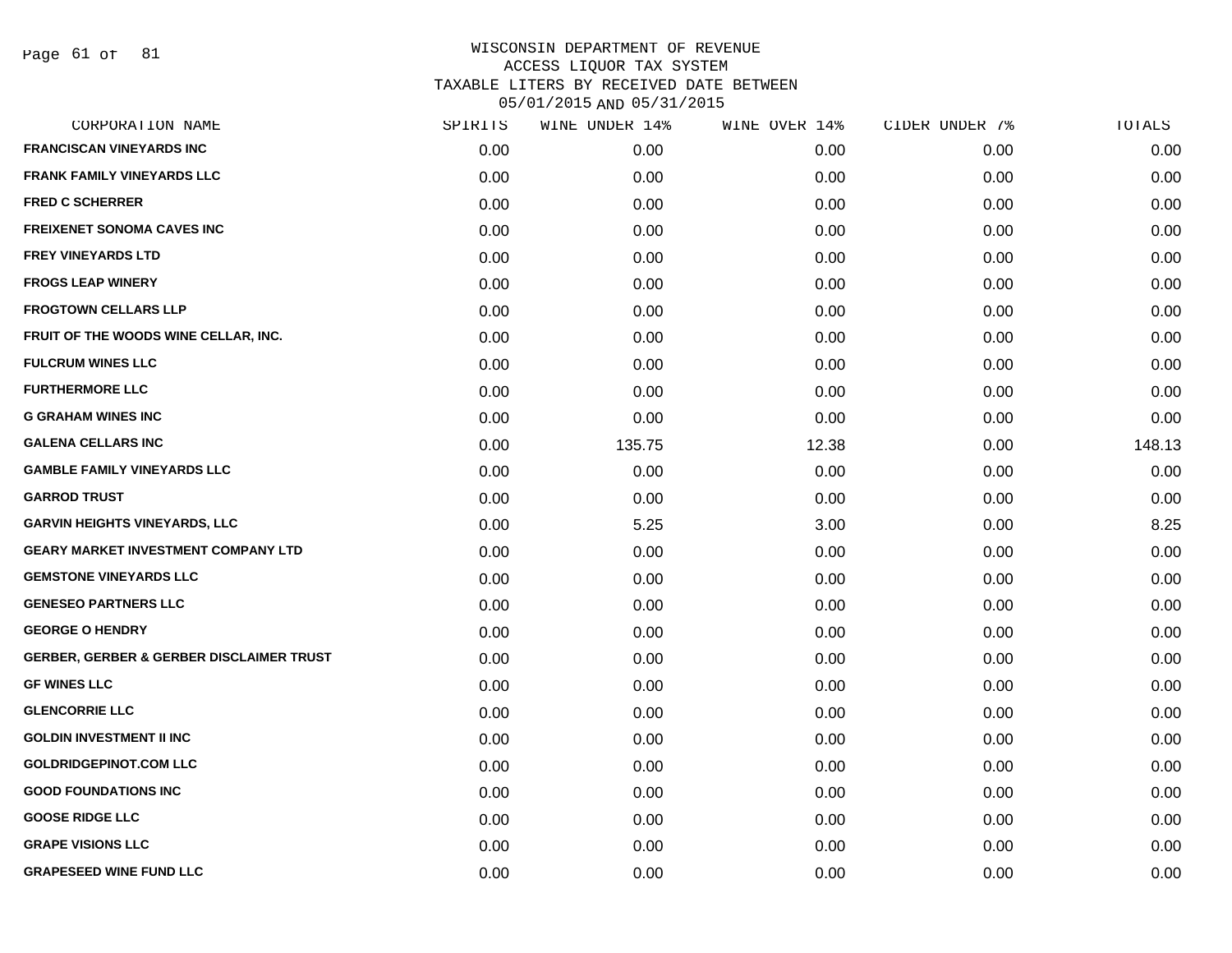WISCONSIN DEPARTMENT OF REVENUE
ACCESS LIQUOR TAX SYSTEM
TAXABLE LITERS BY RECEIVED DATE BETWEEN
05/01/2015 AND 05/31/2015

| CORPORATION NAME | SPIRITS | WINE UNDER 14% | WINE OVER 14% | CIDER UNDER 7% | TOTALS |
|---|---|---|---|---|---|
| FRANCISCAN VINEYARDS INC | 0.00 | 0.00 | 0.00 | 0.00 | 0.00 |
| FRANK FAMILY VINEYARDS LLC | 0.00 | 0.00 | 0.00 | 0.00 | 0.00 |
| FRED C SCHERRER | 0.00 | 0.00 | 0.00 | 0.00 | 0.00 |
| FREIXENET SONOMA CAVES INC | 0.00 | 0.00 | 0.00 | 0.00 | 0.00 |
| FREY VINEYARDS LTD | 0.00 | 0.00 | 0.00 | 0.00 | 0.00 |
| FROGS LEAP WINERY | 0.00 | 0.00 | 0.00 | 0.00 | 0.00 |
| FROGTOWN CELLARS LLP | 0.00 | 0.00 | 0.00 | 0.00 | 0.00 |
| FRUIT OF THE WOODS WINE CELLAR, INC. | 0.00 | 0.00 | 0.00 | 0.00 | 0.00 |
| FULCRUM WINES LLC | 0.00 | 0.00 | 0.00 | 0.00 | 0.00 |
| FURTHERMORE LLC | 0.00 | 0.00 | 0.00 | 0.00 | 0.00 |
| G GRAHAM WINES INC | 0.00 | 0.00 | 0.00 | 0.00 | 0.00 |
| GALENA CELLARS INC | 0.00 | 135.75 | 12.38 | 0.00 | 148.13 |
| GAMBLE FAMILY VINEYARDS LLC | 0.00 | 0.00 | 0.00 | 0.00 | 0.00 |
| GARROD TRUST | 0.00 | 0.00 | 0.00 | 0.00 | 0.00 |
| GARVIN HEIGHTS VINEYARDS, LLC | 0.00 | 5.25 | 3.00 | 0.00 | 8.25 |
| GEARY MARKET INVESTMENT COMPANY LTD | 0.00 | 0.00 | 0.00 | 0.00 | 0.00 |
| GEMSTONE VINEYARDS LLC | 0.00 | 0.00 | 0.00 | 0.00 | 0.00 |
| GENESEO PARTNERS LLC | 0.00 | 0.00 | 0.00 | 0.00 | 0.00 |
| GEORGE O HENDRY | 0.00 | 0.00 | 0.00 | 0.00 | 0.00 |
| GERBER, GERBER & GERBER DISCLAIMER TRUST | 0.00 | 0.00 | 0.00 | 0.00 | 0.00 |
| GF WINES LLC | 0.00 | 0.00 | 0.00 | 0.00 | 0.00 |
| GLENCORRIE LLC | 0.00 | 0.00 | 0.00 | 0.00 | 0.00 |
| GOLDIN INVESTMENT II INC | 0.00 | 0.00 | 0.00 | 0.00 | 0.00 |
| GOLDRIDGEPINOT.COM LLC | 0.00 | 0.00 | 0.00 | 0.00 | 0.00 |
| GOOD FOUNDATIONS INC | 0.00 | 0.00 | 0.00 | 0.00 | 0.00 |
| GOOSE RIDGE LLC | 0.00 | 0.00 | 0.00 | 0.00 | 0.00 |
| GRAPE VISIONS LLC | 0.00 | 0.00 | 0.00 | 0.00 | 0.00 |
| GRAPESEED WINE FUND LLC | 0.00 | 0.00 | 0.00 | 0.00 | 0.00 |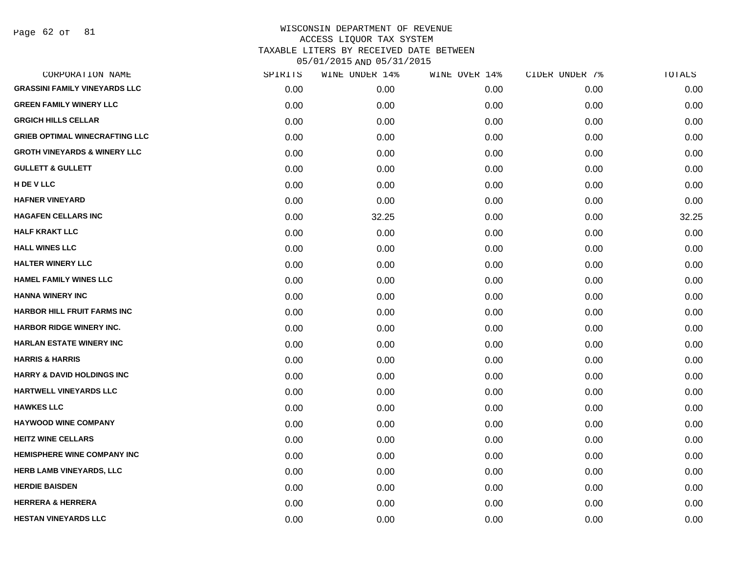WISCONSIN DEPARTMENT OF REVENUE
ACCESS LIQUOR TAX SYSTEM
TAXABLE LITERS BY RECEIVED DATE BETWEEN
05/01/2015 AND 05/31/2015

| CORPORATION NAME | SPIRITS | WINE UNDER 14% | WINE OVER 14% | CIDER UNDER 7% | TOTALS |
|---|---|---|---|---|---|
| GRASSINI FAMILY VINEYARDS LLC | 0.00 | 0.00 | 0.00 | 0.00 | 0.00 |
| GREEN FAMILY WINERY LLC | 0.00 | 0.00 | 0.00 | 0.00 | 0.00 |
| GRGICH HILLS CELLAR | 0.00 | 0.00 | 0.00 | 0.00 | 0.00 |
| GRIEB OPTIMAL WINECRAFTING LLC | 0.00 | 0.00 | 0.00 | 0.00 | 0.00 |
| GROTH VINEYARDS & WINERY LLC | 0.00 | 0.00 | 0.00 | 0.00 | 0.00 |
| GULLETT & GULLETT | 0.00 | 0.00 | 0.00 | 0.00 | 0.00 |
| H DE V LLC | 0.00 | 0.00 | 0.00 | 0.00 | 0.00 |
| HAFNER VINEYARD | 0.00 | 0.00 | 0.00 | 0.00 | 0.00 |
| HAGAFEN CELLARS INC | 0.00 | 32.25 | 0.00 | 0.00 | 32.25 |
| HALF KRAKT LLC | 0.00 | 0.00 | 0.00 | 0.00 | 0.00 |
| HALL WINES LLC | 0.00 | 0.00 | 0.00 | 0.00 | 0.00 |
| HALTER WINERY LLC | 0.00 | 0.00 | 0.00 | 0.00 | 0.00 |
| HAMEL FAMILY WINES LLC | 0.00 | 0.00 | 0.00 | 0.00 | 0.00 |
| HANNA WINERY INC | 0.00 | 0.00 | 0.00 | 0.00 | 0.00 |
| HARBOR HILL FRUIT FARMS INC | 0.00 | 0.00 | 0.00 | 0.00 | 0.00 |
| HARBOR RIDGE WINERY INC. | 0.00 | 0.00 | 0.00 | 0.00 | 0.00 |
| HARLAN ESTATE WINERY INC | 0.00 | 0.00 | 0.00 | 0.00 | 0.00 |
| HARRIS & HARRIS | 0.00 | 0.00 | 0.00 | 0.00 | 0.00 |
| HARRY & DAVID HOLDINGS INC | 0.00 | 0.00 | 0.00 | 0.00 | 0.00 |
| HARTWELL VINEYARDS LLC | 0.00 | 0.00 | 0.00 | 0.00 | 0.00 |
| HAWKES LLC | 0.00 | 0.00 | 0.00 | 0.00 | 0.00 |
| HAYWOOD WINE COMPANY | 0.00 | 0.00 | 0.00 | 0.00 | 0.00 |
| HEITZ WINE CELLARS | 0.00 | 0.00 | 0.00 | 0.00 | 0.00 |
| HEMISPHERE WINE COMPANY INC | 0.00 | 0.00 | 0.00 | 0.00 | 0.00 |
| HERB LAMB VINEYARDS, LLC | 0.00 | 0.00 | 0.00 | 0.00 | 0.00 |
| HERDIE BAISDEN | 0.00 | 0.00 | 0.00 | 0.00 | 0.00 |
| HERRERA & HERRERA | 0.00 | 0.00 | 0.00 | 0.00 | 0.00 |
| HESTAN VINEYARDS LLC | 0.00 | 0.00 | 0.00 | 0.00 | 0.00 |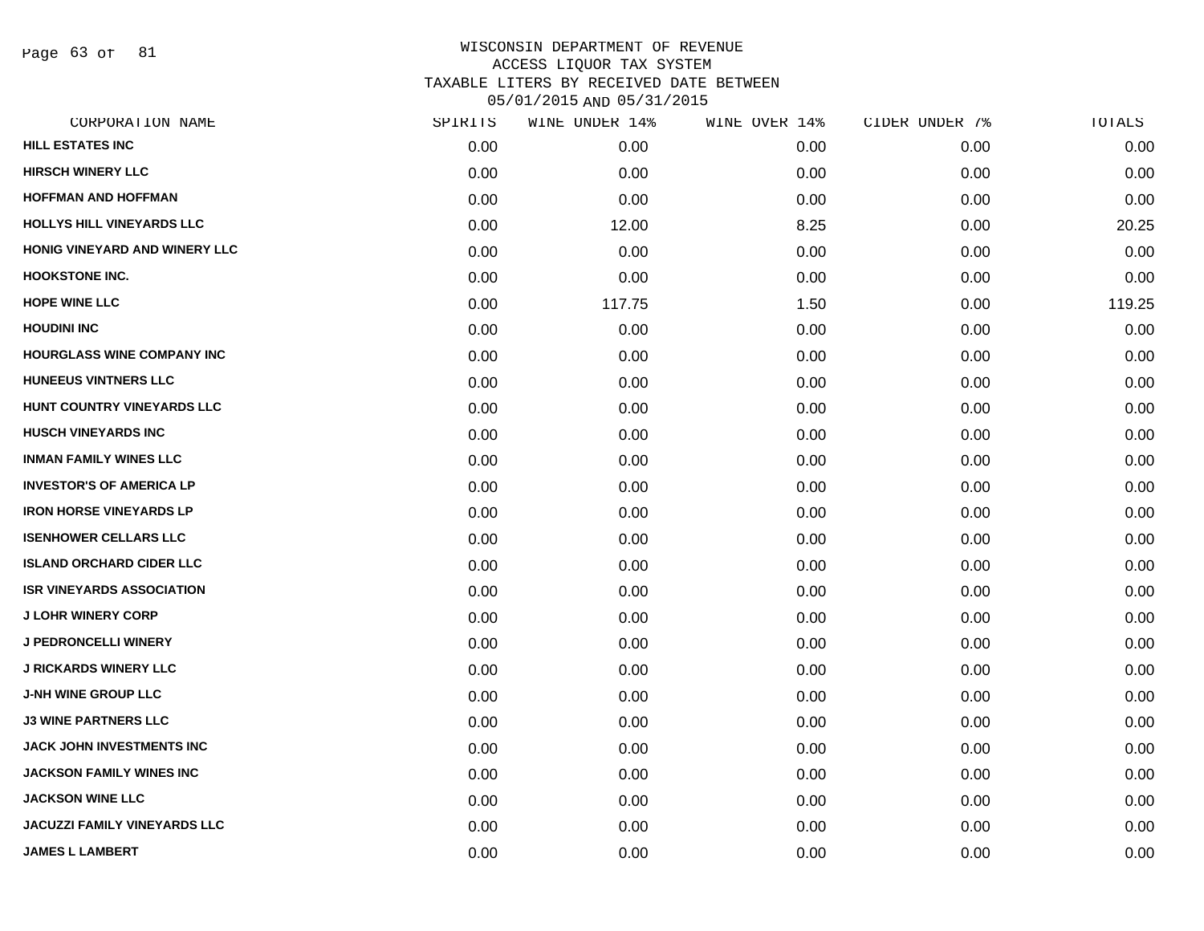WISCONSIN DEPARTMENT OF REVENUE
ACCESS LIQUOR TAX SYSTEM
TAXABLE LITERS BY RECEIVED DATE BETWEEN
05/01/2015 AND 05/31/2015

| CORPORATION NAME | SPIRITS | WINE UNDER 14% | WINE OVER 14% | CIDER UNDER 7% | TOTALS |
|---|---|---|---|---|---|
| HILL ESTATES INC | 0.00 | 0.00 | 0.00 | 0.00 | 0.00 |
| HIRSCH WINERY LLC | 0.00 | 0.00 | 0.00 | 0.00 | 0.00 |
| HOFFMAN AND HOFFMAN | 0.00 | 0.00 | 0.00 | 0.00 | 0.00 |
| HOLLYS HILL VINEYARDS LLC | 0.00 | 12.00 | 8.25 | 0.00 | 20.25 |
| HONIG VINEYARD AND WINERY LLC | 0.00 | 0.00 | 0.00 | 0.00 | 0.00 |
| HOOKSTONE INC. | 0.00 | 0.00 | 0.00 | 0.00 | 0.00 |
| HOPE WINE LLC | 0.00 | 117.75 | 1.50 | 0.00 | 119.25 |
| HOUDINI INC | 0.00 | 0.00 | 0.00 | 0.00 | 0.00 |
| HOURGLASS WINE COMPANY INC | 0.00 | 0.00 | 0.00 | 0.00 | 0.00 |
| HUNEEUS VINTNERS LLC | 0.00 | 0.00 | 0.00 | 0.00 | 0.00 |
| HUNT COUNTRY VINEYARDS LLC | 0.00 | 0.00 | 0.00 | 0.00 | 0.00 |
| HUSCH VINEYARDS INC | 0.00 | 0.00 | 0.00 | 0.00 | 0.00 |
| INMAN FAMILY WINES LLC | 0.00 | 0.00 | 0.00 | 0.00 | 0.00 |
| INVESTOR'S OF AMERICA LP | 0.00 | 0.00 | 0.00 | 0.00 | 0.00 |
| IRON HORSE VINEYARDS LP | 0.00 | 0.00 | 0.00 | 0.00 | 0.00 |
| ISENHOWER CELLARS LLC | 0.00 | 0.00 | 0.00 | 0.00 | 0.00 |
| ISLAND ORCHARD CIDER LLC | 0.00 | 0.00 | 0.00 | 0.00 | 0.00 |
| ISR VINEYARDS ASSOCIATION | 0.00 | 0.00 | 0.00 | 0.00 | 0.00 |
| J LOHR WINERY CORP | 0.00 | 0.00 | 0.00 | 0.00 | 0.00 |
| J PEDRONCELLI WINERY | 0.00 | 0.00 | 0.00 | 0.00 | 0.00 |
| J RICKARDS WINERY LLC | 0.00 | 0.00 | 0.00 | 0.00 | 0.00 |
| J-NH WINE GROUP LLC | 0.00 | 0.00 | 0.00 | 0.00 | 0.00 |
| J3 WINE PARTNERS LLC | 0.00 | 0.00 | 0.00 | 0.00 | 0.00 |
| JACK JOHN INVESTMENTS INC | 0.00 | 0.00 | 0.00 | 0.00 | 0.00 |
| JACKSON FAMILY WINES INC | 0.00 | 0.00 | 0.00 | 0.00 | 0.00 |
| JACKSON WINE LLC | 0.00 | 0.00 | 0.00 | 0.00 | 0.00 |
| JACUZZI FAMILY VINEYARDS LLC | 0.00 | 0.00 | 0.00 | 0.00 | 0.00 |
| JAMES L LAMBERT | 0.00 | 0.00 | 0.00 | 0.00 | 0.00 |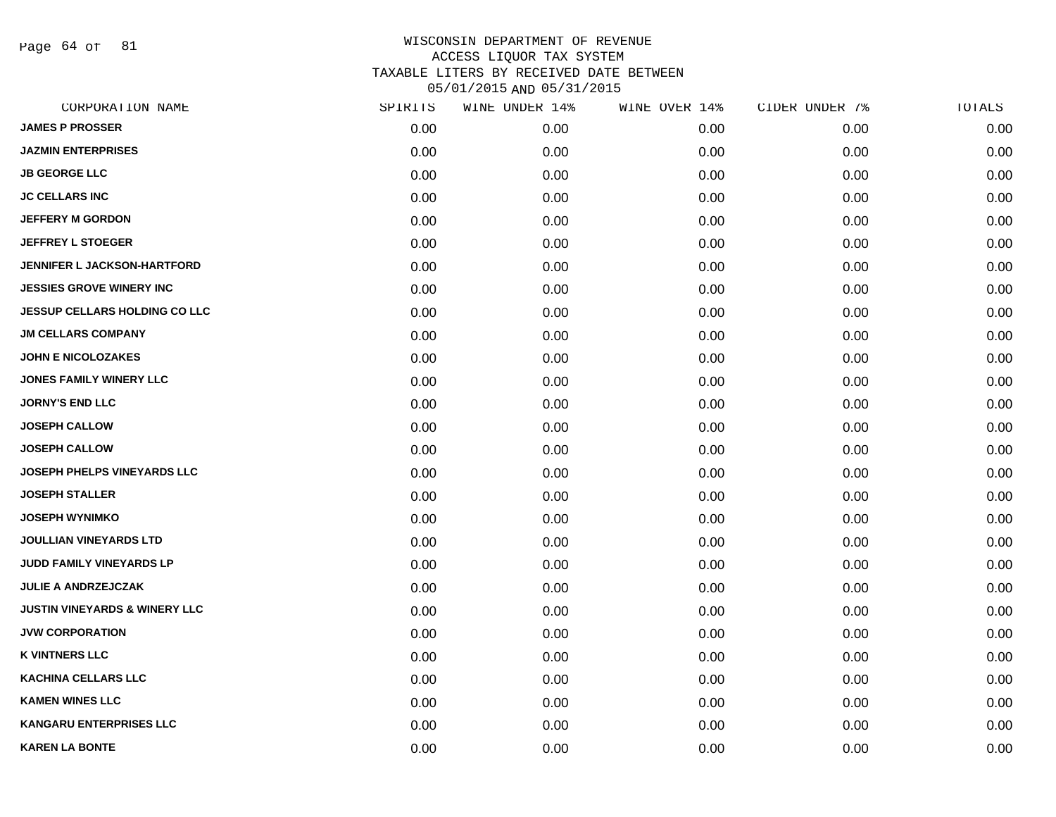# WISCONSIN DEPARTMENT OF REVENUE
## ACCESS LIQUOR TAX SYSTEM
## TAXABLE LITERS BY RECEIVED DATE BETWEEN 05/01/2015 AND 05/31/2015

| CORPORATION NAME | SPIRITS | WINE UNDER 14% | WINE OVER 14% | CIDER UNDER 7% | TOTALS |
|---|---|---|---|---|---|
| JAMES P PROSSER | 0.00 | 0.00 | 0.00 | 0.00 | 0.00 |
| JAZMIN ENTERPRISES | 0.00 | 0.00 | 0.00 | 0.00 | 0.00 |
| JB GEORGE LLC | 0.00 | 0.00 | 0.00 | 0.00 | 0.00 |
| JC CELLARS INC | 0.00 | 0.00 | 0.00 | 0.00 | 0.00 |
| JEFFERY M GORDON | 0.00 | 0.00 | 0.00 | 0.00 | 0.00 |
| JEFFREY L STOEGER | 0.00 | 0.00 | 0.00 | 0.00 | 0.00 |
| JENNIFER L JACKSON-HARTFORD | 0.00 | 0.00 | 0.00 | 0.00 | 0.00 |
| JESSIES GROVE WINERY INC | 0.00 | 0.00 | 0.00 | 0.00 | 0.00 |
| JESSUP CELLARS HOLDING CO LLC | 0.00 | 0.00 | 0.00 | 0.00 | 0.00 |
| JM CELLARS COMPANY | 0.00 | 0.00 | 0.00 | 0.00 | 0.00 |
| JOHN E NICOLOZAKES | 0.00 | 0.00 | 0.00 | 0.00 | 0.00 |
| JONES FAMILY WINERY LLC | 0.00 | 0.00 | 0.00 | 0.00 | 0.00 |
| JORNY'S END LLC | 0.00 | 0.00 | 0.00 | 0.00 | 0.00 |
| JOSEPH CALLOW | 0.00 | 0.00 | 0.00 | 0.00 | 0.00 |
| JOSEPH CALLOW | 0.00 | 0.00 | 0.00 | 0.00 | 0.00 |
| JOSEPH PHELPS VINEYARDS LLC | 0.00 | 0.00 | 0.00 | 0.00 | 0.00 |
| JOSEPH STALLER | 0.00 | 0.00 | 0.00 | 0.00 | 0.00 |
| JOSEPH WYNIMKO | 0.00 | 0.00 | 0.00 | 0.00 | 0.00 |
| JOULLIAN VINEYARDS LTD | 0.00 | 0.00 | 0.00 | 0.00 | 0.00 |
| JUDD FAMILY VINEYARDS LP | 0.00 | 0.00 | 0.00 | 0.00 | 0.00 |
| JULIE A ANDRZEJCZAK | 0.00 | 0.00 | 0.00 | 0.00 | 0.00 |
| JUSTIN VINEYARDS & WINERY LLC | 0.00 | 0.00 | 0.00 | 0.00 | 0.00 |
| JVW CORPORATION | 0.00 | 0.00 | 0.00 | 0.00 | 0.00 |
| K VINTNERS LLC | 0.00 | 0.00 | 0.00 | 0.00 | 0.00 |
| KACHINA CELLARS LLC | 0.00 | 0.00 | 0.00 | 0.00 | 0.00 |
| KAMEN WINES LLC | 0.00 | 0.00 | 0.00 | 0.00 | 0.00 |
| KANGARU ENTERPRISES LLC | 0.00 | 0.00 | 0.00 | 0.00 | 0.00 |
| KAREN LA BONTE | 0.00 | 0.00 | 0.00 | 0.00 | 0.00 |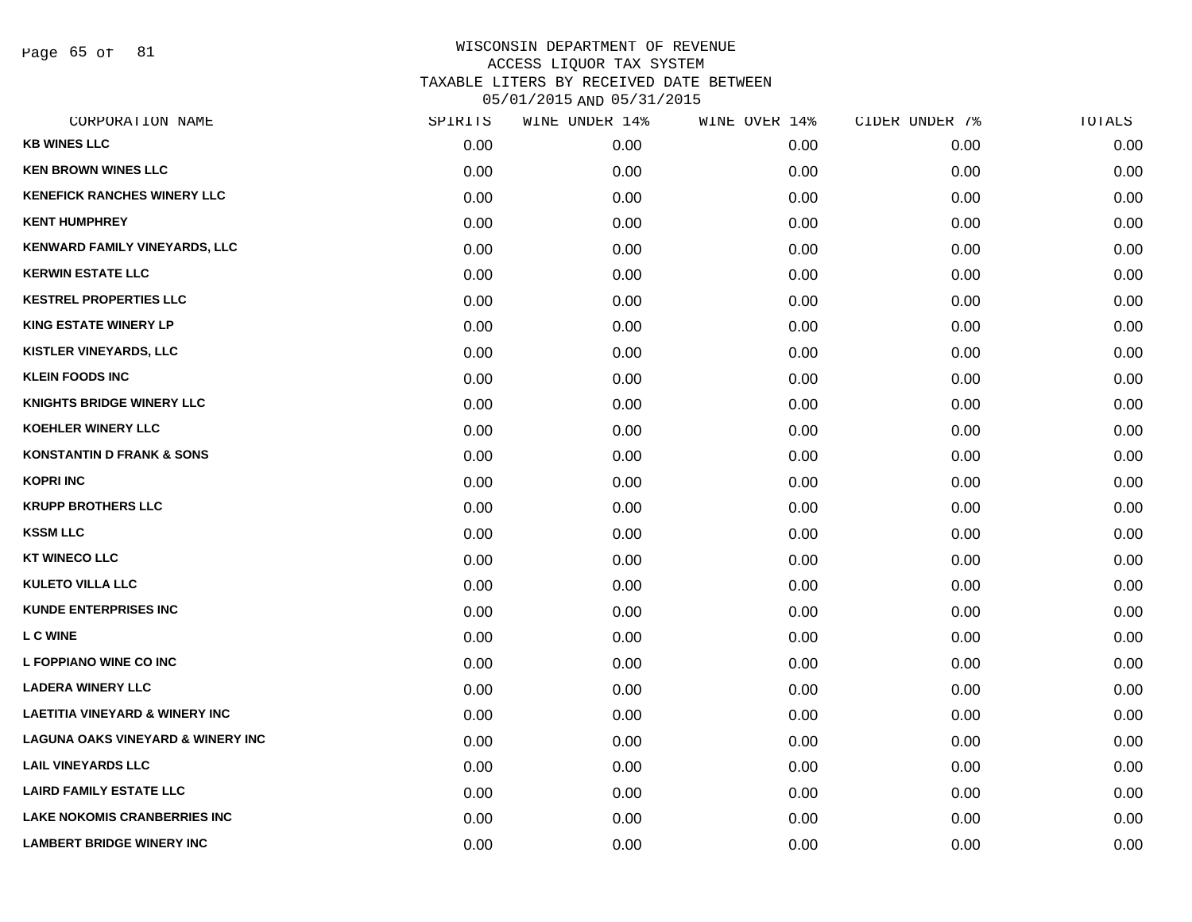WISCONSIN DEPARTMENT OF REVENUE
ACCESS LIQUOR TAX SYSTEM
TAXABLE LITERS BY RECEIVED DATE BETWEEN
05/01/2015 AND 05/31/2015

| CORPORATION NAME | SPIRITS | WINE UNDER 14% | WINE OVER 14% | CIDER UNDER 7% | TOTALS |
|---|---|---|---|---|---|
| KB WINES LLC | 0.00 | 0.00 | 0.00 | 0.00 | 0.00 |
| KEN BROWN WINES LLC | 0.00 | 0.00 | 0.00 | 0.00 | 0.00 |
| KENEFICK RANCHES WINERY LLC | 0.00 | 0.00 | 0.00 | 0.00 | 0.00 |
| KENT HUMPHREY | 0.00 | 0.00 | 0.00 | 0.00 | 0.00 |
| KENWARD FAMILY VINEYARDS, LLC | 0.00 | 0.00 | 0.00 | 0.00 | 0.00 |
| KERWIN ESTATE LLC | 0.00 | 0.00 | 0.00 | 0.00 | 0.00 |
| KESTREL PROPERTIES LLC | 0.00 | 0.00 | 0.00 | 0.00 | 0.00 |
| KING ESTATE WINERY LP | 0.00 | 0.00 | 0.00 | 0.00 | 0.00 |
| KISTLER VINEYARDS, LLC | 0.00 | 0.00 | 0.00 | 0.00 | 0.00 |
| KLEIN FOODS INC | 0.00 | 0.00 | 0.00 | 0.00 | 0.00 |
| KNIGHTS BRIDGE WINERY LLC | 0.00 | 0.00 | 0.00 | 0.00 | 0.00 |
| KOEHLER WINERY LLC | 0.00 | 0.00 | 0.00 | 0.00 | 0.00 |
| KONSTANTIN D FRANK & SONS | 0.00 | 0.00 | 0.00 | 0.00 | 0.00 |
| KOPRI INC | 0.00 | 0.00 | 0.00 | 0.00 | 0.00 |
| KRUPP BROTHERS LLC | 0.00 | 0.00 | 0.00 | 0.00 | 0.00 |
| KSSM LLC | 0.00 | 0.00 | 0.00 | 0.00 | 0.00 |
| KT WINECO LLC | 0.00 | 0.00 | 0.00 | 0.00 | 0.00 |
| KULETO VILLA LLC | 0.00 | 0.00 | 0.00 | 0.00 | 0.00 |
| KUNDE ENTERPRISES INC | 0.00 | 0.00 | 0.00 | 0.00 | 0.00 |
| L C WINE | 0.00 | 0.00 | 0.00 | 0.00 | 0.00 |
| L FOPPIANO WINE CO INC | 0.00 | 0.00 | 0.00 | 0.00 | 0.00 |
| LADERA WINERY LLC | 0.00 | 0.00 | 0.00 | 0.00 | 0.00 |
| LAETITIA VINEYARD & WINERY INC | 0.00 | 0.00 | 0.00 | 0.00 | 0.00 |
| LAGUNA OAKS VINEYARD & WINERY INC | 0.00 | 0.00 | 0.00 | 0.00 | 0.00 |
| LAIL VINEYARDS LLC | 0.00 | 0.00 | 0.00 | 0.00 | 0.00 |
| LAIRD FAMILY ESTATE LLC | 0.00 | 0.00 | 0.00 | 0.00 | 0.00 |
| LAKE NOKOMIS CRANBERRIES INC | 0.00 | 0.00 | 0.00 | 0.00 | 0.00 |
| LAMBERT BRIDGE WINERY INC | 0.00 | 0.00 | 0.00 | 0.00 | 0.00 |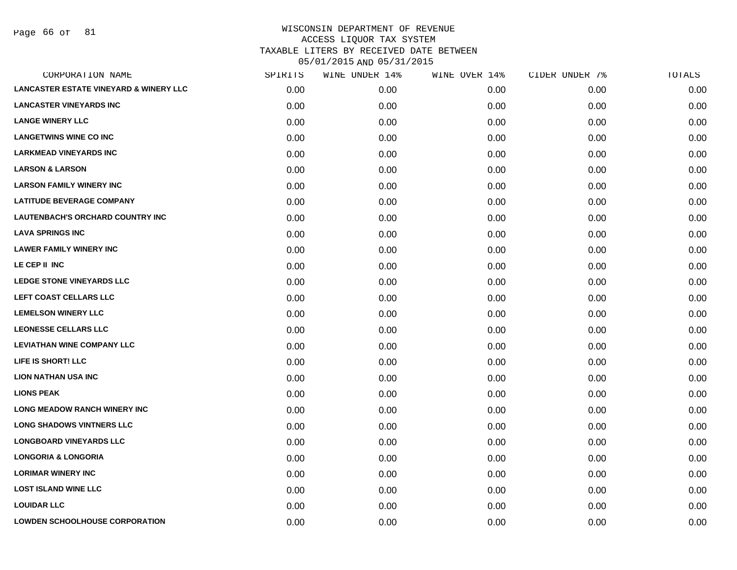# WISCONSIN DEPARTMENT OF REVENUE
## ACCESS LIQUOR TAX SYSTEM
## TAXABLE LITERS BY RECEIVED DATE BETWEEN 05/01/2015 AND 05/31/2015

| CORPORATION NAME | SPIRITS | WINE UNDER 14% | WINE OVER 14% | CIDER UNDER 7% | TOTALS |
|---|---|---|---|---|---|
| LANCASTER ESTATE VINEYARD & WINERY LLC | 0.00 | 0.00 | 0.00 | 0.00 | 0.00 |
| LANCASTER VINEYARDS INC | 0.00 | 0.00 | 0.00 | 0.00 | 0.00 |
| LANGE WINERY LLC | 0.00 | 0.00 | 0.00 | 0.00 | 0.00 |
| LANGETWINS WINE CO INC | 0.00 | 0.00 | 0.00 | 0.00 | 0.00 |
| LARKMEAD VINEYARDS INC | 0.00 | 0.00 | 0.00 | 0.00 | 0.00 |
| LARSON & LARSON | 0.00 | 0.00 | 0.00 | 0.00 | 0.00 |
| LARSON FAMILY WINERY INC | 0.00 | 0.00 | 0.00 | 0.00 | 0.00 |
| LATITUDE BEVERAGE COMPANY | 0.00 | 0.00 | 0.00 | 0.00 | 0.00 |
| LAUTENBACH'S ORCHARD COUNTRY INC | 0.00 | 0.00 | 0.00 | 0.00 | 0.00 |
| LAVA SPRINGS INC | 0.00 | 0.00 | 0.00 | 0.00 | 0.00 |
| LAWER FAMILY WINERY INC | 0.00 | 0.00 | 0.00 | 0.00 | 0.00 |
| LE CEP II INC | 0.00 | 0.00 | 0.00 | 0.00 | 0.00 |
| LEDGE STONE VINEYARDS LLC | 0.00 | 0.00 | 0.00 | 0.00 | 0.00 |
| LEFT COAST CELLARS LLC | 0.00 | 0.00 | 0.00 | 0.00 | 0.00 |
| LEMELSON WINERY LLC | 0.00 | 0.00 | 0.00 | 0.00 | 0.00 |
| LEONESSE CELLARS LLC | 0.00 | 0.00 | 0.00 | 0.00 | 0.00 |
| LEVIATHAN WINE COMPANY LLC | 0.00 | 0.00 | 0.00 | 0.00 | 0.00 |
| LIFE IS SHORT! LLC | 0.00 | 0.00 | 0.00 | 0.00 | 0.00 |
| LION NATHAN USA INC | 0.00 | 0.00 | 0.00 | 0.00 | 0.00 |
| LIONS PEAK | 0.00 | 0.00 | 0.00 | 0.00 | 0.00 |
| LONG MEADOW RANCH WINERY INC | 0.00 | 0.00 | 0.00 | 0.00 | 0.00 |
| LONG SHADOWS VINTNERS LLC | 0.00 | 0.00 | 0.00 | 0.00 | 0.00 |
| LONGBOARD VINEYARDS LLC | 0.00 | 0.00 | 0.00 | 0.00 | 0.00 |
| LONGORIA & LONGORIA | 0.00 | 0.00 | 0.00 | 0.00 | 0.00 |
| LORIMAR WINERY INC | 0.00 | 0.00 | 0.00 | 0.00 | 0.00 |
| LOST ISLAND WINE LLC | 0.00 | 0.00 | 0.00 | 0.00 | 0.00 |
| LOUIDAR LLC | 0.00 | 0.00 | 0.00 | 0.00 | 0.00 |
| LOWDEN SCHOOLHOUSE CORPORATION | 0.00 | 0.00 | 0.00 | 0.00 | 0.00 |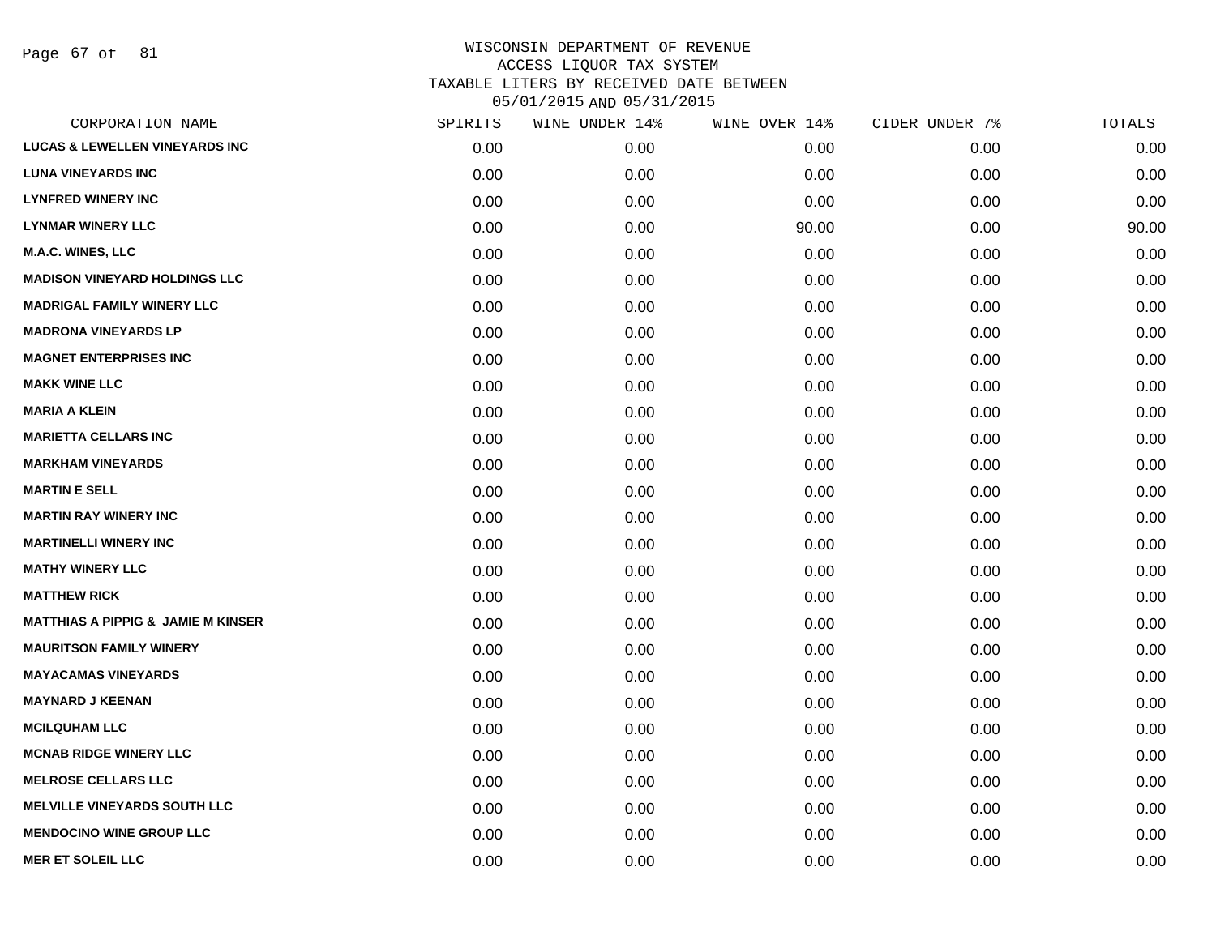WISCONSIN DEPARTMENT OF REVENUE
ACCESS LIQUOR TAX SYSTEM
TAXABLE LITERS BY RECEIVED DATE BETWEEN
05/01/2015 AND 05/31/2015

| CORPORATION NAME | SPIRITS | WINE UNDER 14% | WINE OVER 14% | CIDER UNDER 7% | TOTALS |
|---|---|---|---|---|---|
| LUCAS & LEWELLEN VINEYARDS INC | 0.00 | 0.00 | 0.00 | 0.00 | 0.00 |
| LUNA VINEYARDS INC | 0.00 | 0.00 | 0.00 | 0.00 | 0.00 |
| LYNFRED WINERY INC | 0.00 | 0.00 | 0.00 | 0.00 | 0.00 |
| LYNMAR WINERY LLC | 0.00 | 0.00 | 90.00 | 0.00 | 90.00 |
| M.A.C. WINES, LLC | 0.00 | 0.00 | 0.00 | 0.00 | 0.00 |
| MADISON VINEYARD HOLDINGS LLC | 0.00 | 0.00 | 0.00 | 0.00 | 0.00 |
| MADRIGAL FAMILY WINERY LLC | 0.00 | 0.00 | 0.00 | 0.00 | 0.00 |
| MADRONA VINEYARDS LP | 0.00 | 0.00 | 0.00 | 0.00 | 0.00 |
| MAGNET ENTERPRISES INC | 0.00 | 0.00 | 0.00 | 0.00 | 0.00 |
| MAKK WINE LLC | 0.00 | 0.00 | 0.00 | 0.00 | 0.00 |
| MARIA A KLEIN | 0.00 | 0.00 | 0.00 | 0.00 | 0.00 |
| MARIETTA CELLARS INC | 0.00 | 0.00 | 0.00 | 0.00 | 0.00 |
| MARKHAM VINEYARDS | 0.00 | 0.00 | 0.00 | 0.00 | 0.00 |
| MARTIN E SELL | 0.00 | 0.00 | 0.00 | 0.00 | 0.00 |
| MARTIN RAY WINERY INC | 0.00 | 0.00 | 0.00 | 0.00 | 0.00 |
| MARTINELLI WINERY INC | 0.00 | 0.00 | 0.00 | 0.00 | 0.00 |
| MATHY WINERY LLC | 0.00 | 0.00 | 0.00 | 0.00 | 0.00 |
| MATTHEW RICK | 0.00 | 0.00 | 0.00 | 0.00 | 0.00 |
| MATTHIAS A PIPPIG & JAMIE M KINSER | 0.00 | 0.00 | 0.00 | 0.00 | 0.00 |
| MAURITSON FAMILY WINERY | 0.00 | 0.00 | 0.00 | 0.00 | 0.00 |
| MAYACAMAS VINEYARDS | 0.00 | 0.00 | 0.00 | 0.00 | 0.00 |
| MAYNARD J KEENAN | 0.00 | 0.00 | 0.00 | 0.00 | 0.00 |
| MCILQUHAM LLC | 0.00 | 0.00 | 0.00 | 0.00 | 0.00 |
| MCNAB RIDGE WINERY LLC | 0.00 | 0.00 | 0.00 | 0.00 | 0.00 |
| MELROSE CELLARS LLC | 0.00 | 0.00 | 0.00 | 0.00 | 0.00 |
| MELVILLE VINEYARDS SOUTH LLC | 0.00 | 0.00 | 0.00 | 0.00 | 0.00 |
| MENDOCINO WINE GROUP LLC | 0.00 | 0.00 | 0.00 | 0.00 | 0.00 |
| MER ET SOLEIL LLC | 0.00 | 0.00 | 0.00 | 0.00 | 0.00 |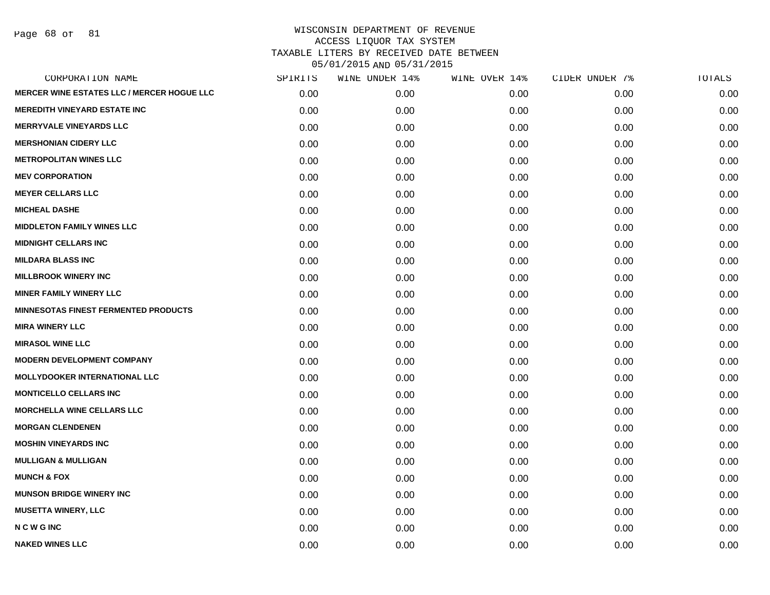WISCONSIN DEPARTMENT OF REVENUE
ACCESS LIQUOR TAX SYSTEM
TAXABLE LITERS BY RECEIVED DATE BETWEEN
05/01/2015 AND 05/31/2015

| CORPORATION NAME | SPIRITS | WINE UNDER 14% | WINE OVER 14% | CIDER UNDER 7% | TOTALS |
|---|---|---|---|---|---|
| MERCER WINE ESTATES LLC / MERCER HOGUE LLC | 0.00 | 0.00 | 0.00 | 0.00 | 0.00 |
| MEREDITH VINEYARD ESTATE INC | 0.00 | 0.00 | 0.00 | 0.00 | 0.00 |
| MERRYVALE VINEYARDS LLC | 0.00 | 0.00 | 0.00 | 0.00 | 0.00 |
| MERSHONIAN CIDERY LLC | 0.00 | 0.00 | 0.00 | 0.00 | 0.00 |
| METROPOLITAN WINES LLC | 0.00 | 0.00 | 0.00 | 0.00 | 0.00 |
| MEV CORPORATION | 0.00 | 0.00 | 0.00 | 0.00 | 0.00 |
| MEYER CELLARS LLC | 0.00 | 0.00 | 0.00 | 0.00 | 0.00 |
| MICHEAL DASHE | 0.00 | 0.00 | 0.00 | 0.00 | 0.00 |
| MIDDLETON FAMILY WINES LLC | 0.00 | 0.00 | 0.00 | 0.00 | 0.00 |
| MIDNIGHT CELLARS INC | 0.00 | 0.00 | 0.00 | 0.00 | 0.00 |
| MILDARA BLASS INC | 0.00 | 0.00 | 0.00 | 0.00 | 0.00 |
| MILLBROOK WINERY INC | 0.00 | 0.00 | 0.00 | 0.00 | 0.00 |
| MINER FAMILY WINERY LLC | 0.00 | 0.00 | 0.00 | 0.00 | 0.00 |
| MINNESOTAS FINEST FERMENTED PRODUCTS | 0.00 | 0.00 | 0.00 | 0.00 | 0.00 |
| MIRA WINERY LLC | 0.00 | 0.00 | 0.00 | 0.00 | 0.00 |
| MIRASOL WINE LLC | 0.00 | 0.00 | 0.00 | 0.00 | 0.00 |
| MODERN DEVELOPMENT COMPANY | 0.00 | 0.00 | 0.00 | 0.00 | 0.00 |
| MOLLYDOOKER INTERNATIONAL LLC | 0.00 | 0.00 | 0.00 | 0.00 | 0.00 |
| MONTICELLO CELLARS INC | 0.00 | 0.00 | 0.00 | 0.00 | 0.00 |
| MORCHELLA WINE CELLARS LLC | 0.00 | 0.00 | 0.00 | 0.00 | 0.00 |
| MORGAN CLENDENEN | 0.00 | 0.00 | 0.00 | 0.00 | 0.00 |
| MOSHIN VINEYARDS INC | 0.00 | 0.00 | 0.00 | 0.00 | 0.00 |
| MULLIGAN & MULLIGAN | 0.00 | 0.00 | 0.00 | 0.00 | 0.00 |
| MUNCH & FOX | 0.00 | 0.00 | 0.00 | 0.00 | 0.00 |
| MUNSON BRIDGE WINERY INC | 0.00 | 0.00 | 0.00 | 0.00 | 0.00 |
| MUSETTA WINERY, LLC | 0.00 | 0.00 | 0.00 | 0.00 | 0.00 |
| N C W G INC | 0.00 | 0.00 | 0.00 | 0.00 | 0.00 |
| NAKED WINES LLC | 0.00 | 0.00 | 0.00 | 0.00 | 0.00 |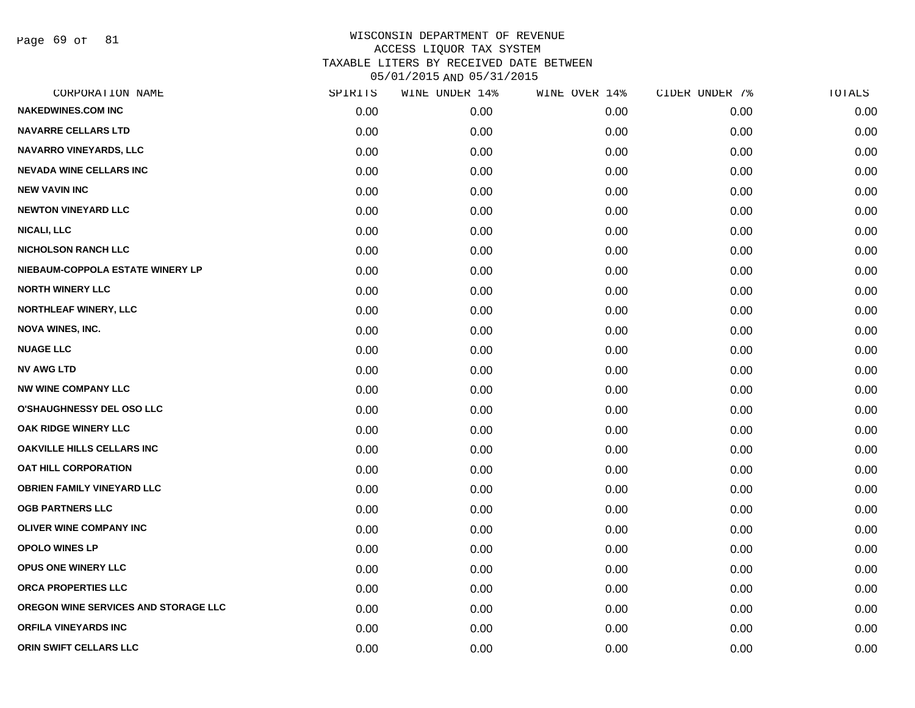WISCONSIN DEPARTMENT OF REVENUE
ACCESS LIQUOR TAX SYSTEM
TAXABLE LITERS BY RECEIVED DATE BETWEEN
05/01/2015 AND 05/31/2015

| CORPORATION NAME | SPIRITS | WINE UNDER 14% | WINE OVER 14% | CIDER UNDER 7% | TOTALS |
|---|---|---|---|---|---|
| NAKEDWINES.COM INC | 0.00 | 0.00 | 0.00 | 0.00 | 0.00 |
| NAVARRE CELLARS LTD | 0.00 | 0.00 | 0.00 | 0.00 | 0.00 |
| NAVARRO VINEYARDS, LLC | 0.00 | 0.00 | 0.00 | 0.00 | 0.00 |
| NEVADA WINE CELLARS INC | 0.00 | 0.00 | 0.00 | 0.00 | 0.00 |
| NEW VAVIN INC | 0.00 | 0.00 | 0.00 | 0.00 | 0.00 |
| NEWTON VINEYARD LLC | 0.00 | 0.00 | 0.00 | 0.00 | 0.00 |
| NICALI, LLC | 0.00 | 0.00 | 0.00 | 0.00 | 0.00 |
| NICHOLSON RANCH LLC | 0.00 | 0.00 | 0.00 | 0.00 | 0.00 |
| NIEBAUM-COPPOLA ESTATE WINERY LP | 0.00 | 0.00 | 0.00 | 0.00 | 0.00 |
| NORTH WINERY LLC | 0.00 | 0.00 | 0.00 | 0.00 | 0.00 |
| NORTHLEAF WINERY, LLC | 0.00 | 0.00 | 0.00 | 0.00 | 0.00 |
| NOVA WINES, INC. | 0.00 | 0.00 | 0.00 | 0.00 | 0.00 |
| NUAGE LLC | 0.00 | 0.00 | 0.00 | 0.00 | 0.00 |
| NV AWG LTD | 0.00 | 0.00 | 0.00 | 0.00 | 0.00 |
| NW WINE COMPANY LLC | 0.00 | 0.00 | 0.00 | 0.00 | 0.00 |
| O'SHAUGHNESSY DEL OSO LLC | 0.00 | 0.00 | 0.00 | 0.00 | 0.00 |
| OAK RIDGE WINERY LLC | 0.00 | 0.00 | 0.00 | 0.00 | 0.00 |
| OAKVILLE HILLS CELLARS INC | 0.00 | 0.00 | 0.00 | 0.00 | 0.00 |
| OAT HILL CORPORATION | 0.00 | 0.00 | 0.00 | 0.00 | 0.00 |
| OBRIEN FAMILY VINEYARD LLC | 0.00 | 0.00 | 0.00 | 0.00 | 0.00 |
| OGB PARTNERS LLC | 0.00 | 0.00 | 0.00 | 0.00 | 0.00 |
| OLIVER WINE COMPANY INC | 0.00 | 0.00 | 0.00 | 0.00 | 0.00 |
| OPOLO WINES LP | 0.00 | 0.00 | 0.00 | 0.00 | 0.00 |
| OPUS ONE WINERY LLC | 0.00 | 0.00 | 0.00 | 0.00 | 0.00 |
| ORCA PROPERTIES LLC | 0.00 | 0.00 | 0.00 | 0.00 | 0.00 |
| OREGON WINE SERVICES AND STORAGE LLC | 0.00 | 0.00 | 0.00 | 0.00 | 0.00 |
| ORFILA VINEYARDS INC | 0.00 | 0.00 | 0.00 | 0.00 | 0.00 |
| ORIN SWIFT CELLARS LLC | 0.00 | 0.00 | 0.00 | 0.00 | 0.00 |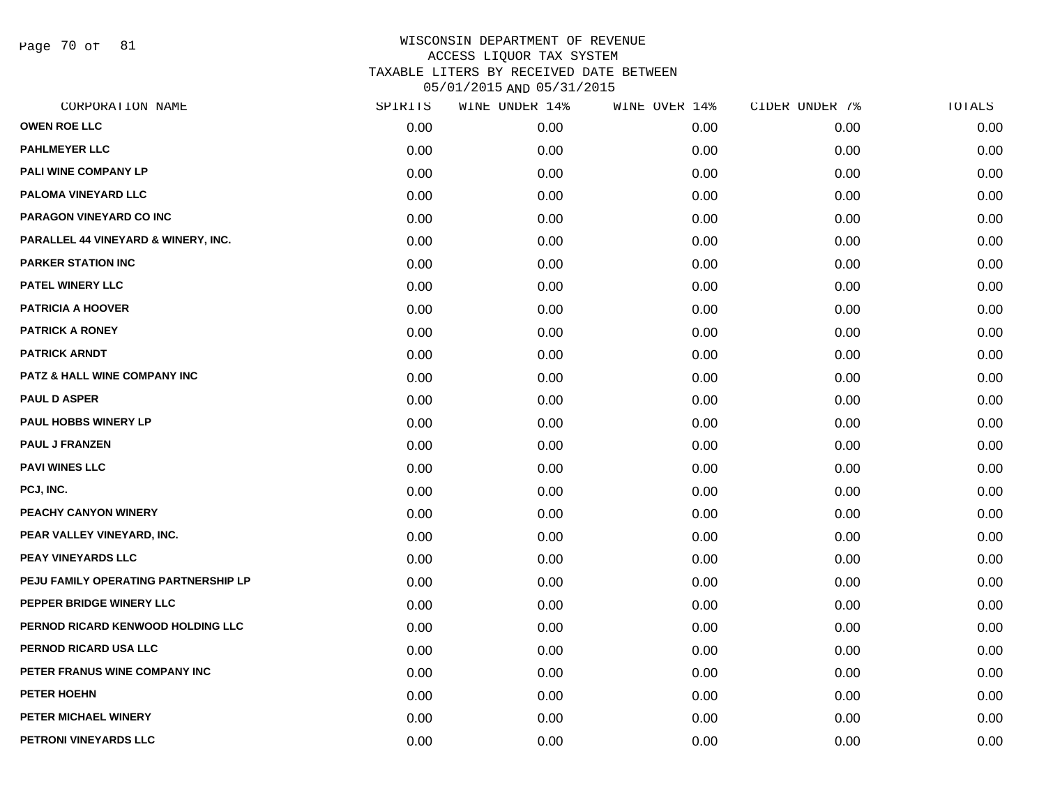# WISCONSIN DEPARTMENT OF REVENUE
## ACCESS LIQUOR TAX SYSTEM
## TAXABLE LITERS BY RECEIVED DATE BETWEEN 05/01/2015 AND 05/31/2015

| CORPORATION NAME | SPIRITS | WINE UNDER 14% | WINE OVER 14% | CIDER UNDER 7% | TOTALS |
|---|---|---|---|---|---|
| OWEN ROE LLC | 0.00 | 0.00 | 0.00 | 0.00 | 0.00 |
| PAHLMEYER LLC | 0.00 | 0.00 | 0.00 | 0.00 | 0.00 |
| PALI WINE COMPANY LP | 0.00 | 0.00 | 0.00 | 0.00 | 0.00 |
| PALOMA VINEYARD LLC | 0.00 | 0.00 | 0.00 | 0.00 | 0.00 |
| PARAGON VINEYARD CO INC | 0.00 | 0.00 | 0.00 | 0.00 | 0.00 |
| PARALLEL 44 VINEYARD & WINERY, INC. | 0.00 | 0.00 | 0.00 | 0.00 | 0.00 |
| PARKER STATION INC | 0.00 | 0.00 | 0.00 | 0.00 | 0.00 |
| PATEL WINERY LLC | 0.00 | 0.00 | 0.00 | 0.00 | 0.00 |
| PATRICIA A HOOVER | 0.00 | 0.00 | 0.00 | 0.00 | 0.00 |
| PATRICK A RONEY | 0.00 | 0.00 | 0.00 | 0.00 | 0.00 |
| PATRICK ARNDT | 0.00 | 0.00 | 0.00 | 0.00 | 0.00 |
| PATZ & HALL WINE COMPANY INC | 0.00 | 0.00 | 0.00 | 0.00 | 0.00 |
| PAUL D ASPER | 0.00 | 0.00 | 0.00 | 0.00 | 0.00 |
| PAUL HOBBS WINERY LP | 0.00 | 0.00 | 0.00 | 0.00 | 0.00 |
| PAUL J FRANZEN | 0.00 | 0.00 | 0.00 | 0.00 | 0.00 |
| PAVI WINES LLC | 0.00 | 0.00 | 0.00 | 0.00 | 0.00 |
| PCJ, INC. | 0.00 | 0.00 | 0.00 | 0.00 | 0.00 |
| PEACHY CANYON WINERY | 0.00 | 0.00 | 0.00 | 0.00 | 0.00 |
| PEAR VALLEY VINEYARD, INC. | 0.00 | 0.00 | 0.00 | 0.00 | 0.00 |
| PEAY VINEYARDS LLC | 0.00 | 0.00 | 0.00 | 0.00 | 0.00 |
| PEJU FAMILY OPERATING PARTNERSHIP LP | 0.00 | 0.00 | 0.00 | 0.00 | 0.00 |
| PEPPER BRIDGE WINERY LLC | 0.00 | 0.00 | 0.00 | 0.00 | 0.00 |
| PERNOD RICARD KENWOOD HOLDING LLC | 0.00 | 0.00 | 0.00 | 0.00 | 0.00 |
| PERNOD RICARD USA LLC | 0.00 | 0.00 | 0.00 | 0.00 | 0.00 |
| PETER FRANUS WINE COMPANY INC | 0.00 | 0.00 | 0.00 | 0.00 | 0.00 |
| PETER HOEHN | 0.00 | 0.00 | 0.00 | 0.00 | 0.00 |
| PETER MICHAEL WINERY | 0.00 | 0.00 | 0.00 | 0.00 | 0.00 |
| PETRONI VINEYARDS LLC | 0.00 | 0.00 | 0.00 | 0.00 | 0.00 |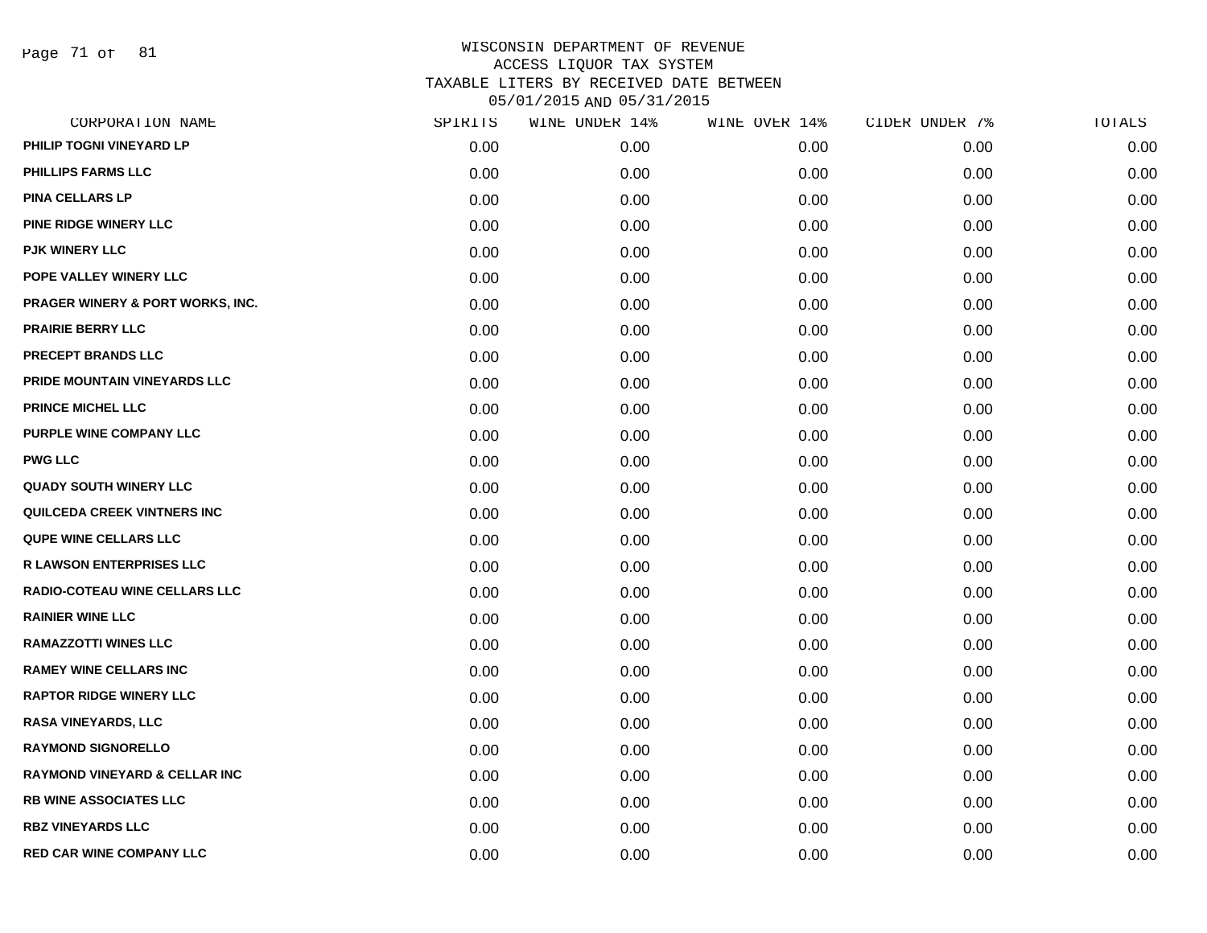# WISCONSIN DEPARTMENT OF REVENUE
## ACCESS LIQUOR TAX SYSTEM
## TAXABLE LITERS BY RECEIVED DATE BETWEEN 05/01/2015 AND 05/31/2015

| CORPORATION NAME | SPIRITS | WINE UNDER 14% | WINE OVER 14% | CIDER UNDER 7% | TOTALS |
|---|---|---|---|---|---|
| PHILIP TOGNI VINEYARD LP | 0.00 | 0.00 | 0.00 | 0.00 | 0.00 |
| PHILLIPS FARMS LLC | 0.00 | 0.00 | 0.00 | 0.00 | 0.00 |
| PINA CELLARS LP | 0.00 | 0.00 | 0.00 | 0.00 | 0.00 |
| PINE RIDGE WINERY LLC | 0.00 | 0.00 | 0.00 | 0.00 | 0.00 |
| PJK WINERY LLC | 0.00 | 0.00 | 0.00 | 0.00 | 0.00 |
| POPE VALLEY WINERY LLC | 0.00 | 0.00 | 0.00 | 0.00 | 0.00 |
| PRAGER WINERY & PORT WORKS, INC. | 0.00 | 0.00 | 0.00 | 0.00 | 0.00 |
| PRAIRIE BERRY LLC | 0.00 | 0.00 | 0.00 | 0.00 | 0.00 |
| PRECEPT BRANDS LLC | 0.00 | 0.00 | 0.00 | 0.00 | 0.00 |
| PRIDE MOUNTAIN VINEYARDS LLC | 0.00 | 0.00 | 0.00 | 0.00 | 0.00 |
| PRINCE MICHEL LLC | 0.00 | 0.00 | 0.00 | 0.00 | 0.00 |
| PURPLE WINE COMPANY LLC | 0.00 | 0.00 | 0.00 | 0.00 | 0.00 |
| PWG LLC | 0.00 | 0.00 | 0.00 | 0.00 | 0.00 |
| QUADY SOUTH WINERY LLC | 0.00 | 0.00 | 0.00 | 0.00 | 0.00 |
| QUILCEDA CREEK VINTNERS INC | 0.00 | 0.00 | 0.00 | 0.00 | 0.00 |
| QUPE WINE CELLARS LLC | 0.00 | 0.00 | 0.00 | 0.00 | 0.00 |
| R LAWSON ENTERPRISES LLC | 0.00 | 0.00 | 0.00 | 0.00 | 0.00 |
| RADIO-COTEAU WINE CELLARS LLC | 0.00 | 0.00 | 0.00 | 0.00 | 0.00 |
| RAINIER WINE LLC | 0.00 | 0.00 | 0.00 | 0.00 | 0.00 |
| RAMAZZOTTI WINES LLC | 0.00 | 0.00 | 0.00 | 0.00 | 0.00 |
| RAMEY WINE CELLARS INC | 0.00 | 0.00 | 0.00 | 0.00 | 0.00 |
| RAPTOR RIDGE WINERY LLC | 0.00 | 0.00 | 0.00 | 0.00 | 0.00 |
| RASA VINEYARDS, LLC | 0.00 | 0.00 | 0.00 | 0.00 | 0.00 |
| RAYMOND SIGNORELLO | 0.00 | 0.00 | 0.00 | 0.00 | 0.00 |
| RAYMOND VINEYARD & CELLAR INC | 0.00 | 0.00 | 0.00 | 0.00 | 0.00 |
| RB WINE ASSOCIATES LLC | 0.00 | 0.00 | 0.00 | 0.00 | 0.00 |
| RBZ VINEYARDS LLC | 0.00 | 0.00 | 0.00 | 0.00 | 0.00 |
| RED CAR WINE COMPANY LLC | 0.00 | 0.00 | 0.00 | 0.00 | 0.00 |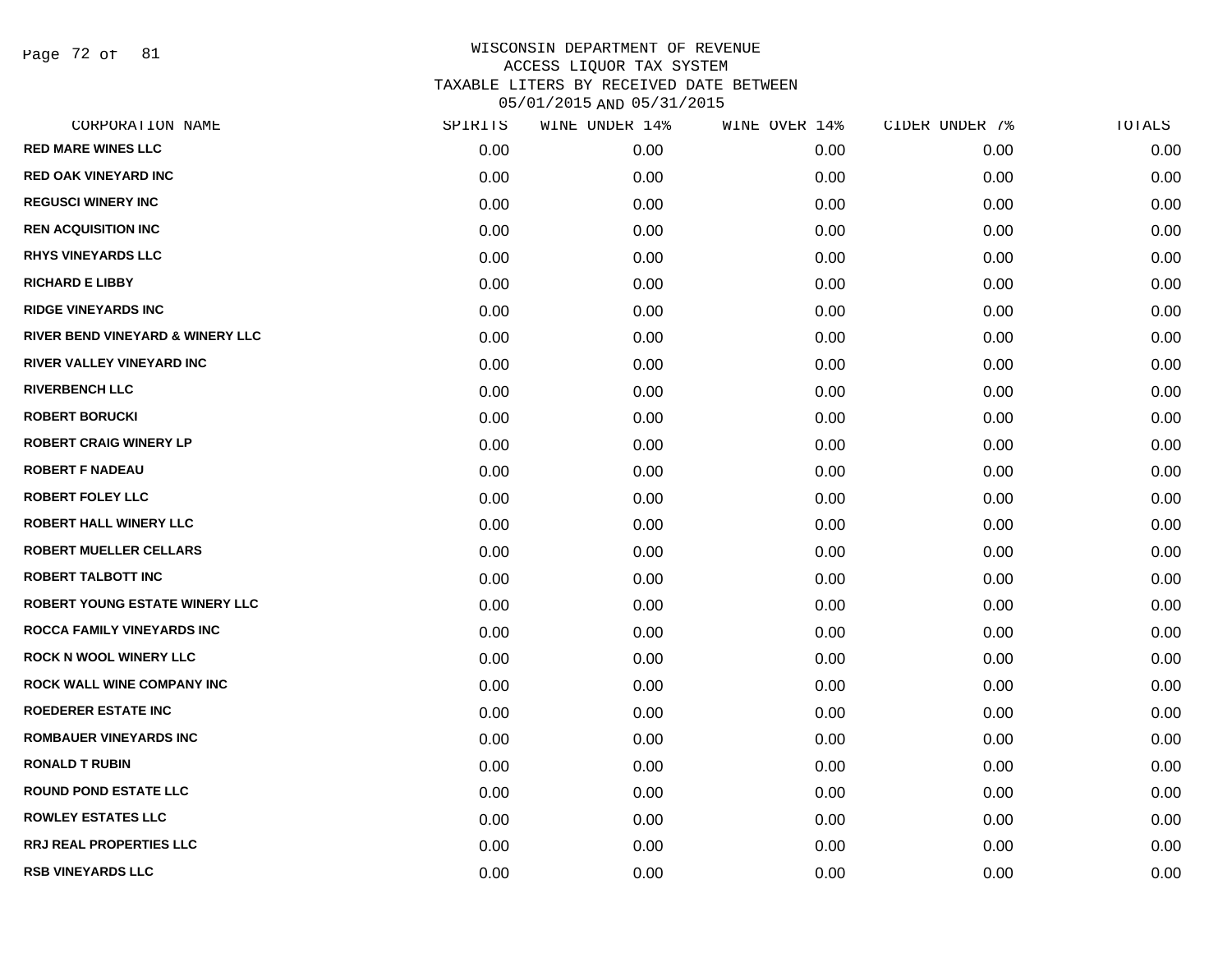# WISCONSIN DEPARTMENT OF REVENUE
## ACCESS LIQUOR TAX SYSTEM
## TAXABLE LITERS BY RECEIVED DATE BETWEEN 05/01/2015 AND 05/31/2015

| CORPORATION NAME | SPIRITS | WINE UNDER 14% | WINE OVER 14% | CIDER UNDER 7% | TOTALS |
|---|---|---|---|---|---|
| RED MARE WINES LLC | 0.00 | 0.00 | 0.00 | 0.00 | 0.00 |
| RED OAK VINEYARD INC | 0.00 | 0.00 | 0.00 | 0.00 | 0.00 |
| REGUSCI WINERY INC | 0.00 | 0.00 | 0.00 | 0.00 | 0.00 |
| REN ACQUISITION INC | 0.00 | 0.00 | 0.00 | 0.00 | 0.00 |
| RHYS VINEYARDS LLC | 0.00 | 0.00 | 0.00 | 0.00 | 0.00 |
| RICHARD E LIBBY | 0.00 | 0.00 | 0.00 | 0.00 | 0.00 |
| RIDGE VINEYARDS INC | 0.00 | 0.00 | 0.00 | 0.00 | 0.00 |
| RIVER BEND VINEYARD & WINERY LLC | 0.00 | 0.00 | 0.00 | 0.00 | 0.00 |
| RIVER VALLEY VINEYARD INC | 0.00 | 0.00 | 0.00 | 0.00 | 0.00 |
| RIVERBENCH LLC | 0.00 | 0.00 | 0.00 | 0.00 | 0.00 |
| ROBERT BORUCKI | 0.00 | 0.00 | 0.00 | 0.00 | 0.00 |
| ROBERT CRAIG WINERY LP | 0.00 | 0.00 | 0.00 | 0.00 | 0.00 |
| ROBERT F NADEAU | 0.00 | 0.00 | 0.00 | 0.00 | 0.00 |
| ROBERT FOLEY LLC | 0.00 | 0.00 | 0.00 | 0.00 | 0.00 |
| ROBERT HALL WINERY LLC | 0.00 | 0.00 | 0.00 | 0.00 | 0.00 |
| ROBERT MUELLER CELLARS | 0.00 | 0.00 | 0.00 | 0.00 | 0.00 |
| ROBERT TALBOTT INC | 0.00 | 0.00 | 0.00 | 0.00 | 0.00 |
| ROBERT YOUNG ESTATE WINERY LLC | 0.00 | 0.00 | 0.00 | 0.00 | 0.00 |
| ROCCA FAMILY VINEYARDS INC | 0.00 | 0.00 | 0.00 | 0.00 | 0.00 |
| ROCK N WOOL WINERY LLC | 0.00 | 0.00 | 0.00 | 0.00 | 0.00 |
| ROCK WALL WINE COMPANY INC | 0.00 | 0.00 | 0.00 | 0.00 | 0.00 |
| ROEDERER ESTATE INC | 0.00 | 0.00 | 0.00 | 0.00 | 0.00 |
| ROMBAUER VINEYARDS INC | 0.00 | 0.00 | 0.00 | 0.00 | 0.00 |
| RONALD T RUBIN | 0.00 | 0.00 | 0.00 | 0.00 | 0.00 |
| ROUND POND ESTATE LLC | 0.00 | 0.00 | 0.00 | 0.00 | 0.00 |
| ROWLEY ESTATES LLC | 0.00 | 0.00 | 0.00 | 0.00 | 0.00 |
| RRJ REAL PROPERTIES LLC | 0.00 | 0.00 | 0.00 | 0.00 | 0.00 |
| RSB VINEYARDS LLC | 0.00 | 0.00 | 0.00 | 0.00 | 0.00 |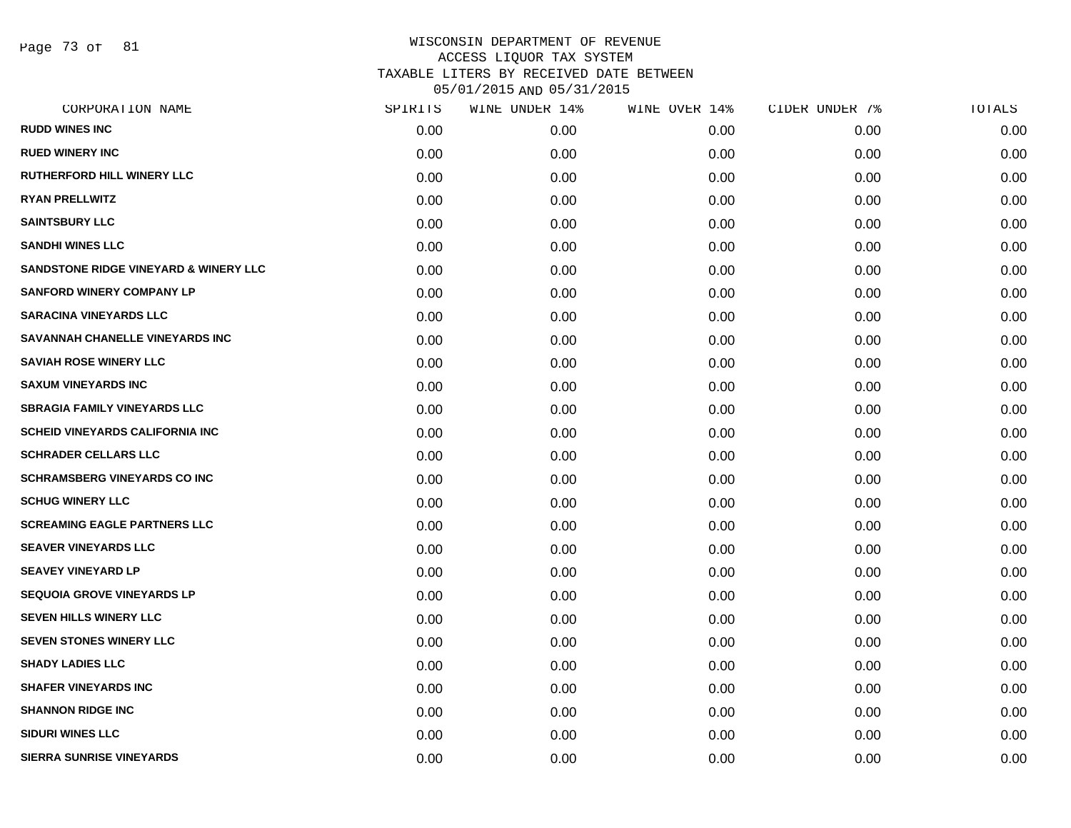# WISCONSIN DEPARTMENT OF REVENUE
## ACCESS LIQUOR TAX SYSTEM
## TAXABLE LITERS BY RECEIVED DATE BETWEEN 05/01/2015 AND 05/31/2015

| CORPORATION NAME | SPIRITS | WINE UNDER 14% | WINE OVER 14% | CIDER UNDER 7% | TOTALS |
|---|---|---|---|---|---|
| RUDD WINES INC | 0.00 | 0.00 | 0.00 | 0.00 | 0.00 |
| RUED WINERY INC | 0.00 | 0.00 | 0.00 | 0.00 | 0.00 |
| RUTHERFORD HILL WINERY LLC | 0.00 | 0.00 | 0.00 | 0.00 | 0.00 |
| RYAN PRELLWITZ | 0.00 | 0.00 | 0.00 | 0.00 | 0.00 |
| SAINTSBURY LLC | 0.00 | 0.00 | 0.00 | 0.00 | 0.00 |
| SANDHI WINES LLC | 0.00 | 0.00 | 0.00 | 0.00 | 0.00 |
| SANDSTONE RIDGE VINEYARD & WINERY LLC | 0.00 | 0.00 | 0.00 | 0.00 | 0.00 |
| SANFORD WINERY COMPANY LP | 0.00 | 0.00 | 0.00 | 0.00 | 0.00 |
| SARACINA VINEYARDS LLC | 0.00 | 0.00 | 0.00 | 0.00 | 0.00 |
| SAVANNAH CHANELLE VINEYARDS INC | 0.00 | 0.00 | 0.00 | 0.00 | 0.00 |
| SAVIAH ROSE WINERY LLC | 0.00 | 0.00 | 0.00 | 0.00 | 0.00 |
| SAXUM VINEYARDS INC | 0.00 | 0.00 | 0.00 | 0.00 | 0.00 |
| SBRAGIA FAMILY VINEYARDS LLC | 0.00 | 0.00 | 0.00 | 0.00 | 0.00 |
| SCHEID VINEYARDS CALIFORNIA INC | 0.00 | 0.00 | 0.00 | 0.00 | 0.00 |
| SCHRADER CELLARS LLC | 0.00 | 0.00 | 0.00 | 0.00 | 0.00 |
| SCHRAMSBERG VINEYARDS CO INC | 0.00 | 0.00 | 0.00 | 0.00 | 0.00 |
| SCHUG WINERY LLC | 0.00 | 0.00 | 0.00 | 0.00 | 0.00 |
| SCREAMING EAGLE PARTNERS LLC | 0.00 | 0.00 | 0.00 | 0.00 | 0.00 |
| SEAVER VINEYARDS LLC | 0.00 | 0.00 | 0.00 | 0.00 | 0.00 |
| SEAVEY VINEYARD LP | 0.00 | 0.00 | 0.00 | 0.00 | 0.00 |
| SEQUOIA GROVE VINEYARDS LP | 0.00 | 0.00 | 0.00 | 0.00 | 0.00 |
| SEVEN HILLS WINERY LLC | 0.00 | 0.00 | 0.00 | 0.00 | 0.00 |
| SEVEN STONES WINERY LLC | 0.00 | 0.00 | 0.00 | 0.00 | 0.00 |
| SHADY LADIES LLC | 0.00 | 0.00 | 0.00 | 0.00 | 0.00 |
| SHAFER VINEYARDS INC | 0.00 | 0.00 | 0.00 | 0.00 | 0.00 |
| SHANNON RIDGE INC | 0.00 | 0.00 | 0.00 | 0.00 | 0.00 |
| SIDURI WINES LLC | 0.00 | 0.00 | 0.00 | 0.00 | 0.00 |
| SIERRA SUNRISE VINEYARDS | 0.00 | 0.00 | 0.00 | 0.00 | 0.00 |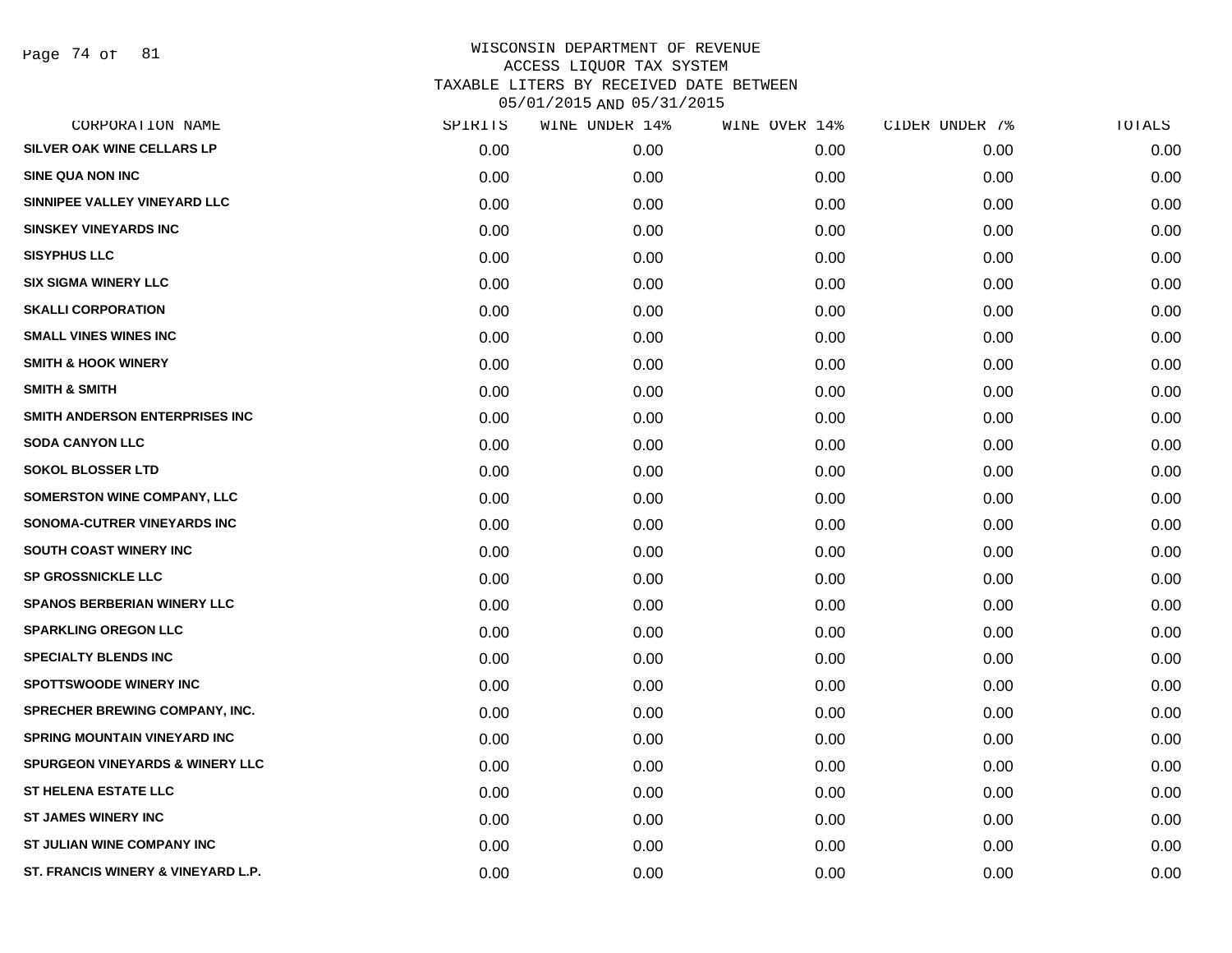WISCONSIN DEPARTMENT OF REVENUE
ACCESS LIQUOR TAX SYSTEM
TAXABLE LITERS BY RECEIVED DATE BETWEEN
05/01/2015 AND 05/31/2015

| CORPORATION NAME | SPIRITS | WINE UNDER 14% | WINE OVER 14% | CIDER UNDER 7% | TOTALS |
|---|---|---|---|---|---|
| SILVER OAK WINE CELLARS LP | 0.00 | 0.00 | 0.00 | 0.00 | 0.00 |
| SINE QUA NON INC | 0.00 | 0.00 | 0.00 | 0.00 | 0.00 |
| SINNIPEE VALLEY VINEYARD LLC | 0.00 | 0.00 | 0.00 | 0.00 | 0.00 |
| SINSKEY VINEYARDS INC | 0.00 | 0.00 | 0.00 | 0.00 | 0.00 |
| SISYPHUS LLC | 0.00 | 0.00 | 0.00 | 0.00 | 0.00 |
| SIX SIGMA WINERY LLC | 0.00 | 0.00 | 0.00 | 0.00 | 0.00 |
| SKALLI CORPORATION | 0.00 | 0.00 | 0.00 | 0.00 | 0.00 |
| SMALL VINES WINES INC | 0.00 | 0.00 | 0.00 | 0.00 | 0.00 |
| SMITH & HOOK WINERY | 0.00 | 0.00 | 0.00 | 0.00 | 0.00 |
| SMITH & SMITH | 0.00 | 0.00 | 0.00 | 0.00 | 0.00 |
| SMITH ANDERSON ENTERPRISES INC | 0.00 | 0.00 | 0.00 | 0.00 | 0.00 |
| SODA CANYON LLC | 0.00 | 0.00 | 0.00 | 0.00 | 0.00 |
| SOKOL BLOSSER LTD | 0.00 | 0.00 | 0.00 | 0.00 | 0.00 |
| SOMERSTON WINE COMPANY, LLC | 0.00 | 0.00 | 0.00 | 0.00 | 0.00 |
| SONOMA-CUTRER VINEYARDS INC | 0.00 | 0.00 | 0.00 | 0.00 | 0.00 |
| SOUTH COAST WINERY INC | 0.00 | 0.00 | 0.00 | 0.00 | 0.00 |
| SP GROSSNICKLE LLC | 0.00 | 0.00 | 0.00 | 0.00 | 0.00 |
| SPANOS BERBERIAN WINERY LLC | 0.00 | 0.00 | 0.00 | 0.00 | 0.00 |
| SPARKLING OREGON LLC | 0.00 | 0.00 | 0.00 | 0.00 | 0.00 |
| SPECIALTY BLENDS INC | 0.00 | 0.00 | 0.00 | 0.00 | 0.00 |
| SPOTTSWOODE WINERY INC | 0.00 | 0.00 | 0.00 | 0.00 | 0.00 |
| SPRECHER BREWING COMPANY, INC. | 0.00 | 0.00 | 0.00 | 0.00 | 0.00 |
| SPRING MOUNTAIN VINEYARD INC | 0.00 | 0.00 | 0.00 | 0.00 | 0.00 |
| SPURGEON VINEYARDS & WINERY LLC | 0.00 | 0.00 | 0.00 | 0.00 | 0.00 |
| ST HELENA ESTATE LLC | 0.00 | 0.00 | 0.00 | 0.00 | 0.00 |
| ST JAMES WINERY INC | 0.00 | 0.00 | 0.00 | 0.00 | 0.00 |
| ST JULIAN WINE COMPANY INC | 0.00 | 0.00 | 0.00 | 0.00 | 0.00 |
| ST. FRANCIS WINERY & VINEYARD L.P. | 0.00 | 0.00 | 0.00 | 0.00 | 0.00 |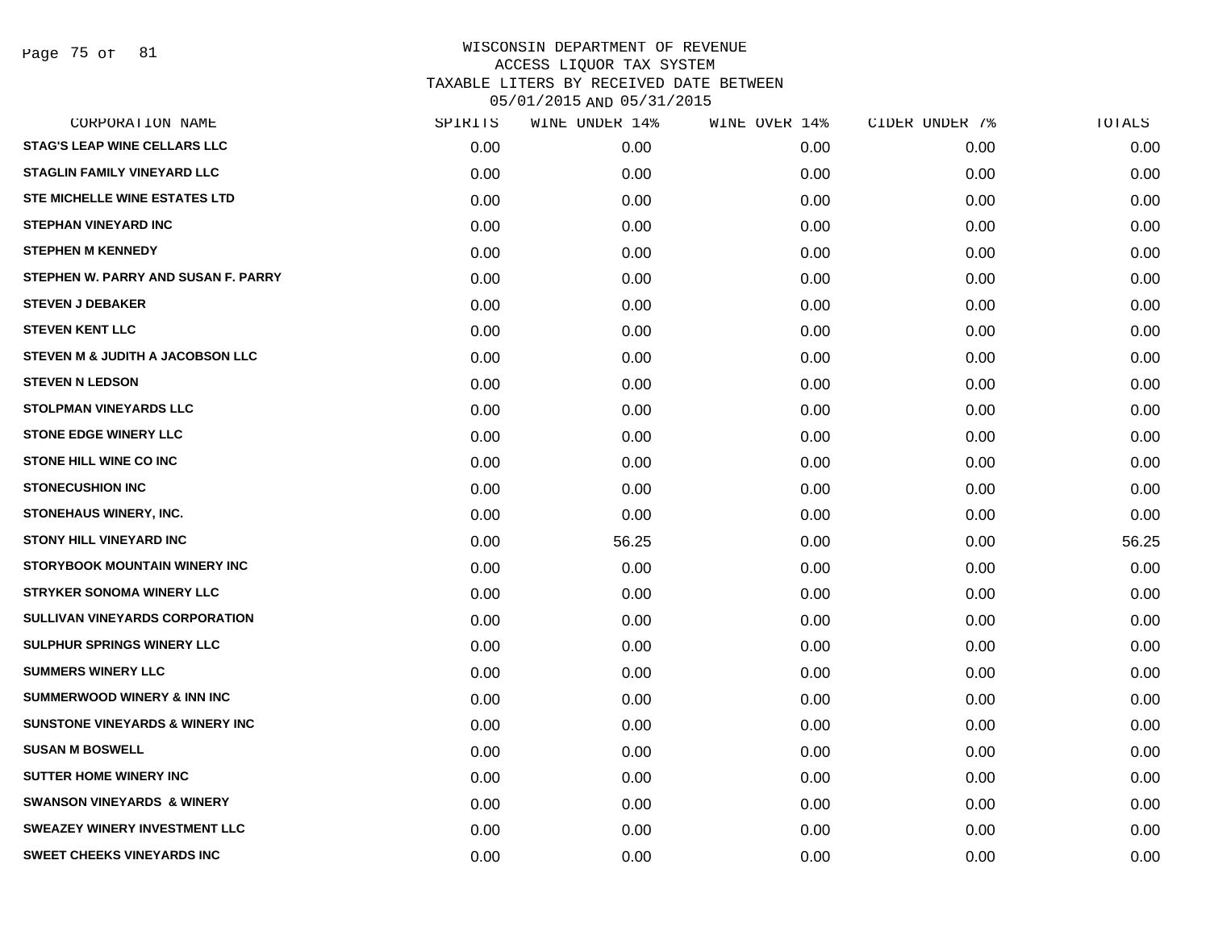# WISCONSIN DEPARTMENT OF REVENUE
## ACCESS LIQUOR TAX SYSTEM
## TAXABLE LITERS BY RECEIVED DATE BETWEEN 05/01/2015 AND 05/31/2015

| CORPORATION NAME | SPIRITS | WINE UNDER 14% | WINE OVER 14% | CIDER UNDER 7% | TOTALS |
|---|---|---|---|---|---|
| STAG'S LEAP WINE CELLARS LLC | 0.00 | 0.00 | 0.00 | 0.00 | 0.00 |
| STAGLIN FAMILY VINEYARD LLC | 0.00 | 0.00 | 0.00 | 0.00 | 0.00 |
| STE MICHELLE WINE ESTATES LTD | 0.00 | 0.00 | 0.00 | 0.00 | 0.00 |
| STEPHAN VINEYARD INC | 0.00 | 0.00 | 0.00 | 0.00 | 0.00 |
| STEPHEN M KENNEDY | 0.00 | 0.00 | 0.00 | 0.00 | 0.00 |
| STEPHEN W. PARRY AND SUSAN F. PARRY | 0.00 | 0.00 | 0.00 | 0.00 | 0.00 |
| STEVEN J DEBAKER | 0.00 | 0.00 | 0.00 | 0.00 | 0.00 |
| STEVEN KENT LLC | 0.00 | 0.00 | 0.00 | 0.00 | 0.00 |
| STEVEN M & JUDITH A JACOBSON LLC | 0.00 | 0.00 | 0.00 | 0.00 | 0.00 |
| STEVEN N LEDSON | 0.00 | 0.00 | 0.00 | 0.00 | 0.00 |
| STOLPMAN VINEYARDS LLC | 0.00 | 0.00 | 0.00 | 0.00 | 0.00 |
| STONE EDGE WINERY LLC | 0.00 | 0.00 | 0.00 | 0.00 | 0.00 |
| STONE HILL WINE CO INC | 0.00 | 0.00 | 0.00 | 0.00 | 0.00 |
| STONECUSHION INC | 0.00 | 0.00 | 0.00 | 0.00 | 0.00 |
| STONEHAUS WINERY, INC. | 0.00 | 0.00 | 0.00 | 0.00 | 0.00 |
| STONY HILL VINEYARD INC | 0.00 | 56.25 | 0.00 | 0.00 | 56.25 |
| STORYBOOK MOUNTAIN WINERY INC | 0.00 | 0.00 | 0.00 | 0.00 | 0.00 |
| STRYKER SONOMA WINERY LLC | 0.00 | 0.00 | 0.00 | 0.00 | 0.00 |
| SULLIVAN VINEYARDS CORPORATION | 0.00 | 0.00 | 0.00 | 0.00 | 0.00 |
| SULPHUR SPRINGS WINERY LLC | 0.00 | 0.00 | 0.00 | 0.00 | 0.00 |
| SUMMERS WINERY LLC | 0.00 | 0.00 | 0.00 | 0.00 | 0.00 |
| SUMMERWOOD WINERY & INN INC | 0.00 | 0.00 | 0.00 | 0.00 | 0.00 |
| SUNSTONE VINEYARDS & WINERY INC | 0.00 | 0.00 | 0.00 | 0.00 | 0.00 |
| SUSAN M BOSWELL | 0.00 | 0.00 | 0.00 | 0.00 | 0.00 |
| SUTTER HOME WINERY INC | 0.00 | 0.00 | 0.00 | 0.00 | 0.00 |
| SWANSON VINEYARDS & WINERY | 0.00 | 0.00 | 0.00 | 0.00 | 0.00 |
| SWEAZEY WINERY INVESTMENT LLC | 0.00 | 0.00 | 0.00 | 0.00 | 0.00 |
| SWEET CHEEKS VINEYARDS INC | 0.00 | 0.00 | 0.00 | 0.00 | 0.00 |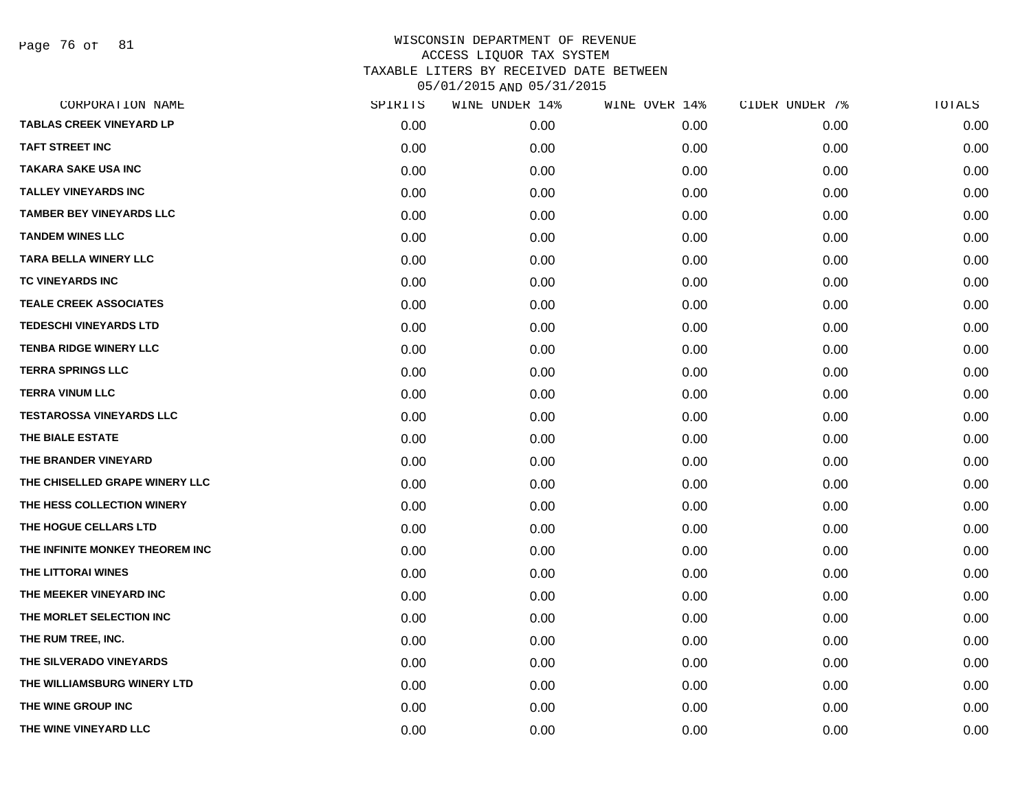WISCONSIN DEPARTMENT OF REVENUE
ACCESS LIQUOR TAX SYSTEM
TAXABLE LITERS BY RECEIVED DATE BETWEEN
05/01/2015 AND 05/31/2015

| CORPORATION NAME | SPIRITS | WINE UNDER 14% | WINE OVER 14% | CIDER UNDER 7% | TOTALS |
|---|---|---|---|---|---|
| TABLAS CREEK VINEYARD LP | 0.00 | 0.00 | 0.00 | 0.00 | 0.00 |
| TAFT STREET INC | 0.00 | 0.00 | 0.00 | 0.00 | 0.00 |
| TAKARA SAKE USA INC | 0.00 | 0.00 | 0.00 | 0.00 | 0.00 |
| TALLEY VINEYARDS INC | 0.00 | 0.00 | 0.00 | 0.00 | 0.00 |
| TAMBER BEY VINEYARDS LLC | 0.00 | 0.00 | 0.00 | 0.00 | 0.00 |
| TANDEM WINES LLC | 0.00 | 0.00 | 0.00 | 0.00 | 0.00 |
| TARA BELLA WINERY LLC | 0.00 | 0.00 | 0.00 | 0.00 | 0.00 |
| TC VINEYARDS INC | 0.00 | 0.00 | 0.00 | 0.00 | 0.00 |
| TEALE CREEK ASSOCIATES | 0.00 | 0.00 | 0.00 | 0.00 | 0.00 |
| TEDESCHI VINEYARDS LTD | 0.00 | 0.00 | 0.00 | 0.00 | 0.00 |
| TENBA RIDGE WINERY LLC | 0.00 | 0.00 | 0.00 | 0.00 | 0.00 |
| TERRA SPRINGS LLC | 0.00 | 0.00 | 0.00 | 0.00 | 0.00 |
| TERRA VINUM LLC | 0.00 | 0.00 | 0.00 | 0.00 | 0.00 |
| TESTAROSSA VINEYARDS LLC | 0.00 | 0.00 | 0.00 | 0.00 | 0.00 |
| THE BIALE ESTATE | 0.00 | 0.00 | 0.00 | 0.00 | 0.00 |
| THE BRANDER VINEYARD | 0.00 | 0.00 | 0.00 | 0.00 | 0.00 |
| THE CHISELLED GRAPE WINERY LLC | 0.00 | 0.00 | 0.00 | 0.00 | 0.00 |
| THE HESS COLLECTION WINERY | 0.00 | 0.00 | 0.00 | 0.00 | 0.00 |
| THE HOGUE CELLARS LTD | 0.00 | 0.00 | 0.00 | 0.00 | 0.00 |
| THE INFINITE MONKEY THEOREM INC | 0.00 | 0.00 | 0.00 | 0.00 | 0.00 |
| THE LITTORAI WINES | 0.00 | 0.00 | 0.00 | 0.00 | 0.00 |
| THE MEEKER VINEYARD INC | 0.00 | 0.00 | 0.00 | 0.00 | 0.00 |
| THE MORLET SELECTION INC | 0.00 | 0.00 | 0.00 | 0.00 | 0.00 |
| THE RUM TREE, INC. | 0.00 | 0.00 | 0.00 | 0.00 | 0.00 |
| THE SILVERADO VINEYARDS | 0.00 | 0.00 | 0.00 | 0.00 | 0.00 |
| THE WILLIAMSBURG WINERY LTD | 0.00 | 0.00 | 0.00 | 0.00 | 0.00 |
| THE WINE GROUP INC | 0.00 | 0.00 | 0.00 | 0.00 | 0.00 |
| THE WINE VINEYARD LLC | 0.00 | 0.00 | 0.00 | 0.00 | 0.00 |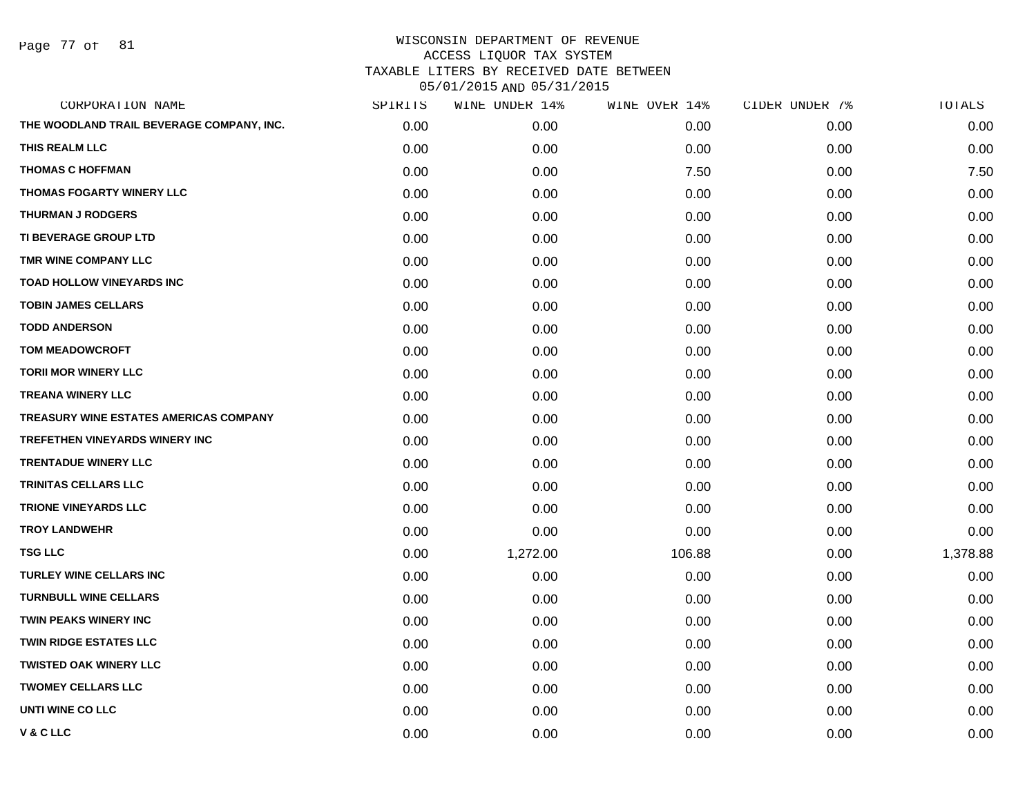# WISCONSIN DEPARTMENT OF REVENUE
## ACCESS LIQUOR TAX SYSTEM
## TAXABLE LITERS BY RECEIVED DATE BETWEEN 05/01/2015 AND 05/31/2015

| CORPORATION NAME | SPIRITS | WINE UNDER 14% | WINE OVER 14% | CIDER UNDER 7% | TOTALS |
|---|---|---|---|---|---|
| THE WOODLAND TRAIL BEVERAGE COMPANY, INC. | 0.00 | 0.00 | 0.00 | 0.00 | 0.00 |
| THIS REALM LLC | 0.00 | 0.00 | 0.00 | 0.00 | 0.00 |
| THOMAS C HOFFMAN | 0.00 | 0.00 | 7.50 | 0.00 | 7.50 |
| THOMAS FOGARTY WINERY LLC | 0.00 | 0.00 | 0.00 | 0.00 | 0.00 |
| THURMAN J RODGERS | 0.00 | 0.00 | 0.00 | 0.00 | 0.00 |
| TI BEVERAGE GROUP LTD | 0.00 | 0.00 | 0.00 | 0.00 | 0.00 |
| TMR WINE COMPANY LLC | 0.00 | 0.00 | 0.00 | 0.00 | 0.00 |
| TOAD HOLLOW VINEYARDS INC | 0.00 | 0.00 | 0.00 | 0.00 | 0.00 |
| TOBIN JAMES CELLARS | 0.00 | 0.00 | 0.00 | 0.00 | 0.00 |
| TODD ANDERSON | 0.00 | 0.00 | 0.00 | 0.00 | 0.00 |
| TOM MEADOWCROFT | 0.00 | 0.00 | 0.00 | 0.00 | 0.00 |
| TORII MOR WINERY LLC | 0.00 | 0.00 | 0.00 | 0.00 | 0.00 |
| TREANA WINERY LLC | 0.00 | 0.00 | 0.00 | 0.00 | 0.00 |
| TREASURY WINE ESTATES AMERICAS COMPANY | 0.00 | 0.00 | 0.00 | 0.00 | 0.00 |
| TREFETHEN VINEYARDS WINERY INC | 0.00 | 0.00 | 0.00 | 0.00 | 0.00 |
| TRENTADUE WINERY LLC | 0.00 | 0.00 | 0.00 | 0.00 | 0.00 |
| TRINITAS CELLARS LLC | 0.00 | 0.00 | 0.00 | 0.00 | 0.00 |
| TRIONE VINEYARDS LLC | 0.00 | 0.00 | 0.00 | 0.00 | 0.00 |
| TROY LANDWEHR | 0.00 | 0.00 | 0.00 | 0.00 | 0.00 |
| TSG LLC | 0.00 | 1,272.00 | 106.88 | 0.00 | 1,378.88 |
| TURLEY WINE CELLARS INC | 0.00 | 0.00 | 0.00 | 0.00 | 0.00 |
| TURNBULL WINE CELLARS | 0.00 | 0.00 | 0.00 | 0.00 | 0.00 |
| TWIN PEAKS WINERY INC | 0.00 | 0.00 | 0.00 | 0.00 | 0.00 |
| TWIN RIDGE ESTATES LLC | 0.00 | 0.00 | 0.00 | 0.00 | 0.00 |
| TWISTED OAK WINERY LLC | 0.00 | 0.00 | 0.00 | 0.00 | 0.00 |
| TWOMEY CELLARS LLC | 0.00 | 0.00 | 0.00 | 0.00 | 0.00 |
| UNTI WINE CO LLC | 0.00 | 0.00 | 0.00 | 0.00 | 0.00 |
| V & C LLC | 0.00 | 0.00 | 0.00 | 0.00 | 0.00 |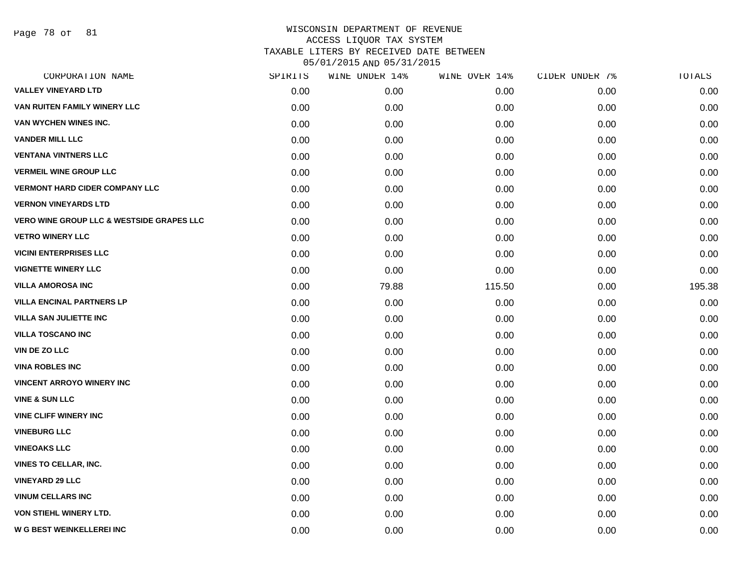WISCONSIN DEPARTMENT OF REVENUE
ACCESS LIQUOR TAX SYSTEM
TAXABLE LITERS BY RECEIVED DATE BETWEEN
05/01/2015 AND 05/31/2015

| CORPORATION NAME | SPIRITS | WINE UNDER 14% | WINE OVER 14% | CIDER UNDER 7% | TOTALS |
|---|---|---|---|---|---|
| VALLEY VINEYARD LTD | 0.00 | 0.00 | 0.00 | 0.00 | 0.00 |
| VAN RUITEN FAMILY WINERY LLC | 0.00 | 0.00 | 0.00 | 0.00 | 0.00 |
| VAN WYCHEN WINES INC. | 0.00 | 0.00 | 0.00 | 0.00 | 0.00 |
| VANDER MILL LLC | 0.00 | 0.00 | 0.00 | 0.00 | 0.00 |
| VENTANA VINTNERS LLC | 0.00 | 0.00 | 0.00 | 0.00 | 0.00 |
| VERMEIL WINE GROUP LLC | 0.00 | 0.00 | 0.00 | 0.00 | 0.00 |
| VERMONT HARD CIDER COMPANY LLC | 0.00 | 0.00 | 0.00 | 0.00 | 0.00 |
| VERNON VINEYARDS LTD | 0.00 | 0.00 | 0.00 | 0.00 | 0.00 |
| VERO WINE GROUP LLC & WESTSIDE GRAPES LLC | 0.00 | 0.00 | 0.00 | 0.00 | 0.00 |
| VETRO WINERY LLC | 0.00 | 0.00 | 0.00 | 0.00 | 0.00 |
| VICINI ENTERPRISES LLC | 0.00 | 0.00 | 0.00 | 0.00 | 0.00 |
| VIGNETTE WINERY LLC | 0.00 | 0.00 | 0.00 | 0.00 | 0.00 |
| VILLA AMOROSA INC | 0.00 | 79.88 | 115.50 | 0.00 | 195.38 |
| VILLA ENCINAL PARTNERS LP | 0.00 | 0.00 | 0.00 | 0.00 | 0.00 |
| VILLA SAN JULIETTE INC | 0.00 | 0.00 | 0.00 | 0.00 | 0.00 |
| VILLA TOSCANO INC | 0.00 | 0.00 | 0.00 | 0.00 | 0.00 |
| VIN DE ZO LLC | 0.00 | 0.00 | 0.00 | 0.00 | 0.00 |
| VINA ROBLES INC | 0.00 | 0.00 | 0.00 | 0.00 | 0.00 |
| VINCENT ARROYO WINERY INC | 0.00 | 0.00 | 0.00 | 0.00 | 0.00 |
| VINE & SUN LLC | 0.00 | 0.00 | 0.00 | 0.00 | 0.00 |
| VINE CLIFF WINERY INC | 0.00 | 0.00 | 0.00 | 0.00 | 0.00 |
| VINEBURG LLC | 0.00 | 0.00 | 0.00 | 0.00 | 0.00 |
| VINEOAKS LLC | 0.00 | 0.00 | 0.00 | 0.00 | 0.00 |
| VINES TO CELLAR, INC. | 0.00 | 0.00 | 0.00 | 0.00 | 0.00 |
| VINEYARD 29 LLC | 0.00 | 0.00 | 0.00 | 0.00 | 0.00 |
| VINUM CELLARS INC | 0.00 | 0.00 | 0.00 | 0.00 | 0.00 |
| VON STIEHL WINERY LTD. | 0.00 | 0.00 | 0.00 | 0.00 | 0.00 |
| W G BEST WEINKELLEREI INC | 0.00 | 0.00 | 0.00 | 0.00 | 0.00 |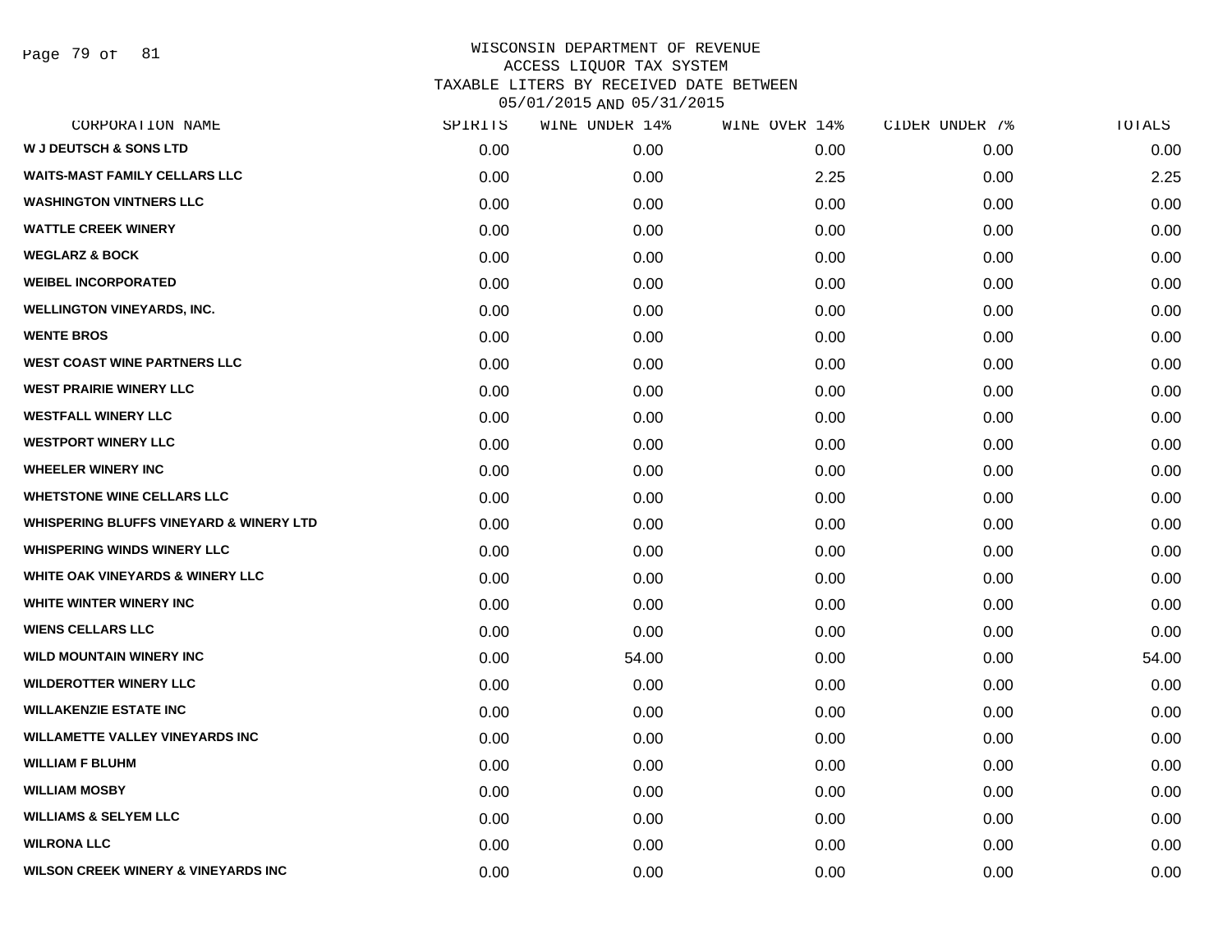WISCONSIN DEPARTMENT OF REVENUE
ACCESS LIQUOR TAX SYSTEM
TAXABLE LITERS BY RECEIVED DATE BETWEEN
05/01/2015 AND 05/31/2015

| CORPORATION NAME | SPIRITS | WINE UNDER 14% | WINE OVER 14% | CIDER UNDER 7% | TOTALS |
|---|---|---|---|---|---|
| W J DEUTSCH & SONS LTD | 0.00 | 0.00 | 0.00 | 0.00 | 0.00 |
| WAITS-MAST FAMILY CELLARS LLC | 0.00 | 0.00 | 2.25 | 0.00 | 2.25 |
| WASHINGTON VINTNERS LLC | 0.00 | 0.00 | 0.00 | 0.00 | 0.00 |
| WATTLE CREEK WINERY | 0.00 | 0.00 | 0.00 | 0.00 | 0.00 |
| WEGLARZ & BOCK | 0.00 | 0.00 | 0.00 | 0.00 | 0.00 |
| WEIBEL INCORPORATED | 0.00 | 0.00 | 0.00 | 0.00 | 0.00 |
| WELLINGTON VINEYARDS, INC. | 0.00 | 0.00 | 0.00 | 0.00 | 0.00 |
| WENTE BROS | 0.00 | 0.00 | 0.00 | 0.00 | 0.00 |
| WEST COAST WINE PARTNERS LLC | 0.00 | 0.00 | 0.00 | 0.00 | 0.00 |
| WEST PRAIRIE WINERY LLC | 0.00 | 0.00 | 0.00 | 0.00 | 0.00 |
| WESTFALL WINERY LLC | 0.00 | 0.00 | 0.00 | 0.00 | 0.00 |
| WESTPORT WINERY LLC | 0.00 | 0.00 | 0.00 | 0.00 | 0.00 |
| WHEELER WINERY INC | 0.00 | 0.00 | 0.00 | 0.00 | 0.00 |
| WHETSTONE WINE CELLARS LLC | 0.00 | 0.00 | 0.00 | 0.00 | 0.00 |
| WHISPERING BLUFFS VINEYARD & WINERY LTD | 0.00 | 0.00 | 0.00 | 0.00 | 0.00 |
| WHISPERING WINDS WINERY LLC | 0.00 | 0.00 | 0.00 | 0.00 | 0.00 |
| WHITE OAK VINEYARDS & WINERY LLC | 0.00 | 0.00 | 0.00 | 0.00 | 0.00 |
| WHITE WINTER WINERY INC | 0.00 | 0.00 | 0.00 | 0.00 | 0.00 |
| WIENS CELLARS LLC | 0.00 | 0.00 | 0.00 | 0.00 | 0.00 |
| WILD MOUNTAIN WINERY INC | 0.00 | 54.00 | 0.00 | 0.00 | 54.00 |
| WILDEROTTER WINERY LLC | 0.00 | 0.00 | 0.00 | 0.00 | 0.00 |
| WILLAKENZIE ESTATE INC | 0.00 | 0.00 | 0.00 | 0.00 | 0.00 |
| WILLAMETTE VALLEY VINEYARDS INC | 0.00 | 0.00 | 0.00 | 0.00 | 0.00 |
| WILLIAM F BLUHM | 0.00 | 0.00 | 0.00 | 0.00 | 0.00 |
| WILLIAM MOSBY | 0.00 | 0.00 | 0.00 | 0.00 | 0.00 |
| WILLIAMS & SELYEM LLC | 0.00 | 0.00 | 0.00 | 0.00 | 0.00 |
| WILRONA LLC | 0.00 | 0.00 | 0.00 | 0.00 | 0.00 |
| WILSON CREEK WINERY & VINEYARDS INC | 0.00 | 0.00 | 0.00 | 0.00 | 0.00 |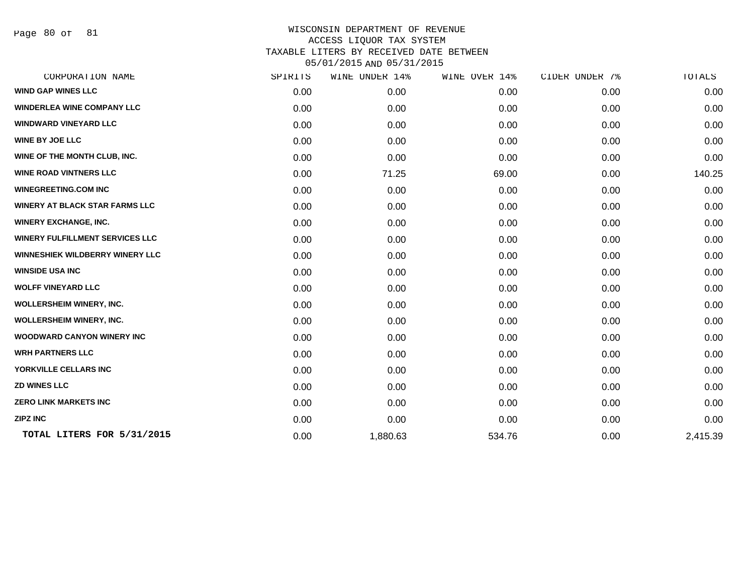WISCONSIN DEPARTMENT OF REVENUE
ACCESS LIQUOR TAX SYSTEM
TAXABLE LITERS BY RECEIVED DATE BETWEEN
05/01/2015 AND 05/31/2015

| CORPORATION NAME | SPIRITS | WINE UNDER 14% | WINE OVER 14% | CIDER UNDER 7% | TOTALS |
|---|---|---|---|---|---|
| WIND GAP WINES LLC | 0.00 | 0.00 | 0.00 | 0.00 | 0.00 |
| WINDERLEA WINE COMPANY LLC | 0.00 | 0.00 | 0.00 | 0.00 | 0.00 |
| WINDWARD VINEYARD LLC | 0.00 | 0.00 | 0.00 | 0.00 | 0.00 |
| WINE BY JOE LLC | 0.00 | 0.00 | 0.00 | 0.00 | 0.00 |
| WINE OF THE MONTH CLUB, INC. | 0.00 | 0.00 | 0.00 | 0.00 | 0.00 |
| WINE ROAD VINTNERS LLC | 0.00 | 71.25 | 69.00 | 0.00 | 140.25 |
| WINEGREETING.COM INC | 0.00 | 0.00 | 0.00 | 0.00 | 0.00 |
| WINERY AT BLACK STAR FARMS LLC | 0.00 | 0.00 | 0.00 | 0.00 | 0.00 |
| WINERY EXCHANGE, INC. | 0.00 | 0.00 | 0.00 | 0.00 | 0.00 |
| WINERY FULFILLMENT SERVICES LLC | 0.00 | 0.00 | 0.00 | 0.00 | 0.00 |
| WINNESHIEK WILDBERRY WINERY LLC | 0.00 | 0.00 | 0.00 | 0.00 | 0.00 |
| WINSIDE USA INC | 0.00 | 0.00 | 0.00 | 0.00 | 0.00 |
| WOLFF VINEYARD LLC | 0.00 | 0.00 | 0.00 | 0.00 | 0.00 |
| WOLLERSHEIM WINERY, INC. | 0.00 | 0.00 | 0.00 | 0.00 | 0.00 |
| WOLLERSHEIM WINERY, INC. | 0.00 | 0.00 | 0.00 | 0.00 | 0.00 |
| WOODWARD CANYON WINERY INC | 0.00 | 0.00 | 0.00 | 0.00 | 0.00 |
| WRH PARTNERS LLC | 0.00 | 0.00 | 0.00 | 0.00 | 0.00 |
| YORKVILLE CELLARS INC | 0.00 | 0.00 | 0.00 | 0.00 | 0.00 |
| ZD WINES LLC | 0.00 | 0.00 | 0.00 | 0.00 | 0.00 |
| ZERO LINK MARKETS INC | 0.00 | 0.00 | 0.00 | 0.00 | 0.00 |
| ZIPZ INC | 0.00 | 0.00 | 0.00 | 0.00 | 0.00 |
| **TOTAL LITERS FOR 5/31/2015** | 0.00 | 1,880.63 | 534.76 | 0.00 | 2,415.39 |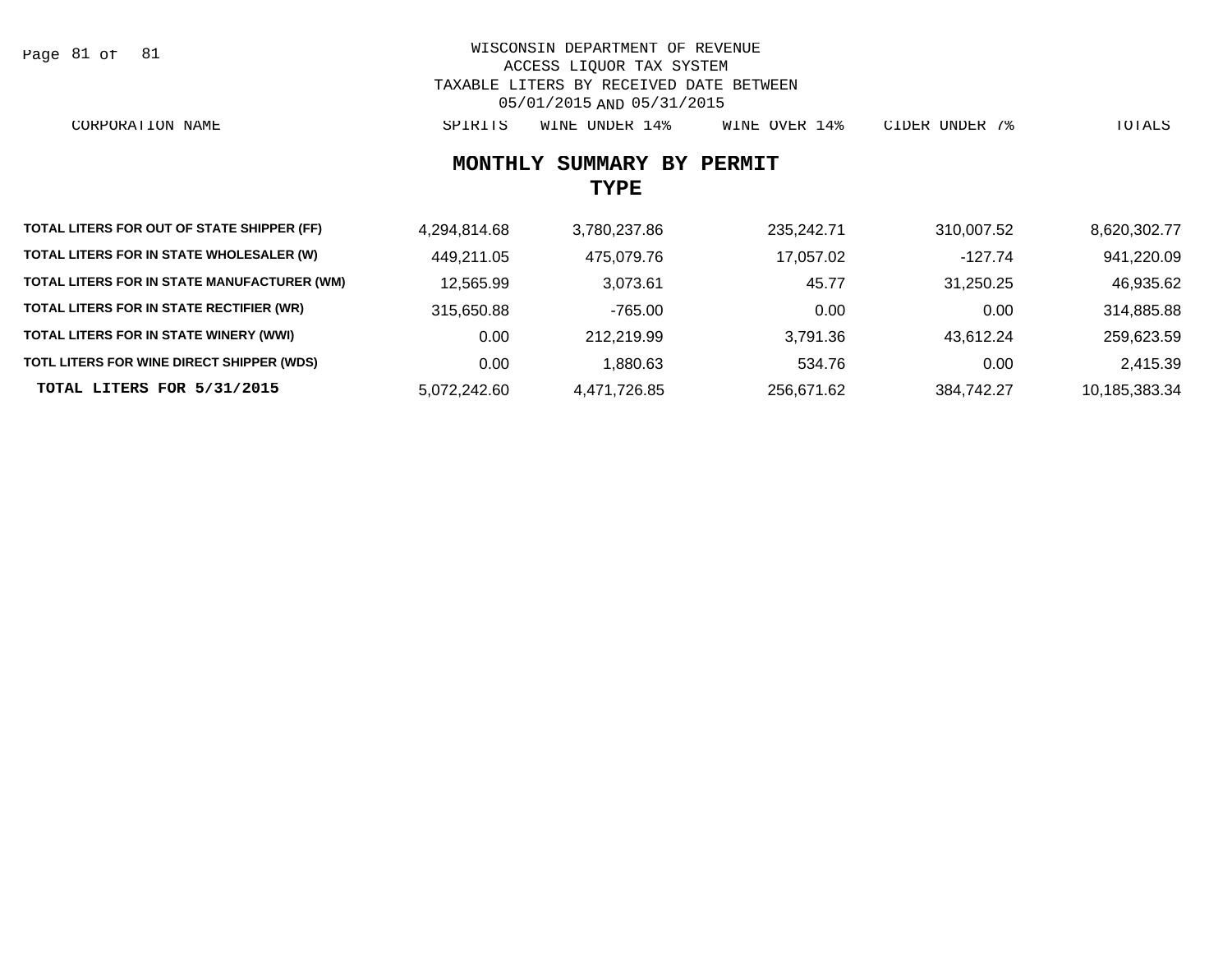WISCONSIN DEPARTMENT OF REVENUE
ACCESS LIQUOR TAX SYSTEM
TAXABLE LITERS BY RECEIVED DATE BETWEEN
05/01/2015 AND 05/31/2015

## MONTHLY SUMMARY BY PERMIT TYPE

| CORPORATION NAME | SPIRITS | WINE UNDER 14% | WINE OVER 14% | CIDER UNDER 7% | TOTALS |
|---|---|---|---|---|---|
| **TOTAL LITERS FOR OUT OF STATE SHIPPER (FF)** | 4,294,814.68 | 3,780,237.86 | 235,242.71 | 310,007.52 | 8,620,302.77 |
| **TOTAL LITERS FOR IN STATE WHOLESALER (W)** | 449,211.05 | 475,079.76 | 17,057.02 | -127.74 | 941,220.09 |
| **TOTAL LITERS FOR IN STATE MANUFACTURER (WM)** | 12,565.99 | 3,073.61 | 45.77 | 31,250.25 | 46,935.62 |
| **TOTAL LITERS FOR IN STATE RECTIFIER (WR)** | 315,650.88 | -765.00 | 0.00 | 0.00 | 314,885.88 |
| **TOTAL LITERS FOR IN STATE WINERY (WWI)** | 0.00 | 212,219.99 | 3,791.36 | 43,612.24 | 259,623.59 |
| **TOTL LITERS FOR WINE DIRECT SHIPPER (WDS)** | 0.00 | 1,880.63 | 534.76 | 0.00 | 2,415.39 |
| **TOTAL LITERS FOR 5/31/2015** | 5,072,242.60 | 4,471,726.85 | 256,671.62 | 384,742.27 | 10,185,383.34 |